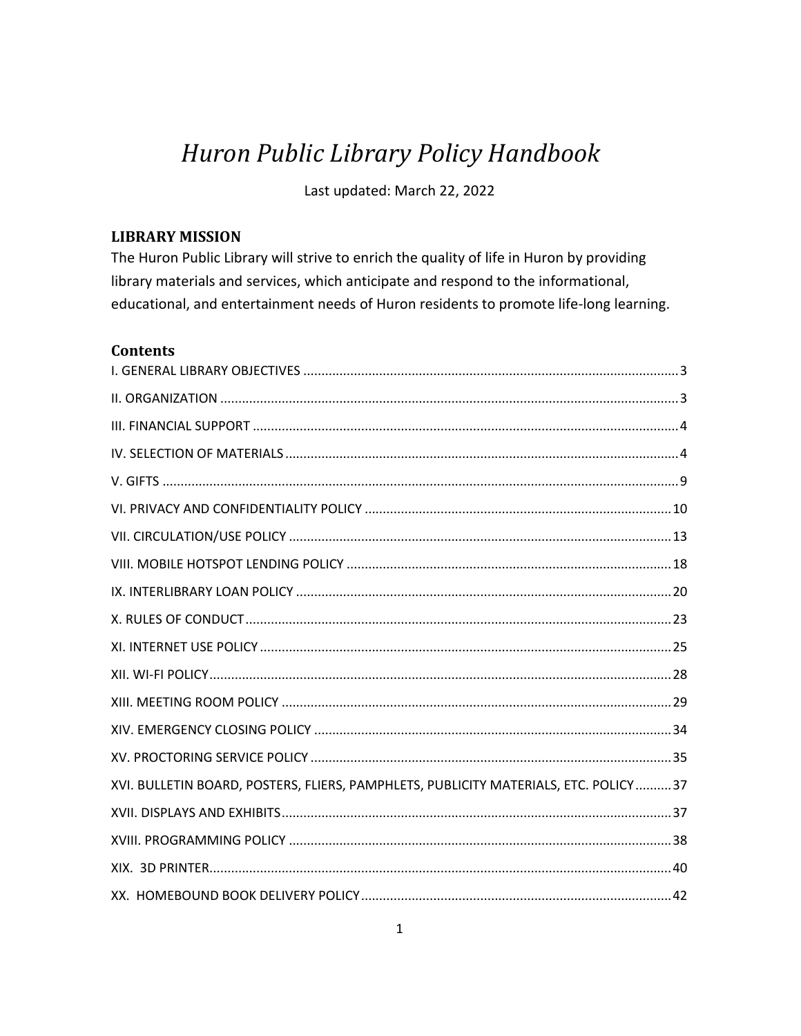# *Huron Public Library Policy Handbook*

Last updated: March 22, 2022

## LIBRARY MISSION

The Huron Public Library will strive to enrich the quality of life in Huron by providing library materials and services, which anticipate and respond to the informational, educational, and entertainment needs of Huron residents to promote life-long learning.

## Contents

I. GENERAL LIBRARY OBJECTIVES ..... 3

II. ORGANIZATION ..... 3

III. FINANCIAL SUPPORT ..... 4

IV. SELECTION OF MATERIALS ..... 4

V. GIFTS ..... 9

VI. PRIVACY AND CONFIDENTIALITY POLICY ..... 10

VII. CIRCULATION/USE POLICY ..... 13

VIII. MOBILE HOTSPOT LENDING POLICY ..... 18

IX. INTERLIBRARY LOAN POLICY ..... 20

X. RULES OF CONDUCT ..... 23

XI. INTERNET USE POLICY ..... 25

XII. WI-FI POLICY ..... 28

XIII. MEETING ROOM POLICY ..... 29

XIV. EMERGENCY CLOSING POLICY ..... 34

XV. PROCTORING SERVICE POLICY ..... 35

XVI. BULLETIN BOARD, POSTERS, FLIERS, PAMPHLETS, PUBLICITY MATERIALS, ETC. POLICY ..... 37

XVII. DISPLAYS AND EXHIBITS ..... 37

XVIII. PROGRAMMING POLICY ..... 38

XIX. 3D PRINTER ..... 40

XX. HOMEBOUND BOOK DELIVERY POLICY ..... 42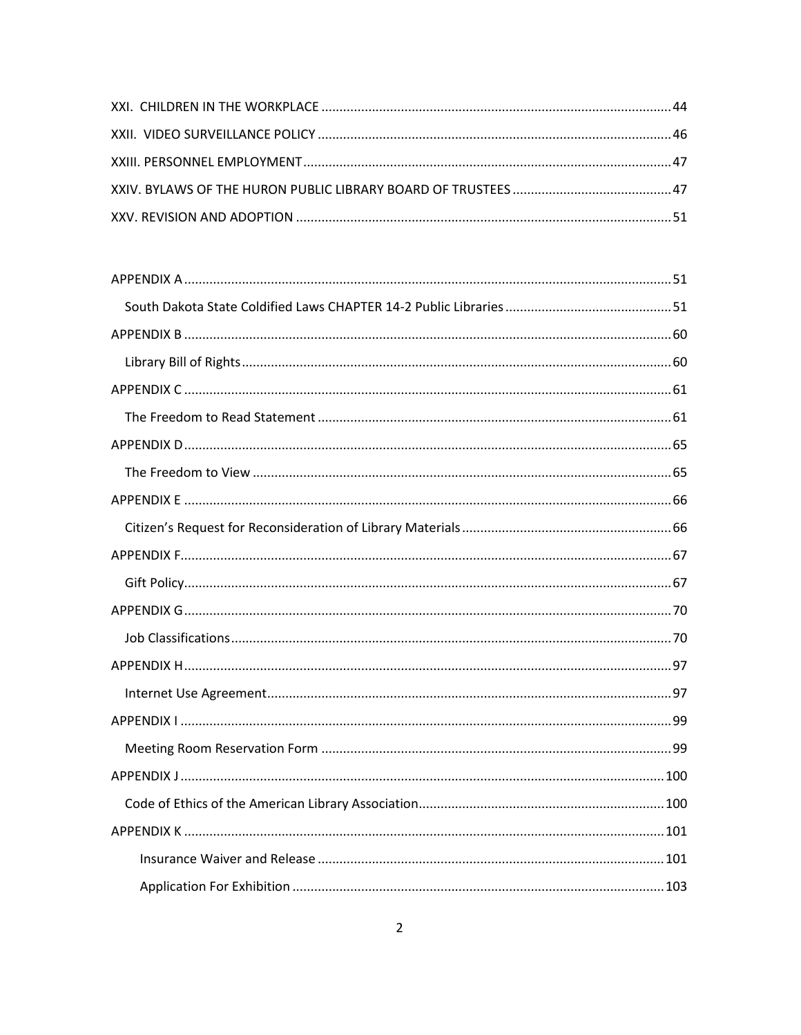XXI. CHILDREN IN THE WORKPLACE ........................................ 44

XXII. VIDEO SURVEILLANCE POLICY ........................................ 46

XXIII. PERSONNEL EMPLOYMENT ........................................ 47

XXIV. BYLAWS OF THE HURON PUBLIC LIBRARY BOARD OF TRUSTEES ........................................ 47

XXV. REVISION AND ADOPTION ........................................ 51

APPENDIX A ........................................ 51

South Dakota State Coldified Laws CHAPTER 14-2 Public Libraries ........................................ 51

APPENDIX B ........................................ 60

Library Bill of Rights ........................................ 60

APPENDIX C ........................................ 61

The Freedom to Read Statement ........................................ 61

APPENDIX D ........................................ 65

The Freedom to View ........................................ 65

APPENDIX E ........................................ 66

Citizen's Request for Reconsideration of Library Materials ........................................ 66

APPENDIX F ........................................ 67

Gift Policy ........................................ 67

APPENDIX G ........................................ 70

Job Classifications ........................................ 70

APPENDIX H ........................................ 97

Internet Use Agreement ........................................ 97

APPENDIX I ........................................ 99

Meeting Room Reservation Form ........................................ 99

APPENDIX J ........................................ 100

Code of Ethics of the American Library Association ........................................ 100

APPENDIX K ........................................ 101

Insurance Waiver and Release ........................................ 101

Application For Exhibition ........................................ 103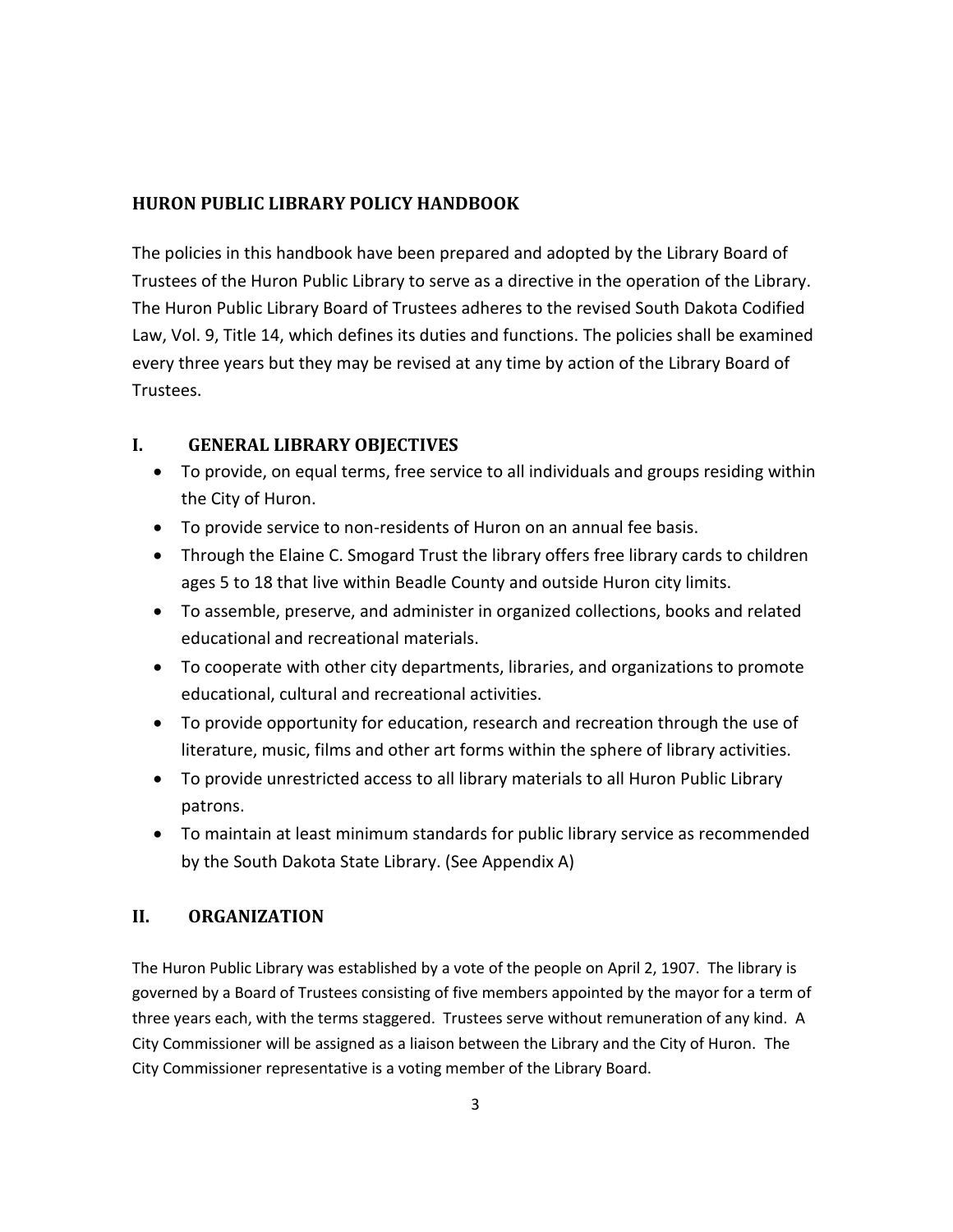# HURON PUBLIC LIBRARY POLICY HANDBOOK

The policies in this handbook have been prepared and adopted by the Library Board of Trustees of the Huron Public Library to serve as a directive in the operation of the Library. The Huron Public Library Board of Trustees adheres to the revised South Dakota Codified Law, Vol. 9, Title 14, which defines its duties and functions. The policies shall be examined every three years but they may be revised at any time by action of the Library Board of Trustees.

## I. GENERAL LIBRARY OBJECTIVES

- To provide, on equal terms, free service to all individuals and groups residing within the City of Huron.
- To provide service to non-residents of Huron on an annual fee basis.
- Through the Elaine C. Smogard Trust the library offers free library cards to children ages 5 to 18 that live within Beadle County and outside Huron city limits.
- To assemble, preserve, and administer in organized collections, books and related educational and recreational materials.
- To cooperate with other city departments, libraries, and organizations to promote educational, cultural and recreational activities.
- To provide opportunity for education, research and recreation through the use of literature, music, films and other art forms within the sphere of library activities.
- To provide unrestricted access to all library materials to all Huron Public Library patrons.
- To maintain at least minimum standards for public library service as recommended by the South Dakota State Library. (See Appendix A)

## II. ORGANIZATION

The Huron Public Library was established by a vote of the people on April 2, 1907. The library is governed by a Board of Trustees consisting of five members appointed by the mayor for a term of three years each, with the terms staggered. Trustees serve without remuneration of any kind. A City Commissioner will be assigned as a liaison between the Library and the City of Huron. The City Commissioner representative is a voting member of the Library Board.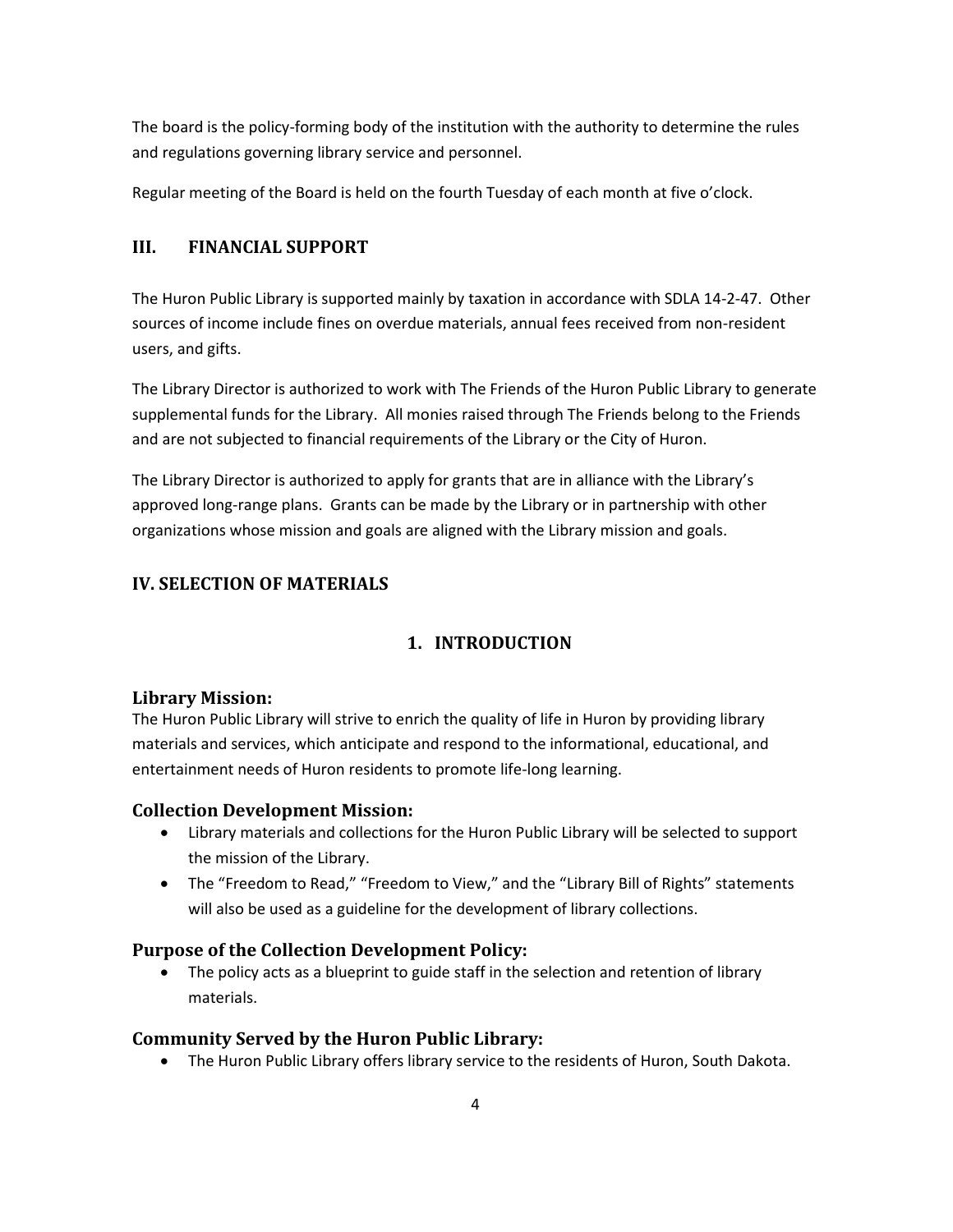The board is the policy-forming body of the institution with the authority to determine the rules and regulations governing library service and personnel.

Regular meeting of the Board is held on the fourth Tuesday of each month at five o'clock.

## III. FINANCIAL SUPPORT

The Huron Public Library is supported mainly by taxation in accordance with SDLA 14-2-47. Other sources of income include fines on overdue materials, annual fees received from non-resident users, and gifts.

The Library Director is authorized to work with The Friends of the Huron Public Library to generate supplemental funds for the Library. All monies raised through The Friends belong to the Friends and are not subjected to financial requirements of the Library or the City of Huron.

The Library Director is authorized to apply for grants that are in alliance with the Library's approved long-range plans. Grants can be made by the Library or in partnership with other organizations whose mission and goals are aligned with the Library mission and goals.

## IV. SELECTION OF MATERIALS

### 1. INTRODUCTION

#### Library Mission:

The Huron Public Library will strive to enrich the quality of life in Huron by providing library materials and services, which anticipate and respond to the informational, educational, and entertainment needs of Huron residents to promote life-long learning.

#### Collection Development Mission:

- Library materials and collections for the Huron Public Library will be selected to support the mission of the Library.
- The "Freedom to Read," "Freedom to View," and the "Library Bill of Rights" statements will also be used as a guideline for the development of library collections.

#### Purpose of the Collection Development Policy:

- The policy acts as a blueprint to guide staff in the selection and retention of library materials.

#### Community Served by the Huron Public Library:

- The Huron Public Library offers library service to the residents of Huron, South Dakota.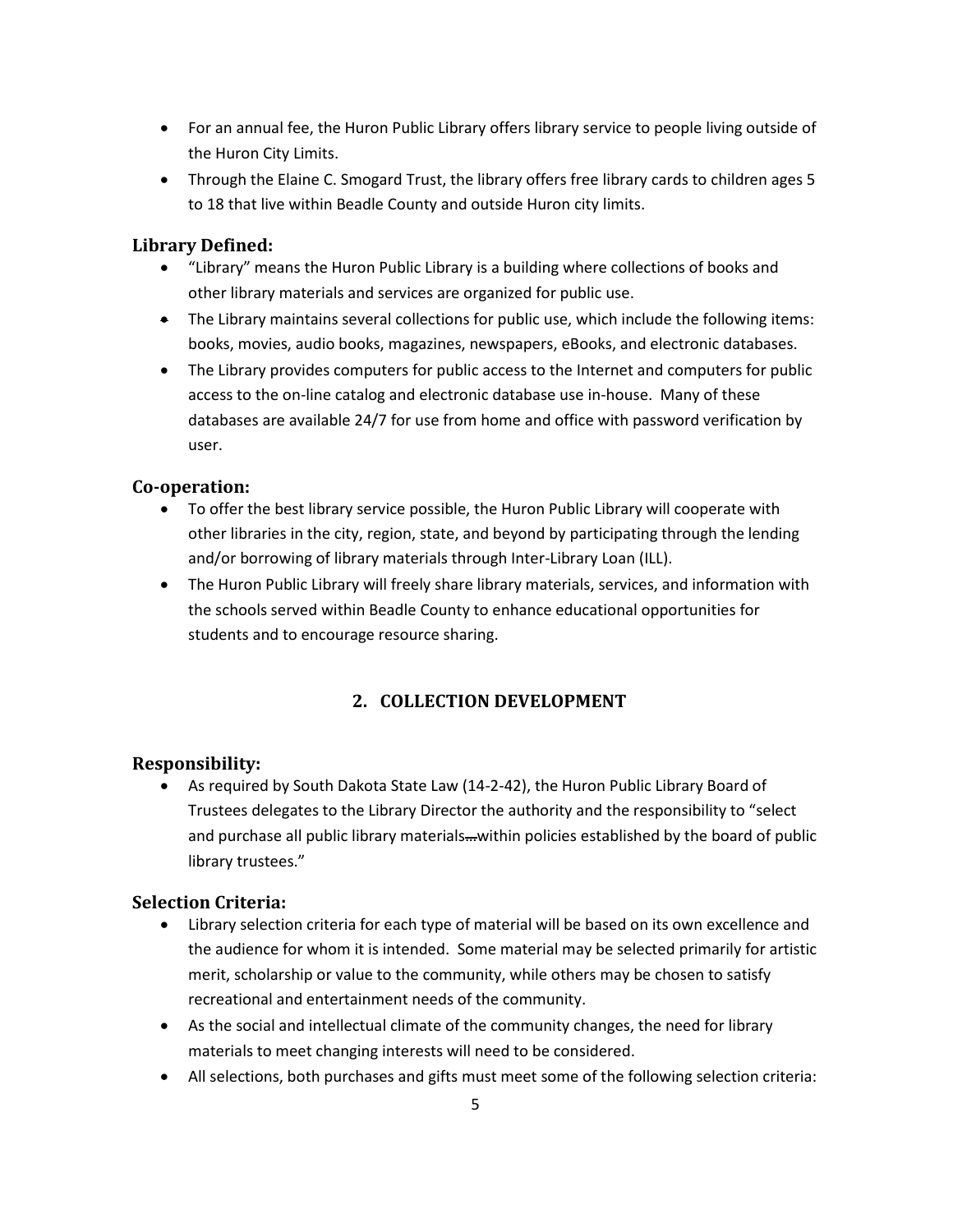- For an annual fee, the Huron Public Library offers library service to people living outside of the Huron City Limits.
- Through the Elaine C. Smogard Trust, the library offers free library cards to children ages 5 to 18 that live within Beadle County and outside Huron city limits.

### Library Defined:

- "Library" means the Huron Public Library is a building where collections of books and other library materials and services are organized for public use.
- The Library maintains several collections for public use, which include the following items: books, movies, audio books, magazines, newspapers, eBooks, and electronic databases.
- The Library provides computers for public access to the Internet and computers for public access to the on-line catalog and electronic database use in-house. Many of these databases are available 24/7 for use from home and office with password verification by user.

### Co-operation:

- To offer the best library service possible, the Huron Public Library will cooperate with other libraries in the city, region, state, and beyond by participating through the lending and/or borrowing of library materials through Inter-Library Loan (ILL).
- The Huron Public Library will freely share library materials, services, and information with the schools served within Beadle County to enhance educational opportunities for students and to encourage resource sharing.

## 2. COLLECTION DEVELOPMENT

### Responsibility:

- As required by South Dakota State Law (14-2-42), the Huron Public Library Board of Trustees delegates to the Library Director the authority and the responsibility to "select and purchase all public library materials…within policies established by the board of public library trustees."

### Selection Criteria:

- Library selection criteria for each type of material will be based on its own excellence and the audience for whom it is intended. Some material may be selected primarily for artistic merit, scholarship or value to the community, while others may be chosen to satisfy recreational and entertainment needs of the community.
- As the social and intellectual climate of the community changes, the need for library materials to meet changing interests will need to be considered.
- All selections, both purchases and gifts must meet some of the following selection criteria: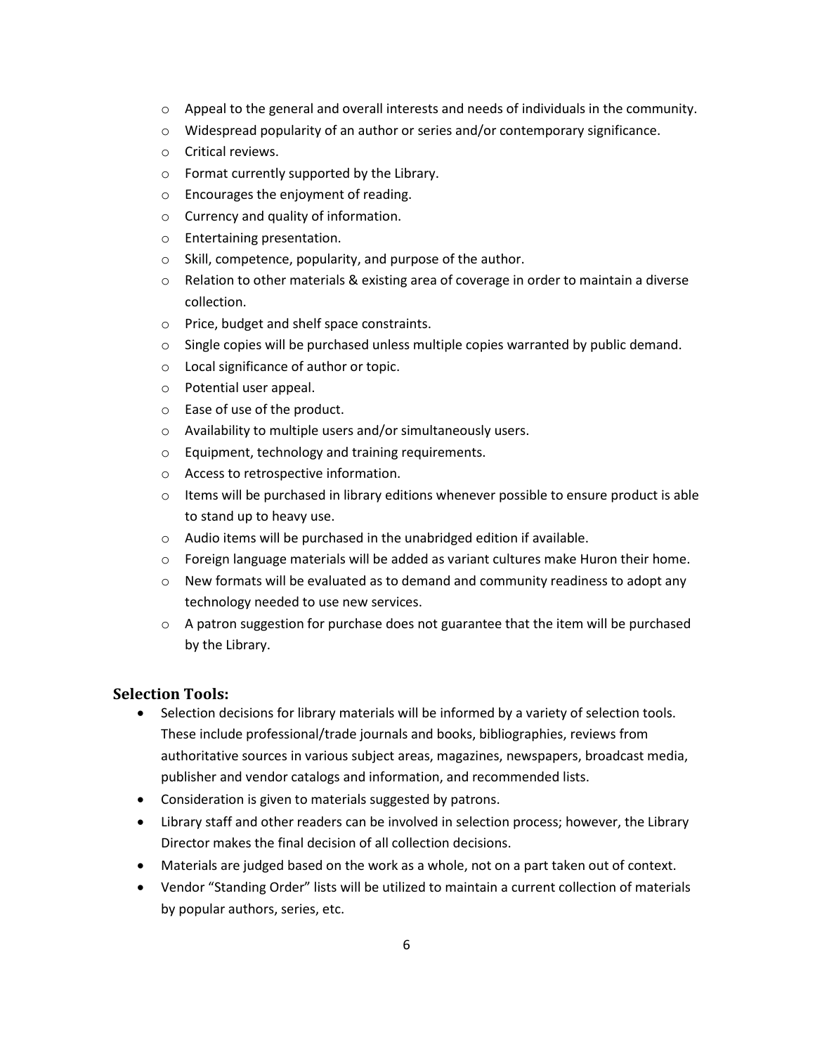- Appeal to the general and overall interests and needs of individuals in the community.
- Widespread popularity of an author or series and/or contemporary significance.
- Critical reviews.
- Format currently supported by the Library.
- Encourages the enjoyment of reading.
- Currency and quality of information.
- Entertaining presentation.
- Skill, competence, popularity, and purpose of the author.
- Relation to other materials & existing area of coverage in order to maintain a diverse collection.
- Price, budget and shelf space constraints.
- Single copies will be purchased unless multiple copies warranted by public demand.
- Local significance of author or topic.
- Potential user appeal.
- Ease of use of the product.
- Availability to multiple users and/or simultaneously users.
- Equipment, technology and training requirements.
- Access to retrospective information.
- Items will be purchased in library editions whenever possible to ensure product is able to stand up to heavy use.
- Audio items will be purchased in the unabridged edition if available.
- Foreign language materials will be added as variant cultures make Huron their home.
- New formats will be evaluated as to demand and community readiness to adopt any technology needed to use new services.
- A patron suggestion for purchase does not guarantee that the item will be purchased by the Library.

### Selection Tools:

- Selection decisions for library materials will be informed by a variety of selection tools. These include professional/trade journals and books, bibliographies, reviews from authoritative sources in various subject areas, magazines, newspapers, broadcast media, publisher and vendor catalogs and information, and recommended lists.
- Consideration is given to materials suggested by patrons.
- Library staff and other readers can be involved in selection process; however, the Library Director makes the final decision of all collection decisions.
- Materials are judged based on the work as a whole, not on a part taken out of context.
- Vendor "Standing Order" lists will be utilized to maintain a current collection of materials by popular authors, series, etc.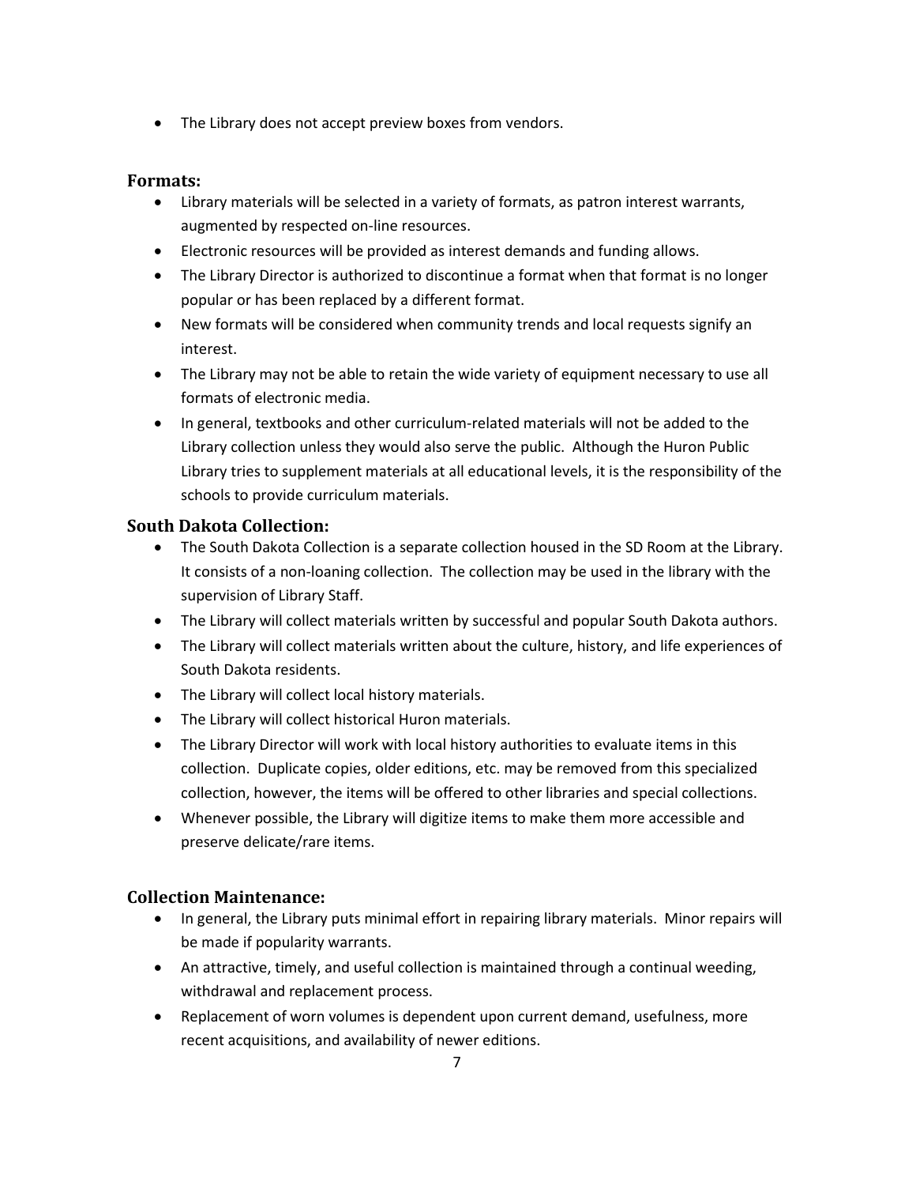- The Library does not accept preview boxes from vendors.

### Formats:

- Library materials will be selected in a variety of formats, as patron interest warrants, augmented by respected on-line resources.
- Electronic resources will be provided as interest demands and funding allows.
- The Library Director is authorized to discontinue a format when that format is no longer popular or has been replaced by a different format.
- New formats will be considered when community trends and local requests signify an interest.
- The Library may not be able to retain the wide variety of equipment necessary to use all formats of electronic media.
- In general, textbooks and other curriculum-related materials will not be added to the Library collection unless they would also serve the public. Although the Huron Public Library tries to supplement materials at all educational levels, it is the responsibility of the schools to provide curriculum materials.

### South Dakota Collection:

- The South Dakota Collection is a separate collection housed in the SD Room at the Library. It consists of a non-loaning collection. The collection may be used in the library with the supervision of Library Staff.
- The Library will collect materials written by successful and popular South Dakota authors.
- The Library will collect materials written about the culture, history, and life experiences of South Dakota residents.
- The Library will collect local history materials.
- The Library will collect historical Huron materials.
- The Library Director will work with local history authorities to evaluate items in this collection. Duplicate copies, older editions, etc. may be removed from this specialized collection, however, the items will be offered to other libraries and special collections.
- Whenever possible, the Library will digitize items to make them more accessible and preserve delicate/rare items.

### Collection Maintenance:

- In general, the Library puts minimal effort in repairing library materials. Minor repairs will be made if popularity warrants.
- An attractive, timely, and useful collection is maintained through a continual weeding, withdrawal and replacement process.
- Replacement of worn volumes is dependent upon current demand, usefulness, more recent acquisitions, and availability of newer editions.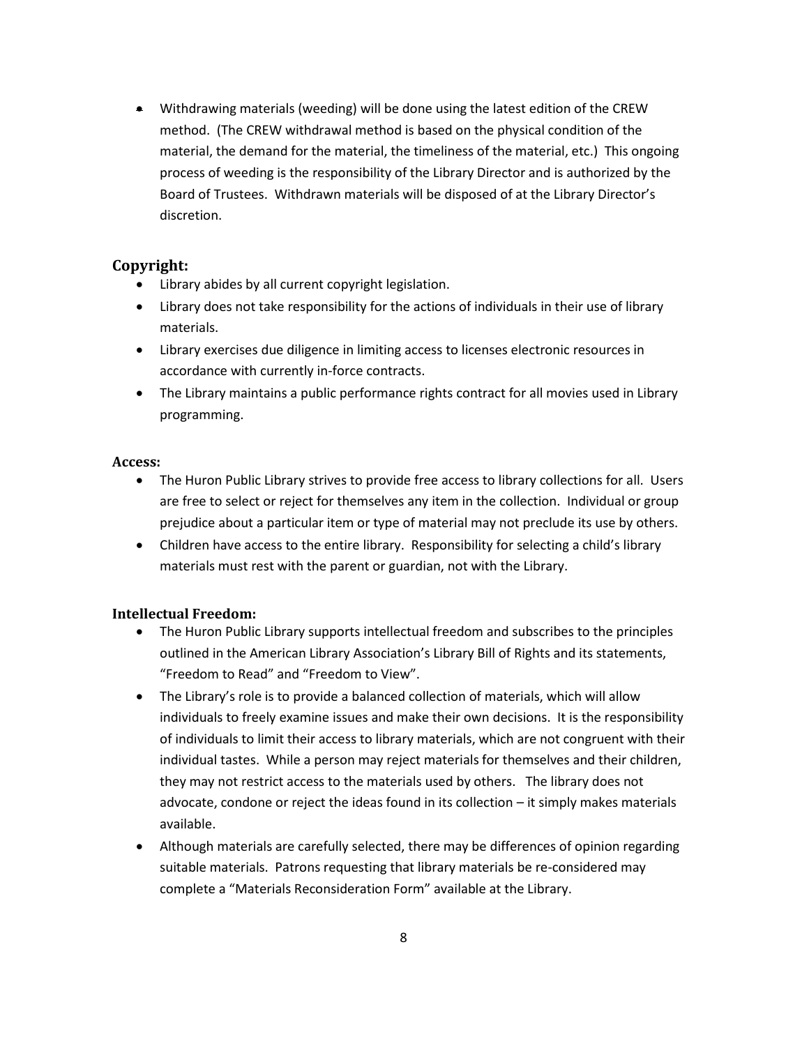- Withdrawing materials (weeding) will be done using the latest edition of the CREW method. (The CREW withdrawal method is based on the physical condition of the material, the demand for the material, the timeliness of the material, etc.) This ongoing process of weeding is the responsibility of the Library Director and is authorized by the Board of Trustees. Withdrawn materials will be disposed of at the Library Director's discretion.

## Copyright:

- Library abides by all current copyright legislation.
- Library does not take responsibility for the actions of individuals in their use of library materials.
- Library exercises due diligence in limiting access to licenses electronic resources in accordance with currently in-force contracts.
- The Library maintains a public performance rights contract for all movies used in Library programming.

### Access:

- The Huron Public Library strives to provide free access to library collections for all. Users are free to select or reject for themselves any item in the collection. Individual or group prejudice about a particular item or type of material may not preclude its use by others.
- Children have access to the entire library. Responsibility for selecting a child's library materials must rest with the parent or guardian, not with the Library.

### Intellectual Freedom:

- The Huron Public Library supports intellectual freedom and subscribes to the principles outlined in the American Library Association's Library Bill of Rights and its statements, "Freedom to Read" and "Freedom to View".
- The Library's role is to provide a balanced collection of materials, which will allow individuals to freely examine issues and make their own decisions. It is the responsibility of individuals to limit their access to library materials, which are not congruent with their individual tastes. While a person may reject materials for themselves and their children, they may not restrict access to the materials used by others. The library does not advocate, condone or reject the ideas found in its collection – it simply makes materials available.
- Although materials are carefully selected, there may be differences of opinion regarding suitable materials. Patrons requesting that library materials be re-considered may complete a "Materials Reconsideration Form" available at the Library.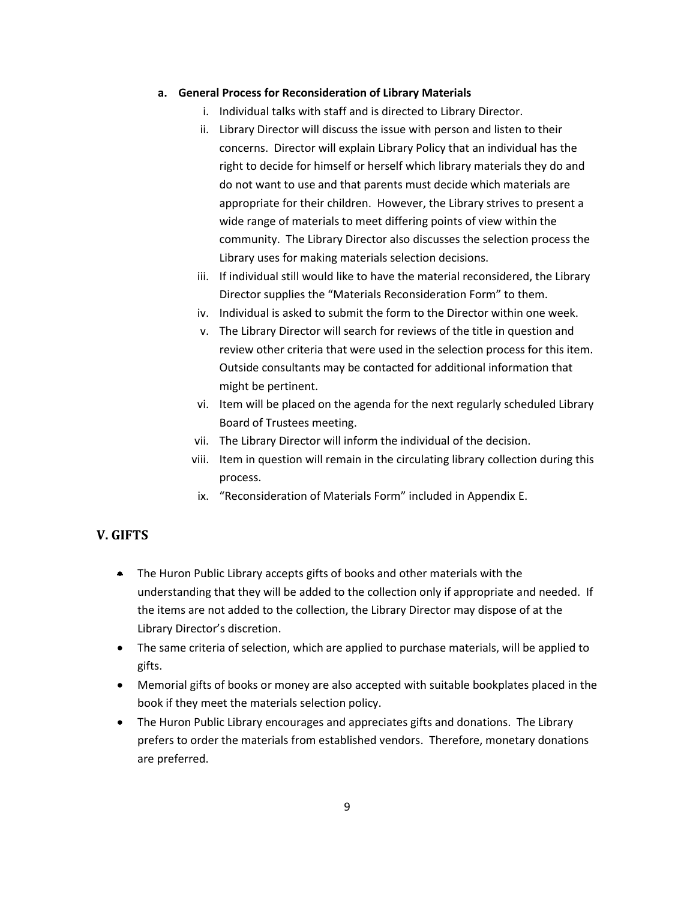**a. General Process for Reconsideration of Library Materials**

i. Individual talks with staff and is directed to Library Director.

ii. Library Director will discuss the issue with person and listen to their concerns. Director will explain Library Policy that an individual has the right to decide for himself or herself which library materials they do and do not want to use and that parents must decide which materials are appropriate for their children. However, the Library strives to present a wide range of materials to meet differing points of view within the community. The Library Director also discusses the selection process the Library uses for making materials selection decisions.

iii. If individual still would like to have the material reconsidered, the Library Director supplies the "Materials Reconsideration Form" to them.

iv. Individual is asked to submit the form to the Director within one week.

v. The Library Director will search for reviews of the title in question and review other criteria that were used in the selection process for this item. Outside consultants may be contacted for additional information that might be pertinent.

vi. Item will be placed on the agenda for the next regularly scheduled Library Board of Trustees meeting.

vii. The Library Director will inform the individual of the decision.

viii. Item in question will remain in the circulating library collection during this process.

ix. "Reconsideration of Materials Form" included in Appendix E.

## V. GIFTS

- The Huron Public Library accepts gifts of books and other materials with the understanding that they will be added to the collection only if appropriate and needed. If the items are not added to the collection, the Library Director may dispose of at the Library Director's discretion.
- The same criteria of selection, which are applied to purchase materials, will be applied to gifts.
- Memorial gifts of books or money are also accepted with suitable bookplates placed in the book if they meet the materials selection policy.
- The Huron Public Library encourages and appreciates gifts and donations. The Library prefers to order the materials from established vendors. Therefore, monetary donations are preferred.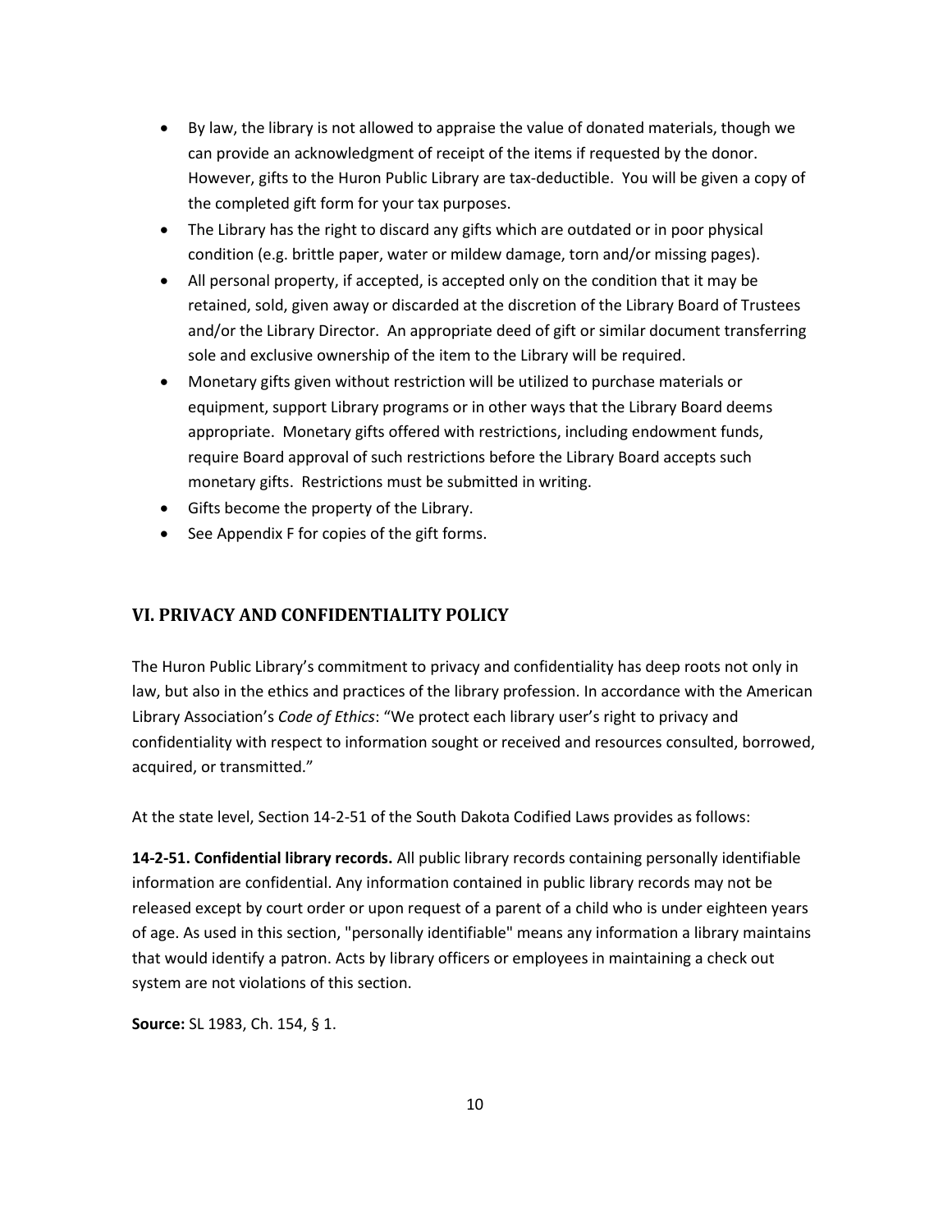- By law, the library is not allowed to appraise the value of donated materials, though we can provide an acknowledgment of receipt of the items if requested by the donor. However, gifts to the Huron Public Library are tax-deductible. You will be given a copy of the completed gift form for your tax purposes.
- The Library has the right to discard any gifts which are outdated or in poor physical condition (e.g. brittle paper, water or mildew damage, torn and/or missing pages).
- All personal property, if accepted, is accepted only on the condition that it may be retained, sold, given away or discarded at the discretion of the Library Board of Trustees and/or the Library Director. An appropriate deed of gift or similar document transferring sole and exclusive ownership of the item to the Library will be required.
- Monetary gifts given without restriction will be utilized to purchase materials or equipment, support Library programs or in other ways that the Library Board deems appropriate. Monetary gifts offered with restrictions, including endowment funds, require Board approval of such restrictions before the Library Board accepts such monetary gifts. Restrictions must be submitted in writing.
- Gifts become the property of the Library.
- See Appendix F for copies of the gift forms.

## VI. PRIVACY AND CONFIDENTIALITY POLICY

The Huron Public Library's commitment to privacy and confidentiality has deep roots not only in law, but also in the ethics and practices of the library profession. In accordance with the American Library Association's *Code of Ethics*: "We protect each library user's right to privacy and confidentiality with respect to information sought or received and resources consulted, borrowed, acquired, or transmitted."

At the state level, Section 14-2-51 of the South Dakota Codified Laws provides as follows:

**14-2-51. Confidential library records.** All public library records containing personally identifiable information are confidential. Any information contained in public library records may not be released except by court order or upon request of a parent of a child who is under eighteen years of age. As used in this section, "personally identifiable" means any information a library maintains that would identify a patron. Acts by library officers or employees in maintaining a check out system are not violations of this section.

**Source:** SL 1983, Ch. 154, § 1.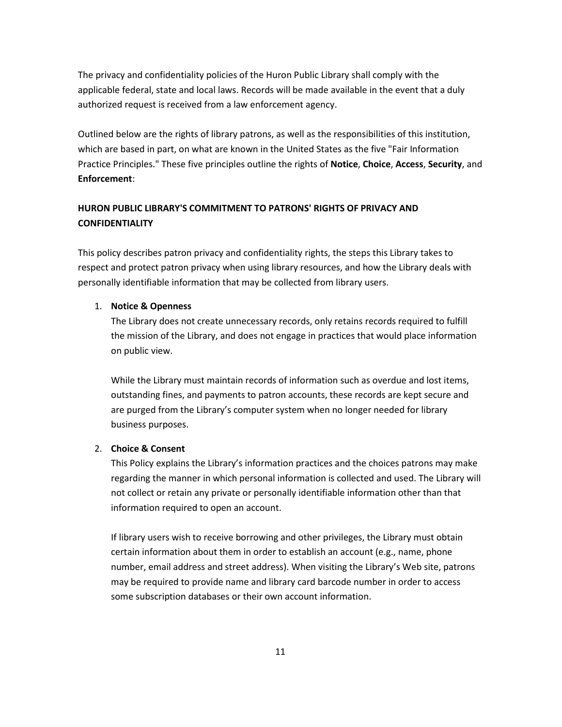The privacy and confidentiality policies of the Huron Public Library shall comply with the applicable federal, state and local laws. Records will be made available in the event that a duly authorized request is received from a law enforcement agency.

Outlined below are the rights of library patrons, as well as the responsibilities of this institution, which are based in part, on what are known in the United States as the five "Fair Information Practice Principles." These five principles outline the rights of **Notice**, **Choice**, **Access**, **Security**, and **Enforcement**:

**HURON PUBLIC LIBRARY'S COMMITMENT TO PATRONS' RIGHTS OF PRIVACY AND CONFIDENTIALITY**

This policy describes patron privacy and confidentiality rights, the steps this Library takes to respect and protect patron privacy when using library resources, and how the Library deals with personally identifiable information that may be collected from library users.

1. **Notice & Openness**
   The Library does not create unnecessary records, only retains records required to fulfill the mission of the Library, and does not engage in practices that would place information on public view.

   While the Library must maintain records of information such as overdue and lost items, outstanding fines, and payments to patron accounts, these records are kept secure and are purged from the Library's computer system when no longer needed for library business purposes.

2. **Choice & Consent**
   This Policy explains the Library's information practices and the choices patrons may make regarding the manner in which personal information is collected and used. The Library will not collect or retain any private or personally identifiable information other than that information required to open an account.

   If library users wish to receive borrowing and other privileges, the Library must obtain certain information about them in order to establish an account (e.g., name, phone number, email address and street address). When visiting the Library's Web site, patrons may be required to provide name and library card barcode number in order to access some subscription databases or their own account information.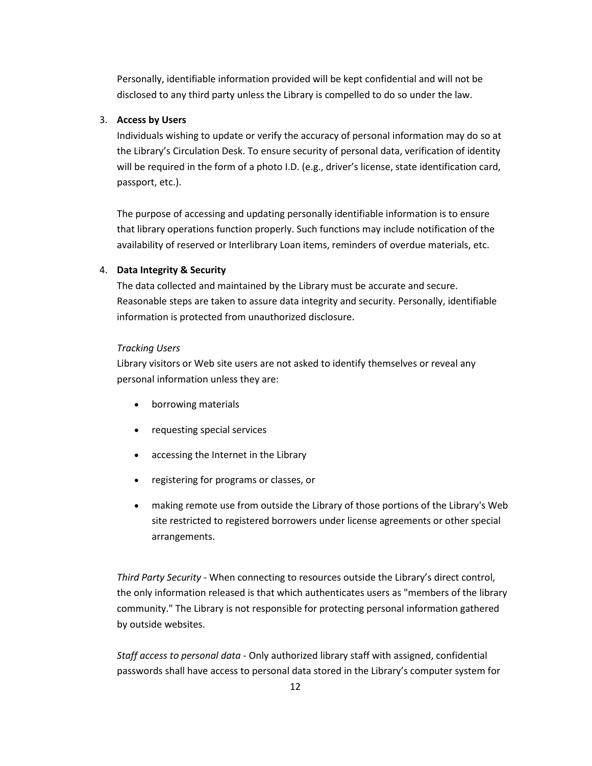Personally, identifiable information provided will be kept confidential and will not be disclosed to any third party unless the Library is compelled to do so under the law.

3. **Access by Users**

   Individuals wishing to update or verify the accuracy of personal information may do so at the Library's Circulation Desk. To ensure security of personal data, verification of identity will be required in the form of a photo I.D. (e.g., driver's license, state identification card, passport, etc.).

   The purpose of accessing and updating personally identifiable information is to ensure that library operations function properly. Such functions may include notification of the availability of reserved or Interlibrary Loan items, reminders of overdue materials, etc.

4. **Data Integrity & Security**

   The data collected and maintained by the Library must be accurate and secure. Reasonable steps are taken to assure data integrity and security. Personally, identifiable information is protected from unauthorized disclosure.

   *Tracking Users*

   Library visitors or Web site users are not asked to identify themselves or reveal any personal information unless they are:

   - borrowing materials
   - requesting special services
   - accessing the Internet in the Library
   - registering for programs or classes, or
   - making remote use from outside the Library of those portions of the Library's Web site restricted to registered borrowers under license agreements or other special arrangements.

   *Third Party Security* - When connecting to resources outside the Library's direct control, the only information released is that which authenticates users as "members of the library community." The Library is not responsible for protecting personal information gathered by outside websites.

   *Staff access to personal data* - Only authorized library staff with assigned, confidential passwords shall have access to personal data stored in the Library's computer system for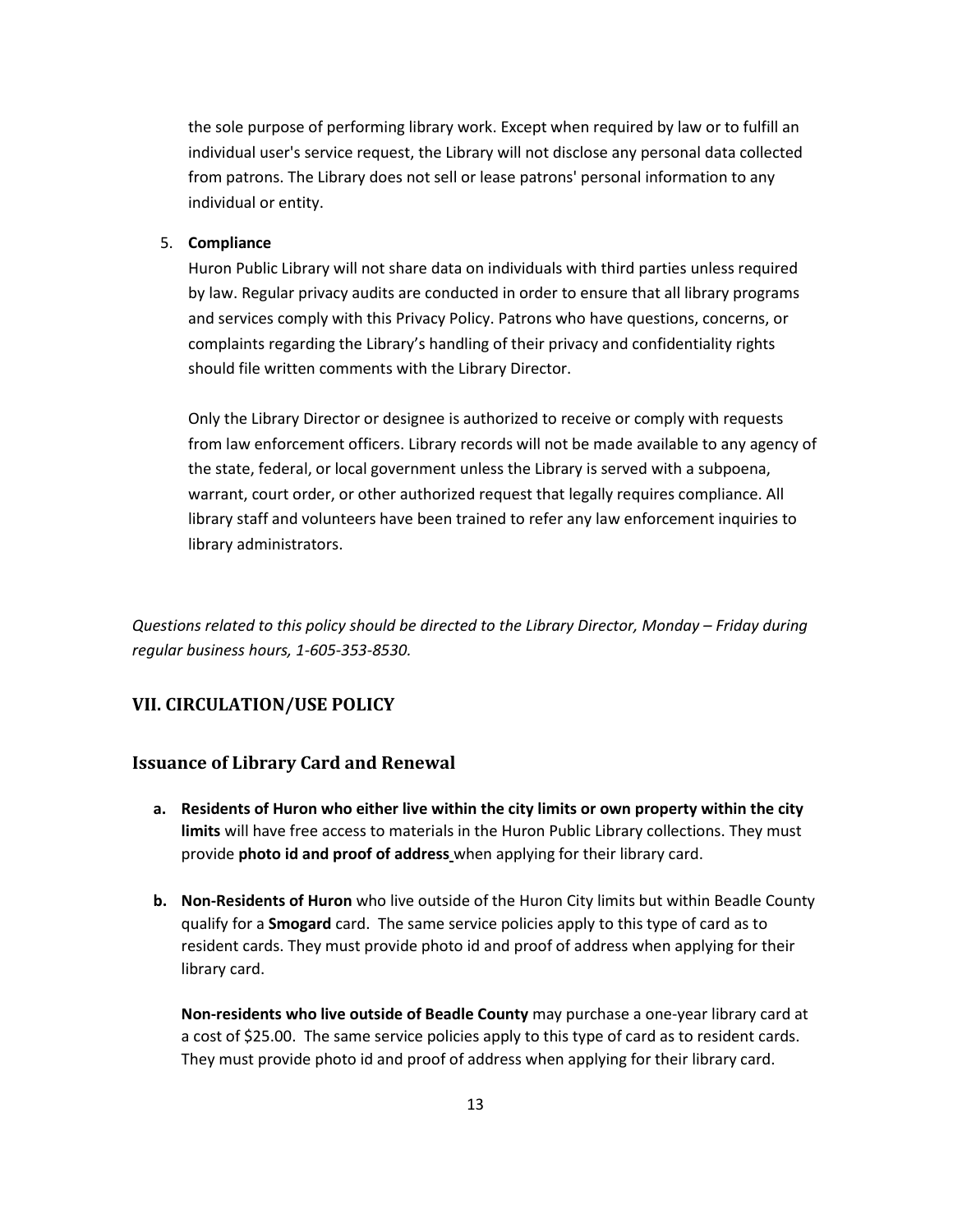the sole purpose of performing library work. Except when required by law or to fulfill an individual user's service request, the Library will not disclose any personal data collected from patrons. The Library does not sell or lease patrons' personal information to any individual or entity.

5. **Compliance**

   Huron Public Library will not share data on individuals with third parties unless required by law. Regular privacy audits are conducted in order to ensure that all library programs and services comply with this Privacy Policy. Patrons who have questions, concerns, or complaints regarding the Library's handling of their privacy and confidentiality rights should file written comments with the Library Director.

   Only the Library Director or designee is authorized to receive or comply with requests from law enforcement officers. Library records will not be made available to any agency of the state, federal, or local government unless the Library is served with a subpoena, warrant, court order, or other authorized request that legally requires compliance. All library staff and volunteers have been trained to refer any law enforcement inquiries to library administrators.

*Questions related to this policy should be directed to the Library Director, Monday – Friday during regular business hours, 1-605-353-8530.*

## VII. CIRCULATION/USE POLICY

### Issuance of Library Card and Renewal

a. **Residents of Huron who either live within the city limits or own property within the city limits** will have free access to materials in the Huron Public Library collections. They must provide **photo id and proof of address** when applying for their library card.

b. **Non-Residents of Huron** who live outside of the Huron City limits but within Beadle County qualify for a **Smogard** card. The same service policies apply to this type of card as to resident cards. They must provide photo id and proof of address when applying for their library card.

   **Non-residents who live outside of Beadle County** may purchase a one-year library card at a cost of $25.00. The same service policies apply to this type of card as to resident cards. They must provide photo id and proof of address when applying for their library card.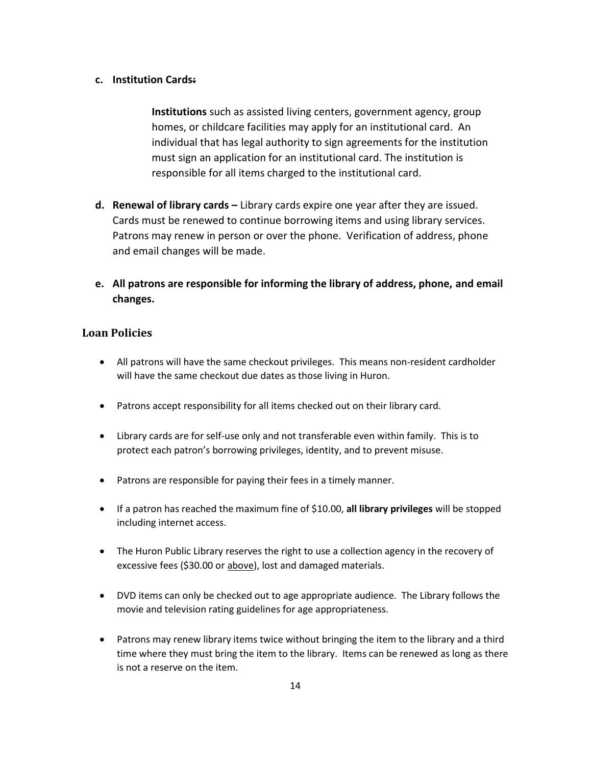**c. Institution Cards:**

> **Institutions** such as assisted living centers, government agency, group homes, or childcare facilities may apply for an institutional card. An individual that has legal authority to sign agreements for the institution must sign an application for an institutional card. The institution is responsible for all items charged to the institutional card.

**d. Renewal of library cards –** Library cards expire one year after they are issued. Cards must be renewed to continue borrowing items and using library services. Patrons may renew in person or over the phone. Verification of address, phone and email changes will be made.

**e. All patrons are responsible for informing the library of address, phone, and email changes.**

## Loan Policies

- All patrons will have the same checkout privileges. This means non-resident cardholder will have the same checkout due dates as those living in Huron.
- Patrons accept responsibility for all items checked out on their library card.
- Library cards are for self-use only and not transferable even within family. This is to protect each patron's borrowing privileges, identity, and to prevent misuse.
- Patrons are responsible for paying their fees in a timely manner.
- If a patron has reached the maximum fine of $10.00, **all library privileges** will be stopped including internet access.
- The Huron Public Library reserves the right to use a collection agency in the recovery of excessive fees ($30.00 or above), lost and damaged materials.
- DVD items can only be checked out to age appropriate audience. The Library follows the movie and television rating guidelines for age appropriateness.
- Patrons may renew library items twice without bringing the item to the library and a third time where they must bring the item to the library. Items can be renewed as long as there is not a reserve on the item.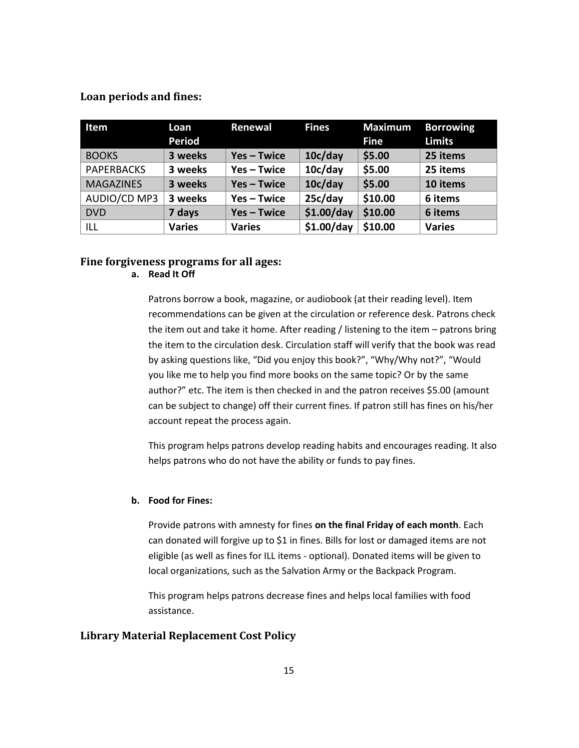### Loan periods and fines:

| Item | Loan Period | Renewal | Fines | Maximum Fine | Borrowing Limits |
|---|---|---|---|---|---|
| BOOKS | **3 weeks** | **Yes – Twice** | **10c/day** | **$5.00** | **25 items** |
| PAPERBACKS | **3 weeks** | **Yes – Twice** | **10c/day** | **$5.00** | **25 items** |
| MAGAZINES | **3 weeks** | **Yes – Twice** | **10c/day** | **$5.00** | **10 items** |
| AUDIO/CD MP3 | **3 weeks** | **Yes – Twice** | **25c/day** | **$10.00** | **6 items** |
| DVD | **7 days** | **Yes – Twice** | **$1.00/day** | **$10.00** | **6 items** |
| ILL | **Varies** | **Varies** | **$1.00/day** | **$10.00** | **Varies** |

## Fine forgiveness programs for all ages:

**a. Read It Off**

Patrons borrow a book, magazine, or audiobook (at their reading level). Item recommendations can be given at the circulation or reference desk. Patrons check the item out and take it home. After reading / listening to the item – patrons bring the item to the circulation desk. Circulation staff will verify that the book was read by asking questions like, "Did you enjoy this book?", "Why/Why not?", "Would you like me to help you find more books on the same topic? Or by the same author?" etc. The item is then checked in and the patron receives $5.00 (amount can be subject to change) off their current fines. If patron still has fines on his/her account repeat the process again.

This program helps patrons develop reading habits and encourages reading. It also helps patrons who do not have the ability or funds to pay fines.

**b. Food for Fines:**

Provide patrons with amnesty for fines **on the final Friday of each month**. Each can donated will forgive up to $1 in fines. Bills for lost or damaged items are not eligible (as well as fines for ILL items - optional). Donated items will be given to local organizations, such as the Salvation Army or the Backpack Program.

This program helps patrons decrease fines and helps local families with food assistance.

## Library Material Replacement Cost Policy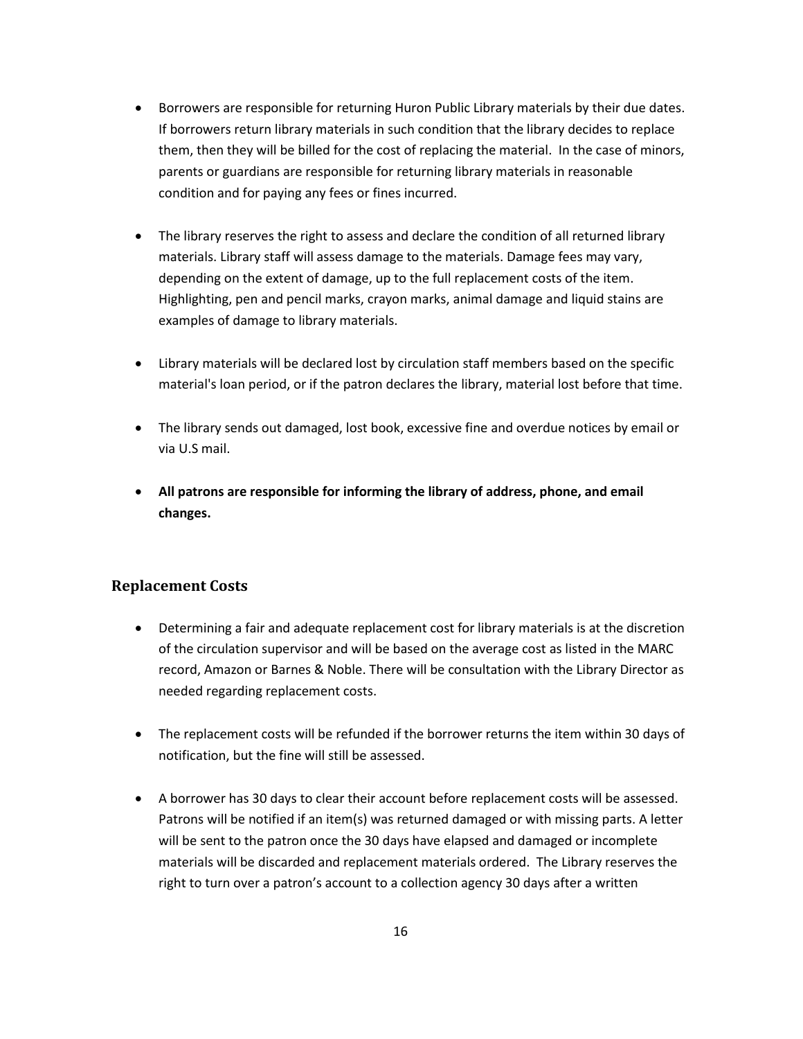- Borrowers are responsible for returning Huron Public Library materials by their due dates. If borrowers return library materials in such condition that the library decides to replace them, then they will be billed for the cost of replacing the material. In the case of minors, parents or guardians are responsible for returning library materials in reasonable condition and for paying any fees or fines incurred.

- The library reserves the right to assess and declare the condition of all returned library materials. Library staff will assess damage to the materials. Damage fees may vary, depending on the extent of damage, up to the full replacement costs of the item. Highlighting, pen and pencil marks, crayon marks, animal damage and liquid stains are examples of damage to library materials.

- Library materials will be declared lost by circulation staff members based on the specific material's loan period, or if the patron declares the library, material lost before that time.

- The library sends out damaged, lost book, excessive fine and overdue notices by email or via U.S mail.

- **All patrons are responsible for informing the library of address, phone, and email changes.**

## Replacement Costs

- Determining a fair and adequate replacement cost for library materials is at the discretion of the circulation supervisor and will be based on the average cost as listed in the MARC record, Amazon or Barnes & Noble. There will be consultation with the Library Director as needed regarding replacement costs.

- The replacement costs will be refunded if the borrower returns the item within 30 days of notification, but the fine will still be assessed.

- A borrower has 30 days to clear their account before replacement costs will be assessed. Patrons will be notified if an item(s) was returned damaged or with missing parts. A letter will be sent to the patron once the 30 days have elapsed and damaged or incomplete materials will be discarded and replacement materials ordered. The Library reserves the right to turn over a patron's account to a collection agency 30 days after a written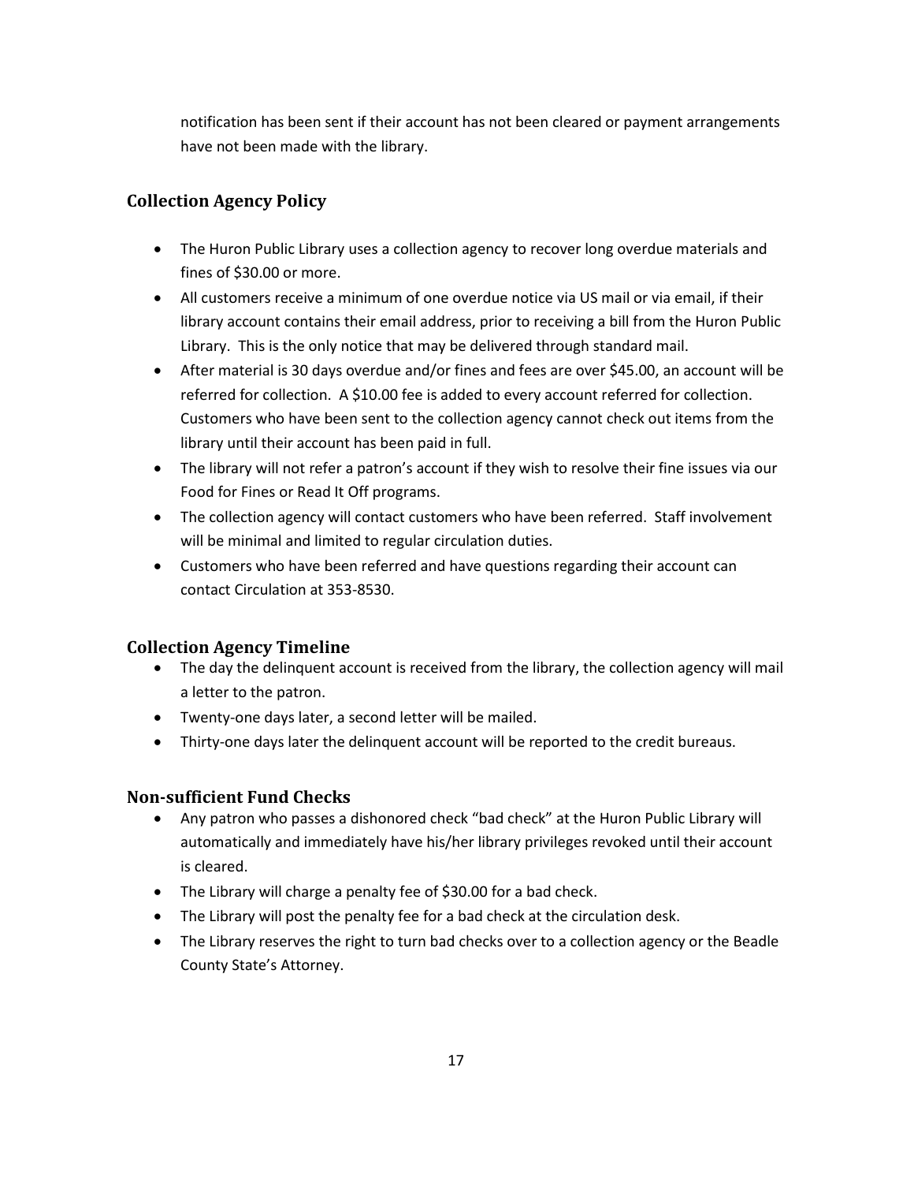notification has been sent if their account has not been cleared or payment arrangements have not been made with the library.

## Collection Agency Policy

- The Huron Public Library uses a collection agency to recover long overdue materials and fines of $30.00 or more.
- All customers receive a minimum of one overdue notice via US mail or via email, if their library account contains their email address, prior to receiving a bill from the Huron Public Library. This is the only notice that may be delivered through standard mail.
- After material is 30 days overdue and/or fines and fees are over $45.00, an account will be referred for collection. A $10.00 fee is added to every account referred for collection. Customers who have been sent to the collection agency cannot check out items from the library until their account has been paid in full.
- The library will not refer a patron's account if they wish to resolve their fine issues via our Food for Fines or Read It Off programs.
- The collection agency will contact customers who have been referred. Staff involvement will be minimal and limited to regular circulation duties.
- Customers who have been referred and have questions regarding their account can contact Circulation at 353-8530.

## Collection Agency Timeline

- The day the delinquent account is received from the library, the collection agency will mail a letter to the patron.
- Twenty-one days later, a second letter will be mailed.
- Thirty-one days later the delinquent account will be reported to the credit bureaus.

## Non-sufficient Fund Checks

- Any patron who passes a dishonored check "bad check" at the Huron Public Library will automatically and immediately have his/her library privileges revoked until their account is cleared.
- The Library will charge a penalty fee of $30.00 for a bad check.
- The Library will post the penalty fee for a bad check at the circulation desk.
- The Library reserves the right to turn bad checks over to a collection agency or the Beadle County State's Attorney.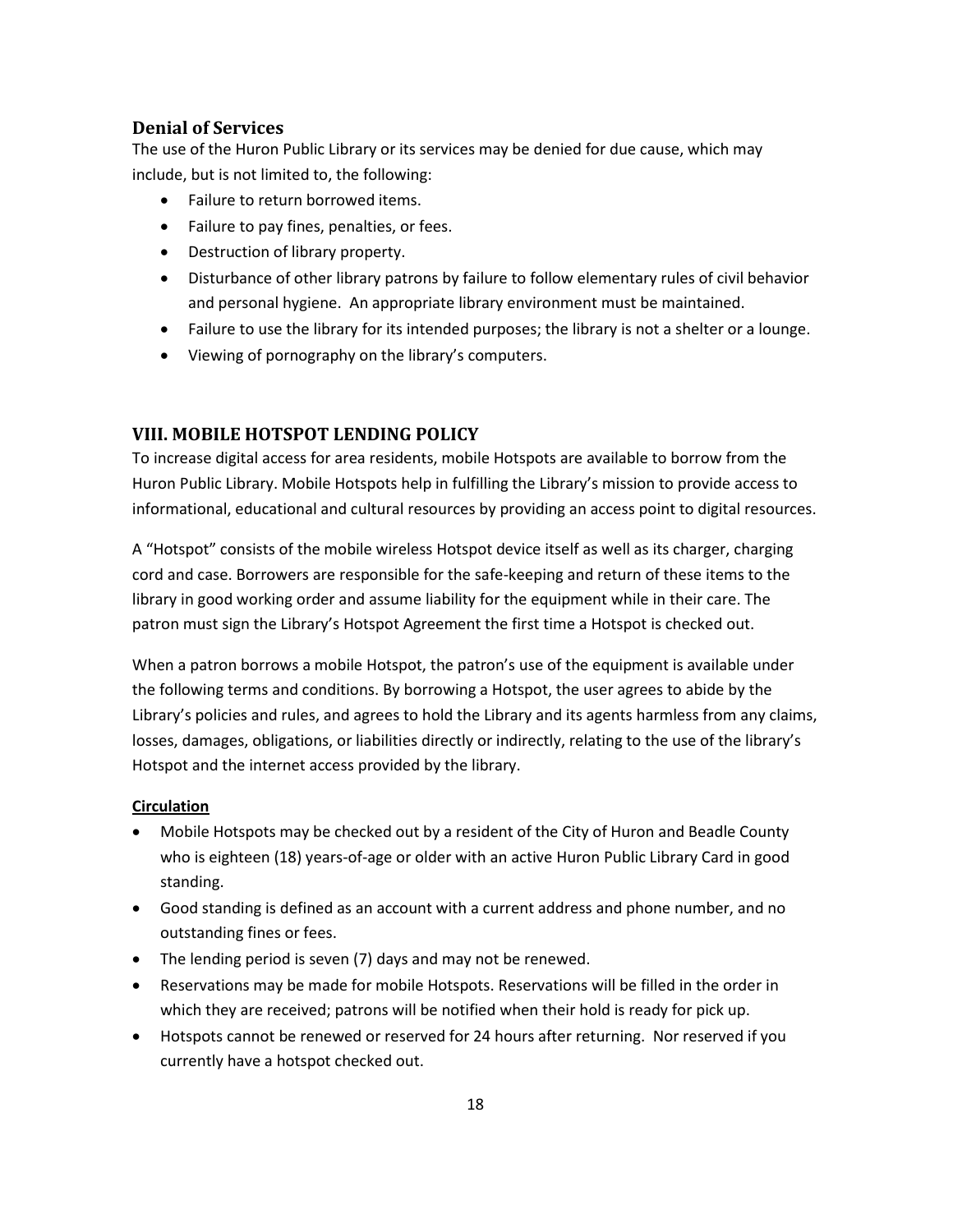## Denial of Services

The use of the Huron Public Library or its services may be denied for due cause, which may include, but is not limited to, the following:

- Failure to return borrowed items.
- Failure to pay fines, penalties, or fees.
- Destruction of library property.
- Disturbance of other library patrons by failure to follow elementary rules of civil behavior and personal hygiene. An appropriate library environment must be maintained.
- Failure to use the library for its intended purposes; the library is not a shelter or a lounge.
- Viewing of pornography on the library's computers.

## VIII. MOBILE HOTSPOT LENDING POLICY

To increase digital access for area residents, mobile Hotspots are available to borrow from the Huron Public Library. Mobile Hotspots help in fulfilling the Library's mission to provide access to informational, educational and cultural resources by providing an access point to digital resources.

A "Hotspot" consists of the mobile wireless Hotspot device itself as well as its charger, charging cord and case. Borrowers are responsible for the safe-keeping and return of these items to the library in good working order and assume liability for the equipment while in their care. The patron must sign the Library's Hotspot Agreement the first time a Hotspot is checked out.

When a patron borrows a mobile Hotspot, the patron's use of the equipment is available under the following terms and conditions. By borrowing a Hotspot, the user agrees to abide by the Library's policies and rules, and agrees to hold the Library and its agents harmless from any claims, losses, damages, obligations, or liabilities directly or indirectly, relating to the use of the library's Hotspot and the internet access provided by the library.

**Circulation**

- Mobile Hotspots may be checked out by a resident of the City of Huron and Beadle County who is eighteen (18) years-of-age or older with an active Huron Public Library Card in good standing.
- Good standing is defined as an account with a current address and phone number, and no outstanding fines or fees.
- The lending period is seven (7) days and may not be renewed.
- Reservations may be made for mobile Hotspots. Reservations will be filled in the order in which they are received; patrons will be notified when their hold is ready for pick up.
- Hotspots cannot be renewed or reserved for 24 hours after returning. Nor reserved if you currently have a hotspot checked out.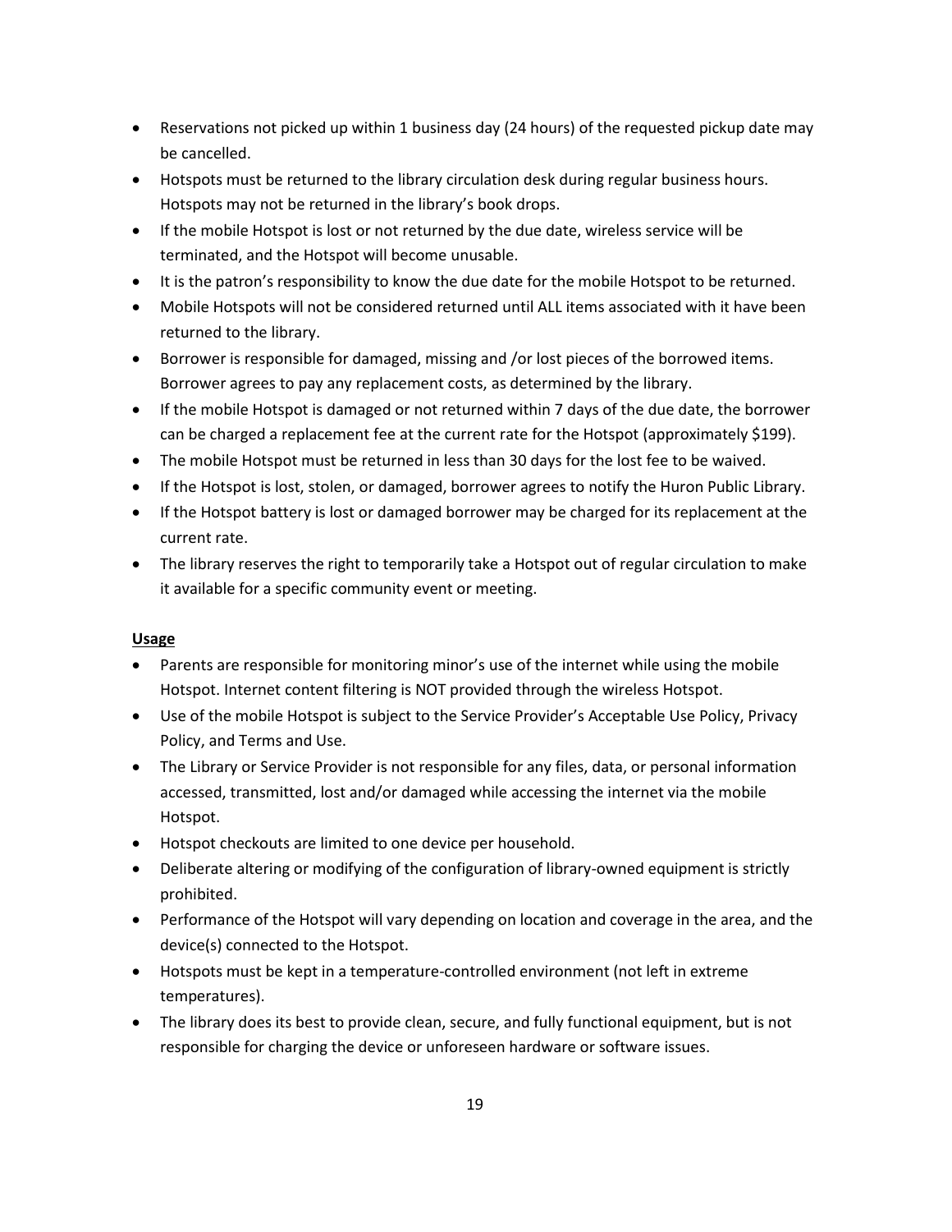- Reservations not picked up within 1 business day (24 hours) of the requested pickup date may be cancelled.
- Hotspots must be returned to the library circulation desk during regular business hours. Hotspots may not be returned in the library's book drops.
- If the mobile Hotspot is lost or not returned by the due date, wireless service will be terminated, and the Hotspot will become unusable.
- It is the patron's responsibility to know the due date for the mobile Hotspot to be returned.
- Mobile Hotspots will not be considered returned until ALL items associated with it have been returned to the library.
- Borrower is responsible for damaged, missing and /or lost pieces of the borrowed items. Borrower agrees to pay any replacement costs, as determined by the library.
- If the mobile Hotspot is damaged or not returned within 7 days of the due date, the borrower can be charged a replacement fee at the current rate for the Hotspot (approximately $199).
- The mobile Hotspot must be returned in less than 30 days for the lost fee to be waived.
- If the Hotspot is lost, stolen, or damaged, borrower agrees to notify the Huron Public Library.
- If the Hotspot battery is lost or damaged borrower may be charged for its replacement at the current rate.
- The library reserves the right to temporarily take a Hotspot out of regular circulation to make it available for a specific community event or meeting.

**<u>Usage</u>**

- Parents are responsible for monitoring minor's use of the internet while using the mobile Hotspot. Internet content filtering is NOT provided through the wireless Hotspot.
- Use of the mobile Hotspot is subject to the Service Provider's Acceptable Use Policy, Privacy Policy, and Terms and Use.
- The Library or Service Provider is not responsible for any files, data, or personal information accessed, transmitted, lost and/or damaged while accessing the internet via the mobile Hotspot.
- Hotspot checkouts are limited to one device per household.
- Deliberate altering or modifying of the configuration of library-owned equipment is strictly prohibited.
- Performance of the Hotspot will vary depending on location and coverage in the area, and the device(s) connected to the Hotspot.
- Hotspots must be kept in a temperature-controlled environment (not left in extreme temperatures).
- The library does its best to provide clean, secure, and fully functional equipment, but is not responsible for charging the device or unforeseen hardware or software issues.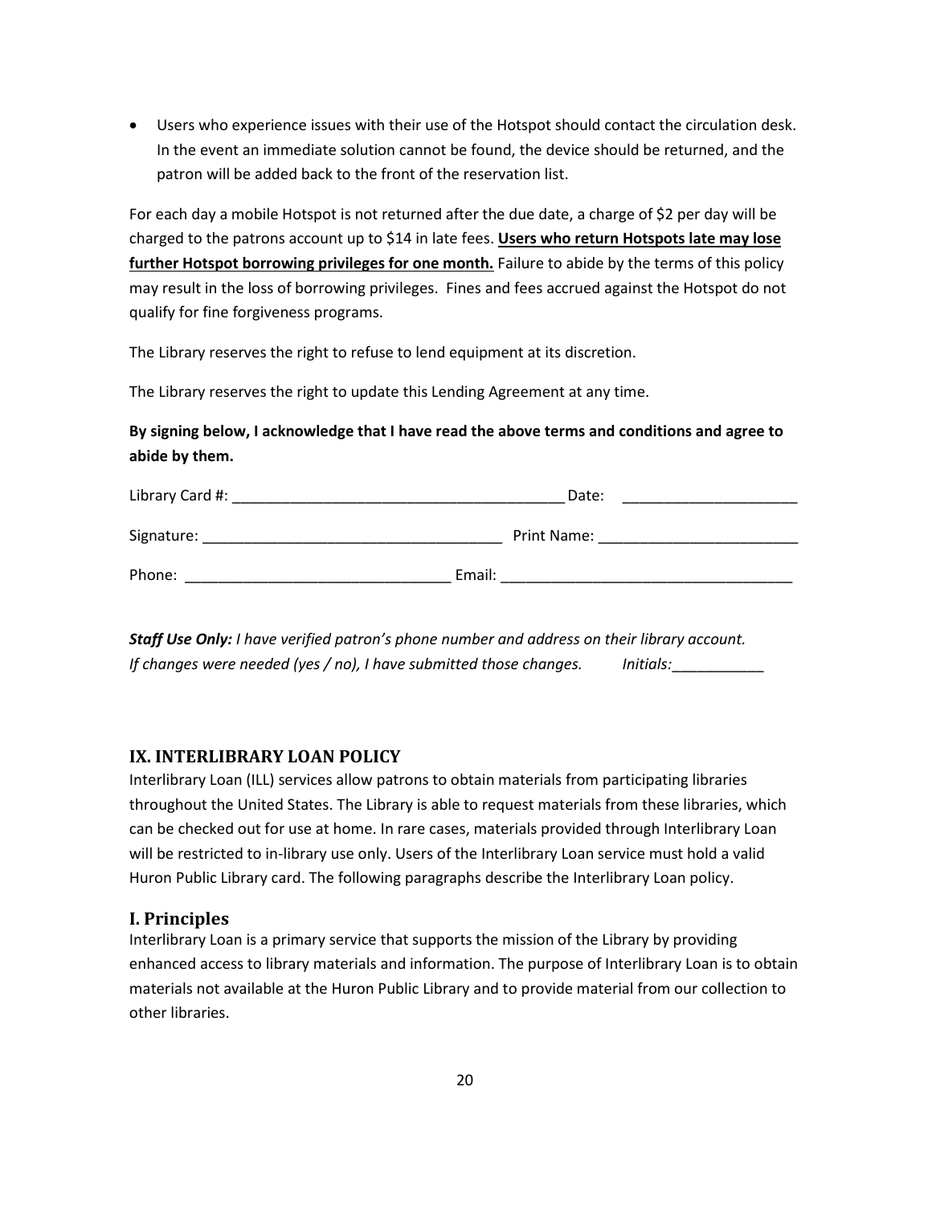- Users who experience issues with their use of the Hotspot should contact the circulation desk. In the event an immediate solution cannot be found, the device should be returned, and the patron will be added back to the front of the reservation list.

For each day a mobile Hotspot is not returned after the due date, a charge of $2 per day will be charged to the patrons account up to $14 in late fees. **Users who return Hotspots late may lose further Hotspot borrowing privileges for one month.** Failure to abide by the terms of this policy may result in the loss of borrowing privileges. Fines and fees accrued against the Hotspot do not qualify for fine forgiveness programs.

The Library reserves the right to refuse to lend equipment at its discretion.

The Library reserves the right to update this Lending Agreement at any time.

**By signing below, I acknowledge that I have read the above terms and conditions and agree to abide by them.**

Library Card #: ________________________________________ Date: _____________________

Signature: ____________________________________ Print Name: ________________________

Phone: ________________________________ Email: ___________________________________

***Staff Use Only:*** *I have verified patron's phone number and address on their library account. If changes were needed (yes / no), I have submitted those changes.* *Initials:___________*

## IX. INTERLIBRARY LOAN POLICY

Interlibrary Loan (ILL) services allow patrons to obtain materials from participating libraries throughout the United States. The Library is able to request materials from these libraries, which can be checked out for use at home. In rare cases, materials provided through Interlibrary Loan will be restricted to in-library use only. Users of the Interlibrary Loan service must hold a valid Huron Public Library card. The following paragraphs describe the Interlibrary Loan policy.

### I. Principles

Interlibrary Loan is a primary service that supports the mission of the Library by providing enhanced access to library materials and information. The purpose of Interlibrary Loan is to obtain materials not available at the Huron Public Library and to provide material from our collection to other libraries.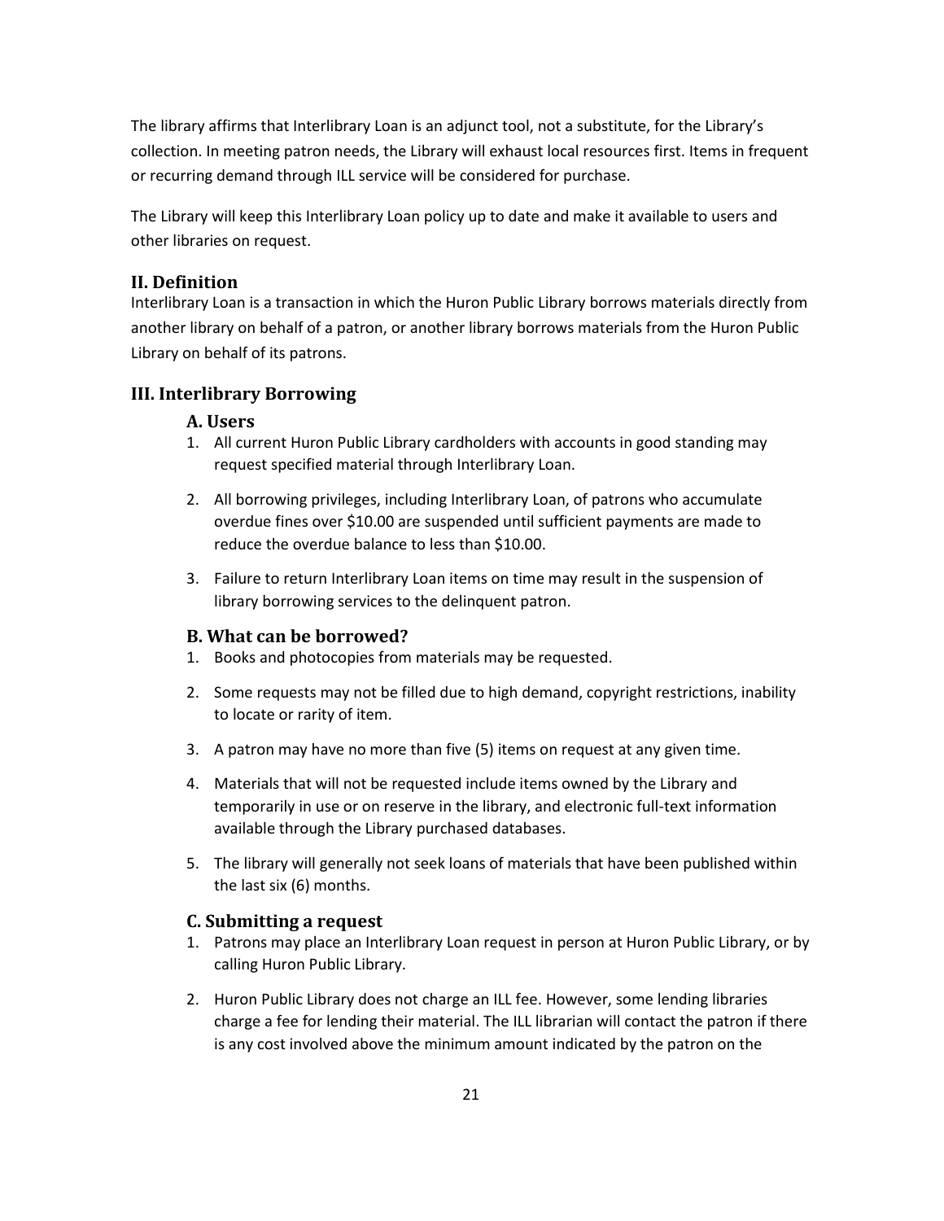The library affirms that Interlibrary Loan is an adjunct tool, not a substitute, for the Library's collection. In meeting patron needs, the Library will exhaust local resources first. Items in frequent or recurring demand through ILL service will be considered for purchase.

The Library will keep this Interlibrary Loan policy up to date and make it available to users and other libraries on request.

## II. Definition

Interlibrary Loan is a transaction in which the Huron Public Library borrows materials directly from another library on behalf of a patron, or another library borrows materials from the Huron Public Library on behalf of its patrons.

## III. Interlibrary Borrowing

### A. Users

1. All current Huron Public Library cardholders with accounts in good standing may request specified material through Interlibrary Loan.
2. All borrowing privileges, including Interlibrary Loan, of patrons who accumulate overdue fines over $10.00 are suspended until sufficient payments are made to reduce the overdue balance to less than $10.00.
3. Failure to return Interlibrary Loan items on time may result in the suspension of library borrowing services to the delinquent patron.

### B. What can be borrowed?

1. Books and photocopies from materials may be requested.
2. Some requests may not be filled due to high demand, copyright restrictions, inability to locate or rarity of item.
3. A patron may have no more than five (5) items on request at any given time.
4. Materials that will not be requested include items owned by the Library and temporarily in use or on reserve in the library, and electronic full-text information available through the Library purchased databases.
5. The library will generally not seek loans of materials that have been published within the last six (6) months.

### C. Submitting a request

1. Patrons may place an Interlibrary Loan request in person at Huron Public Library, or by calling Huron Public Library.
2. Huron Public Library does not charge an ILL fee. However, some lending libraries charge a fee for lending their material. The ILL librarian will contact the patron if there is any cost involved above the minimum amount indicated by the patron on the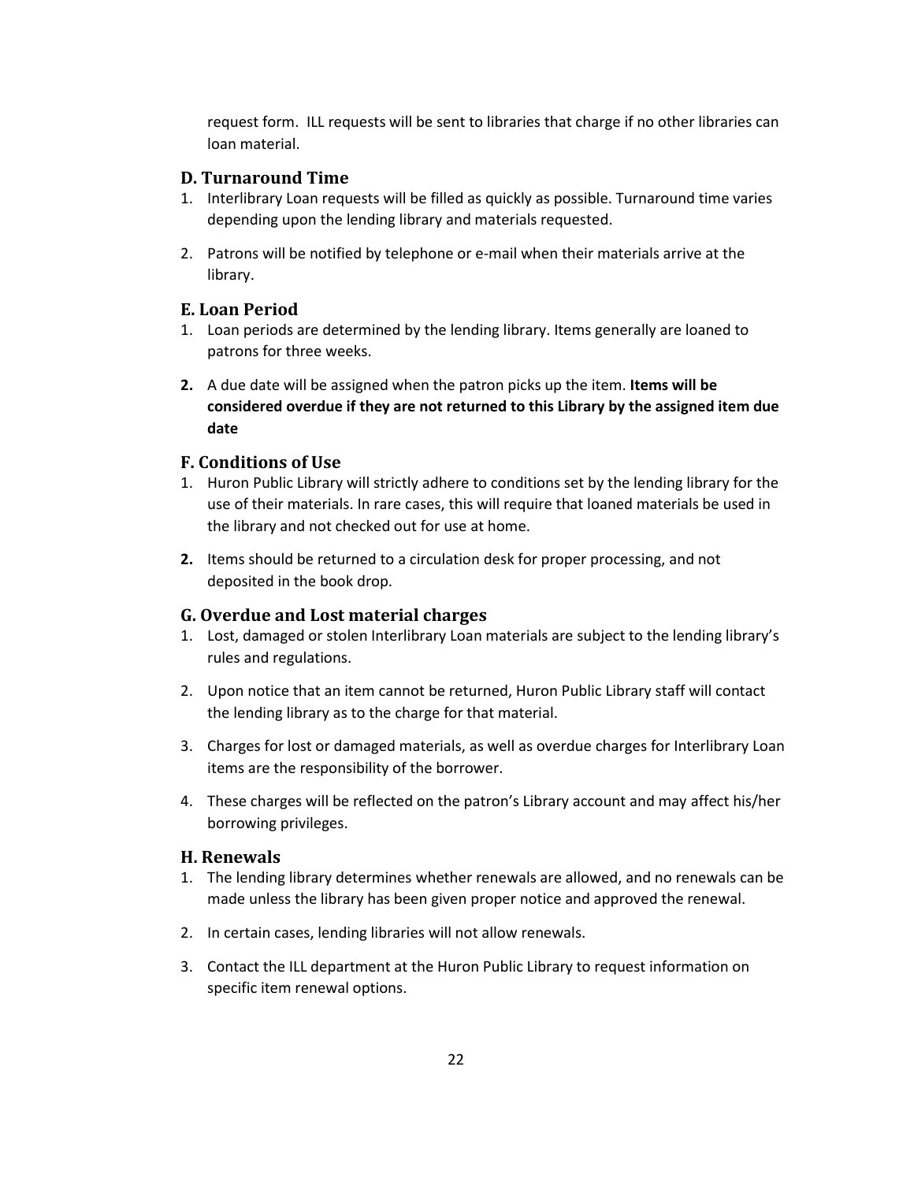request form. ILL requests will be sent to libraries that charge if no other libraries can loan material.

### D. Turnaround Time

1. Interlibrary Loan requests will be filled as quickly as possible. Turnaround time varies depending upon the lending library and materials requested.
2. Patrons will be notified by telephone or e-mail when their materials arrive at the library.

### E. Loan Period

1. Loan periods are determined by the lending library. Items generally are loaned to patrons for three weeks.
2. A due date will be assigned when the patron picks up the item. **Items will be considered overdue if they are not returned to this Library by the assigned item due date**

### F. Conditions of Use

1. Huron Public Library will strictly adhere to conditions set by the lending library for the use of their materials. In rare cases, this will require that loaned materials be used in the library and not checked out for use at home.
2. Items should be returned to a circulation desk for proper processing, and not deposited in the book drop.

### G. Overdue and Lost material charges

1. Lost, damaged or stolen Interlibrary Loan materials are subject to the lending library's rules and regulations.
2. Upon notice that an item cannot be returned, Huron Public Library staff will contact the lending library as to the charge for that material.
3. Charges for lost or damaged materials, as well as overdue charges for Interlibrary Loan items are the responsibility of the borrower.
4. These charges will be reflected on the patron's Library account and may affect his/her borrowing privileges.

### H. Renewals

1. The lending library determines whether renewals are allowed, and no renewals can be made unless the library has been given proper notice and approved the renewal.
2. In certain cases, lending libraries will not allow renewals.
3. Contact the ILL department at the Huron Public Library to request information on specific item renewal options.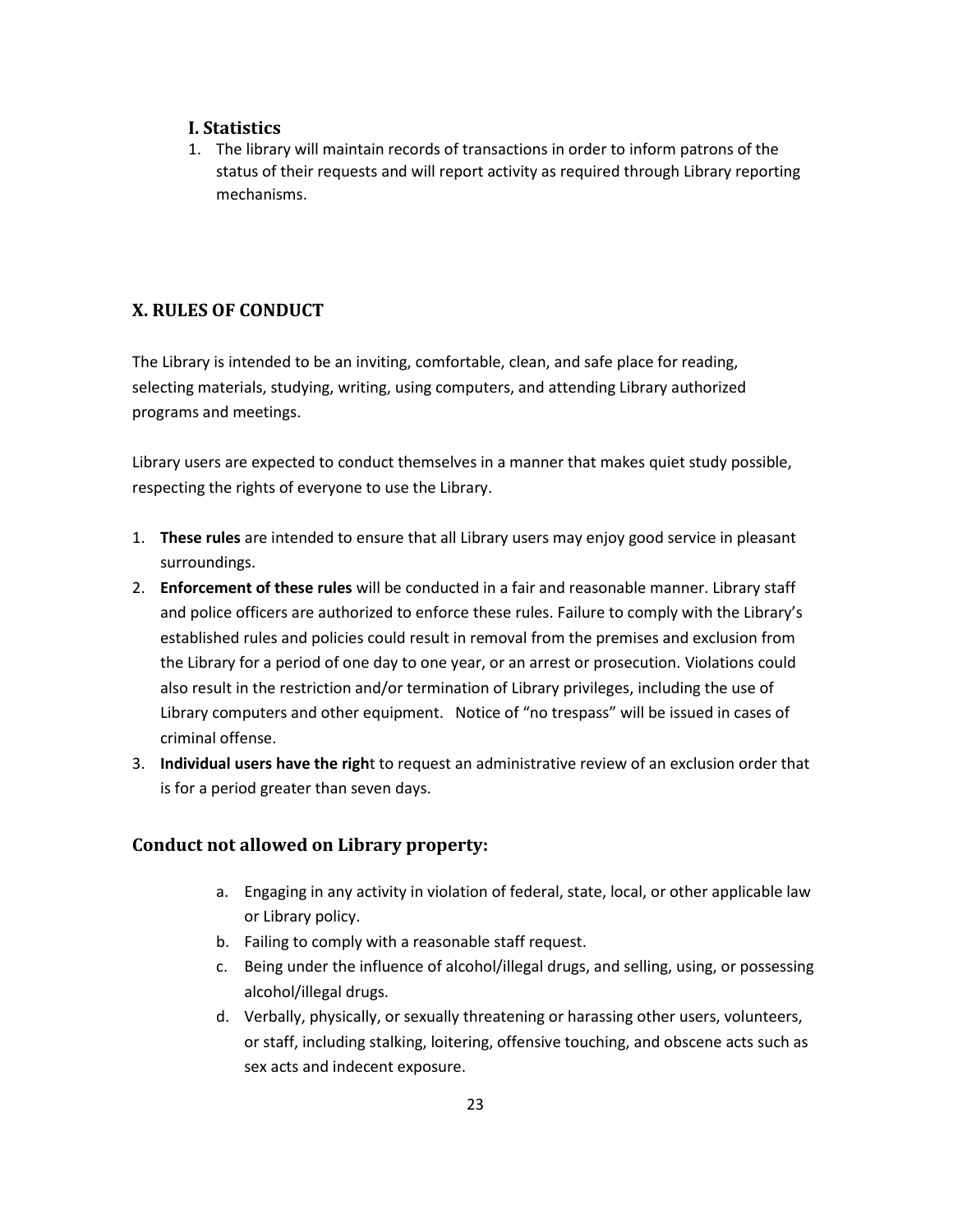### I. Statistics

1. The library will maintain records of transactions in order to inform patrons of the status of their requests and will report activity as required through Library reporting mechanisms.

## X. RULES OF CONDUCT

The Library is intended to be an inviting, comfortable, clean, and safe place for reading, selecting materials, studying, writing, using computers, and attending Library authorized programs and meetings.

Library users are expected to conduct themselves in a manner that makes quiet study possible, respecting the rights of everyone to use the Library.

1. **These rules** are intended to ensure that all Library users may enjoy good service in pleasant surroundings.
2. **Enforcement of these rules** will be conducted in a fair and reasonable manner. Library staff and police officers are authorized to enforce these rules. Failure to comply with the Library's established rules and policies could result in removal from the premises and exclusion from the Library for a period of one day to one year, or an arrest or prosecution. Violations could also result in the restriction and/or termination of Library privileges, including the use of Library computers and other equipment. Notice of "no trespass" will be issued in cases of criminal offense.
3. **Individual users have the righ**t to request an administrative review of an exclusion order that is for a period greater than seven days.

### Conduct not allowed on Library property:

a. Engaging in any activity in violation of federal, state, local, or other applicable law or Library policy.
b. Failing to comply with a reasonable staff request.
c. Being under the influence of alcohol/illegal drugs, and selling, using, or possessing alcohol/illegal drugs.
d. Verbally, physically, or sexually threatening or harassing other users, volunteers, or staff, including stalking, loitering, offensive touching, and obscene acts such as sex acts and indecent exposure.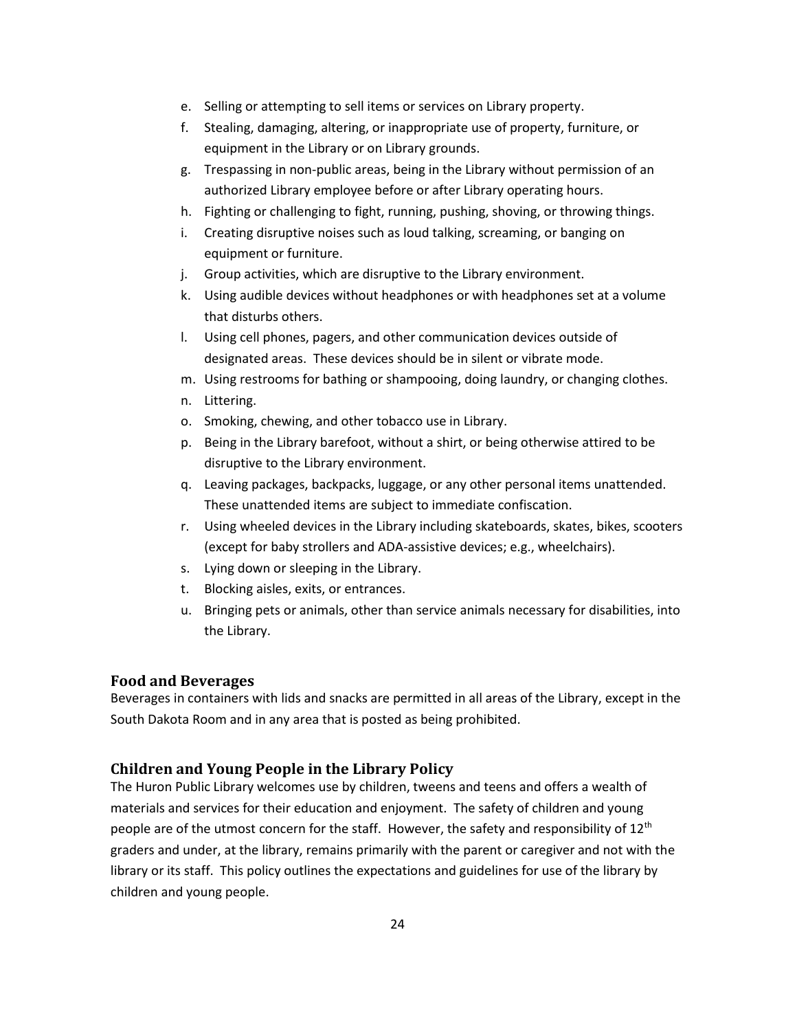e. Selling or attempting to sell items or services on Library property.
f. Stealing, damaging, altering, or inappropriate use of property, furniture, or equipment in the Library or on Library grounds.
g. Trespassing in non-public areas, being in the Library without permission of an authorized Library employee before or after Library operating hours.
h. Fighting or challenging to fight, running, pushing, shoving, or throwing things.
i. Creating disruptive noises such as loud talking, screaming, or banging on equipment or furniture.
j. Group activities, which are disruptive to the Library environment.
k. Using audible devices without headphones or with headphones set at a volume that disturbs others.
l. Using cell phones, pagers, and other communication devices outside of designated areas. These devices should be in silent or vibrate mode.
m. Using restrooms for bathing or shampooing, doing laundry, or changing clothes.
n. Littering.
o. Smoking, chewing, and other tobacco use in Library.
p. Being in the Library barefoot, without a shirt, or being otherwise attired to be disruptive to the Library environment.
q. Leaving packages, backpacks, luggage, or any other personal items unattended. These unattended items are subject to immediate confiscation.
r. Using wheeled devices in the Library including skateboards, skates, bikes, scooters (except for baby strollers and ADA-assistive devices; e.g., wheelchairs).
s. Lying down or sleeping in the Library.
t. Blocking aisles, exits, or entrances.
u. Bringing pets or animals, other than service animals necessary for disabilities, into the Library.

### Food and Beverages

Beverages in containers with lids and snacks are permitted in all areas of the Library, except in the South Dakota Room and in any area that is posted as being prohibited.

### Children and Young People in the Library Policy

The Huron Public Library welcomes use by children, tweens and teens and offers a wealth of materials and services for their education and enjoyment. The safety of children and young people are of the utmost concern for the staff. However, the safety and responsibility of 12th graders and under, at the library, remains primarily with the parent or caregiver and not with the library or its staff. This policy outlines the expectations and guidelines for use of the library by children and young people.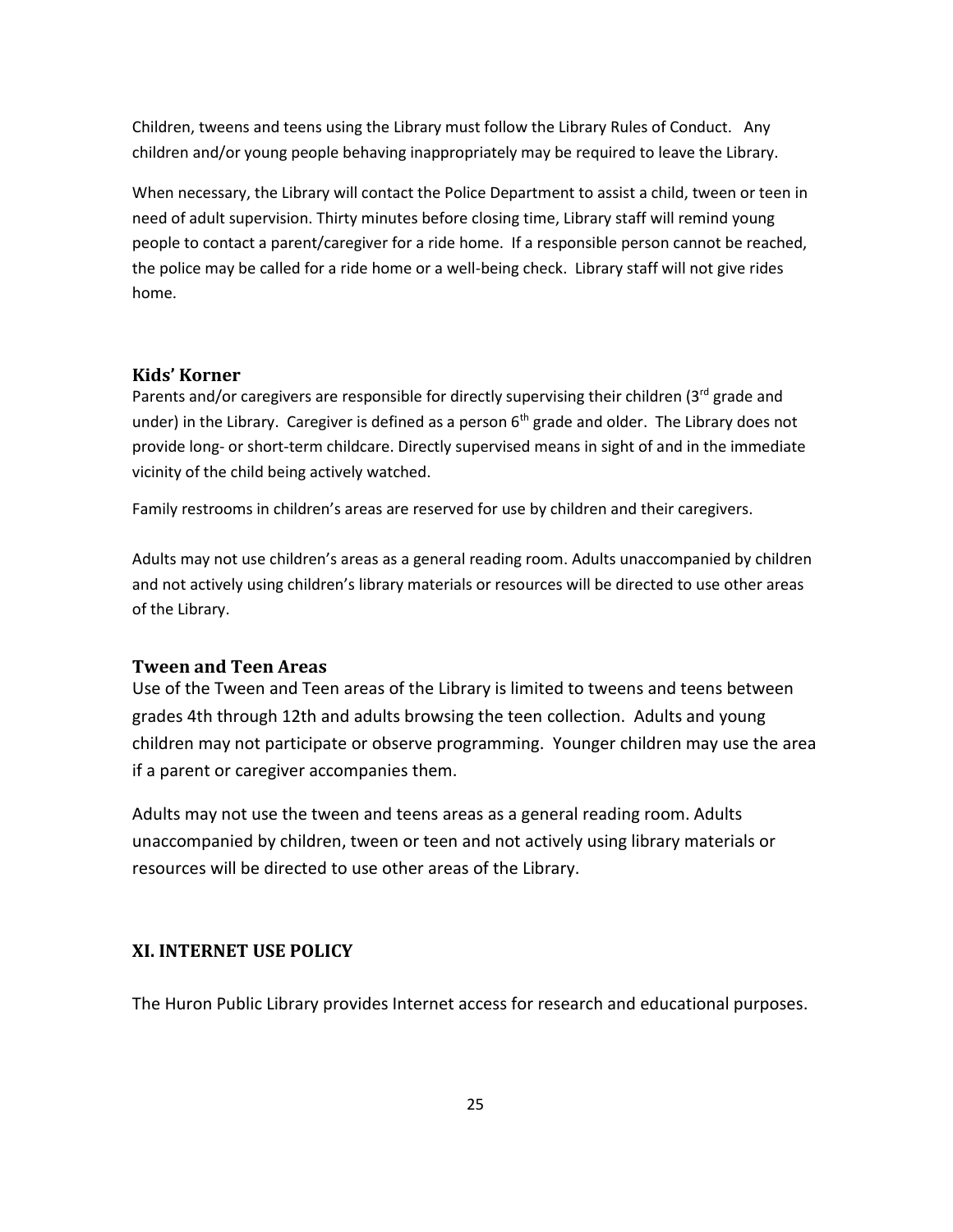Children, tweens and teens using the Library must follow the Library Rules of Conduct. Any children and/or young people behaving inappropriately may be required to leave the Library.

When necessary, the Library will contact the Police Department to assist a child, tween or teen in need of adult supervision. Thirty minutes before closing time, Library staff will remind young people to contact a parent/caregiver for a ride home. If a responsible person cannot be reached, the police may be called for a ride home or a well-being check. Library staff will not give rides home.

### Kids' Korner

Parents and/or caregivers are responsible for directly supervising their children (3rd grade and under) in the Library. Caregiver is defined as a person 6th grade and older. The Library does not provide long- or short-term childcare. Directly supervised means in sight of and in the immediate vicinity of the child being actively watched.

Family restrooms in children's areas are reserved for use by children and their caregivers.

Adults may not use children's areas as a general reading room. Adults unaccompanied by children and not actively using children's library materials or resources will be directed to use other areas of the Library.

### Tween and Teen Areas

Use of the Tween and Teen areas of the Library is limited to tweens and teens between grades 4th through 12th and adults browsing the teen collection. Adults and young children may not participate or observe programming. Younger children may use the area if a parent or caregiver accompanies them.

Adults may not use the tween and teens areas as a general reading room. Adults unaccompanied by children, tween or teen and not actively using library materials or resources will be directed to use other areas of the Library.

## XI. INTERNET USE POLICY

The Huron Public Library provides Internet access for research and educational purposes.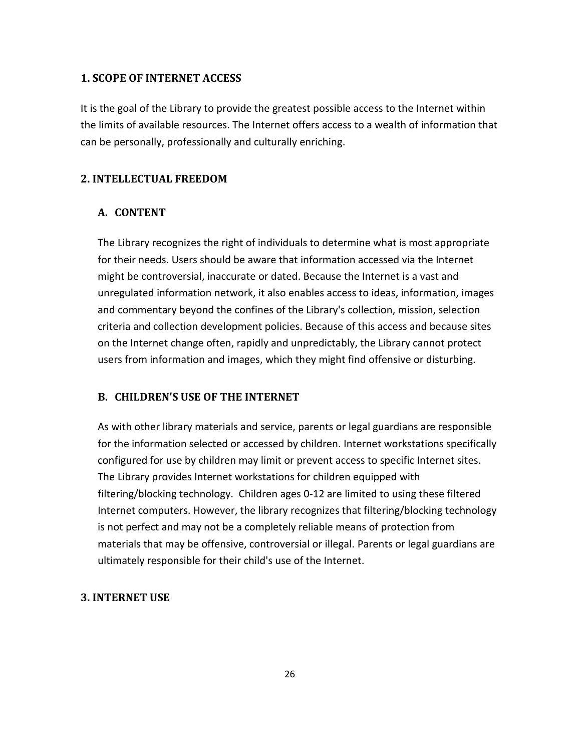## 1. SCOPE OF INTERNET ACCESS

It is the goal of the Library to provide the greatest possible access to the Internet within the limits of available resources. The Internet offers access to a wealth of information that can be personally, professionally and culturally enriching.

## 2. INTELLECTUAL FREEDOM

### A. CONTENT

The Library recognizes the right of individuals to determine what is most appropriate for their needs. Users should be aware that information accessed via the Internet might be controversial, inaccurate or dated. Because the Internet is a vast and unregulated information network, it also enables access to ideas, information, images and commentary beyond the confines of the Library's collection, mission, selection criteria and collection development policies. Because of this access and because sites on the Internet change often, rapidly and unpredictably, the Library cannot protect users from information and images, which they might find offensive or disturbing.

### B. CHILDREN'S USE OF THE INTERNET

As with other library materials and service, parents or legal guardians are responsible for the information selected or accessed by children. Internet workstations specifically configured for use by children may limit or prevent access to specific Internet sites. The Library provides Internet workstations for children equipped with filtering/blocking technology. Children ages 0-12 are limited to using these filtered Internet computers. However, the library recognizes that filtering/blocking technology is not perfect and may not be a completely reliable means of protection from materials that may be offensive, controversial or illegal. Parents or legal guardians are ultimately responsible for their child's use of the Internet.

## 3. INTERNET USE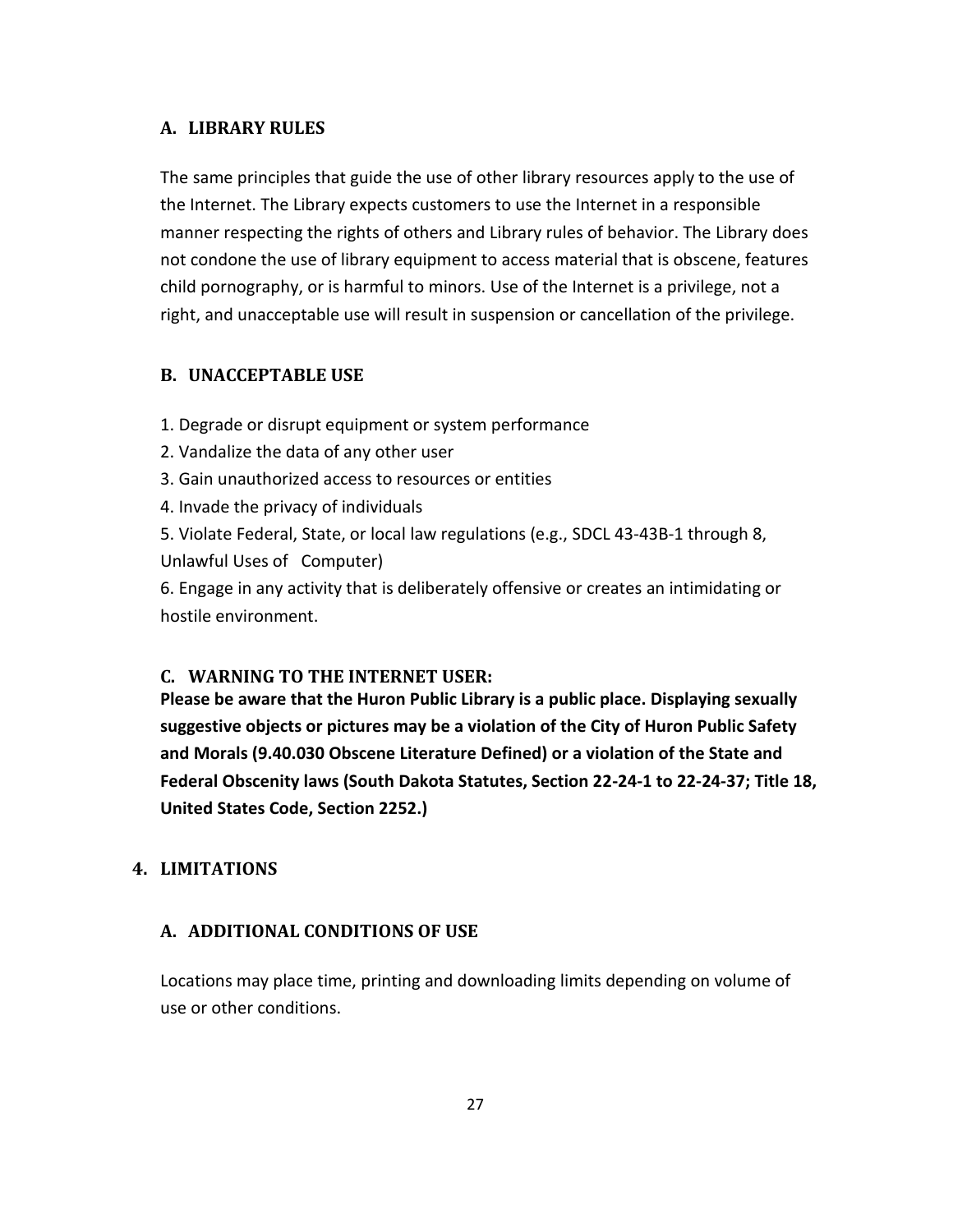### A. LIBRARY RULES

The same principles that guide the use of other library resources apply to the use of the Internet. The Library expects customers to use the Internet in a responsible manner respecting the rights of others and Library rules of behavior. The Library does not condone the use of library equipment to access material that is obscene, features child pornography, or is harmful to minors. Use of the Internet is a privilege, not a right, and unacceptable use will result in suspension or cancellation of the privilege.

### B. UNACCEPTABLE USE

1. Degrade or disrupt equipment or system performance
2. Vandalize the data of any other user
3. Gain unauthorized access to resources or entities
4. Invade the privacy of individuals
5. Violate Federal, State, or local law regulations (e.g., SDCL 43-43B-1 through 8, Unlawful Uses of Computer)
6. Engage in any activity that is deliberately offensive or creates an intimidating or hostile environment.

### C. WARNING TO THE INTERNET USER:

**Please be aware that the Huron Public Library is a public place. Displaying sexually suggestive objects or pictures may be a violation of the City of Huron Public Safety and Morals (9.40.030 Obscene Literature Defined) or a violation of the State and Federal Obscenity laws (South Dakota Statutes, Section 22-24-1 to 22-24-37; Title 18, United States Code, Section 2252.)**

## 4. LIMITATIONS

### A. ADDITIONAL CONDITIONS OF USE

Locations may place time, printing and downloading limits depending on volume of use or other conditions.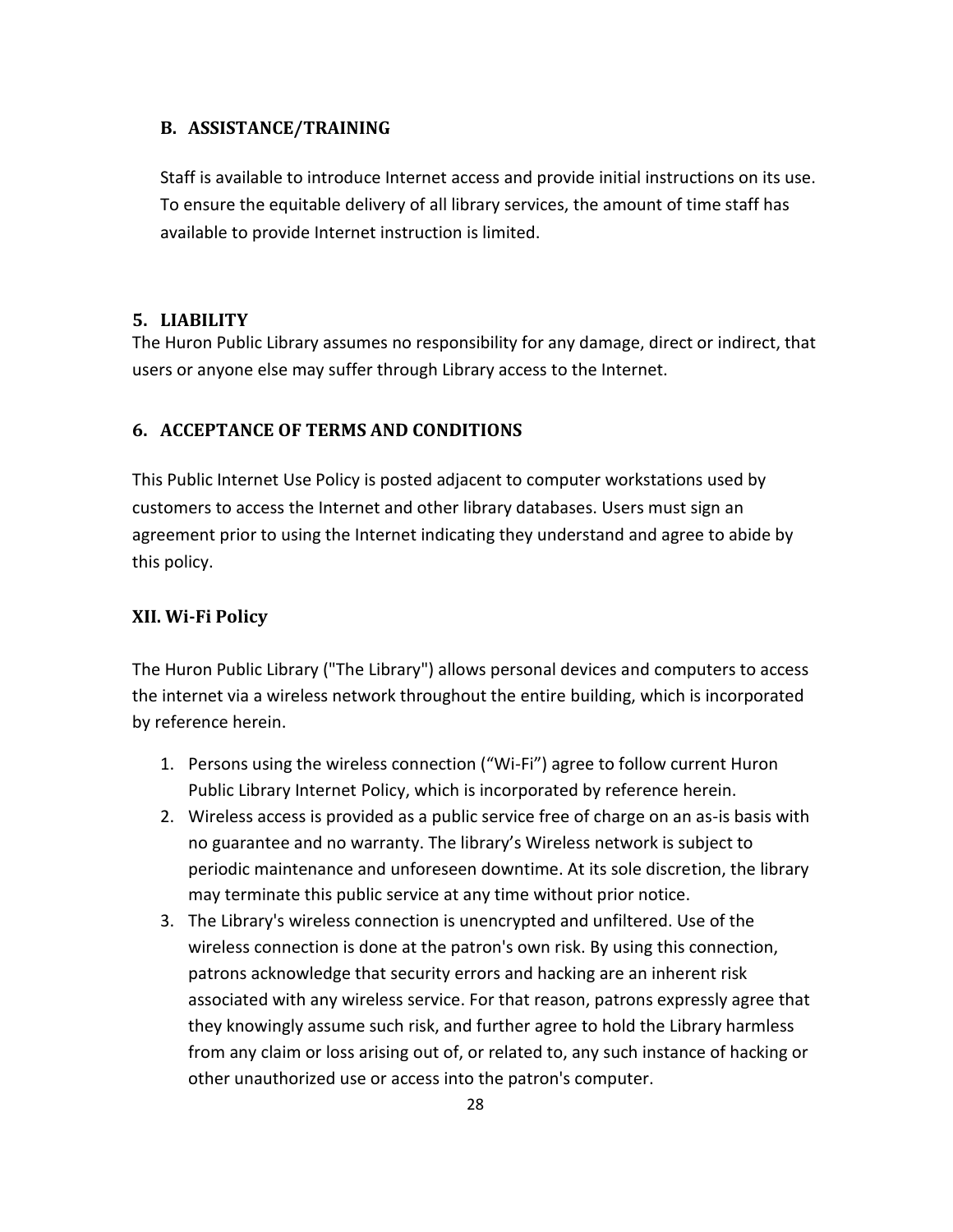### B. ASSISTANCE/TRAINING

Staff is available to introduce Internet access and provide initial instructions on its use. To ensure the equitable delivery of all library services, the amount of time staff has available to provide Internet instruction is limited.

## 5. LIABILITY

The Huron Public Library assumes no responsibility for any damage, direct or indirect, that users or anyone else may suffer through Library access to the Internet.

## 6. ACCEPTANCE OF TERMS AND CONDITIONS

This Public Internet Use Policy is posted adjacent to computer workstations used by customers to access the Internet and other library databases. Users must sign an agreement prior to using the Internet indicating they understand and agree to abide by this policy.

## XII. Wi-Fi Policy

The Huron Public Library ("The Library") allows personal devices and computers to access the internet via a wireless network throughout the entire building, which is incorporated by reference herein.

1. Persons using the wireless connection ("Wi-Fi") agree to follow current Huron Public Library Internet Policy, which is incorporated by reference herein.
2. Wireless access is provided as a public service free of charge on an as-is basis with no guarantee and no warranty. The library's Wireless network is subject to periodic maintenance and unforeseen downtime. At its sole discretion, the library may terminate this public service at any time without prior notice.
3. The Library's wireless connection is unencrypted and unfiltered. Use of the wireless connection is done at the patron's own risk. By using this connection, patrons acknowledge that security errors and hacking are an inherent risk associated with any wireless service. For that reason, patrons expressly agree that they knowingly assume such risk, and further agree to hold the Library harmless from any claim or loss arising out of, or related to, any such instance of hacking or other unauthorized use or access into the patron's computer.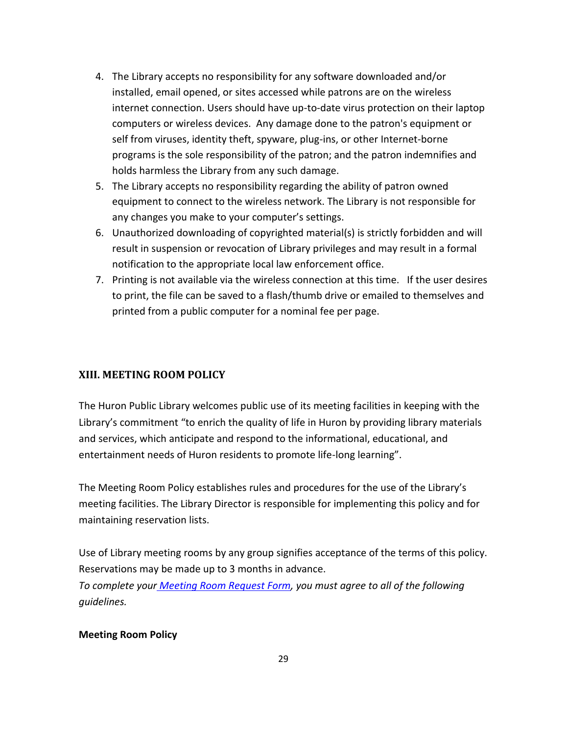4. The Library accepts no responsibility for any software downloaded and/or installed, email opened, or sites accessed while patrons are on the wireless internet connection. Users should have up-to-date virus protection on their laptop computers or wireless devices. Any damage done to the patron's equipment or self from viruses, identity theft, spyware, plug-ins, or other Internet-borne programs is the sole responsibility of the patron; and the patron indemnifies and holds harmless the Library from any such damage.
5. The Library accepts no responsibility regarding the ability of patron owned equipment to connect to the wireless network. The Library is not responsible for any changes you make to your computer's settings.
6. Unauthorized downloading of copyrighted material(s) is strictly forbidden and will result in suspension or revocation of Library privileges and may result in a formal notification to the appropriate local law enforcement office.
7. Printing is not available via the wireless connection at this time. If the user desires to print, the file can be saved to a flash/thumb drive or emailed to themselves and printed from a public computer for a nominal fee per page.

## XIII. MEETING ROOM POLICY

The Huron Public Library welcomes public use of its meeting facilities in keeping with the Library's commitment "to enrich the quality of life in Huron by providing library materials and services, which anticipate and respond to the informational, educational, and entertainment needs of Huron residents to promote life-long learning".

The Meeting Room Policy establishes rules and procedures for the use of the Library's meeting facilities. The Library Director is responsible for implementing this policy and for maintaining reservation lists.

Use of Library meeting rooms by any group signifies acceptance of the terms of this policy. Reservations may be made up to 3 months in advance.

*To complete your Meeting Room Request Form, you must agree to all of the following guidelines.*

**Meeting Room Policy**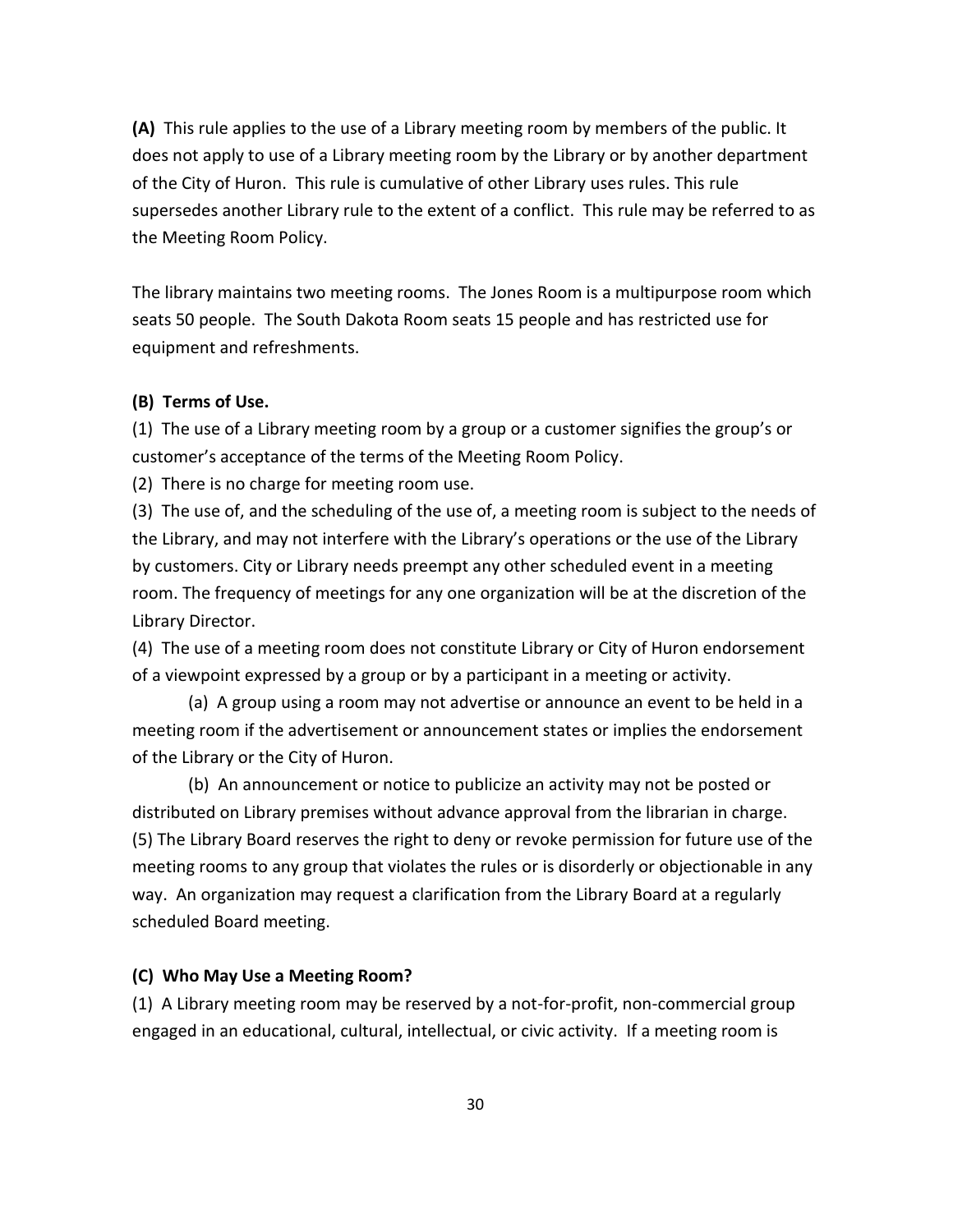**(A)** This rule applies to the use of a Library meeting room by members of the public. It does not apply to use of a Library meeting room by the Library or by another department of the City of Huron. This rule is cumulative of other Library uses rules. This rule supersedes another Library rule to the extent of a conflict. This rule may be referred to as the Meeting Room Policy.

The library maintains two meeting rooms. The Jones Room is a multipurpose room which seats 50 people. The South Dakota Room seats 15 people and has restricted use for equipment and refreshments.

**(B) Terms of Use.**

(1) The use of a Library meeting room by a group or a customer signifies the group's or customer's acceptance of the terms of the Meeting Room Policy.

(2) There is no charge for meeting room use.

(3) The use of, and the scheduling of the use of, a meeting room is subject to the needs of the Library, and may not interfere with the Library's operations or the use of the Library by customers. City or Library needs preempt any other scheduled event in a meeting room. The frequency of meetings for any one organization will be at the discretion of the Library Director.

(4) The use of a meeting room does not constitute Library or City of Huron endorsement of a viewpoint expressed by a group or by a participant in a meeting or activity.

(a) A group using a room may not advertise or announce an event to be held in a meeting room if the advertisement or announcement states or implies the endorsement of the Library or the City of Huron.

(b) An announcement or notice to publicize an activity may not be posted or distributed on Library premises without advance approval from the librarian in charge.

(5) The Library Board reserves the right to deny or revoke permission for future use of the meeting rooms to any group that violates the rules or is disorderly or objectionable in any way. An organization may request a clarification from the Library Board at a regularly scheduled Board meeting.

**(C) Who May Use a Meeting Room?**

(1) A Library meeting room may be reserved by a not-for-profit, non-commercial group engaged in an educational, cultural, intellectual, or civic activity. If a meeting room is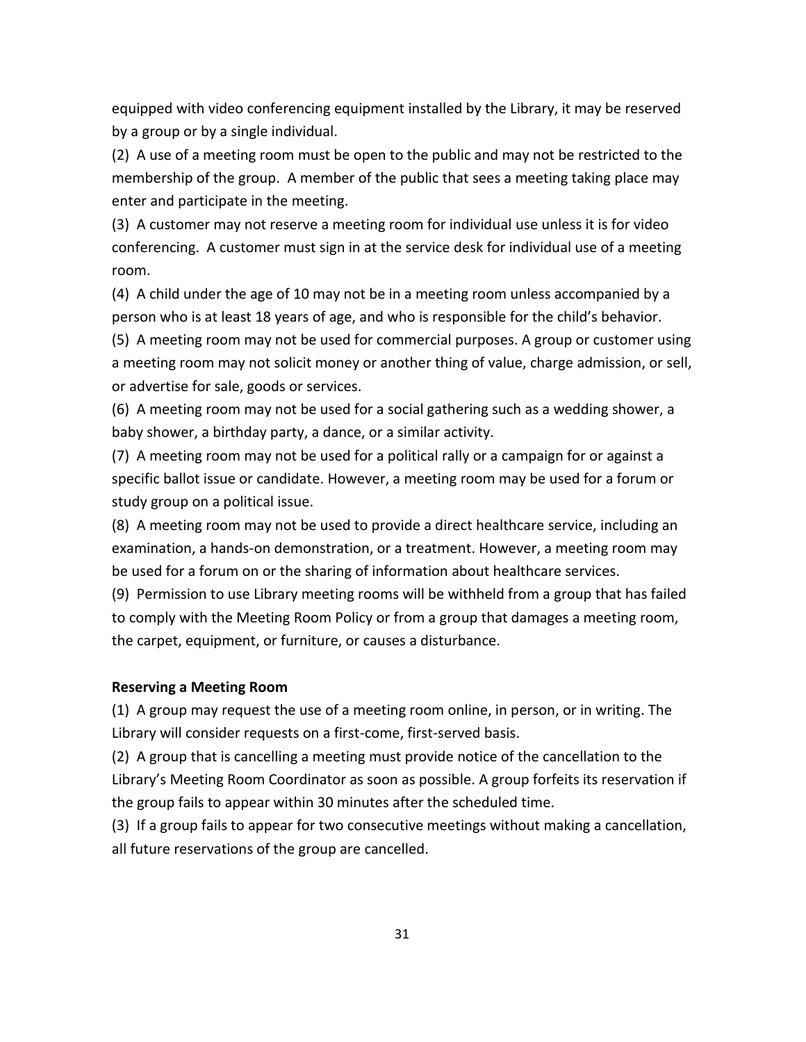equipped with video conferencing equipment installed by the Library, it may be reserved by a group or by a single individual.

(2) A use of a meeting room must be open to the public and may not be restricted to the membership of the group. A member of the public that sees a meeting taking place may enter and participate in the meeting.

(3) A customer may not reserve a meeting room for individual use unless it is for video conferencing. A customer must sign in at the service desk for individual use of a meeting room.

(4) A child under the age of 10 may not be in a meeting room unless accompanied by a person who is at least 18 years of age, and who is responsible for the child's behavior.

(5) A meeting room may not be used for commercial purposes. A group or customer using a meeting room may not solicit money or another thing of value, charge admission, or sell, or advertise for sale, goods or services.

(6) A meeting room may not be used for a social gathering such as a wedding shower, a baby shower, a birthday party, a dance, or a similar activity.

(7) A meeting room may not be used for a political rally or a campaign for or against a specific ballot issue or candidate. However, a meeting room may be used for a forum or study group on a political issue.

(8) A meeting room may not be used to provide a direct healthcare service, including an examination, a hands-on demonstration, or a treatment. However, a meeting room may be used for a forum on or the sharing of information about healthcare services.

(9) Permission to use Library meeting rooms will be withheld from a group that has failed to comply with the Meeting Room Policy or from a group that damages a meeting room, the carpet, equipment, or furniture, or causes a disturbance.

**Reserving a Meeting Room**

(1) A group may request the use of a meeting room online, in person, or in writing. The Library will consider requests on a first-come, first-served basis.

(2) A group that is cancelling a meeting must provide notice of the cancellation to the Library's Meeting Room Coordinator as soon as possible. A group forfeits its reservation if the group fails to appear within 30 minutes after the scheduled time.

(3) If a group fails to appear for two consecutive meetings without making a cancellation, all future reservations of the group are cancelled.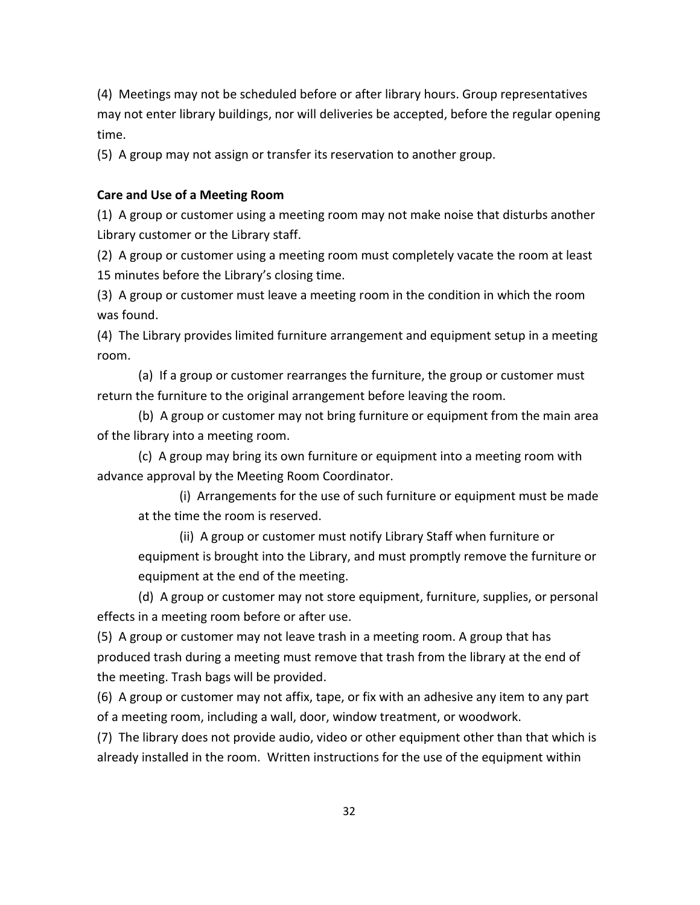(4) Meetings may not be scheduled before or after library hours. Group representatives may not enter library buildings, nor will deliveries be accepted, before the regular opening time.

(5) A group may not assign or transfer its reservation to another group.

**Care and Use of a Meeting Room**

(1) A group or customer using a meeting room may not make noise that disturbs another Library customer or the Library staff.

(2) A group or customer using a meeting room must completely vacate the room at least 15 minutes before the Library's closing time.

(3) A group or customer must leave a meeting room in the condition in which the room was found.

(4) The Library provides limited furniture arrangement and equipment setup in a meeting room.

(a) If a group or customer rearranges the furniture, the group or customer must return the furniture to the original arrangement before leaving the room.

(b) A group or customer may not bring furniture or equipment from the main area of the library into a meeting room.

(c) A group may bring its own furniture or equipment into a meeting room with advance approval by the Meeting Room Coordinator.

(i) Arrangements for the use of such furniture or equipment must be made at the time the room is reserved.

(ii) A group or customer must notify Library Staff when furniture or equipment is brought into the Library, and must promptly remove the furniture or equipment at the end of the meeting.

(d) A group or customer may not store equipment, furniture, supplies, or personal effects in a meeting room before or after use.

(5) A group or customer may not leave trash in a meeting room. A group that has produced trash during a meeting must remove that trash from the library at the end of the meeting. Trash bags will be provided.

(6) A group or customer may not affix, tape, or fix with an adhesive any item to any part of a meeting room, including a wall, door, window treatment, or woodwork.

(7) The library does not provide audio, video or other equipment other than that which is already installed in the room. Written instructions for the use of the equipment within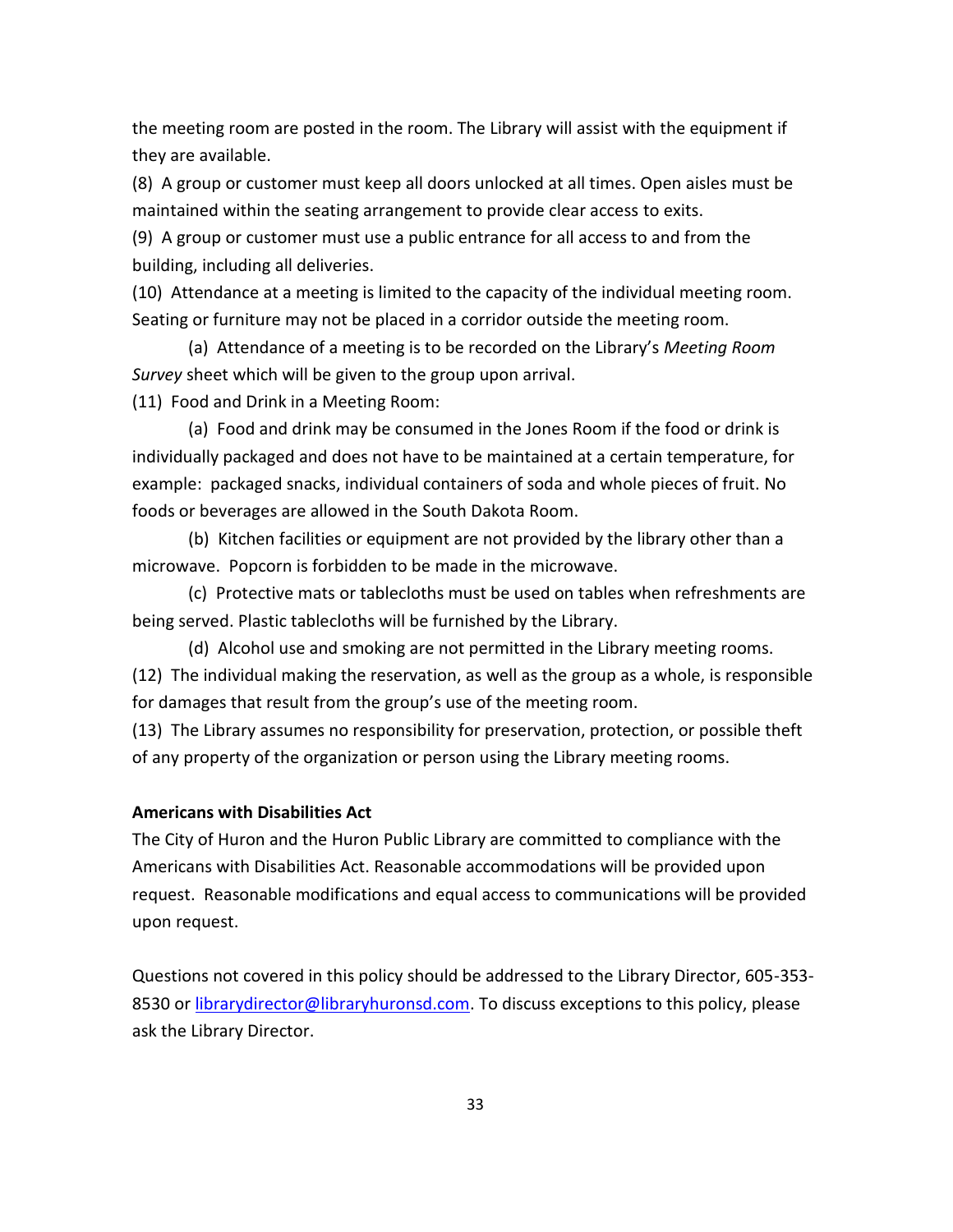the meeting room are posted in the room. The Library will assist with the equipment if they are available.

(8) A group or customer must keep all doors unlocked at all times. Open aisles must be maintained within the seating arrangement to provide clear access to exits.

(9) A group or customer must use a public entrance for all access to and from the building, including all deliveries.

(10) Attendance at a meeting is limited to the capacity of the individual meeting room. Seating or furniture may not be placed in a corridor outside the meeting room.

(a) Attendance of a meeting is to be recorded on the Library's *Meeting Room Survey* sheet which will be given to the group upon arrival.

(11) Food and Drink in a Meeting Room:

(a) Food and drink may be consumed in the Jones Room if the food or drink is individually packaged and does not have to be maintained at a certain temperature, for example: packaged snacks, individual containers of soda and whole pieces of fruit. No foods or beverages are allowed in the South Dakota Room.

(b) Kitchen facilities or equipment are not provided by the library other than a microwave. Popcorn is forbidden to be made in the microwave.

(c) Protective mats or tablecloths must be used on tables when refreshments are being served. Plastic tablecloths will be furnished by the Library.

(d) Alcohol use and smoking are not permitted in the Library meeting rooms.

(12) The individual making the reservation, as well as the group as a whole, is responsible for damages that result from the group's use of the meeting room.

(13) The Library assumes no responsibility for preservation, protection, or possible theft of any property of the organization or person using the Library meeting rooms.

**Americans with Disabilities Act**

The City of Huron and the Huron Public Library are committed to compliance with the Americans with Disabilities Act. Reasonable accommodations will be provided upon request. Reasonable modifications and equal access to communications will be provided upon request.

Questions not covered in this policy should be addressed to the Library Director, 605-353-8530 or librarydirector@libraryhuronsd.com. To discuss exceptions to this policy, please ask the Library Director.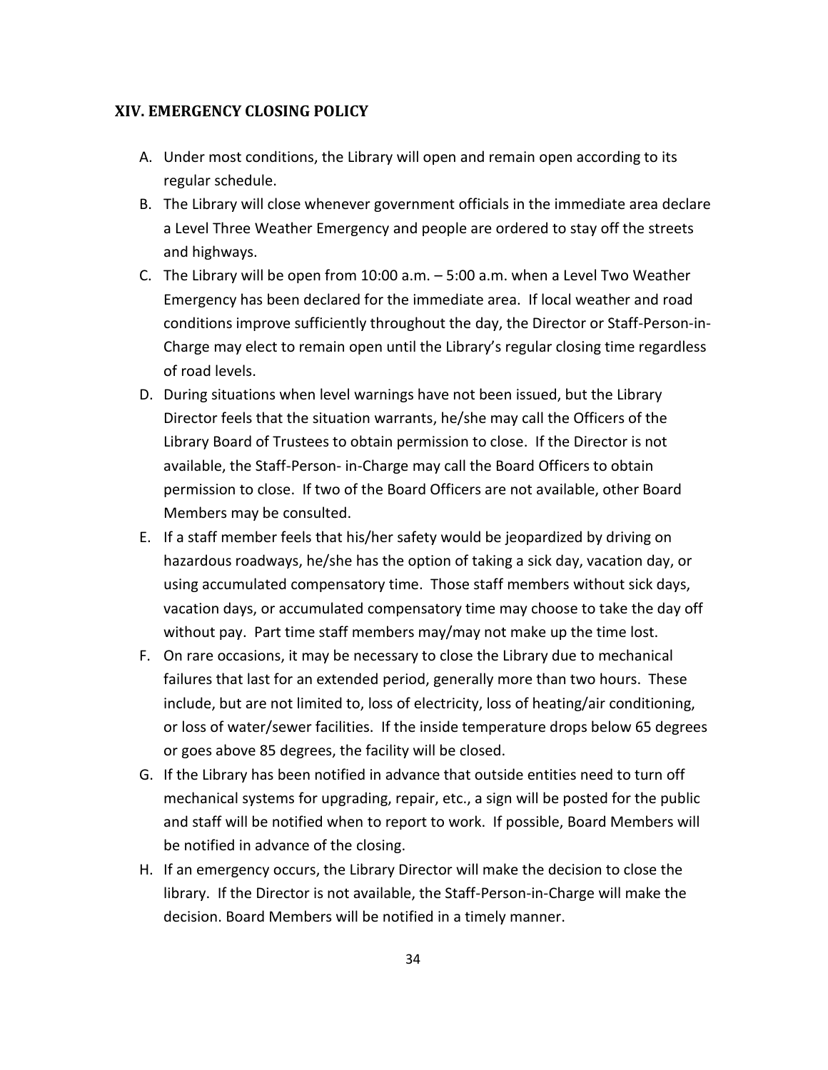## XIV. EMERGENCY CLOSING POLICY

A. Under most conditions, the Library will open and remain open according to its regular schedule.

B. The Library will close whenever government officials in the immediate area declare a Level Three Weather Emergency and people are ordered to stay off the streets and highways.

C. The Library will be open from 10:00 a.m. – 5:00 a.m. when a Level Two Weather Emergency has been declared for the immediate area. If local weather and road conditions improve sufficiently throughout the day, the Director or Staff-Person-in-Charge may elect to remain open until the Library's regular closing time regardless of road levels.

D. During situations when level warnings have not been issued, but the Library Director feels that the situation warrants, he/she may call the Officers of the Library Board of Trustees to obtain permission to close. If the Director is not available, the Staff-Person- in-Charge may call the Board Officers to obtain permission to close. If two of the Board Officers are not available, other Board Members may be consulted.

E. If a staff member feels that his/her safety would be jeopardized by driving on hazardous roadways, he/she has the option of taking a sick day, vacation day, or using accumulated compensatory time. Those staff members without sick days, vacation days, or accumulated compensatory time may choose to take the day off without pay. Part time staff members may/may not make up the time lost.

F. On rare occasions, it may be necessary to close the Library due to mechanical failures that last for an extended period, generally more than two hours. These include, but are not limited to, loss of electricity, loss of heating/air conditioning, or loss of water/sewer facilities. If the inside temperature drops below 65 degrees or goes above 85 degrees, the facility will be closed.

G. If the Library has been notified in advance that outside entities need to turn off mechanical systems for upgrading, repair, etc., a sign will be posted for the public and staff will be notified when to report to work. If possible, Board Members will be notified in advance of the closing.

H. If an emergency occurs, the Library Director will make the decision to close the library. If the Director is not available, the Staff-Person-in-Charge will make the decision. Board Members will be notified in a timely manner.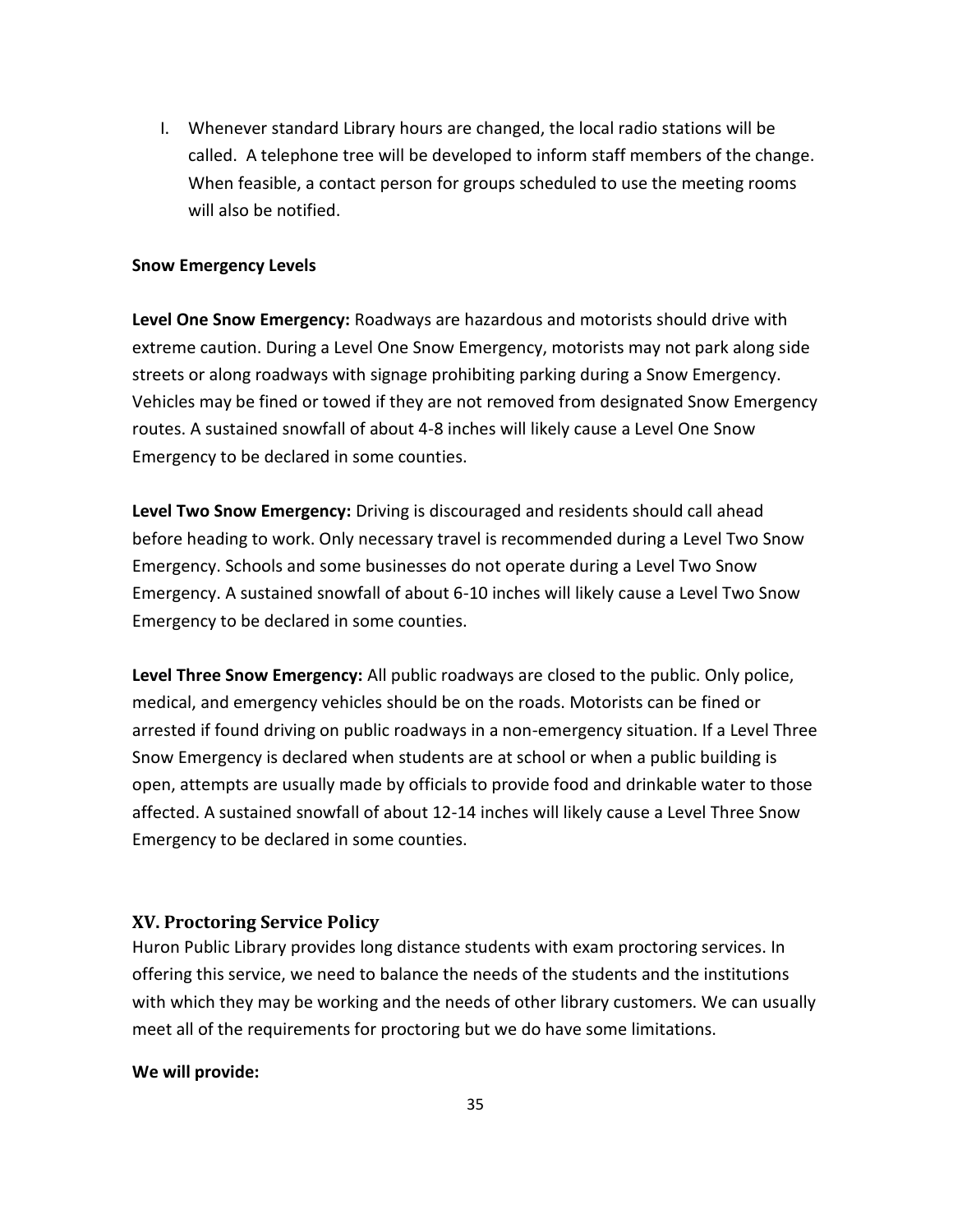I. Whenever standard Library hours are changed, the local radio stations will be called. A telephone tree will be developed to inform staff members of the change. When feasible, a contact person for groups scheduled to use the meeting rooms will also be notified.

**Snow Emergency Levels**

**Level One Snow Emergency:** Roadways are hazardous and motorists should drive with extreme caution. During a Level One Snow Emergency, motorists may not park along side streets or along roadways with signage prohibiting parking during a Snow Emergency. Vehicles may be fined or towed if they are not removed from designated Snow Emergency routes. A sustained snowfall of about 4-8 inches will likely cause a Level One Snow Emergency to be declared in some counties.

**Level Two Snow Emergency:** Driving is discouraged and residents should call ahead before heading to work. Only necessary travel is recommended during a Level Two Snow Emergency. Schools and some businesses do not operate during a Level Two Snow Emergency. A sustained snowfall of about 6-10 inches will likely cause a Level Two Snow Emergency to be declared in some counties.

**Level Three Snow Emergency:** All public roadways are closed to the public. Only police, medical, and emergency vehicles should be on the roads. Motorists can be fined or arrested if found driving on public roadways in a non-emergency situation. If a Level Three Snow Emergency is declared when students are at school or when a public building is open, attempts are usually made by officials to provide food and drinkable water to those affected. A sustained snowfall of about 12-14 inches will likely cause a Level Three Snow Emergency to be declared in some counties.

## XV. Proctoring Service Policy

Huron Public Library provides long distance students with exam proctoring services. In offering this service, we need to balance the needs of the students and the institutions with which they may be working and the needs of other library customers. We can usually meet all of the requirements for proctoring but we do have some limitations.

**We will provide:**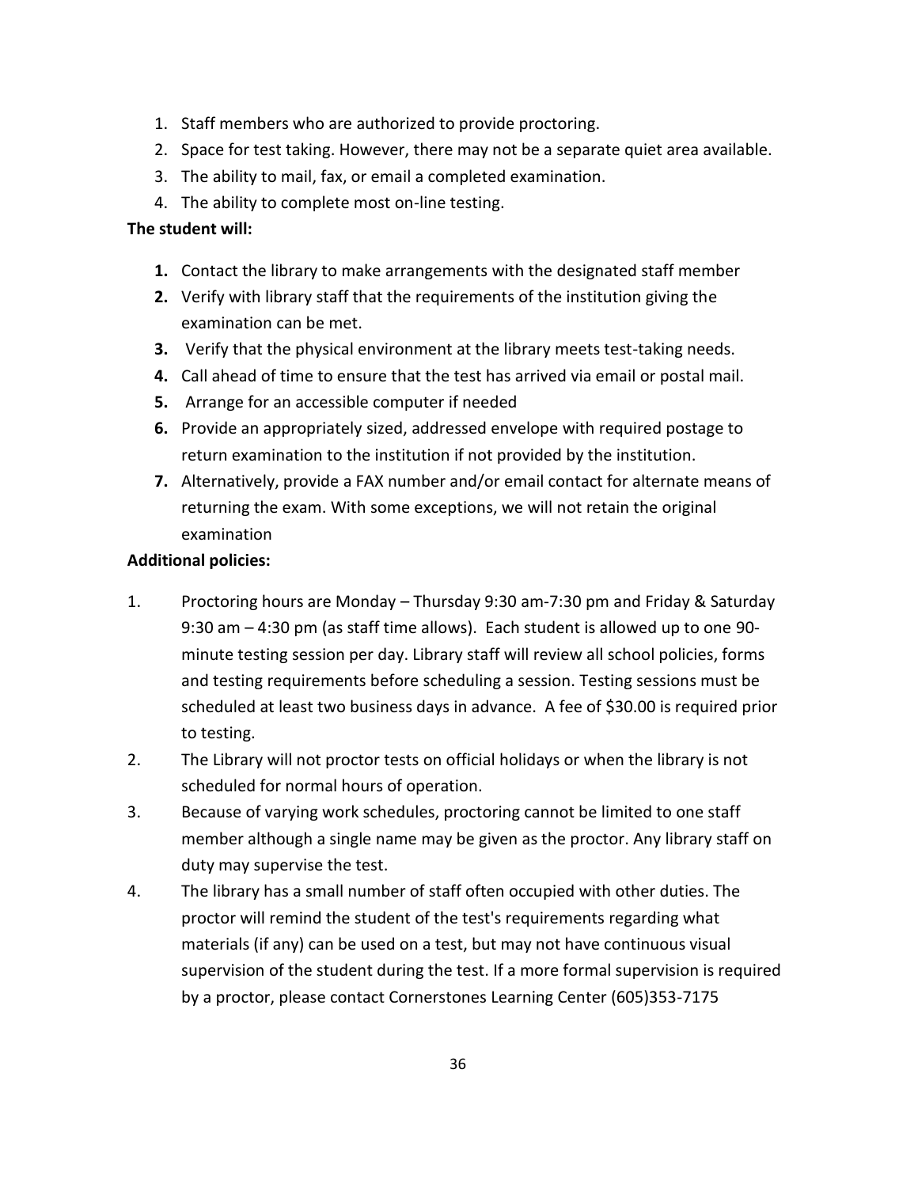1. Staff members who are authorized to provide proctoring.
2. Space for test taking. However, there may not be a separate quiet area available.
3. The ability to mail, fax, or email a completed examination.
4. The ability to complete most on-line testing.

**The student will:**

1. Contact the library to make arrangements with the designated staff member
2. Verify with library staff that the requirements of the institution giving the examination can be met.
3. Verify that the physical environment at the library meets test-taking needs.
4. Call ahead of time to ensure that the test has arrived via email or postal mail.
5. Arrange for an accessible computer if needed
6. Provide an appropriately sized, addressed envelope with required postage to return examination to the institution if not provided by the institution.
7. Alternatively, provide a FAX number and/or email contact for alternate means of returning the exam. With some exceptions, we will not retain the original examination

**Additional policies:**

1. Proctoring hours are Monday – Thursday 9:30 am-7:30 pm and Friday & Saturday 9:30 am – 4:30 pm (as staff time allows). Each student is allowed up to one 90-minute testing session per day. Library staff will review all school policies, forms and testing requirements before scheduling a session. Testing sessions must be scheduled at least two business days in advance. A fee of $30.00 is required prior to testing.
2. The Library will not proctor tests on official holidays or when the library is not scheduled for normal hours of operation.
3. Because of varying work schedules, proctoring cannot be limited to one staff member although a single name may be given as the proctor. Any library staff on duty may supervise the test.
4. The library has a small number of staff often occupied with other duties. The proctor will remind the student of the test's requirements regarding what materials (if any) can be used on a test, but may not have continuous visual supervision of the student during the test. If a more formal supervision is required by a proctor, please contact Cornerstones Learning Center (605)353-7175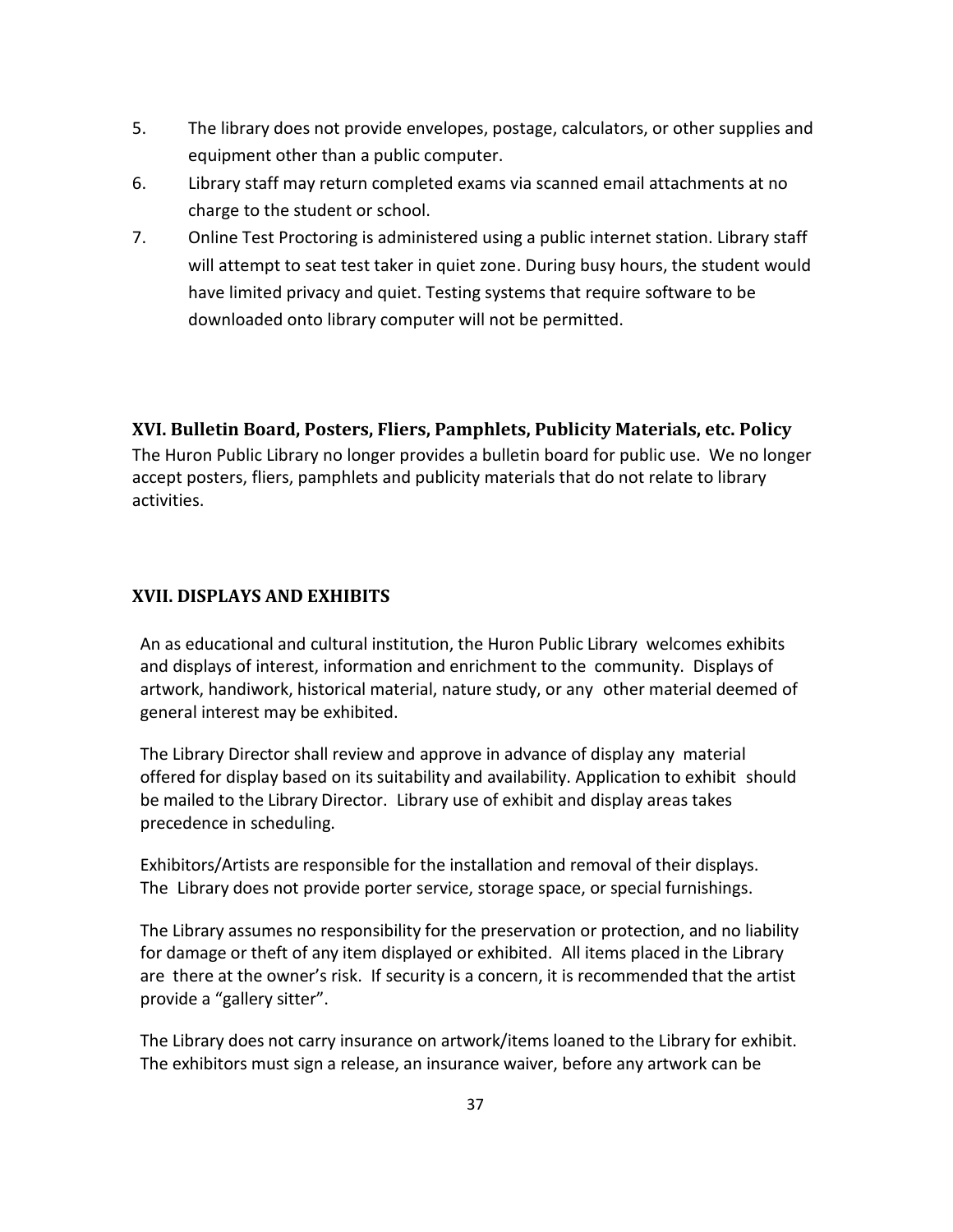5. The library does not provide envelopes, postage, calculators, or other supplies and equipment other than a public computer.
6. Library staff may return completed exams via scanned email attachments at no charge to the student or school.
7. Online Test Proctoring is administered using a public internet station. Library staff will attempt to seat test taker in quiet zone. During busy hours, the student would have limited privacy and quiet. Testing systems that require software to be downloaded onto library computer will not be permitted.

## XVI. Bulletin Board, Posters, Fliers, Pamphlets, Publicity Materials, etc. Policy

The Huron Public Library no longer provides a bulletin board for public use. We no longer accept posters, fliers, pamphlets and publicity materials that do not relate to library activities.

## XVII. DISPLAYS AND EXHIBITS

An as educational and cultural institution, the Huron Public Library welcomes exhibits and displays of interest, information and enrichment to the community. Displays of artwork, handiwork, historical material, nature study, or any other material deemed of general interest may be exhibited.

The Library Director shall review and approve in advance of display any material offered for display based on its suitability and availability. Application to exhibit should be mailed to the Library Director. Library use of exhibit and display areas takes precedence in scheduling.

Exhibitors/Artists are responsible for the installation and removal of their displays. The Library does not provide porter service, storage space, or special furnishings.

The Library assumes no responsibility for the preservation or protection, and no liability for damage or theft of any item displayed or exhibited. All items placed in the Library are there at the owner's risk. If security is a concern, it is recommended that the artist provide a "gallery sitter".

The Library does not carry insurance on artwork/items loaned to the Library for exhibit. The exhibitors must sign a release, an insurance waiver, before any artwork can be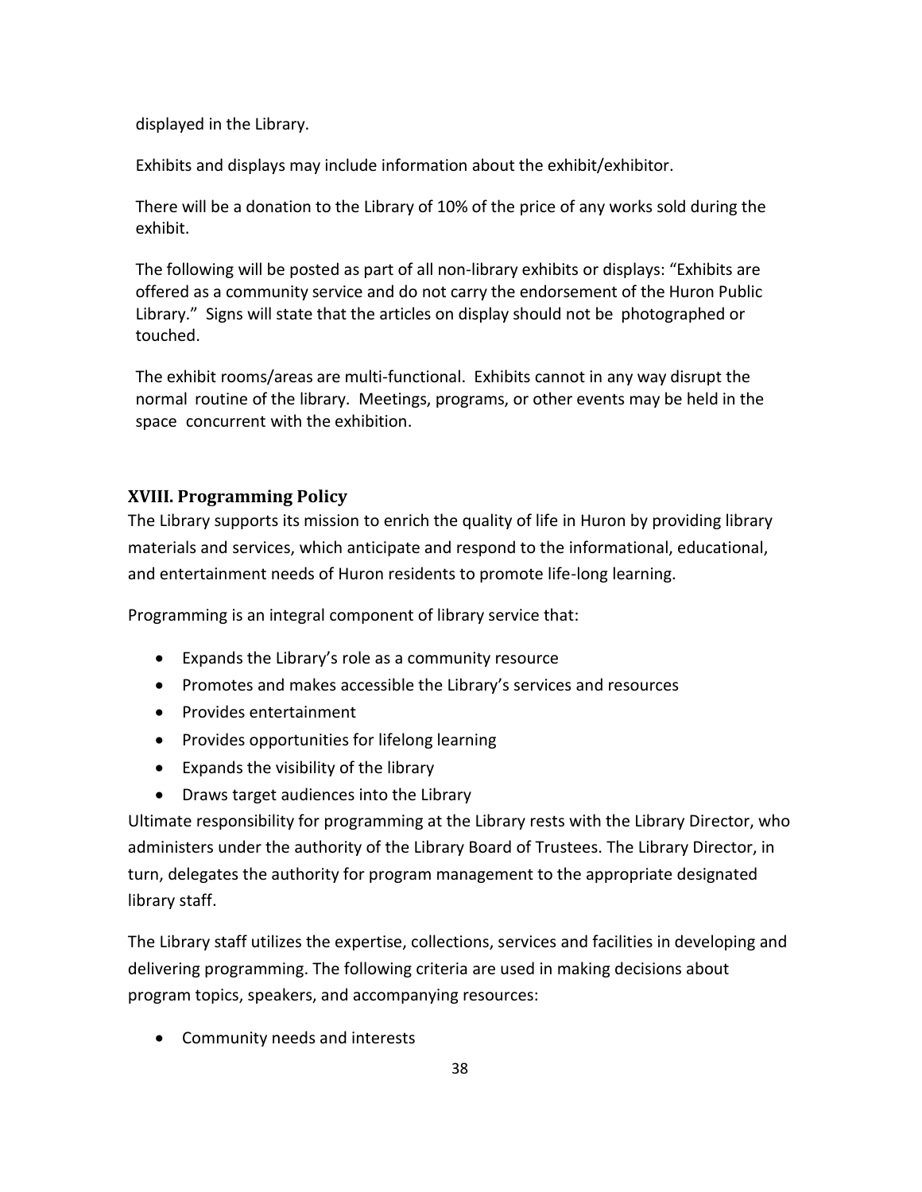displayed in the Library.

Exhibits and displays may include information about the exhibit/exhibitor.

There will be a donation to the Library of 10% of the price of any works sold during the exhibit.

The following will be posted as part of all non-library exhibits or displays: "Exhibits are offered as a community service and do not carry the endorsement of the Huron Public Library." Signs will state that the articles on display should not be photographed or touched.

The exhibit rooms/areas are multi-functional. Exhibits cannot in any way disrupt the normal routine of the library. Meetings, programs, or other events may be held in the space concurrent with the exhibition.

### XVIII. Programming Policy

The Library supports its mission to enrich the quality of life in Huron by providing library materials and services, which anticipate and respond to the informational, educational, and entertainment needs of Huron residents to promote life-long learning.

Programming is an integral component of library service that:

- Expands the Library's role as a community resource
- Promotes and makes accessible the Library's services and resources
- Provides entertainment
- Provides opportunities for lifelong learning
- Expands the visibility of the library
- Draws target audiences into the Library

Ultimate responsibility for programming at the Library rests with the Library Director, who administers under the authority of the Library Board of Trustees. The Library Director, in turn, delegates the authority for program management to the appropriate designated library staff.

The Library staff utilizes the expertise, collections, services and facilities in developing and delivering programming. The following criteria are used in making decisions about program topics, speakers, and accompanying resources:

- Community needs and interests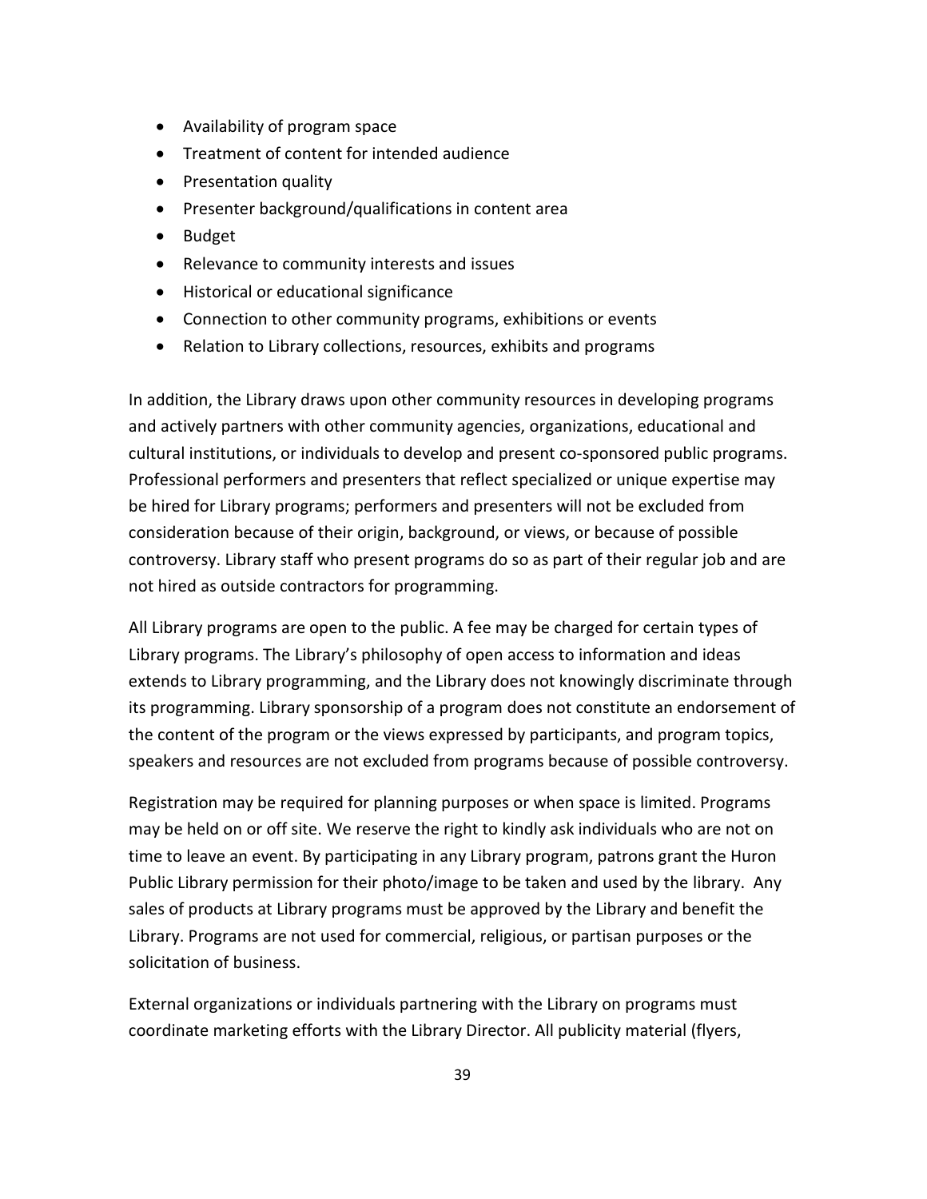- Availability of program space
- Treatment of content for intended audience
- Presentation quality
- Presenter background/qualifications in content area
- Budget
- Relevance to community interests and issues
- Historical or educational significance
- Connection to other community programs, exhibitions or events
- Relation to Library collections, resources, exhibits and programs

In addition, the Library draws upon other community resources in developing programs and actively partners with other community agencies, organizations, educational and cultural institutions, or individuals to develop and present co-sponsored public programs. Professional performers and presenters that reflect specialized or unique expertise may be hired for Library programs; performers and presenters will not be excluded from consideration because of their origin, background, or views, or because of possible controversy. Library staff who present programs do so as part of their regular job and are not hired as outside contractors for programming.

All Library programs are open to the public. A fee may be charged for certain types of Library programs. The Library's philosophy of open access to information and ideas extends to Library programming, and the Library does not knowingly discriminate through its programming. Library sponsorship of a program does not constitute an endorsement of the content of the program or the views expressed by participants, and program topics, speakers and resources are not excluded from programs because of possible controversy.

Registration may be required for planning purposes or when space is limited. Programs may be held on or off site. We reserve the right to kindly ask individuals who are not on time to leave an event. By participating in any Library program, patrons grant the Huron Public Library permission for their photo/image to be taken and used by the library. Any sales of products at Library programs must be approved by the Library and benefit the Library. Programs are not used for commercial, religious, or partisan purposes or the solicitation of business.

External organizations or individuals partnering with the Library on programs must coordinate marketing efforts with the Library Director. All publicity material (flyers,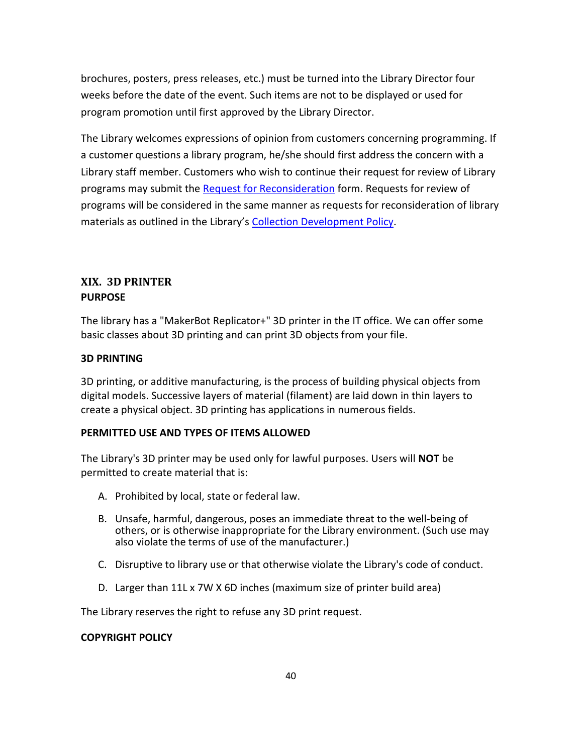brochures, posters, press releases, etc.) must be turned into the Library Director four weeks before the date of the event. Such items are not to be displayed or used for program promotion until first approved by the Library Director.

The Library welcomes expressions of opinion from customers concerning programming. If a customer questions a library program, he/she should first address the concern with a Library staff member. Customers who wish to continue their request for review of Library programs may submit the Request for Reconsideration form. Requests for review of programs will be considered in the same manner as requests for reconsideration of library materials as outlined in the Library's Collection Development Policy.

## XIX. 3D PRINTER

### PURPOSE

The library has a "MakerBot Replicator+" 3D printer in the IT office. We can offer some basic classes about 3D printing and can print 3D objects from your file.

### 3D PRINTING

3D printing, or additive manufacturing, is the process of building physical objects from digital models. Successive layers of material (filament) are laid down in thin layers to create a physical object. 3D printing has applications in numerous fields.

### PERMITTED USE AND TYPES OF ITEMS ALLOWED

The Library's 3D printer may be used only for lawful purposes. Users will **NOT** be permitted to create material that is:

A. Prohibited by local, state or federal law.

B. Unsafe, harmful, dangerous, poses an immediate threat to the well-being of others, or is otherwise inappropriate for the Library environment. (Such use may also violate the terms of use of the manufacturer.)

C. Disruptive to library use or that otherwise violate the Library's code of conduct.

D. Larger than 11L x 7W X 6D inches (maximum size of printer build area)

The Library reserves the right to refuse any 3D print request.

### COPYRIGHT POLICY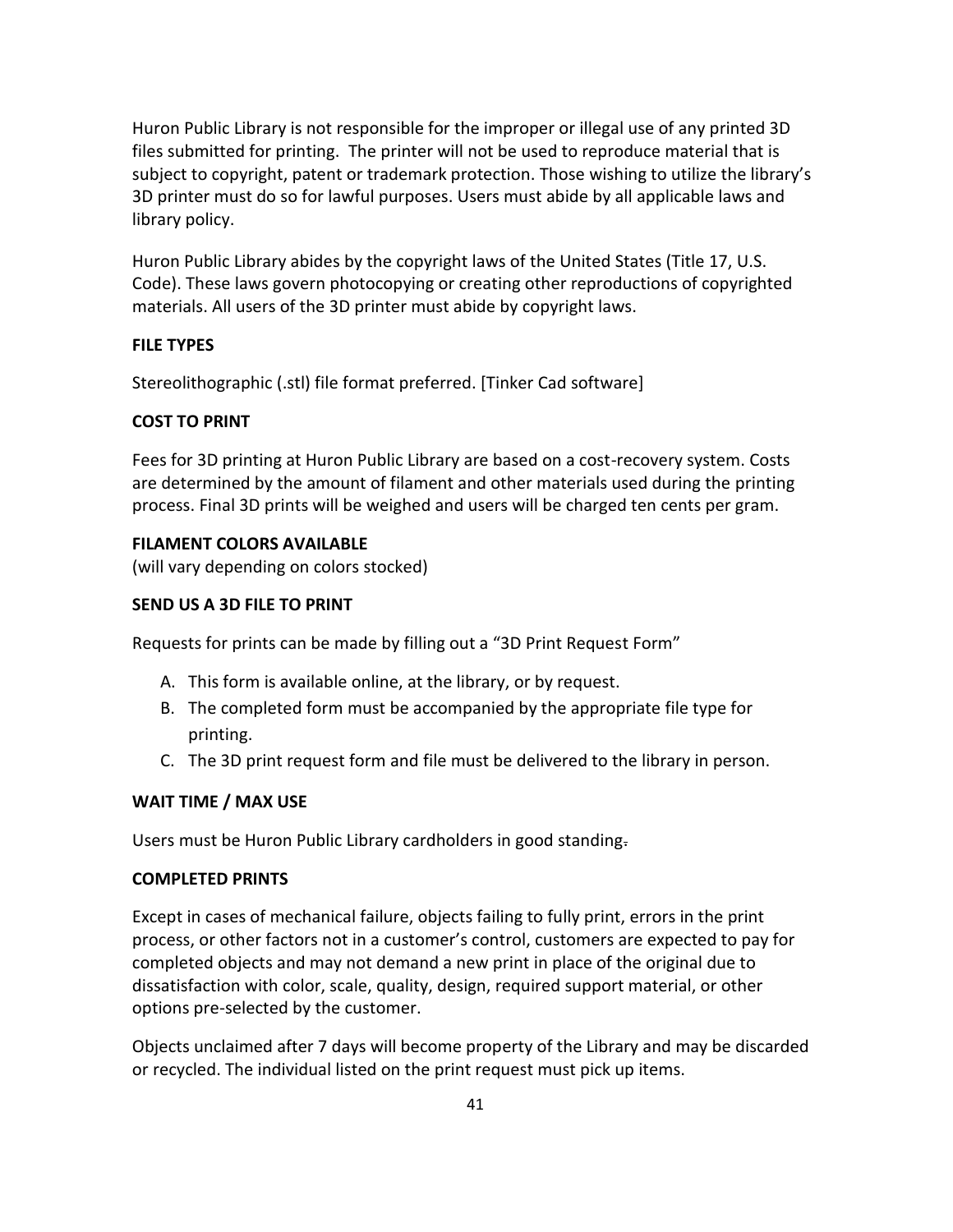Huron Public Library is not responsible for the improper or illegal use of any printed 3D files submitted for printing. The printer will not be used to reproduce material that is subject to copyright, patent or trademark protection. Those wishing to utilize the library's 3D printer must do so for lawful purposes. Users must abide by all applicable laws and library policy.

Huron Public Library abides by the copyright laws of the United States (Title 17, U.S. Code). These laws govern photocopying or creating other reproductions of copyrighted materials. All users of the 3D printer must abide by copyright laws.

**FILE TYPES**

Stereolithographic (.stl) file format preferred. [Tinker Cad software]

**COST TO PRINT**

Fees for 3D printing at Huron Public Library are based on a cost-recovery system. Costs are determined by the amount of filament and other materials used during the printing process. Final 3D prints will be weighed and users will be charged ten cents per gram.

**FILAMENT COLORS AVAILABLE**
(will vary depending on colors stocked)

**SEND US A 3D FILE TO PRINT**

Requests for prints can be made by filling out a "3D Print Request Form"

A. This form is available online, at the library, or by request.
B. The completed form must be accompanied by the appropriate file type for printing.
C. The 3D print request form and file must be delivered to the library in person.

**WAIT TIME / MAX USE**

Users must be Huron Public Library cardholders in good standing.

**COMPLETED PRINTS**

Except in cases of mechanical failure, objects failing to fully print, errors in the print process, or other factors not in a customer's control, customers are expected to pay for completed objects and may not demand a new print in place of the original due to dissatisfaction with color, scale, quality, design, required support material, or other options pre-selected by the customer.

Objects unclaimed after 7 days will become property of the Library and may be discarded or recycled. The individual listed on the print request must pick up items.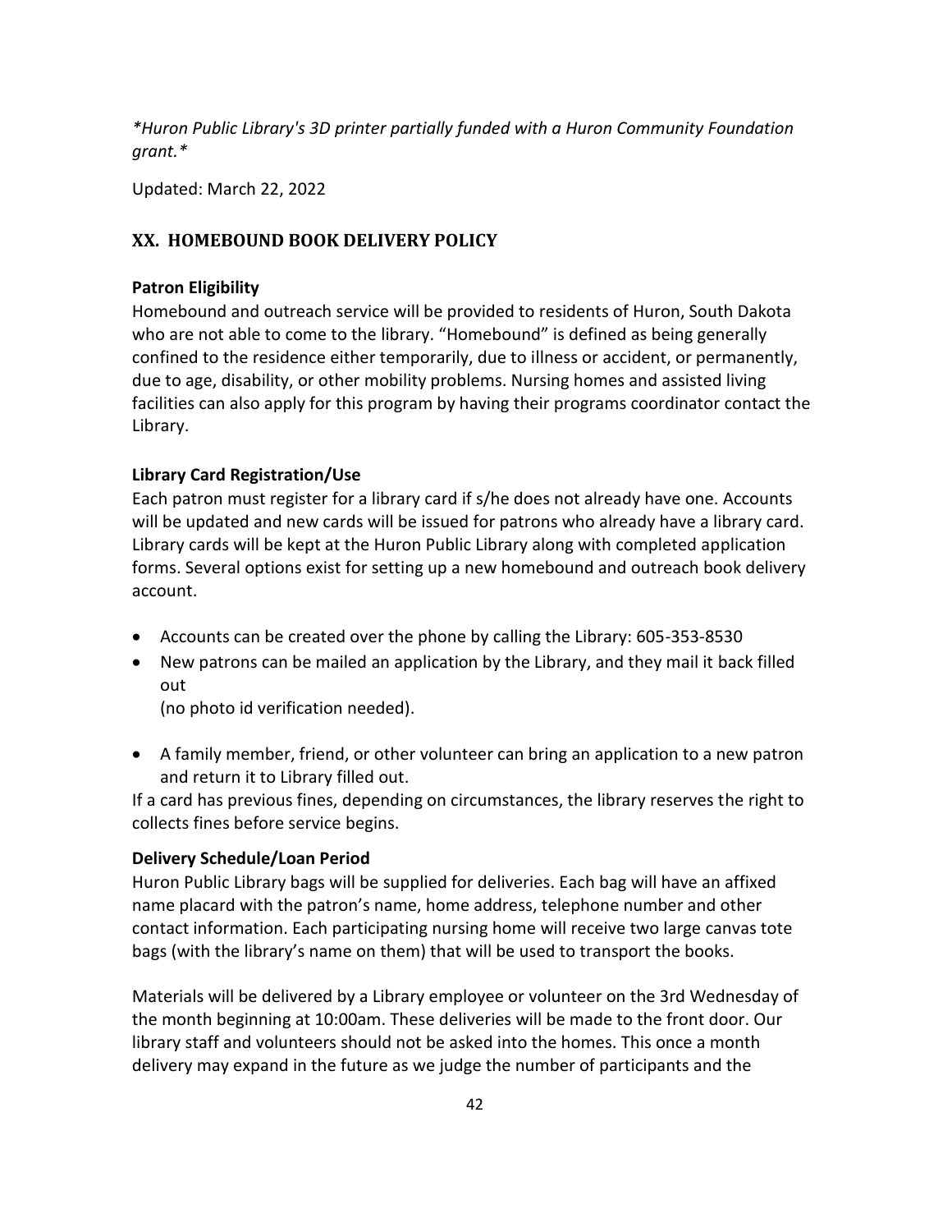*Huron Public Library's 3D printer partially funded with a Huron Community Foundation grant.*

Updated: March 22, 2022

## XX. HOMEBOUND BOOK DELIVERY POLICY

**Patron Eligibility**

Homebound and outreach service will be provided to residents of Huron, South Dakota who are not able to come to the library. "Homebound" is defined as being generally confined to the residence either temporarily, due to illness or accident, or permanently, due to age, disability, or other mobility problems. Nursing homes and assisted living facilities can also apply for this program by having their programs coordinator contact the Library.

**Library Card Registration/Use**

Each patron must register for a library card if s/he does not already have one. Accounts will be updated and new cards will be issued for patrons who already have a library card. Library cards will be kept at the Huron Public Library along with completed application forms. Several options exist for setting up a new homebound and outreach book delivery account.

- Accounts can be created over the phone by calling the Library: 605-353-8530
- New patrons can be mailed an application by the Library, and they mail it back filled out
  (no photo id verification needed).
- A family member, friend, or other volunteer can bring an application to a new patron and return it to Library filled out.

If a card has previous fines, depending on circumstances, the library reserves the right to collects fines before service begins.

**Delivery Schedule/Loan Period**

Huron Public Library bags will be supplied for deliveries. Each bag will have an affixed name placard with the patron's name, home address, telephone number and other contact information. Each participating nursing home will receive two large canvas tote bags (with the library's name on them) that will be used to transport the books.

Materials will be delivered by a Library employee or volunteer on the 3rd Wednesday of the month beginning at 10:00am. These deliveries will be made to the front door. Our library staff and volunteers should not be asked into the homes. This once a month delivery may expand in the future as we judge the number of participants and the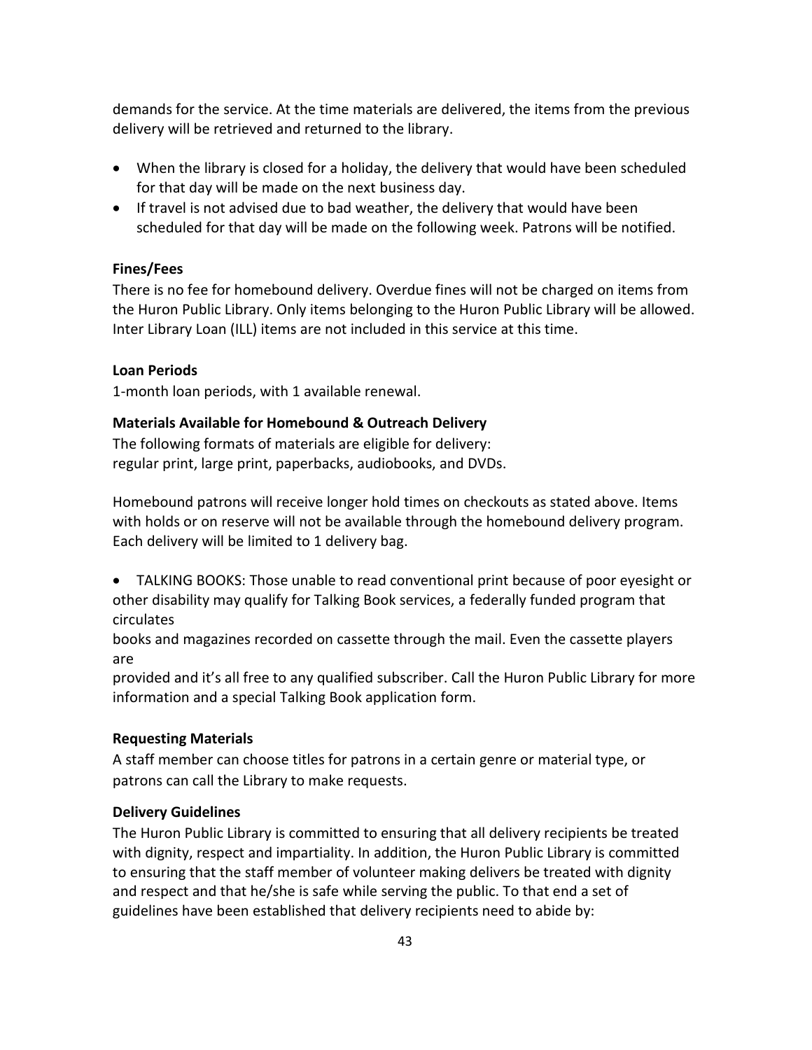demands for the service. At the time materials are delivered, the items from the previous delivery will be retrieved and returned to the library.

- When the library is closed for a holiday, the delivery that would have been scheduled for that day will be made on the next business day.
- If travel is not advised due to bad weather, the delivery that would have been scheduled for that day will be made on the following week. Patrons will be notified.

**Fines/Fees**

There is no fee for homebound delivery. Overdue fines will not be charged on items from the Huron Public Library. Only items belonging to the Huron Public Library will be allowed. Inter Library Loan (ILL) items are not included in this service at this time.

**Loan Periods**

1-month loan periods, with 1 available renewal.

**Materials Available for Homebound & Outreach Delivery**

The following formats of materials are eligible for delivery:
regular print, large print, paperbacks, audiobooks, and DVDs.

Homebound patrons will receive longer hold times on checkouts as stated above. Items with holds or on reserve will not be available through the homebound delivery program. Each delivery will be limited to 1 delivery bag.

- TALKING BOOKS: Those unable to read conventional print because of poor eyesight or other disability may qualify for Talking Book services, a federally funded program that circulates books and magazines recorded on cassette through the mail. Even the cassette players are provided and it's all free to any qualified subscriber. Call the Huron Public Library for more information and a special Talking Book application form.

**Requesting Materials**

A staff member can choose titles for patrons in a certain genre or material type, or patrons can call the Library to make requests.

**Delivery Guidelines**

The Huron Public Library is committed to ensuring that all delivery recipients be treated with dignity, respect and impartiality. In addition, the Huron Public Library is committed to ensuring that the staff member of volunteer making delivers be treated with dignity and respect and that he/she is safe while serving the public. To that end a set of guidelines have been established that delivery recipients need to abide by: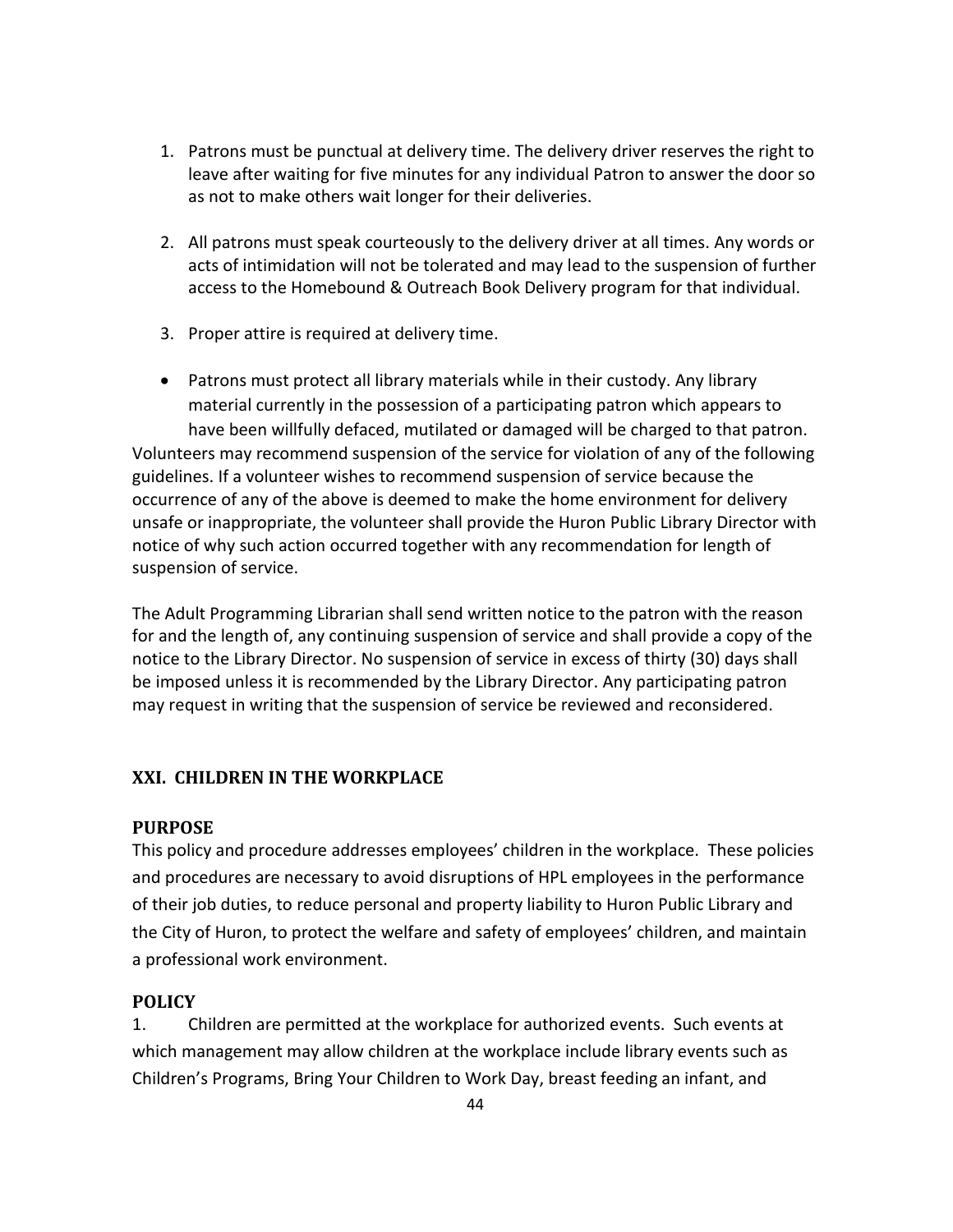1. Patrons must be punctual at delivery time. The delivery driver reserves the right to leave after waiting for five minutes for any individual Patron to answer the door so as not to make others wait longer for their deliveries.

2. All patrons must speak courteously to the delivery driver at all times. Any words or acts of intimidation will not be tolerated and may lead to the suspension of further access to the Homebound & Outreach Book Delivery program for that individual.

3. Proper attire is required at delivery time.

- Patrons must protect all library materials while in their custody. Any library material currently in the possession of a participating patron which appears to have been willfully defaced, mutilated or damaged will be charged to that patron.

Volunteers may recommend suspension of the service for violation of any of the following guidelines. If a volunteer wishes to recommend suspension of service because the occurrence of any of the above is deemed to make the home environment for delivery unsafe or inappropriate, the volunteer shall provide the Huron Public Library Director with notice of why such action occurred together with any recommendation for length of suspension of service.

The Adult Programming Librarian shall send written notice to the patron with the reason for and the length of, any continuing suspension of service and shall provide a copy of the notice to the Library Director. No suspension of service in excess of thirty (30) days shall be imposed unless it is recommended by the Library Director. Any participating patron may request in writing that the suspension of service be reviewed and reconsidered.

## XXI. CHILDREN IN THE WORKPLACE

### PURPOSE

This policy and procedure addresses employees' children in the workplace. These policies and procedures are necessary to avoid disruptions of HPL employees in the performance of their job duties, to reduce personal and property liability to Huron Public Library and the City of Huron, to protect the welfare and safety of employees' children, and maintain a professional work environment.

### POLICY

1. Children are permitted at the workplace for authorized events. Such events at which management may allow children at the workplace include library events such as Children's Programs, Bring Your Children to Work Day, breast feeding an infant, and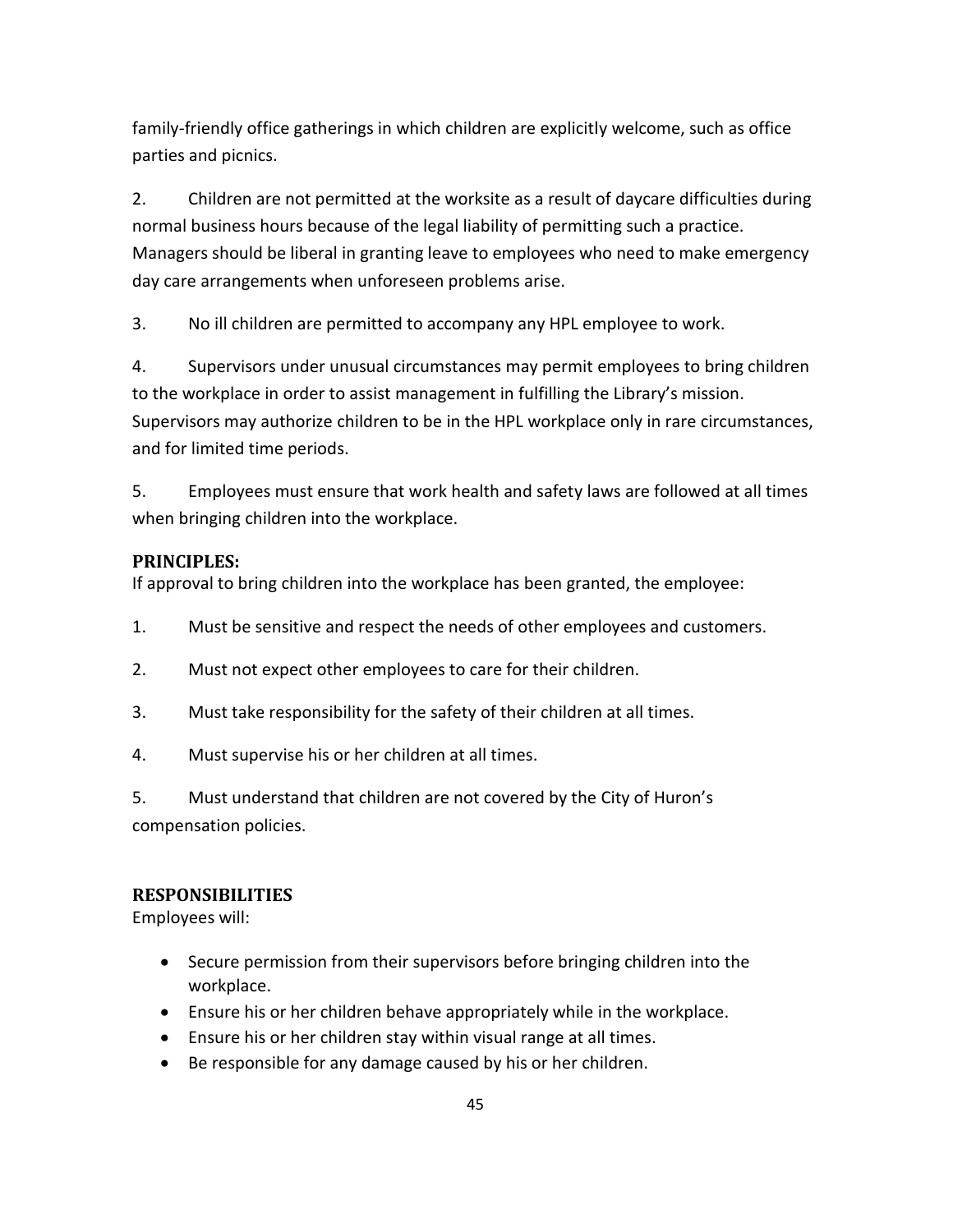family-friendly office gatherings in which children are explicitly welcome, such as office parties and picnics.

2. Children are not permitted at the worksite as a result of daycare difficulties during normal business hours because of the legal liability of permitting such a practice. Managers should be liberal in granting leave to employees who need to make emergency day care arrangements when unforeseen problems arise.

3. No ill children are permitted to accompany any HPL employee to work.

4. Supervisors under unusual circumstances may permit employees to bring children to the workplace in order to assist management in fulfilling the Library's mission. Supervisors may authorize children to be in the HPL workplace only in rare circumstances, and for limited time periods.

5. Employees must ensure that work health and safety laws are followed at all times when bringing children into the workplace.

### PRINCIPLES:

If approval to bring children into the workplace has been granted, the employee:

1. Must be sensitive and respect the needs of other employees and customers.

2. Must not expect other employees to care for their children.

3. Must take responsibility for the safety of their children at all times.

4. Must supervise his or her children at all times.

5. Must understand that children are not covered by the City of Huron's compensation policies.

### RESPONSIBILITIES

Employees will:

- Secure permission from their supervisors before bringing children into the workplace.
- Ensure his or her children behave appropriately while in the workplace.
- Ensure his or her children stay within visual range at all times.
- Be responsible for any damage caused by his or her children.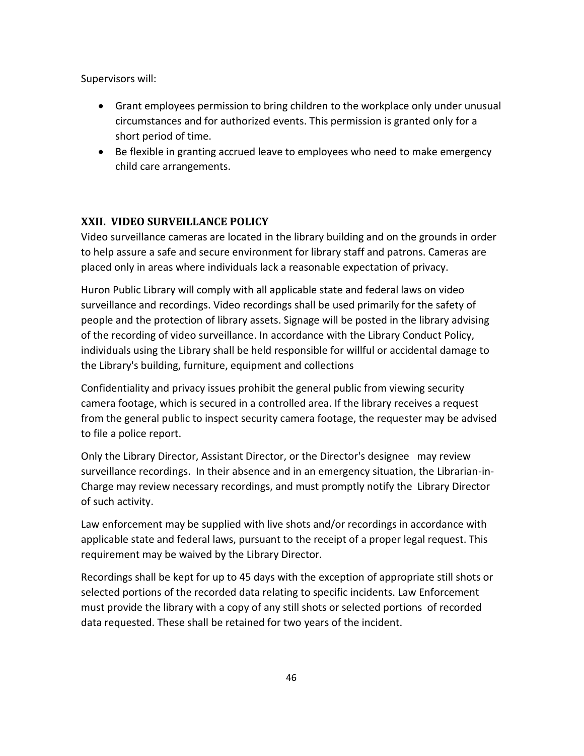Supervisors will:

- Grant employees permission to bring children to the workplace only under unusual circumstances and for authorized events. This permission is granted only for a short period of time.
- Be flexible in granting accrued leave to employees who need to make emergency child care arrangements.

## XXII. VIDEO SURVEILLANCE POLICY

Video surveillance cameras are located in the library building and on the grounds in order to help assure a safe and secure environment for library staff and patrons. Cameras are placed only in areas where individuals lack a reasonable expectation of privacy.

Huron Public Library will comply with all applicable state and federal laws on video surveillance and recordings. Video recordings shall be used primarily for the safety of people and the protection of library assets. Signage will be posted in the library advising of the recording of video surveillance. In accordance with the Library Conduct Policy, individuals using the Library shall be held responsible for willful or accidental damage to the Library's building, furniture, equipment and collections

Confidentiality and privacy issues prohibit the general public from viewing security camera footage, which is secured in a controlled area. If the library receives a request from the general public to inspect security camera footage, the requester may be advised to file a police report.

Only the Library Director, Assistant Director, or the Director's designee may review surveillance recordings. In their absence and in an emergency situation, the Librarian-in-Charge may review necessary recordings, and must promptly notify the Library Director of such activity.

Law enforcement may be supplied with live shots and/or recordings in accordance with applicable state and federal laws, pursuant to the receipt of a proper legal request. This requirement may be waived by the Library Director.

Recordings shall be kept for up to 45 days with the exception of appropriate still shots or selected portions of the recorded data relating to specific incidents. Law Enforcement must provide the library with a copy of any still shots or selected portions of recorded data requested. These shall be retained for two years of the incident.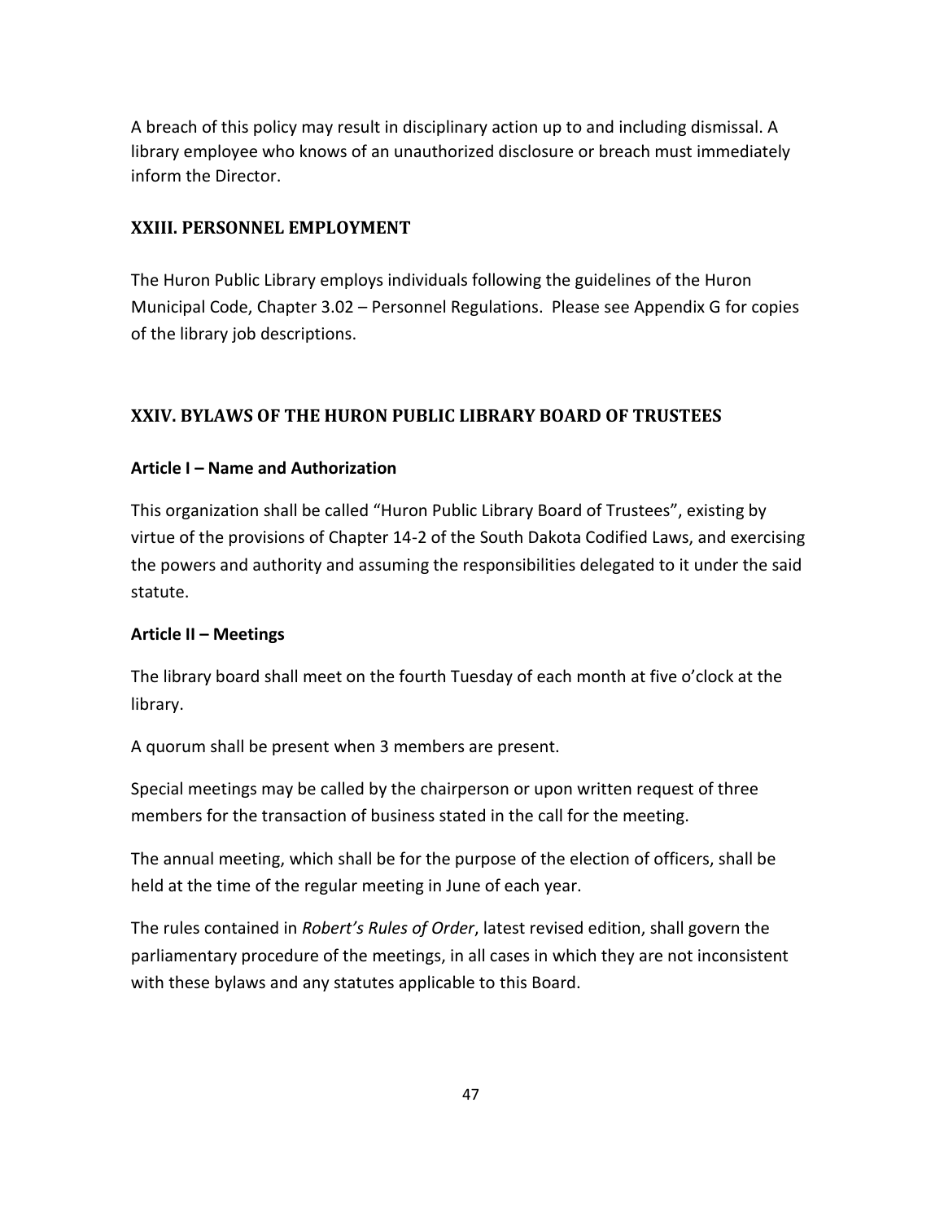A breach of this policy may result in disciplinary action up to and including dismissal. A library employee who knows of an unauthorized disclosure or breach must immediately inform the Director.

## XXIII. PERSONNEL EMPLOYMENT

The Huron Public Library employs individuals following the guidelines of the Huron Municipal Code, Chapter 3.02 – Personnel Regulations. Please see Appendix G for copies of the library job descriptions.

## XXIV. BYLAWS OF THE HURON PUBLIC LIBRARY BOARD OF TRUSTEES

### Article I – Name and Authorization

This organization shall be called “Huron Public Library Board of Trustees”, existing by virtue of the provisions of Chapter 14-2 of the South Dakota Codified Laws, and exercising the powers and authority and assuming the responsibilities delegated to it under the said statute.

### Article II – Meetings

The library board shall meet on the fourth Tuesday of each month at five o’clock at the library.

A quorum shall be present when 3 members are present.

Special meetings may be called by the chairperson or upon written request of three members for the transaction of business stated in the call for the meeting.

The annual meeting, which shall be for the purpose of the election of officers, shall be held at the time of the regular meeting in June of each year.

The rules contained in *Robert’s Rules of Order*, latest revised edition, shall govern the parliamentary procedure of the meetings, in all cases in which they are not inconsistent with these bylaws and any statutes applicable to this Board.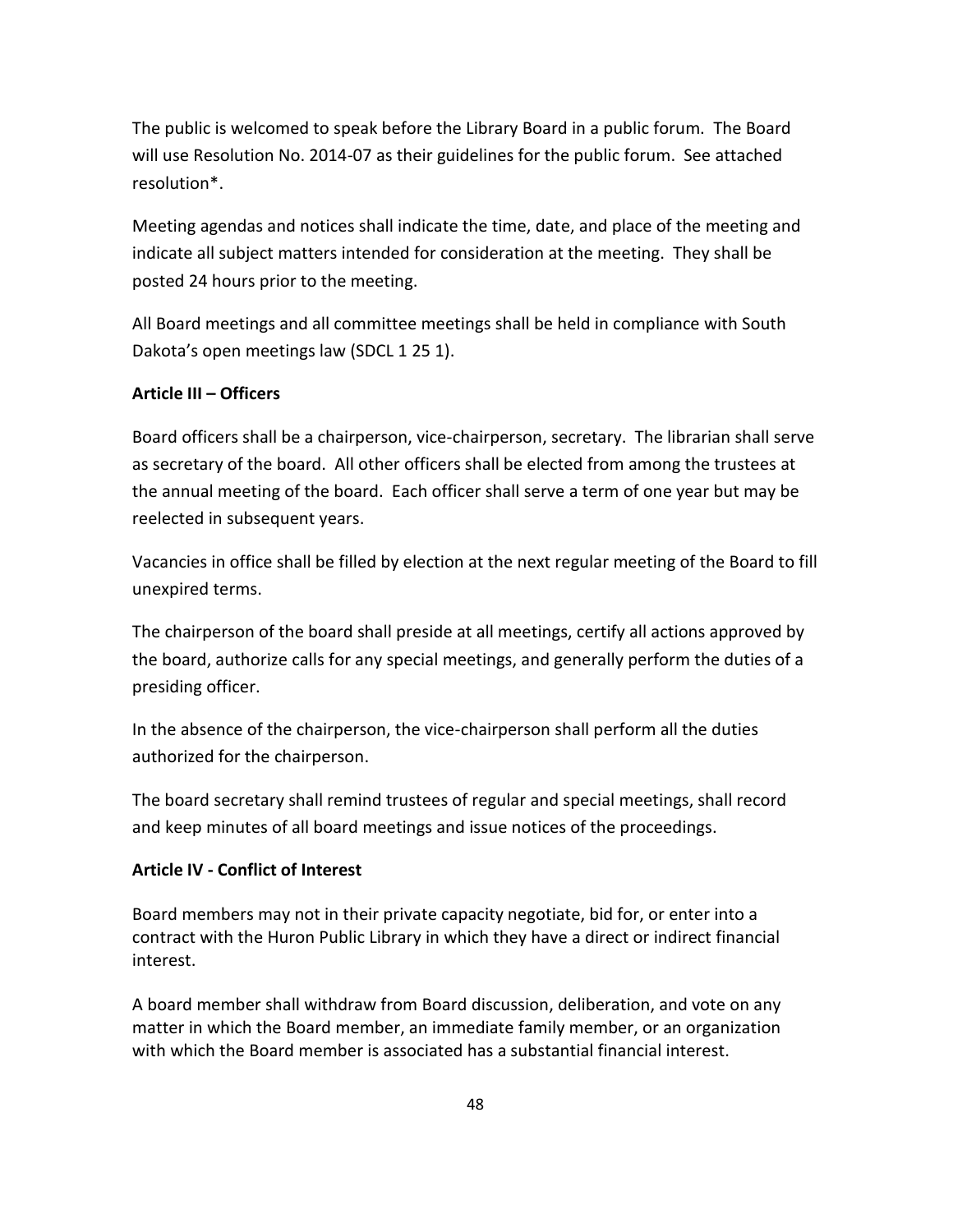The public is welcomed to speak before the Library Board in a public forum. The Board will use Resolution No. 2014-07 as their guidelines for the public forum. See attached resolution*.

Meeting agendas and notices shall indicate the time, date, and place of the meeting and indicate all subject matters intended for consideration at the meeting. They shall be posted 24 hours prior to the meeting.

All Board meetings and all committee meetings shall be held in compliance with South Dakota's open meetings law (SDCL 1 25 1).

**Article III – Officers**

Board officers shall be a chairperson, vice-chairperson, secretary. The librarian shall serve as secretary of the board. All other officers shall be elected from among the trustees at the annual meeting of the board. Each officer shall serve a term of one year but may be reelected in subsequent years.

Vacancies in office shall be filled by election at the next regular meeting of the Board to fill unexpired terms.

The chairperson of the board shall preside at all meetings, certify all actions approved by the board, authorize calls for any special meetings, and generally perform the duties of a presiding officer.

In the absence of the chairperson, the vice-chairperson shall perform all the duties authorized for the chairperson.

The board secretary shall remind trustees of regular and special meetings, shall record and keep minutes of all board meetings and issue notices of the proceedings.

**Article IV - Conflict of Interest**

Board members may not in their private capacity negotiate, bid for, or enter into a contract with the Huron Public Library in which they have a direct or indirect financial interest.

A board member shall withdraw from Board discussion, deliberation, and vote on any matter in which the Board member, an immediate family member, or an organization with which the Board member is associated has a substantial financial interest.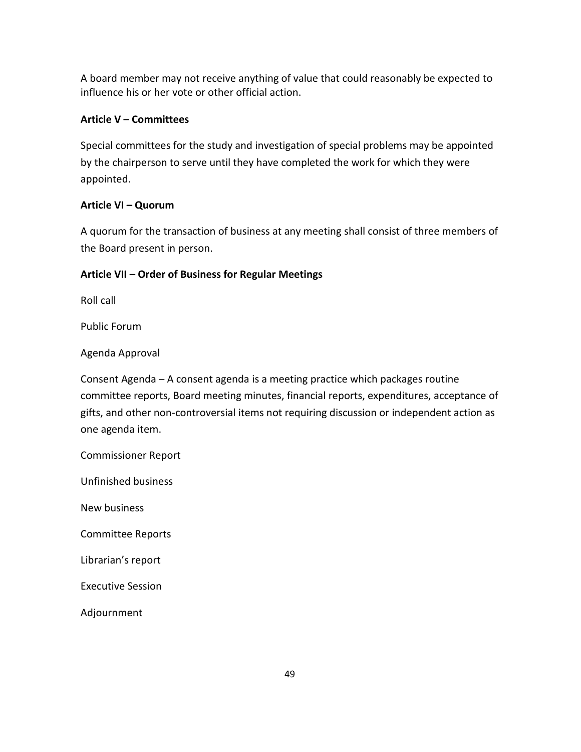A board member may not receive anything of value that could reasonably be expected to influence his or her vote or other official action.

**Article V – Committees**

Special committees for the study and investigation of special problems may be appointed by the chairperson to serve until they have completed the work for which they were appointed.

**Article VI – Quorum**

A quorum for the transaction of business at any meeting shall consist of three members of the Board present in person.

**Article VII – Order of Business for Regular Meetings**

Roll call

Public Forum

Agenda Approval

Consent Agenda – A consent agenda is a meeting practice which packages routine committee reports, Board meeting minutes, financial reports, expenditures, acceptance of gifts, and other non-controversial items not requiring discussion or independent action as one agenda item.

Commissioner Report

Unfinished business

New business

Committee Reports

Librarian's report

Executive Session

Adjournment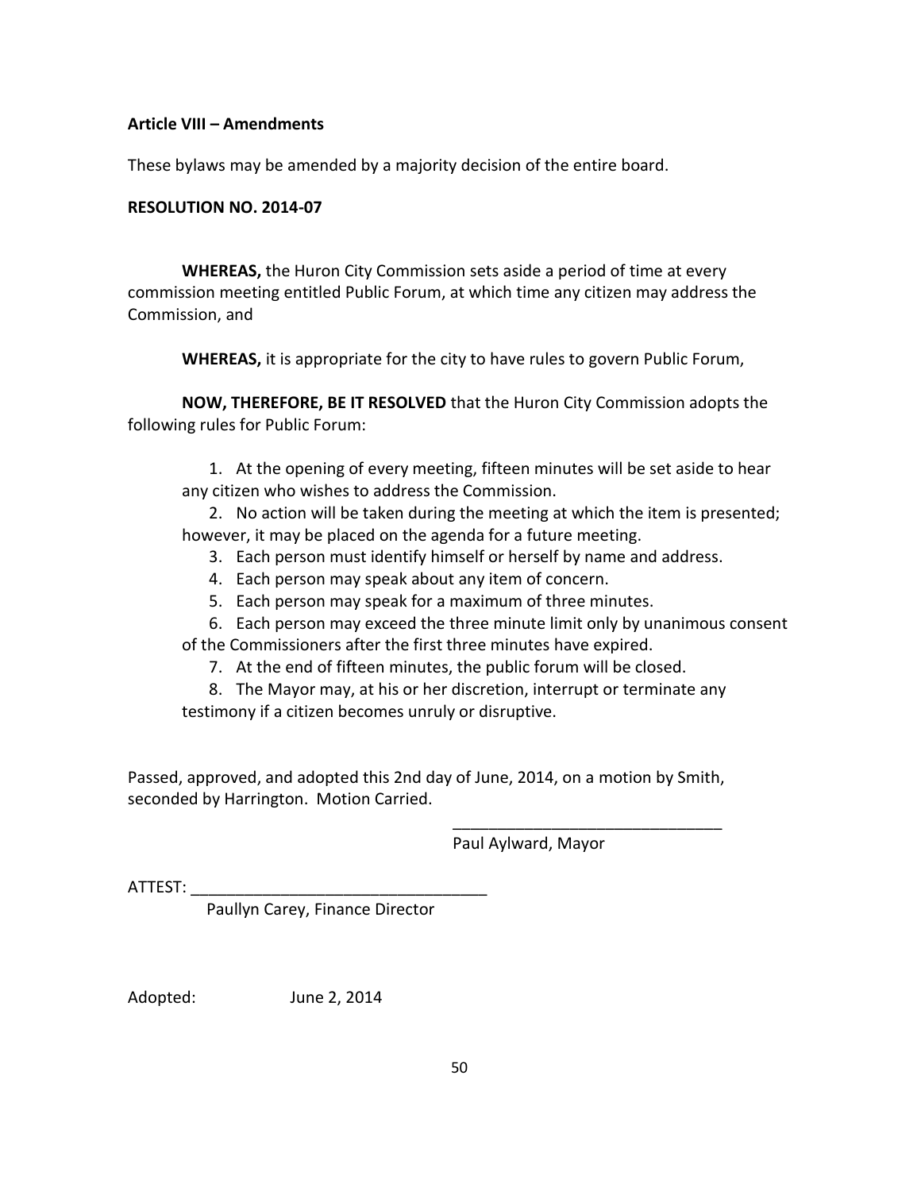**Article VIII – Amendments**

These bylaws may be amended by a majority decision of the entire board.

**RESOLUTION NO. 2014-07**

**WHEREAS,** the Huron City Commission sets aside a period of time at every commission meeting entitled Public Forum, at which time any citizen may address the Commission, and

**WHEREAS,** it is appropriate for the city to have rules to govern Public Forum,

**NOW, THEREFORE, BE IT RESOLVED** that the Huron City Commission adopts the following rules for Public Forum:

1. At the opening of every meeting, fifteen minutes will be set aside to hear any citizen who wishes to address the Commission.
2. No action will be taken during the meeting at which the item is presented; however, it may be placed on the agenda for a future meeting.
3. Each person must identify himself or herself by name and address.
4. Each person may speak about any item of concern.
5. Each person may speak for a maximum of three minutes.
6. Each person may exceed the three minute limit only by unanimous consent of the Commissioners after the first three minutes have expired.
7. At the end of fifteen minutes, the public forum will be closed.
8. The Mayor may, at his or her discretion, interrupt or terminate any testimony if a citizen becomes unruly or disruptive.

Passed, approved, and adopted this 2nd day of June, 2014, on a motion by Smith, seconded by Harrington. Motion Carried.

_______________________________
Paul Aylward, Mayor

ATTEST: _________________________________
Paullyn Carey, Finance Director

Adopted: June 2, 2014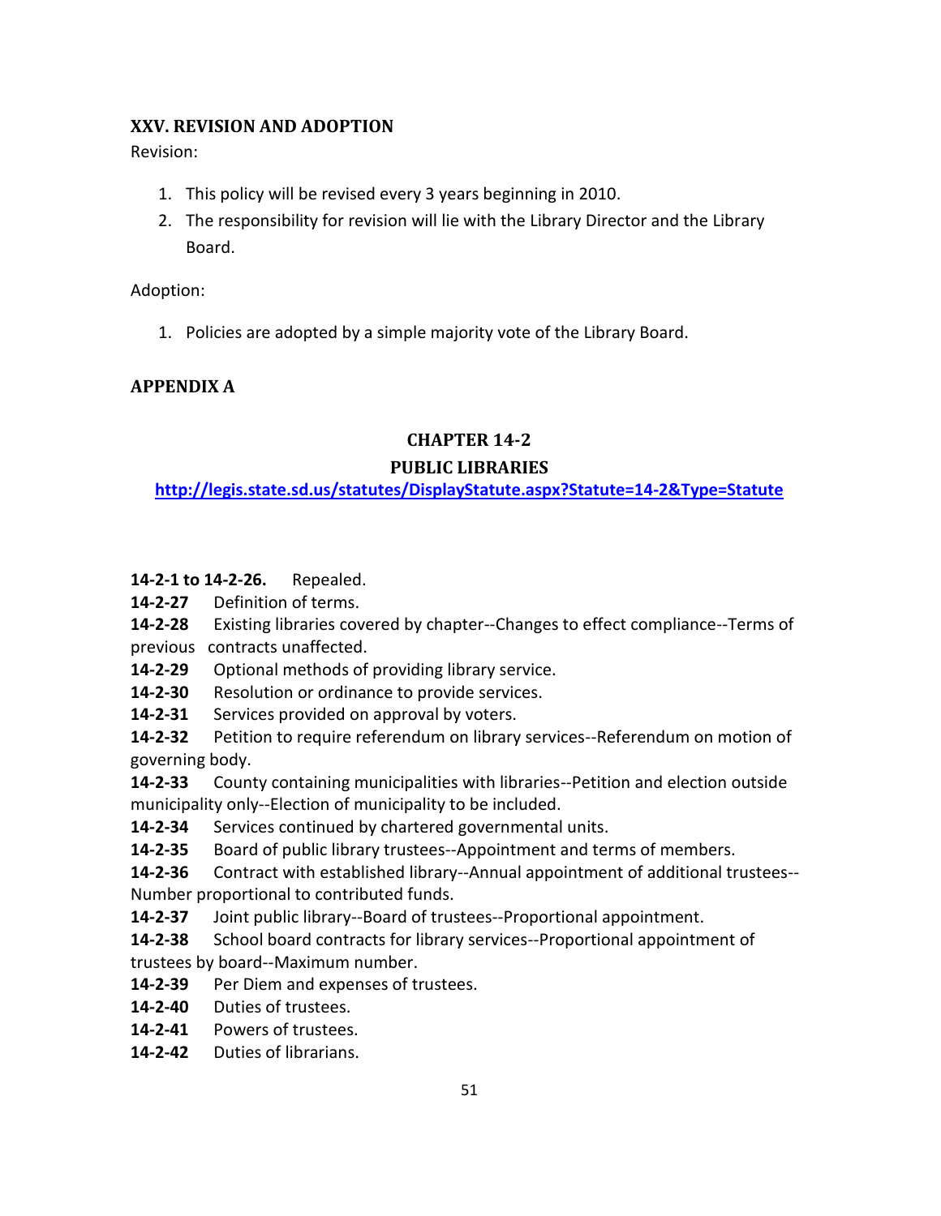## XXV. REVISION AND ADOPTION

Revision:

1. This policy will be revised every 3 years beginning in 2010.
2. The responsibility for revision will lie with the Library Director and the Library Board.

Adoption:

1. Policies are adopted by a simple majority vote of the Library Board.

## APPENDIX A

### CHAPTER 14-2

### PUBLIC LIBRARIES

[http://legis.state.sd.us/statutes/DisplayStatute.aspx?Statute=14-2&Type=Statute](http://legis.state.sd.us/statutes/DisplayStatute.aspx?Statute=14-2&Type=Statute)

**14-2-1 to 14-2-26.** Repealed.
**14-2-27** Definition of terms.
**14-2-28** Existing libraries covered by chapter--Changes to effect compliance--Terms of previous contracts unaffected.
**14-2-29** Optional methods of providing library service.
**14-2-30** Resolution or ordinance to provide services.
**14-2-31** Services provided on approval by voters.
**14-2-32** Petition to require referendum on library services--Referendum on motion of governing body.
**14-2-33** County containing municipalities with libraries--Petition and election outside municipality only--Election of municipality to be included.
**14-2-34** Services continued by chartered governmental units.
**14-2-35** Board of public library trustees--Appointment and terms of members.
**14-2-36** Contract with established library--Annual appointment of additional trustees--Number proportional to contributed funds.
**14-2-37** Joint public library--Board of trustees--Proportional appointment.
**14-2-38** School board contracts for library services--Proportional appointment of trustees by board--Maximum number.
**14-2-39** Per Diem and expenses of trustees.
**14-2-40** Duties of trustees.
**14-2-41** Powers of trustees.
**14-2-42** Duties of librarians.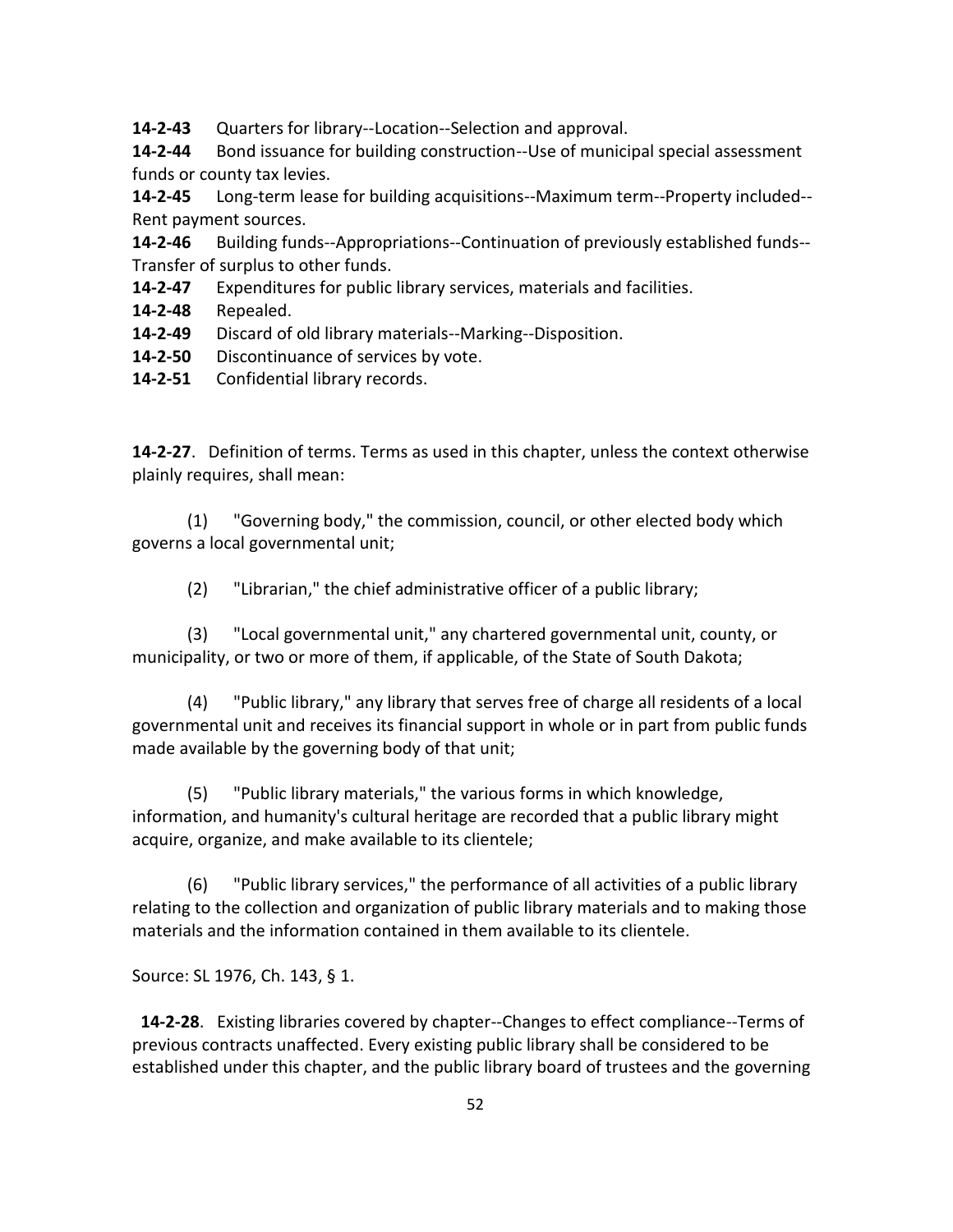**14-2-43** Quarters for library--Location--Selection and approval.
**14-2-44** Bond issuance for building construction--Use of municipal special assessment funds or county tax levies.
**14-2-45** Long-term lease for building acquisitions--Maximum term--Property included--Rent payment sources.
**14-2-46** Building funds--Appropriations--Continuation of previously established funds--Transfer of surplus to other funds.
**14-2-47** Expenditures for public library services, materials and facilities.
**14-2-48** Repealed.
**14-2-49** Discard of old library materials--Marking--Disposition.
**14-2-50** Discontinuance of services by vote.
**14-2-51** Confidential library records.

**14-2-27**. Definition of terms. Terms as used in this chapter, unless the context otherwise plainly requires, shall mean:

(1) "Governing body," the commission, council, or other elected body which governs a local governmental unit;

(2) "Librarian," the chief administrative officer of a public library;

(3) "Local governmental unit," any chartered governmental unit, county, or municipality, or two or more of them, if applicable, of the State of South Dakota;

(4) "Public library," any library that serves free of charge all residents of a local governmental unit and receives its financial support in whole or in part from public funds made available by the governing body of that unit;

(5) "Public library materials," the various forms in which knowledge, information, and humanity's cultural heritage are recorded that a public library might acquire, organize, and make available to its clientele;

(6) "Public library services," the performance of all activities of a public library relating to the collection and organization of public library materials and to making those materials and the information contained in them available to its clientele.

Source: SL 1976, Ch. 143, § 1.

**14-2-28**. Existing libraries covered by chapter--Changes to effect compliance--Terms of previous contracts unaffected. Every existing public library shall be considered to be established under this chapter, and the public library board of trustees and the governing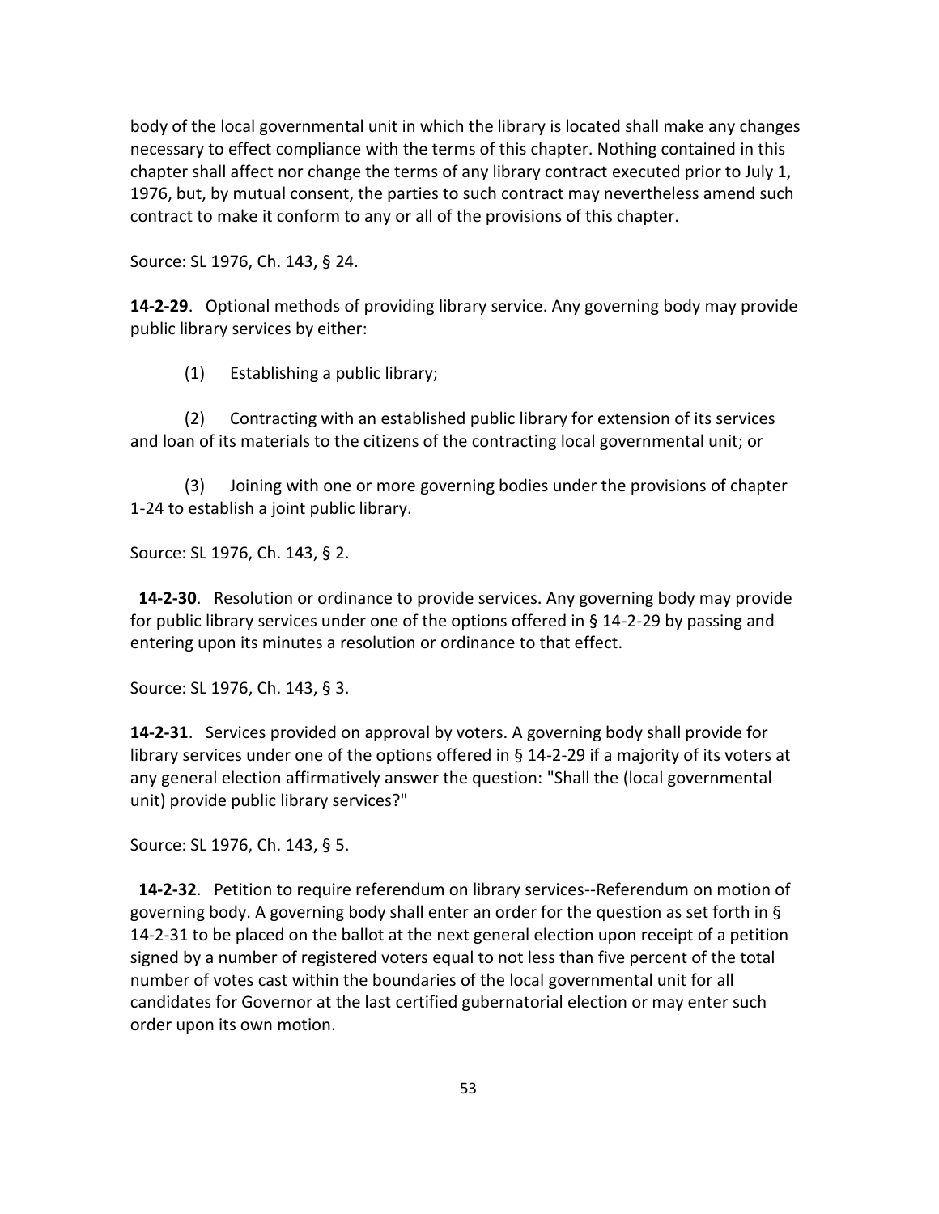body of the local governmental unit in which the library is located shall make any changes necessary to effect compliance with the terms of this chapter. Nothing contained in this chapter shall affect nor change the terms of any library contract executed prior to July 1, 1976, but, by mutual consent, the parties to such contract may nevertheless amend such contract to make it conform to any or all of the provisions of this chapter.

Source: SL 1976, Ch. 143, § 24.

**14-2-29**. Optional methods of providing library service. Any governing body may provide public library services by either:

(1) Establishing a public library;

(2) Contracting with an established public library for extension of its services and loan of its materials to the citizens of the contracting local governmental unit; or

(3) Joining with one or more governing bodies under the provisions of chapter 1-24 to establish a joint public library.

Source: SL 1976, Ch. 143, § 2.

**14-2-30**. Resolution or ordinance to provide services. Any governing body may provide for public library services under one of the options offered in § 14-2-29 by passing and entering upon its minutes a resolution or ordinance to that effect.

Source: SL 1976, Ch. 143, § 3.

**14-2-31**. Services provided on approval by voters. A governing body shall provide for library services under one of the options offered in § 14-2-29 if a majority of its voters at any general election affirmatively answer the question: "Shall the (local governmental unit) provide public library services?"

Source: SL 1976, Ch. 143, § 5.

**14-2-32**. Petition to require referendum on library services--Referendum on motion of governing body. A governing body shall enter an order for the question as set forth in § 14-2-31 to be placed on the ballot at the next general election upon receipt of a petition signed by a number of registered voters equal to not less than five percent of the total number of votes cast within the boundaries of the local governmental unit for all candidates for Governor at the last certified gubernatorial election or may enter such order upon its own motion.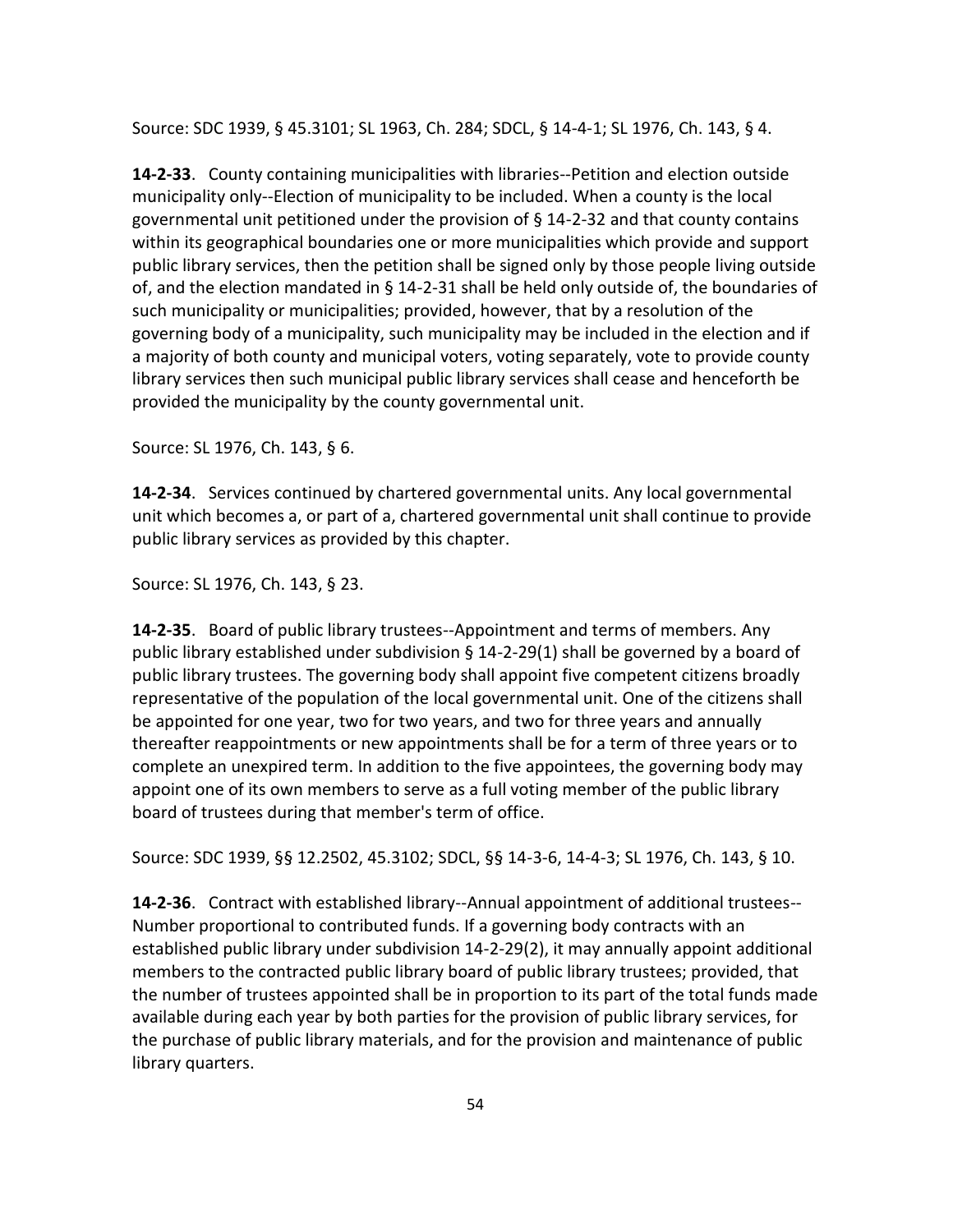Source: SDC 1939, § 45.3101; SL 1963, Ch. 284; SDCL, § 14-4-1; SL 1976, Ch. 143, § 4.

**14-2-33**. County containing municipalities with libraries--Petition and election outside municipality only--Election of municipality to be included. When a county is the local governmental unit petitioned under the provision of § 14-2-32 and that county contains within its geographical boundaries one or more municipalities which provide and support public library services, then the petition shall be signed only by those people living outside of, and the election mandated in § 14-2-31 shall be held only outside of, the boundaries of such municipality or municipalities; provided, however, that by a resolution of the governing body of a municipality, such municipality may be included in the election and if a majority of both county and municipal voters, voting separately, vote to provide county library services then such municipal public library services shall cease and henceforth be provided the municipality by the county governmental unit.

Source: SL 1976, Ch. 143, § 6.

**14-2-34**. Services continued by chartered governmental units. Any local governmental unit which becomes a, or part of a, chartered governmental unit shall continue to provide public library services as provided by this chapter.

Source: SL 1976, Ch. 143, § 23.

**14-2-35**. Board of public library trustees--Appointment and terms of members. Any public library established under subdivision § 14-2-29(1) shall be governed by a board of public library trustees. The governing body shall appoint five competent citizens broadly representative of the population of the local governmental unit. One of the citizens shall be appointed for one year, two for two years, and two for three years and annually thereafter reappointments or new appointments shall be for a term of three years or to complete an unexpired term. In addition to the five appointees, the governing body may appoint one of its own members to serve as a full voting member of the public library board of trustees during that member's term of office.

Source: SDC 1939, §§ 12.2502, 45.3102; SDCL, §§ 14-3-6, 14-4-3; SL 1976, Ch. 143, § 10.

**14-2-36**. Contract with established library--Annual appointment of additional trustees--Number proportional to contributed funds. If a governing body contracts with an established public library under subdivision 14-2-29(2), it may annually appoint additional members to the contracted public library board of public library trustees; provided, that the number of trustees appointed shall be in proportion to its part of the total funds made available during each year by both parties for the provision of public library services, for the purchase of public library materials, and for the provision and maintenance of public library quarters.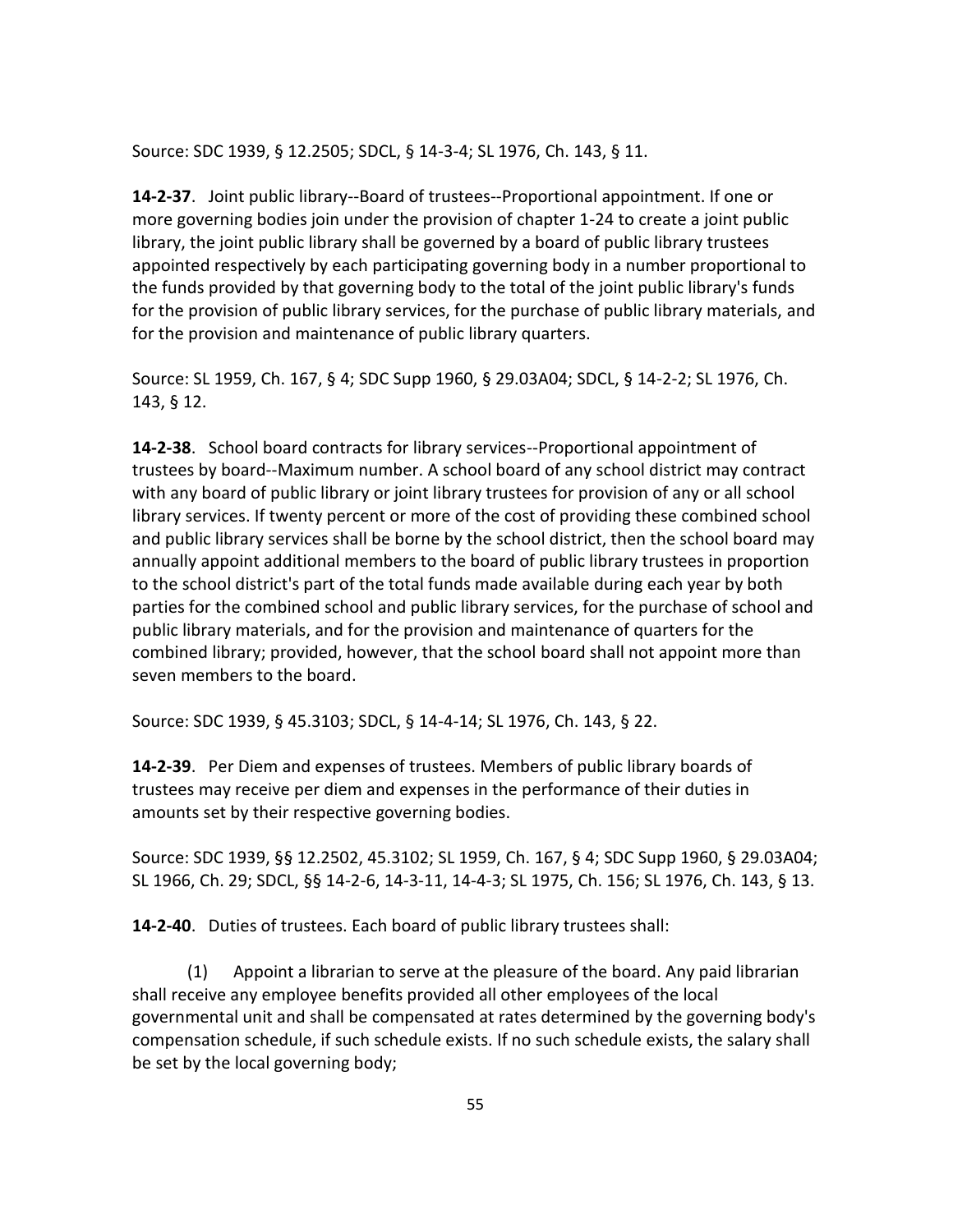Source: SDC 1939, § 12.2505; SDCL, § 14-3-4; SL 1976, Ch. 143, § 11.

**14-2-37**. Joint public library--Board of trustees--Proportional appointment. If one or more governing bodies join under the provision of chapter 1-24 to create a joint public library, the joint public library shall be governed by a board of public library trustees appointed respectively by each participating governing body in a number proportional to the funds provided by that governing body to the total of the joint public library's funds for the provision of public library services, for the purchase of public library materials, and for the provision and maintenance of public library quarters.

Source: SL 1959, Ch. 167, § 4; SDC Supp 1960, § 29.03A04; SDCL, § 14-2-2; SL 1976, Ch. 143, § 12.

**14-2-38**. School board contracts for library services--Proportional appointment of trustees by board--Maximum number. A school board of any school district may contract with any board of public library or joint library trustees for provision of any or all school library services. If twenty percent or more of the cost of providing these combined school and public library services shall be borne by the school district, then the school board may annually appoint additional members to the board of public library trustees in proportion to the school district's part of the total funds made available during each year by both parties for the combined school and public library services, for the purchase of school and public library materials, and for the provision and maintenance of quarters for the combined library; provided, however, that the school board shall not appoint more than seven members to the board.

Source: SDC 1939, § 45.3103; SDCL, § 14-4-14; SL 1976, Ch. 143, § 22.

**14-2-39**. Per Diem and expenses of trustees. Members of public library boards of trustees may receive per diem and expenses in the performance of their duties in amounts set by their respective governing bodies.

Source: SDC 1939, §§ 12.2502, 45.3102; SL 1959, Ch. 167, § 4; SDC Supp 1960, § 29.03A04; SL 1966, Ch. 29; SDCL, §§ 14-2-6, 14-3-11, 14-4-3; SL 1975, Ch. 156; SL 1976, Ch. 143, § 13.

**14-2-40**. Duties of trustees. Each board of public library trustees shall:

(1) Appoint a librarian to serve at the pleasure of the board. Any paid librarian shall receive any employee benefits provided all other employees of the local governmental unit and shall be compensated at rates determined by the governing body's compensation schedule, if such schedule exists. If no such schedule exists, the salary shall be set by the local governing body;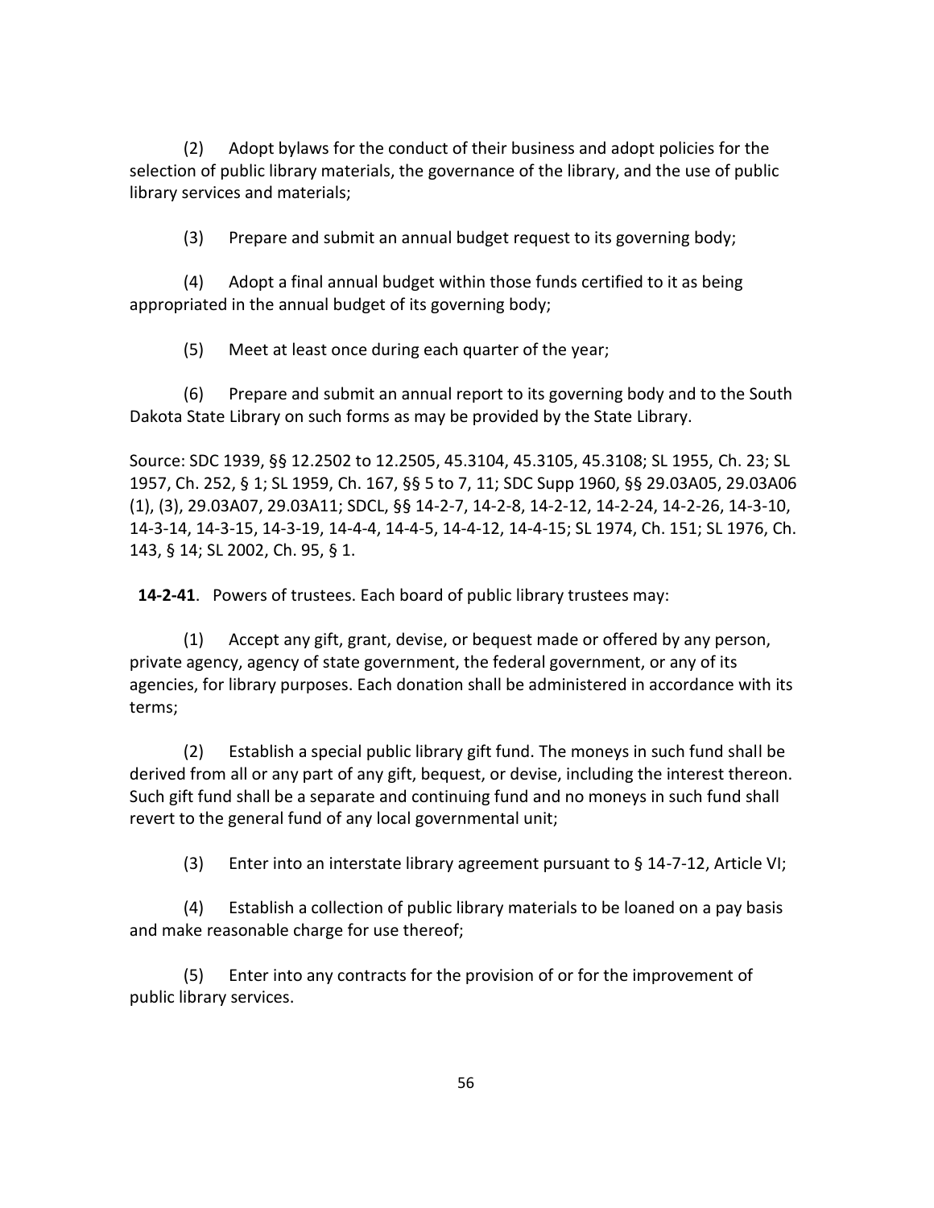(2) Adopt bylaws for the conduct of their business and adopt policies for the selection of public library materials, the governance of the library, and the use of public library services and materials;

(3) Prepare and submit an annual budget request to its governing body;

(4) Adopt a final annual budget within those funds certified to it as being appropriated in the annual budget of its governing body;

(5) Meet at least once during each quarter of the year;

(6) Prepare and submit an annual report to its governing body and to the South Dakota State Library on such forms as may be provided by the State Library.

Source: SDC 1939, §§ 12.2502 to 12.2505, 45.3104, 45.3105, 45.3108; SL 1955, Ch. 23; SL 1957, Ch. 252, § 1; SL 1959, Ch. 167, §§ 5 to 7, 11; SDC Supp 1960, §§ 29.03A05, 29.03A06 (1), (3), 29.03A07, 29.03A11; SDCL, §§ 14-2-7, 14-2-8, 14-2-12, 14-2-24, 14-2-26, 14-3-10, 14-3-14, 14-3-15, 14-3-19, 14-4-4, 14-4-5, 14-4-12, 14-4-15; SL 1974, Ch. 151; SL 1976, Ch. 143, § 14; SL 2002, Ch. 95, § 1.

**14-2-41**. Powers of trustees. Each board of public library trustees may:

(1) Accept any gift, grant, devise, or bequest made or offered by any person, private agency, agency of state government, the federal government, or any of its agencies, for library purposes. Each donation shall be administered in accordance with its terms;

(2) Establish a special public library gift fund. The moneys in such fund shall be derived from all or any part of any gift, bequest, or devise, including the interest thereon. Such gift fund shall be a separate and continuing fund and no moneys in such fund shall revert to the general fund of any local governmental unit;

(3) Enter into an interstate library agreement pursuant to § 14-7-12, Article VI;

(4) Establish a collection of public library materials to be loaned on a pay basis and make reasonable charge for use thereof;

(5) Enter into any contracts for the provision of or for the improvement of public library services.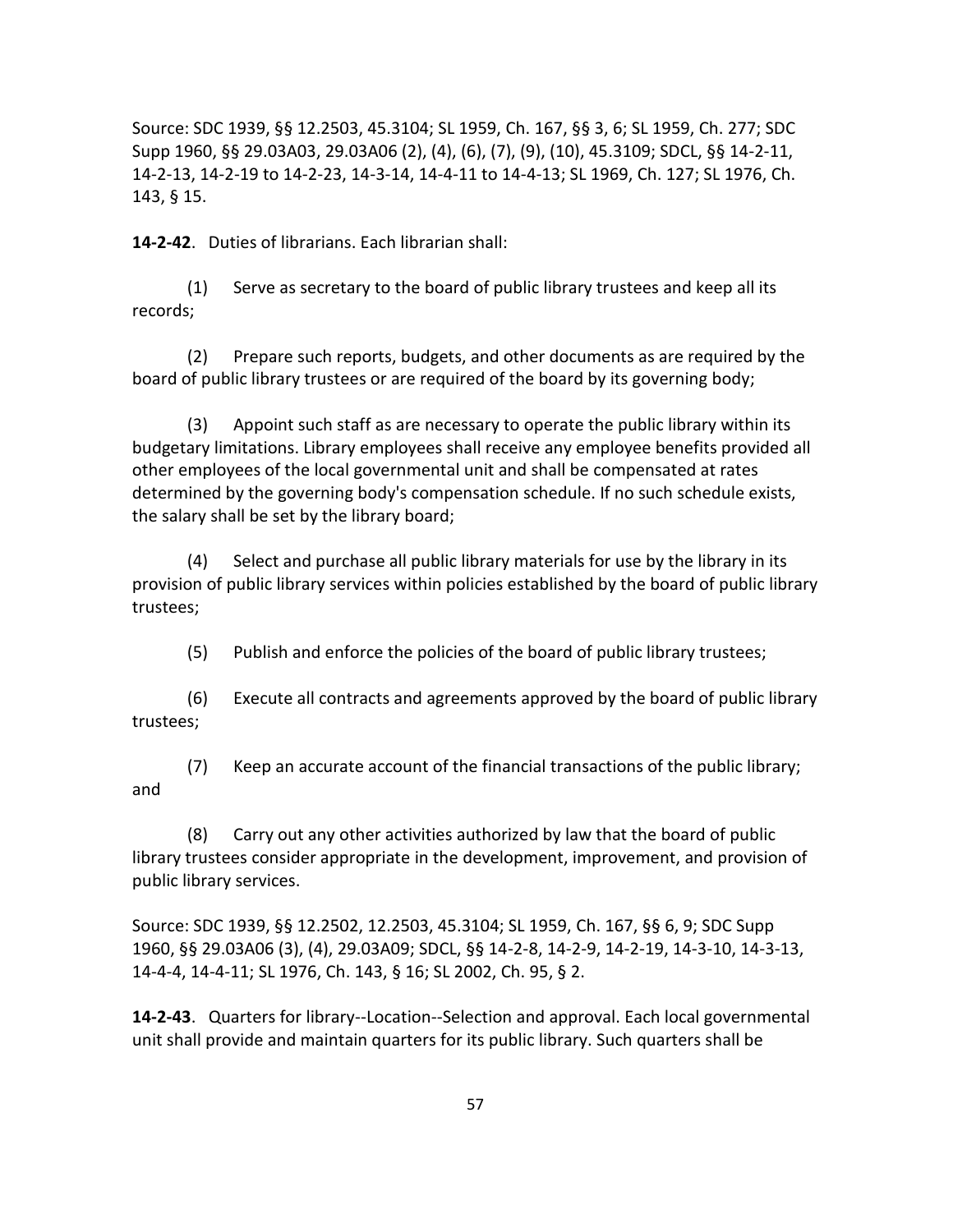Source: SDC 1939, §§ 12.2503, 45.3104; SL 1959, Ch. 167, §§ 3, 6; SL 1959, Ch. 277; SDC Supp 1960, §§ 29.03A03, 29.03A06 (2), (4), (6), (7), (9), (10), 45.3109; SDCL, §§ 14-2-11, 14-2-13, 14-2-19 to 14-2-23, 14-3-14, 14-4-11 to 14-4-13; SL 1969, Ch. 127; SL 1976, Ch. 143, § 15.

**14-2-42**. Duties of librarians. Each librarian shall:

(1) Serve as secretary to the board of public library trustees and keep all its records;

(2) Prepare such reports, budgets, and other documents as are required by the board of public library trustees or are required of the board by its governing body;

(3) Appoint such staff as are necessary to operate the public library within its budgetary limitations. Library employees shall receive any employee benefits provided all other employees of the local governmental unit and shall be compensated at rates determined by the governing body's compensation schedule. If no such schedule exists, the salary shall be set by the library board;

(4) Select and purchase all public library materials for use by the library in its provision of public library services within policies established by the board of public library trustees;

(5) Publish and enforce the policies of the board of public library trustees;

(6) Execute all contracts and agreements approved by the board of public library trustees;

(7) Keep an accurate account of the financial transactions of the public library; and

(8) Carry out any other activities authorized by law that the board of public library trustees consider appropriate in the development, improvement, and provision of public library services.

Source: SDC 1939, §§ 12.2502, 12.2503, 45.3104; SL 1959, Ch. 167, §§ 6, 9; SDC Supp 1960, §§ 29.03A06 (3), (4), 29.03A09; SDCL, §§ 14-2-8, 14-2-9, 14-2-19, 14-3-10, 14-3-13, 14-4-4, 14-4-11; SL 1976, Ch. 143, § 16; SL 2002, Ch. 95, § 2.

**14-2-43**. Quarters for library--Location--Selection and approval. Each local governmental unit shall provide and maintain quarters for its public library. Such quarters shall be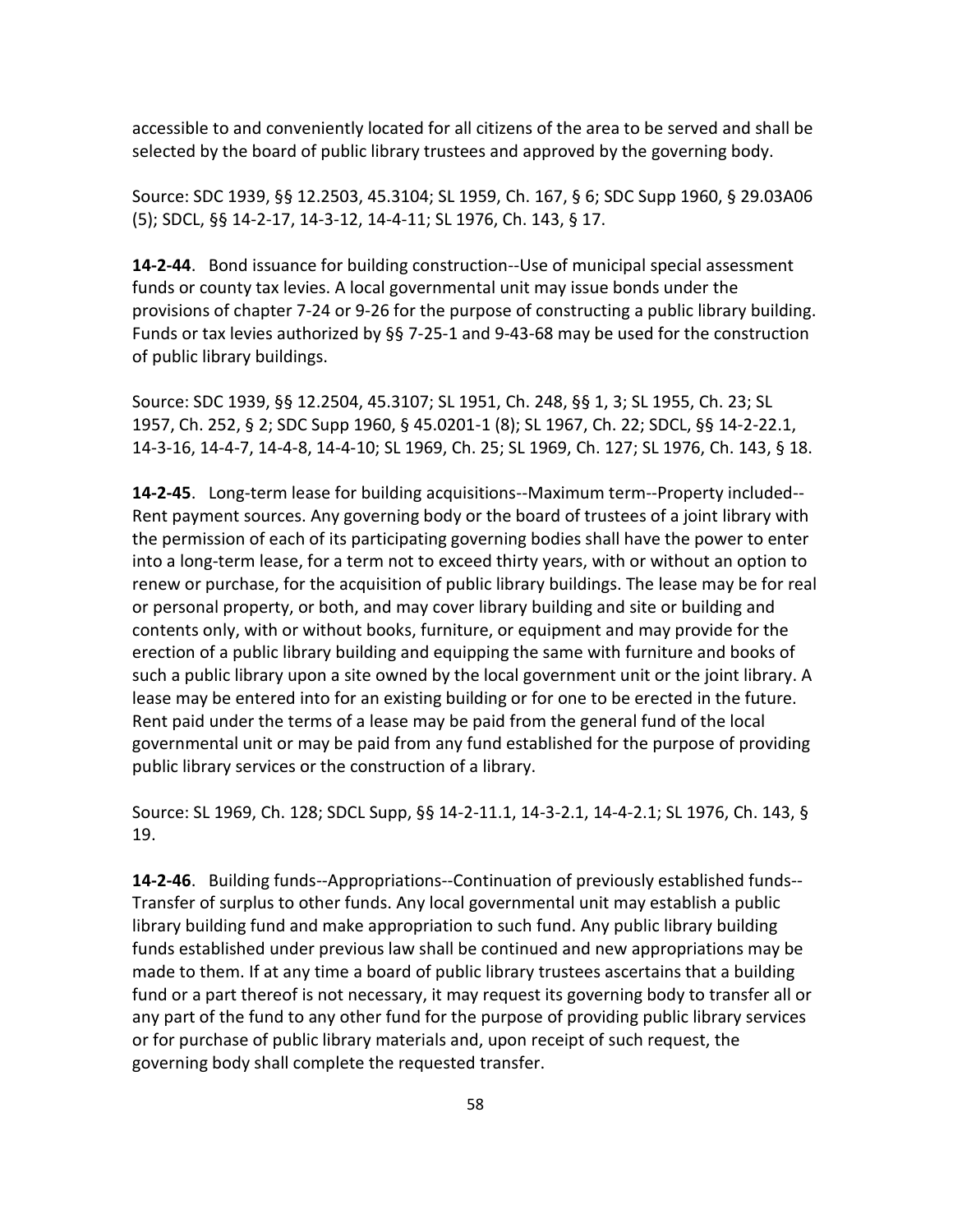accessible to and conveniently located for all citizens of the area to be served and shall be selected by the board of public library trustees and approved by the governing body.

Source: SDC 1939, §§ 12.2503, 45.3104; SL 1959, Ch. 167, § 6; SDC Supp 1960, § 29.03A06 (5); SDCL, §§ 14-2-17, 14-3-12, 14-4-11; SL 1976, Ch. 143, § 17.

**14-2-44**. Bond issuance for building construction--Use of municipal special assessment funds or county tax levies. A local governmental unit may issue bonds under the provisions of chapter 7-24 or 9-26 for the purpose of constructing a public library building. Funds or tax levies authorized by §§ 7-25-1 and 9-43-68 may be used for the construction of public library buildings.

Source: SDC 1939, §§ 12.2504, 45.3107; SL 1951, Ch. 248, §§ 1, 3; SL 1955, Ch. 23; SL 1957, Ch. 252, § 2; SDC Supp 1960, § 45.0201-1 (8); SL 1967, Ch. 22; SDCL, §§ 14-2-22.1, 14-3-16, 14-4-7, 14-4-8, 14-4-10; SL 1969, Ch. 25; SL 1969, Ch. 127; SL 1976, Ch. 143, § 18.

**14-2-45**. Long-term lease for building acquisitions--Maximum term--Property included--Rent payment sources. Any governing body or the board of trustees of a joint library with the permission of each of its participating governing bodies shall have the power to enter into a long-term lease, for a term not to exceed thirty years, with or without an option to renew or purchase, for the acquisition of public library buildings. The lease may be for real or personal property, or both, and may cover library building and site or building and contents only, with or without books, furniture, or equipment and may provide for the erection of a public library building and equipping the same with furniture and books of such a public library upon a site owned by the local government unit or the joint library. A lease may be entered into for an existing building or for one to be erected in the future. Rent paid under the terms of a lease may be paid from the general fund of the local governmental unit or may be paid from any fund established for the purpose of providing public library services or the construction of a library.

Source: SL 1969, Ch. 128; SDCL Supp, §§ 14-2-11.1, 14-3-2.1, 14-4-2.1; SL 1976, Ch. 143, § 19.

**14-2-46**. Building funds--Appropriations--Continuation of previously established funds--Transfer of surplus to other funds. Any local governmental unit may establish a public library building fund and make appropriation to such fund. Any public library building funds established under previous law shall be continued and new appropriations may be made to them. If at any time a board of public library trustees ascertains that a building fund or a part thereof is not necessary, it may request its governing body to transfer all or any part of the fund to any other fund for the purpose of providing public library services or for purchase of public library materials and, upon receipt of such request, the governing body shall complete the requested transfer.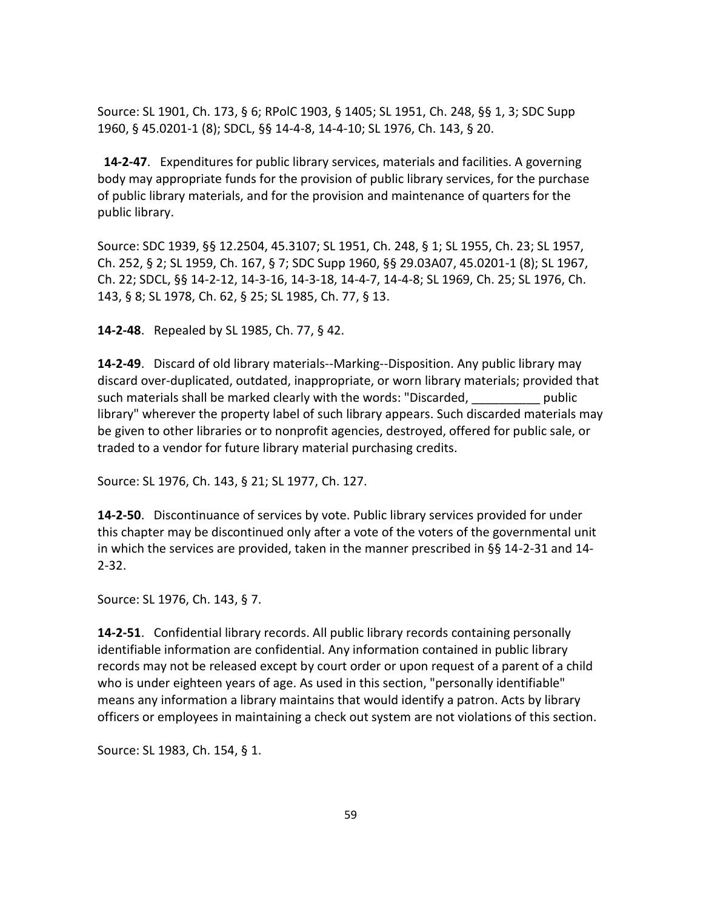Source: SL 1901, Ch. 173, § 6; RPolC 1903, § 1405; SL 1951, Ch. 248, §§ 1, 3; SDC Supp 1960, § 45.0201-1 (8); SDCL, §§ 14-4-8, 14-4-10; SL 1976, Ch. 143, § 20.

**14-2-47**. Expenditures for public library services, materials and facilities. A governing body may appropriate funds for the provision of public library services, for the purchase of public library materials, and for the provision and maintenance of quarters for the public library.

Source: SDC 1939, §§ 12.2504, 45.3107; SL 1951, Ch. 248, § 1; SL 1955, Ch. 23; SL 1957, Ch. 252, § 2; SL 1959, Ch. 167, § 7; SDC Supp 1960, §§ 29.03A07, 45.0201-1 (8); SL 1967, Ch. 22; SDCL, §§ 14-2-12, 14-3-16, 14-3-18, 14-4-7, 14-4-8; SL 1969, Ch. 25; SL 1976, Ch. 143, § 8; SL 1978, Ch. 62, § 25; SL 1985, Ch. 77, § 13.

**14-2-48**. Repealed by SL 1985, Ch. 77, § 42.

**14-2-49**. Discard of old library materials--Marking--Disposition. Any public library may discard over-duplicated, outdated, inappropriate, or worn library materials; provided that such materials shall be marked clearly with the words: "Discarded, __________ public library" wherever the property label of such library appears. Such discarded materials may be given to other libraries or to nonprofit agencies, destroyed, offered for public sale, or traded to a vendor for future library material purchasing credits.

Source: SL 1976, Ch. 143, § 21; SL 1977, Ch. 127.

**14-2-50**. Discontinuance of services by vote. Public library services provided for under this chapter may be discontinued only after a vote of the voters of the governmental unit in which the services are provided, taken in the manner prescribed in §§ 14-2-31 and 14-2-32.

Source: SL 1976, Ch. 143, § 7.

**14-2-51**. Confidential library records. All public library records containing personally identifiable information are confidential. Any information contained in public library records may not be released except by court order or upon request of a parent of a child who is under eighteen years of age. As used in this section, "personally identifiable" means any information a library maintains that would identify a patron. Acts by library officers or employees in maintaining a check out system are not violations of this section.

Source: SL 1983, Ch. 154, § 1.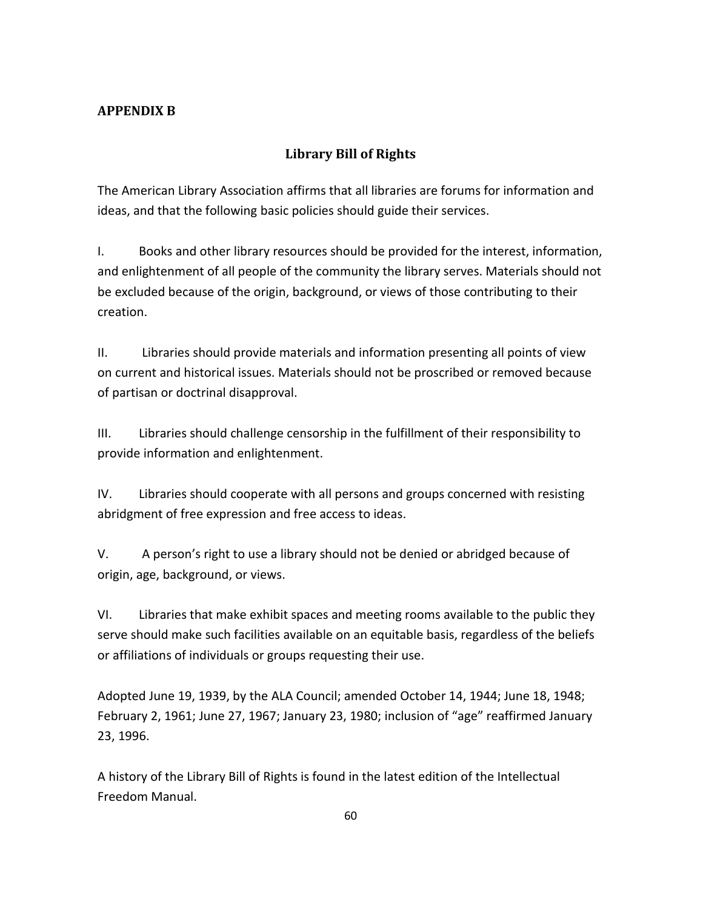## APPENDIX B

### Library Bill of Rights

The American Library Association affirms that all libraries are forums for information and ideas, and that the following basic policies should guide their services.

I. Books and other library resources should be provided for the interest, information, and enlightenment of all people of the community the library serves. Materials should not be excluded because of the origin, background, or views of those contributing to their creation.

II. Libraries should provide materials and information presenting all points of view on current and historical issues. Materials should not be proscribed or removed because of partisan or doctrinal disapproval.

III. Libraries should challenge censorship in the fulfillment of their responsibility to provide information and enlightenment.

IV. Libraries should cooperate with all persons and groups concerned with resisting abridgment of free expression and free access to ideas.

V. A person's right to use a library should not be denied or abridged because of origin, age, background, or views.

VI. Libraries that make exhibit spaces and meeting rooms available to the public they serve should make such facilities available on an equitable basis, regardless of the beliefs or affiliations of individuals or groups requesting their use.

Adopted June 19, 1939, by the ALA Council; amended October 14, 1944; June 18, 1948; February 2, 1961; June 27, 1967; January 23, 1980; inclusion of "age" reaffirmed January 23, 1996.

A history of the Library Bill of Rights is found in the latest edition of the Intellectual Freedom Manual.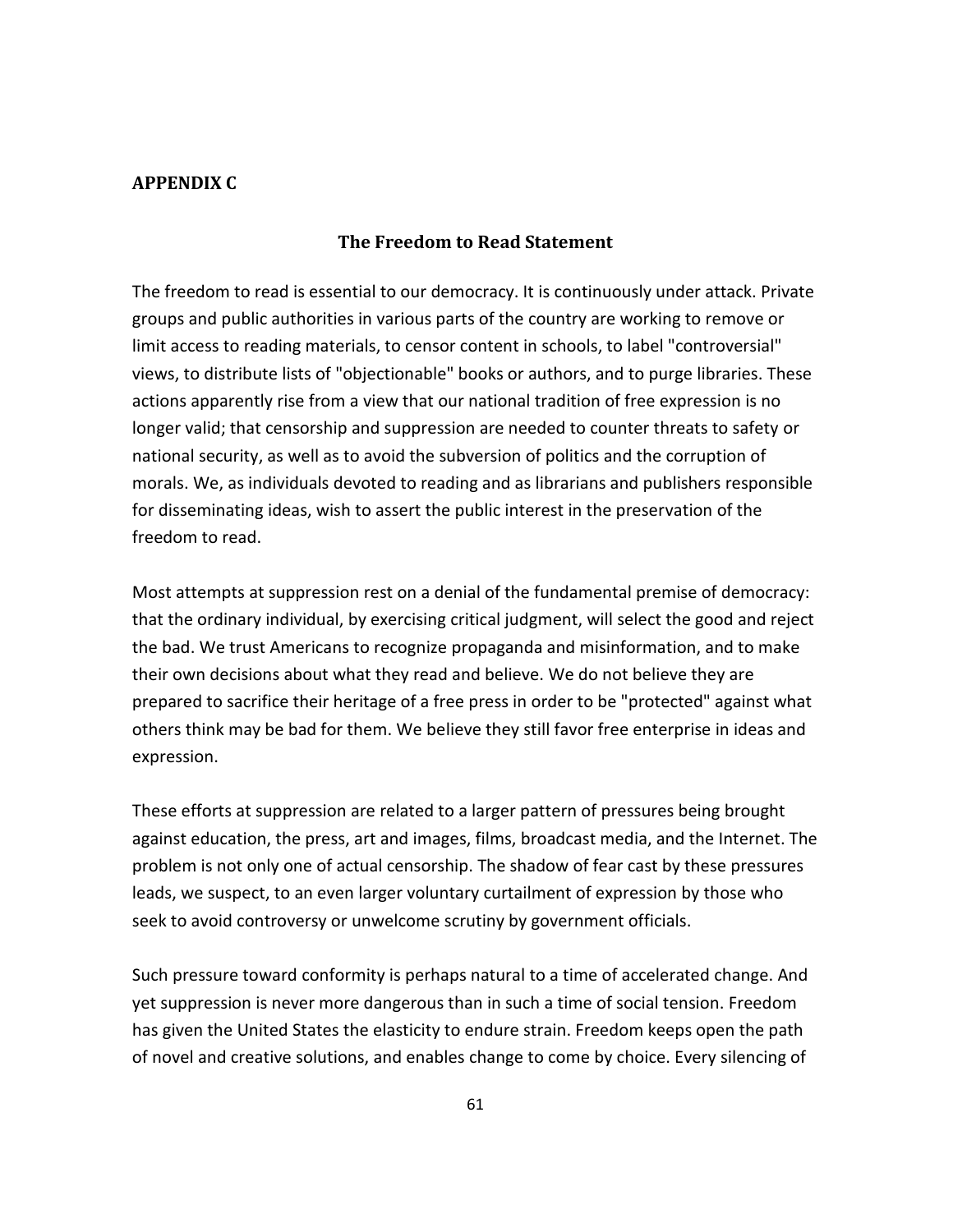## APPENDIX C

### The Freedom to Read Statement

The freedom to read is essential to our democracy. It is continuously under attack. Private groups and public authorities in various parts of the country are working to remove or limit access to reading materials, to censor content in schools, to label "controversial" views, to distribute lists of "objectionable" books or authors, and to purge libraries. These actions apparently rise from a view that our national tradition of free expression is no longer valid; that censorship and suppression are needed to counter threats to safety or national security, as well as to avoid the subversion of politics and the corruption of morals. We, as individuals devoted to reading and as librarians and publishers responsible for disseminating ideas, wish to assert the public interest in the preservation of the freedom to read.

Most attempts at suppression rest on a denial of the fundamental premise of democracy: that the ordinary individual, by exercising critical judgment, will select the good and reject the bad. We trust Americans to recognize propaganda and misinformation, and to make their own decisions about what they read and believe. We do not believe they are prepared to sacrifice their heritage of a free press in order to be "protected" against what others think may be bad for them. We believe they still favor free enterprise in ideas and expression.

These efforts at suppression are related to a larger pattern of pressures being brought against education, the press, art and images, films, broadcast media, and the Internet. The problem is not only one of actual censorship. The shadow of fear cast by these pressures leads, we suspect, to an even larger voluntary curtailment of expression by those who seek to avoid controversy or unwelcome scrutiny by government officials.

Such pressure toward conformity is perhaps natural to a time of accelerated change. And yet suppression is never more dangerous than in such a time of social tension. Freedom has given the United States the elasticity to endure strain. Freedom keeps open the path of novel and creative solutions, and enables change to come by choice. Every silencing of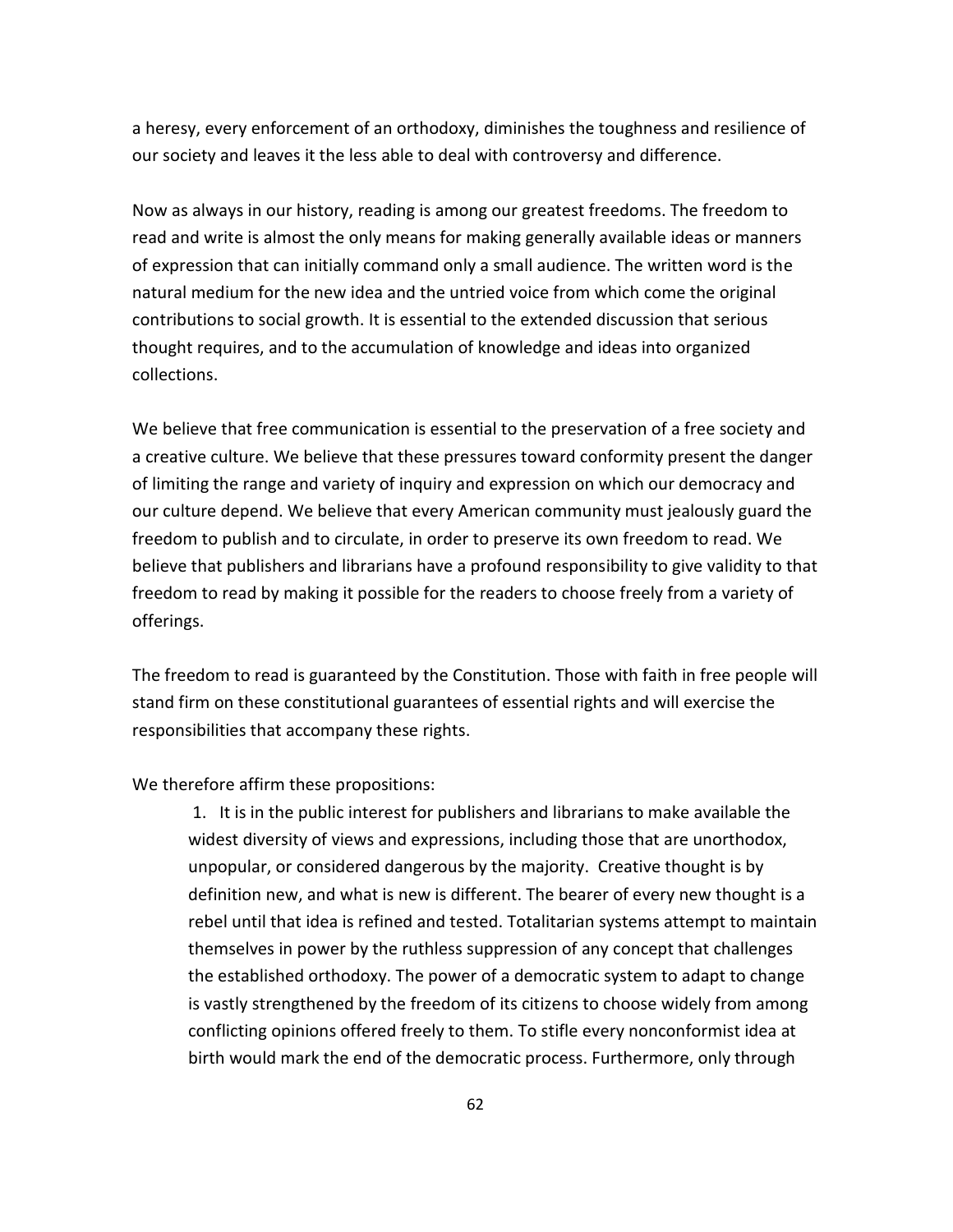a heresy, every enforcement of an orthodoxy, diminishes the toughness and resilience of our society and leaves it the less able to deal with controversy and difference.

Now as always in our history, reading is among our greatest freedoms. The freedom to read and write is almost the only means for making generally available ideas or manners of expression that can initially command only a small audience. The written word is the natural medium for the new idea and the untried voice from which come the original contributions to social growth. It is essential to the extended discussion that serious thought requires, and to the accumulation of knowledge and ideas into organized collections.

We believe that free communication is essential to the preservation of a free society and a creative culture. We believe that these pressures toward conformity present the danger of limiting the range and variety of inquiry and expression on which our democracy and our culture depend. We believe that every American community must jealously guard the freedom to publish and to circulate, in order to preserve its own freedom to read. We believe that publishers and librarians have a profound responsibility to give validity to that freedom to read by making it possible for the readers to choose freely from a variety of offerings.

The freedom to read is guaranteed by the Constitution. Those with faith in free people will stand firm on these constitutional guarantees of essential rights and will exercise the responsibilities that accompany these rights.

We therefore affirm these propositions:

1. It is in the public interest for publishers and librarians to make available the widest diversity of views and expressions, including those that are unorthodox, unpopular, or considered dangerous by the majority. Creative thought is by definition new, and what is new is different. The bearer of every new thought is a rebel until that idea is refined and tested. Totalitarian systems attempt to maintain themselves in power by the ruthless suppression of any concept that challenges the established orthodoxy. The power of a democratic system to adapt to change is vastly strengthened by the freedom of its citizens to choose widely from among conflicting opinions offered freely to them. To stifle every nonconformist idea at birth would mark the end of the democratic process. Furthermore, only through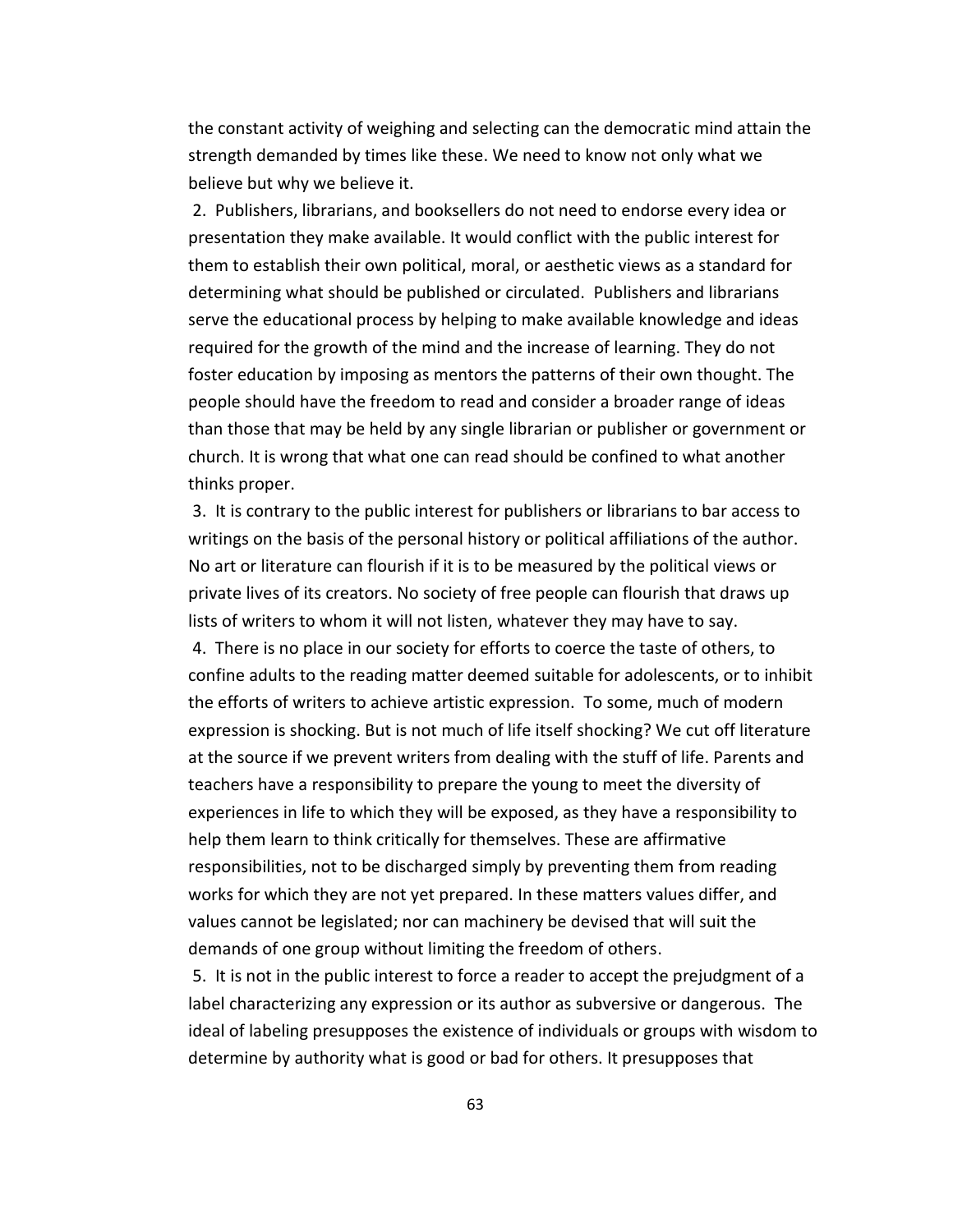the constant activity of weighing and selecting can the democratic mind attain the strength demanded by times like these. We need to know not only what we believe but why we believe it.

2. Publishers, librarians, and booksellers do not need to endorse every idea or presentation they make available. It would conflict with the public interest for them to establish their own political, moral, or aesthetic views as a standard for determining what should be published or circulated. Publishers and librarians serve the educational process by helping to make available knowledge and ideas required for the growth of the mind and the increase of learning. They do not foster education by imposing as mentors the patterns of their own thought. The people should have the freedom to read and consider a broader range of ideas than those that may be held by any single librarian or publisher or government or church. It is wrong that what one can read should be confined to what another thinks proper.

3. It is contrary to the public interest for publishers or librarians to bar access to writings on the basis of the personal history or political affiliations of the author. No art or literature can flourish if it is to be measured by the political views or private lives of its creators. No society of free people can flourish that draws up lists of writers to whom it will not listen, whatever they may have to say.

4. There is no place in our society for efforts to coerce the taste of others, to confine adults to the reading matter deemed suitable for adolescents, or to inhibit the efforts of writers to achieve artistic expression. To some, much of modern expression is shocking. But is not much of life itself shocking? We cut off literature at the source if we prevent writers from dealing with the stuff of life. Parents and teachers have a responsibility to prepare the young to meet the diversity of experiences in life to which they will be exposed, as they have a responsibility to help them learn to think critically for themselves. These are affirmative responsibilities, not to be discharged simply by preventing them from reading works for which they are not yet prepared. In these matters values differ, and values cannot be legislated; nor can machinery be devised that will suit the demands of one group without limiting the freedom of others.

5. It is not in the public interest to force a reader to accept the prejudgment of a label characterizing any expression or its author as subversive or dangerous. The ideal of labeling presupposes the existence of individuals or groups with wisdom to determine by authority what is good or bad for others. It presupposes that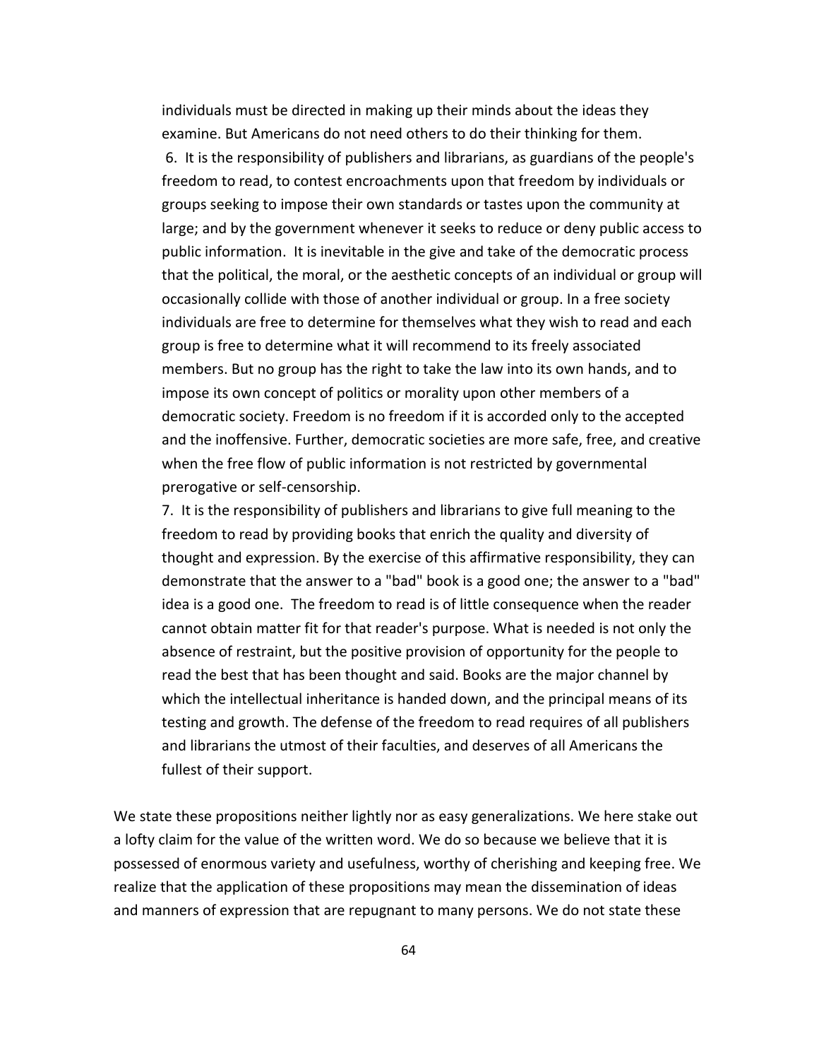individuals must be directed in making up their minds about the ideas they examine. But Americans do not need others to do their thinking for them.

6. It is the responsibility of publishers and librarians, as guardians of the people's freedom to read, to contest encroachments upon that freedom by individuals or groups seeking to impose their own standards or tastes upon the community at large; and by the government whenever it seeks to reduce or deny public access to public information. It is inevitable in the give and take of the democratic process that the political, the moral, or the aesthetic concepts of an individual or group will occasionally collide with those of another individual or group. In a free society individuals are free to determine for themselves what they wish to read and each group is free to determine what it will recommend to its freely associated members. But no group has the right to take the law into its own hands, and to impose its own concept of politics or morality upon other members of a democratic society. Freedom is no freedom if it is accorded only to the accepted and the inoffensive. Further, democratic societies are more safe, free, and creative when the free flow of public information is not restricted by governmental prerogative or self-censorship.

7. It is the responsibility of publishers and librarians to give full meaning to the freedom to read by providing books that enrich the quality and diversity of thought and expression. By the exercise of this affirmative responsibility, they can demonstrate that the answer to a "bad" book is a good one; the answer to a "bad" idea is a good one. The freedom to read is of little consequence when the reader cannot obtain matter fit for that reader's purpose. What is needed is not only the absence of restraint, but the positive provision of opportunity for the people to read the best that has been thought and said. Books are the major channel by which the intellectual inheritance is handed down, and the principal means of its testing and growth. The defense of the freedom to read requires of all publishers and librarians the utmost of their faculties, and deserves of all Americans the fullest of their support.

We state these propositions neither lightly nor as easy generalizations. We here stake out a lofty claim for the value of the written word. We do so because we believe that it is possessed of enormous variety and usefulness, worthy of cherishing and keeping free. We realize that the application of these propositions may mean the dissemination of ideas and manners of expression that are repugnant to many persons. We do not state these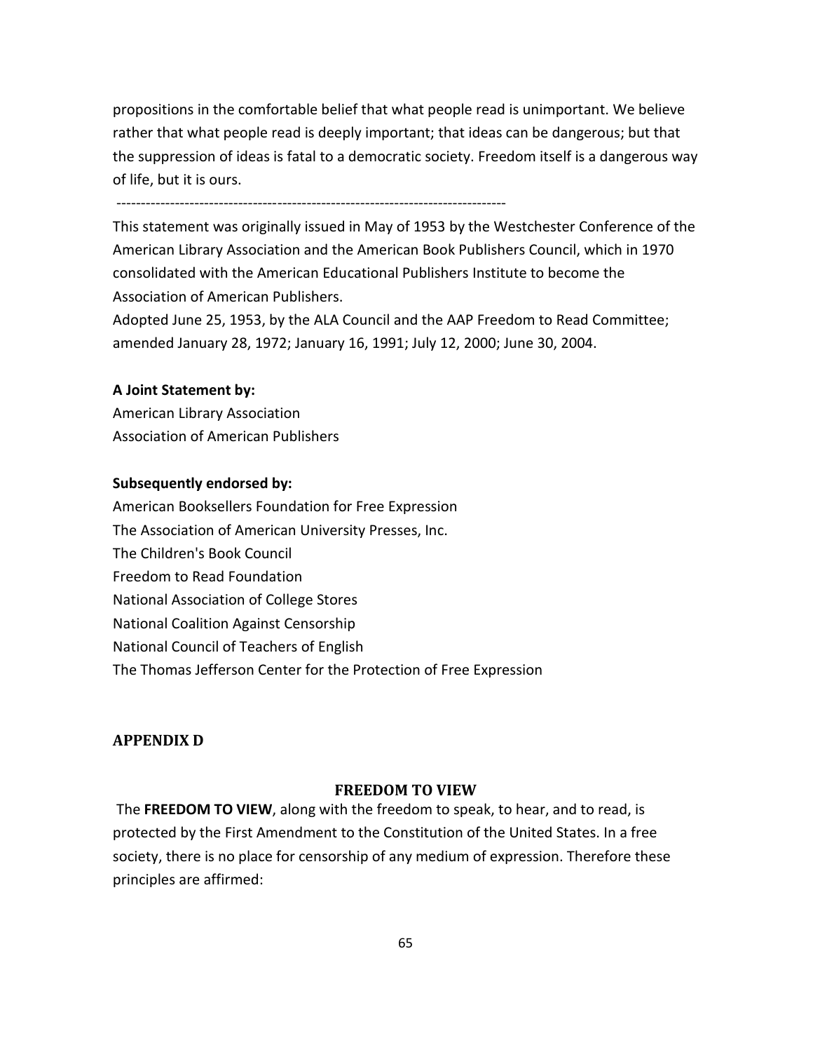propositions in the comfortable belief that what people read is unimportant. We believe rather that what people read is deeply important; that ideas can be dangerous; but that the suppression of ideas is fatal to a democratic society. Freedom itself is a dangerous way of life, but it is ours.

---

This statement was originally issued in May of 1953 by the Westchester Conference of the American Library Association and the American Book Publishers Council, which in 1970 consolidated with the American Educational Publishers Institute to become the Association of American Publishers.

Adopted June 25, 1953, by the ALA Council and the AAP Freedom to Read Committee; amended January 28, 1972; January 16, 1991; July 12, 2000; June 30, 2004.

**A Joint Statement by:**

American Library Association
Association of American Publishers

**Subsequently endorsed by:**

American Booksellers Foundation for Free Expression
The Association of American University Presses, Inc.
The Children's Book Council
Freedom to Read Foundation
National Association of College Stores
National Coalition Against Censorship
National Council of Teachers of English
The Thomas Jefferson Center for the Protection of Free Expression

## APPENDIX D

### FREEDOM TO VIEW

The **FREEDOM TO VIEW**, along with the freedom to speak, to hear, and to read, is protected by the First Amendment to the Constitution of the United States. In a free society, there is no place for censorship of any medium of expression. Therefore these principles are affirmed: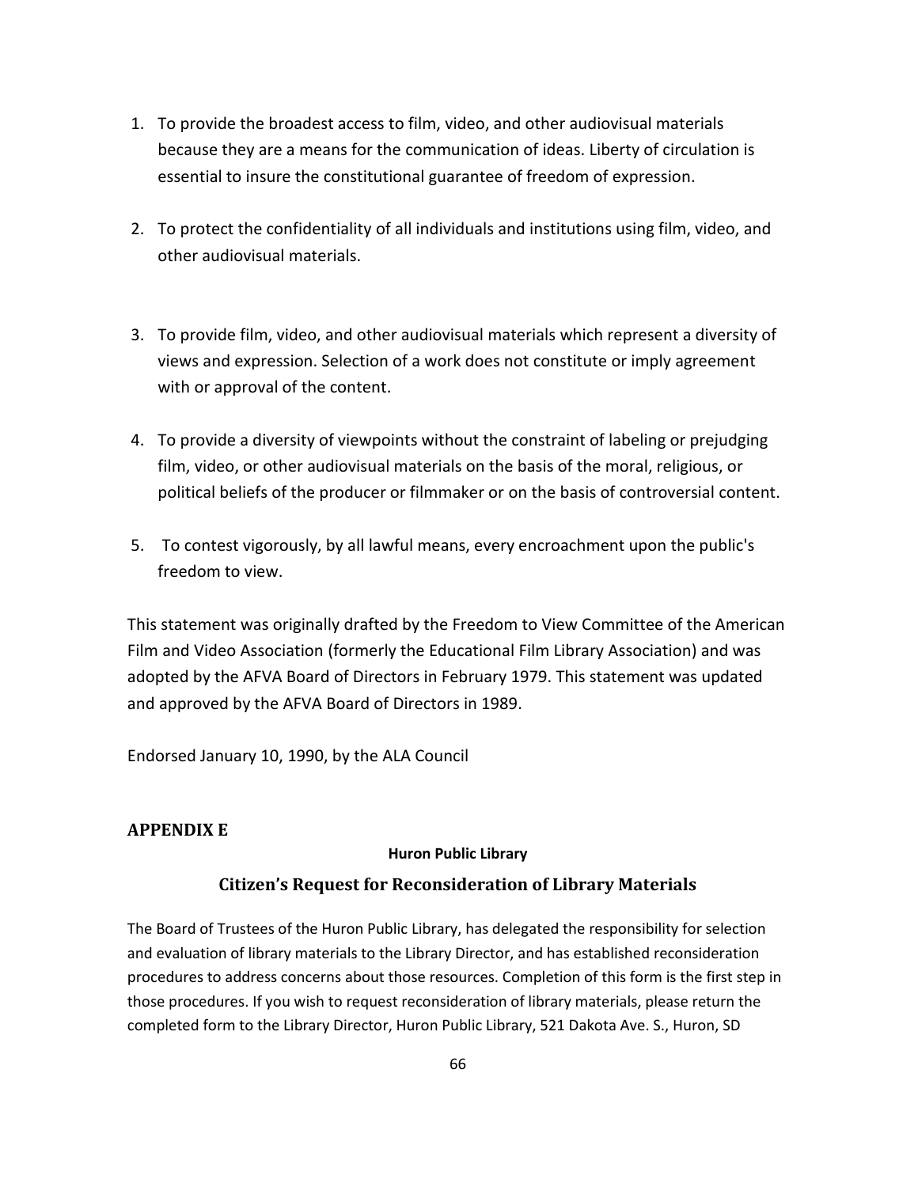1. To provide the broadest access to film, video, and other audiovisual materials because they are a means for the communication of ideas. Liberty of circulation is essential to insure the constitutional guarantee of freedom of expression.

2. To protect the confidentiality of all individuals and institutions using film, video, and other audiovisual materials.

3. To provide film, video, and other audiovisual materials which represent a diversity of views and expression. Selection of a work does not constitute or imply agreement with or approval of the content.

4. To provide a diversity of viewpoints without the constraint of labeling or prejudging film, video, or other audiovisual materials on the basis of the moral, religious, or political beliefs of the producer or filmmaker or on the basis of controversial content.

5. To contest vigorously, by all lawful means, every encroachment upon the public's freedom to view.

This statement was originally drafted by the Freedom to View Committee of the American Film and Video Association (formerly the Educational Film Library Association) and was adopted by the AFVA Board of Directors in February 1979. This statement was updated and approved by the AFVA Board of Directors in 1989.

Endorsed January 10, 1990, by the ALA Council

## APPENDIX E

**Huron Public Library**

### Citizen's Request for Reconsideration of Library Materials

The Board of Trustees of the Huron Public Library, has delegated the responsibility for selection and evaluation of library materials to the Library Director, and has established reconsideration procedures to address concerns about those resources. Completion of this form is the first step in those procedures. If you wish to request reconsideration of library materials, please return the completed form to the Library Director, Huron Public Library, 521 Dakota Ave. S., Huron, SD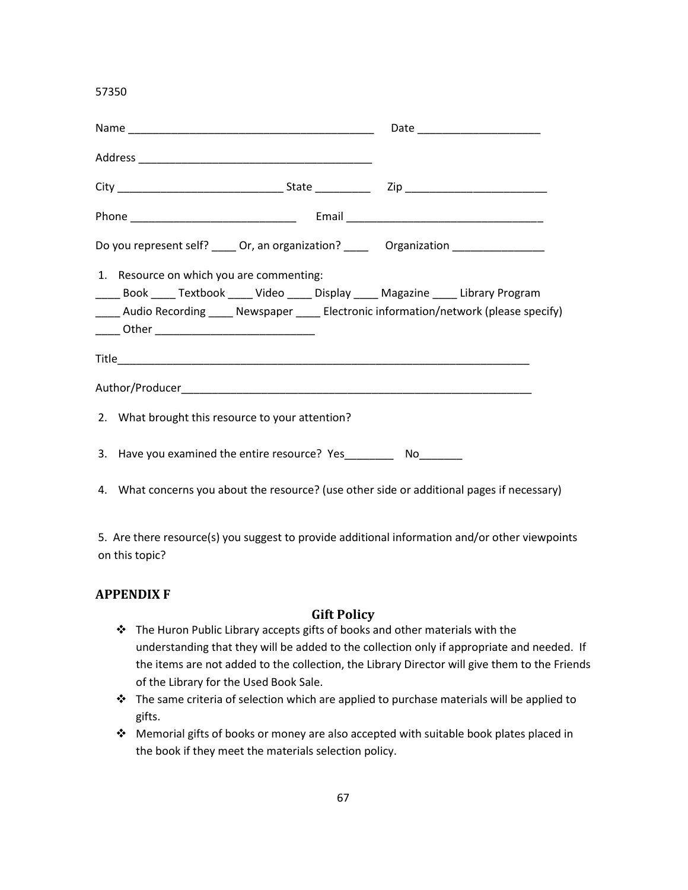57350

Name ________________________________________ Date ____________________

Address ______________________________________

City ___________________________ State _________ Zip _______________________

Phone ___________________________ Email _______________________________

Do you represent self? ____ Or, an organization? ____ Organization _______________

1. Resource on which you are commenting:

____ Book ____ Textbook ____ Video ____ Display ____ Magazine ____ Library Program

____ Audio Recording ____ Newspaper ____ Electronic information/network (please specify)

____ Other _________________________

Title____________________________________________________________________

Author/Producer___________________________________________________________

2. What brought this resource to your attention?

3. Have you examined the entire resource? Yes________ No_______

4. What concerns you about the resource? (use other side or additional pages if necessary)

5. Are there resource(s) you suggest to provide additional information and/or other viewpoints on this topic?

## APPENDIX F

### Gift Policy

- The Huron Public Library accepts gifts of books and other materials with the understanding that they will be added to the collection only if appropriate and needed. If the items are not added to the collection, the Library Director will give them to the Friends of the Library for the Used Book Sale.
- The same criteria of selection which are applied to purchase materials will be applied to gifts.
- Memorial gifts of books or money are also accepted with suitable book plates placed in the book if they meet the materials selection policy.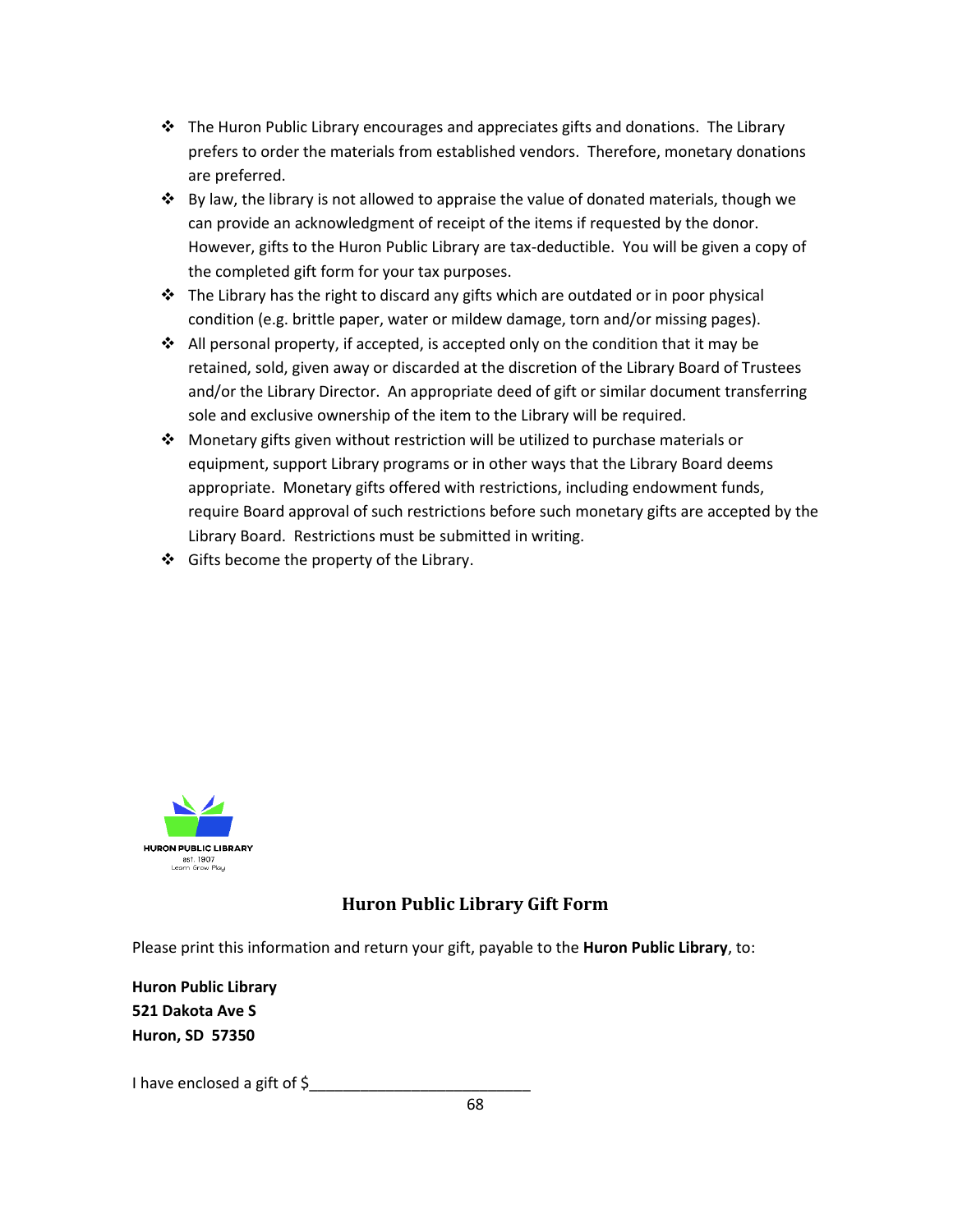- The Huron Public Library encourages and appreciates gifts and donations. The Library prefers to order the materials from established vendors. Therefore, monetary donations are preferred.
- By law, the library is not allowed to appraise the value of donated materials, though we can provide an acknowledgment of receipt of the items if requested by the donor. However, gifts to the Huron Public Library are tax-deductible. You will be given a copy of the completed gift form for your tax purposes.
- The Library has the right to discard any gifts which are outdated or in poor physical condition (e.g. brittle paper, water or mildew damage, torn and/or missing pages).
- All personal property, if accepted, is accepted only on the condition that it may be retained, sold, given away or discarded at the discretion of the Library Board of Trustees and/or the Library Director. An appropriate deed of gift or similar document transferring sole and exclusive ownership of the item to the Library will be required.
- Monetary gifts given without restriction will be utilized to purchase materials or equipment, support Library programs or in other ways that the Library Board deems appropriate. Monetary gifts offered with restrictions, including endowment funds, require Board approval of such restrictions before such monetary gifts are accepted by the Library Board. Restrictions must be submitted in writing.
- Gifts become the property of the Library.

HURON PUBLIC LIBRARY
est. 1907
Learn Grow Play

## Huron Public Library Gift Form

Please print this information and return your gift, payable to the **Huron Public Library**, to:

**Huron Public Library**
**521 Dakota Ave S**
**Huron, SD 57350**

I have enclosed a gift of $__________________________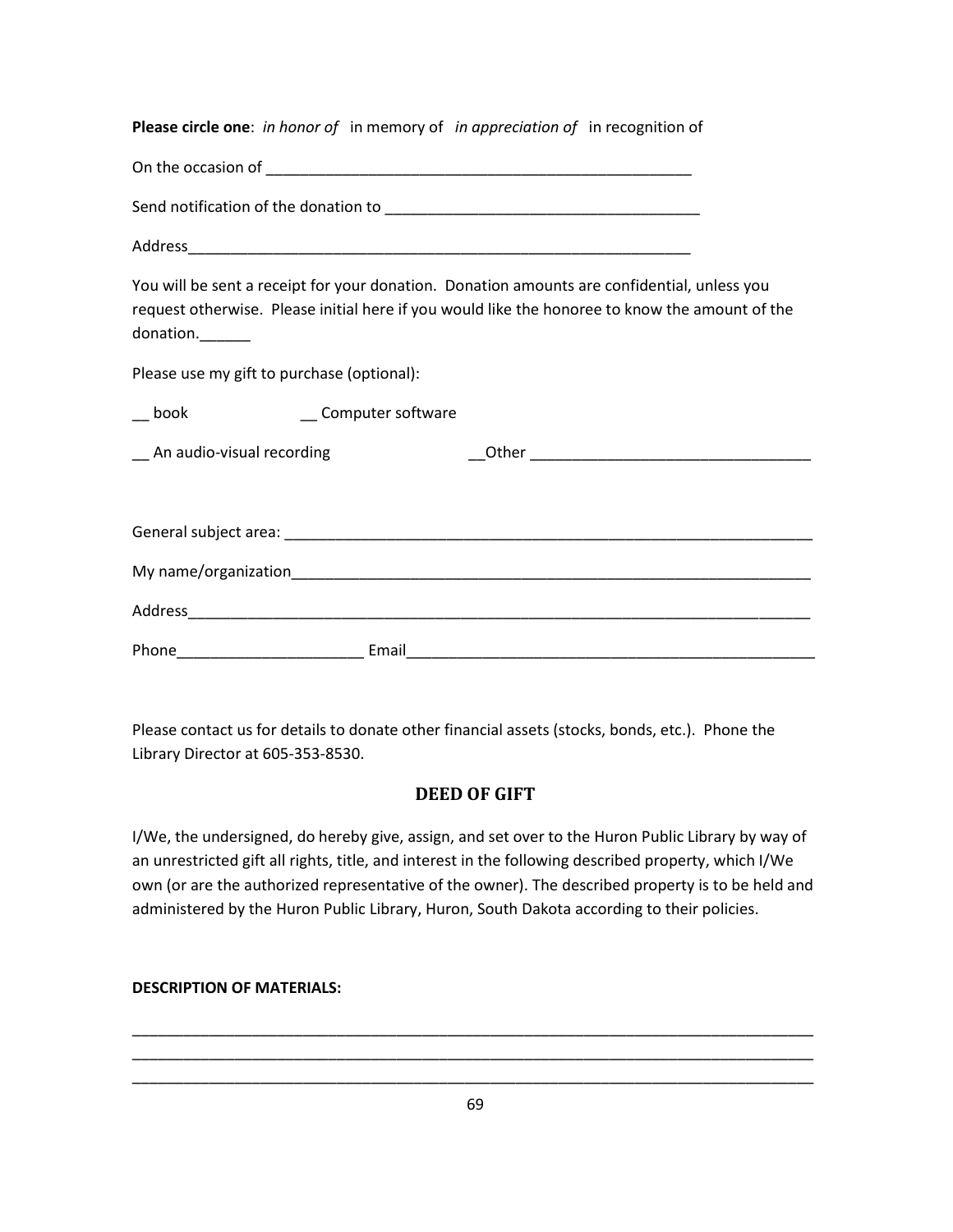**Please circle one**: *in honor of* in memory of *in appreciation of* in recognition of

On the occasion of ___________________________________________________

Send notification of the donation to ____________________________________

Address_____________________________________________________________

You will be sent a receipt for your donation. Donation amounts are confidential, unless you request otherwise. Please initial here if you would like the honoree to know the amount of the donation.______

Please use my gift to purchase (optional):

__ book __ Computer software

__ An audio-visual recording __Other _________________________________

General subject area: ______________________________________________________________

My name/organization_______________________________________________________________

Address_______________________________________________________________________

Phone_____________________ Email______________________________________________

Please contact us for details to donate other financial assets (stocks, bonds, etc.). Phone the Library Director at 605-353-8530.

## DEED OF GIFT

I/We, the undersigned, do hereby give, assign, and set over to the Huron Public Library by way of an unrestricted gift all rights, title, and interest in the following described property, which I/We own (or are the authorized representative of the owner). The described property is to be held and administered by the Huron Public Library, Huron, South Dakota according to their policies.

**DESCRIPTION OF MATERIALS:**

_______________________________________________________________________________
_______________________________________________________________________________
_______________________________________________________________________________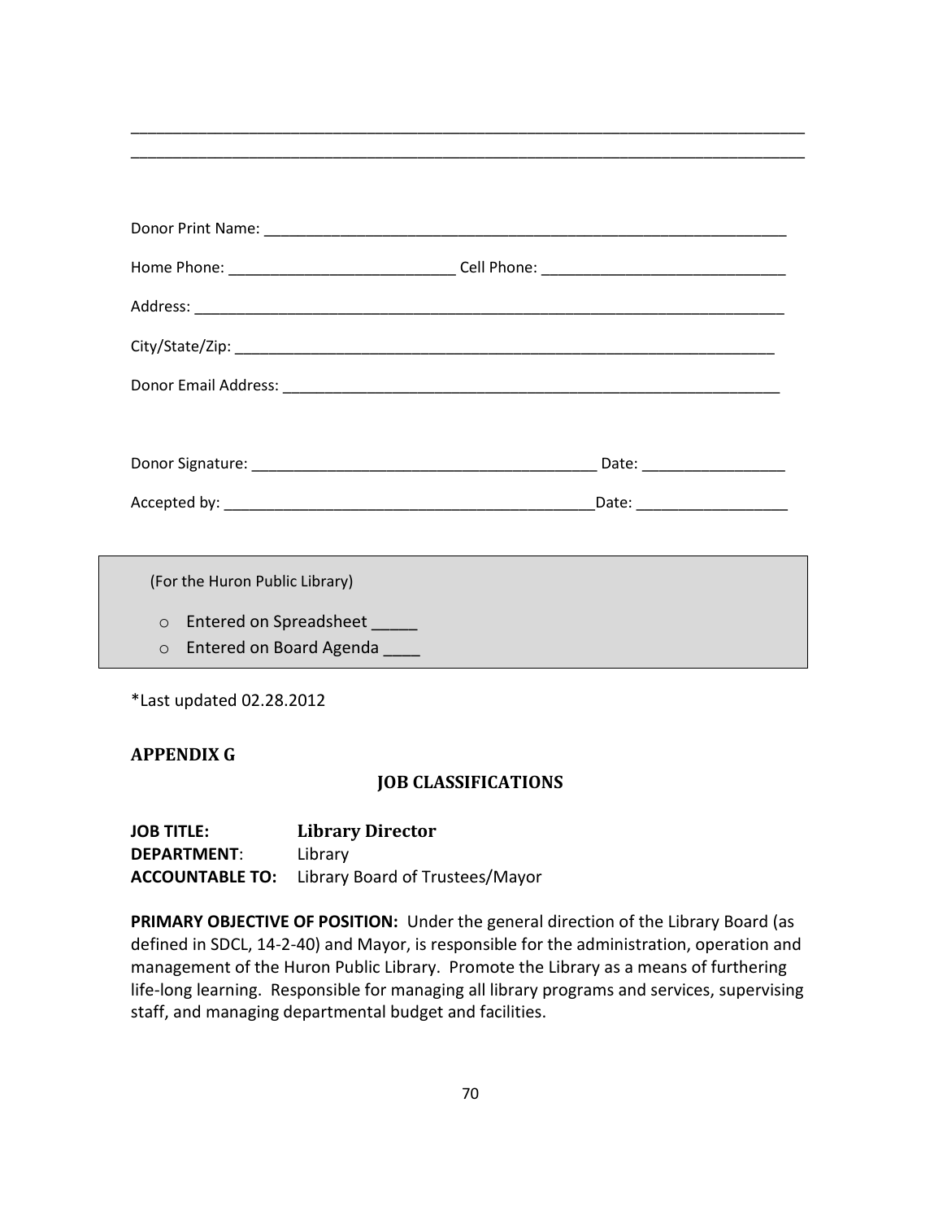\_\_\_\_\_\_\_\_\_\_\_\_\_\_\_\_\_\_\_\_\_\_\_\_\_\_\_\_\_\_\_\_\_\_\_\_\_\_\_\_\_\_\_\_\_\_\_\_\_\_\_\_\_\_\_\_\_\_\_\_\_\_\_\_\_\_\_\_\_\_\_\_\_\_\_\_\_\_

\_\_\_\_\_\_\_\_\_\_\_\_\_\_\_\_\_\_\_\_\_\_\_\_\_\_\_\_\_\_\_\_\_\_\_\_\_\_\_\_\_\_\_\_\_\_\_\_\_\_\_\_\_\_\_\_\_\_\_\_\_\_\_\_\_\_\_\_\_\_\_\_\_\_\_\_\_\_

Donor Print Name: \_\_\_\_\_\_\_\_\_\_\_\_\_\_\_\_\_\_\_\_\_\_\_\_\_\_\_\_\_\_\_\_\_\_\_\_\_\_\_\_\_\_\_\_\_\_\_\_\_\_\_\_\_\_\_\_\_\_\_\_

Home Phone: \_\_\_\_\_\_\_\_\_\_\_\_\_\_\_\_\_\_\_\_\_\_\_\_\_\_\_ Cell Phone: \_\_\_\_\_\_\_\_\_\_\_\_\_\_\_\_\_\_\_\_\_\_\_\_\_\_\_\_\_

Address: \_\_\_\_\_\_\_\_\_\_\_\_\_\_\_\_\_\_\_\_\_\_\_\_\_\_\_\_\_\_\_\_\_\_\_\_\_\_\_\_\_\_\_\_\_\_\_\_\_\_\_\_\_\_\_\_\_\_\_\_\_\_\_\_\_\_\_\_\_\_

City/State/Zip: \_\_\_\_\_\_\_\_\_\_\_\_\_\_\_\_\_\_\_\_\_\_\_\_\_\_\_\_\_\_\_\_\_\_\_\_\_\_\_\_\_\_\_\_\_\_\_\_\_\_\_\_\_\_\_\_\_\_\_\_\_\_\_\_\_

Donor Email Address: \_\_\_\_\_\_\_\_\_\_\_\_\_\_\_\_\_\_\_\_\_\_\_\_\_\_\_\_\_\_\_\_\_\_\_\_\_\_\_\_\_\_\_\_\_\_\_\_\_\_\_\_\_\_\_\_\_\_\_\_

Donor Signature: \_\_\_\_\_\_\_\_\_\_\_\_\_\_\_\_\_\_\_\_\_\_\_\_\_\_\_\_\_\_\_\_\_\_\_\_\_\_\_\_\_ Date: \_\_\_\_\_\_\_\_\_\_\_\_\_\_\_\_\_

Accepted by: \_\_\_\_\_\_\_\_\_\_\_\_\_\_\_\_\_\_\_\_\_\_\_\_\_\_\_\_\_\_\_\_\_\_\_\_\_\_\_\_\_\_\_\_\_Date: \_\_\_\_\_\_\_\_\_\_\_\_\_\_\_\_\_\_

(For the Huron Public Library)

- Entered on Spreadsheet \_\_\_\_\_
- Entered on Board Agenda \_\_\_\_

*Last updated 02.28.2012

## APPENDIX G

### JOB CLASSIFICATIONS

**JOB TITLE:** **Library Director**
**DEPARTMENT**: Library
**ACCOUNTABLE TO:** Library Board of Trustees/Mayor

**PRIMARY OBJECTIVE OF POSITION:** Under the general direction of the Library Board (as defined in SDCL, 14-2-40) and Mayor, is responsible for the administration, operation and management of the Huron Public Library. Promote the Library as a means of furthering life-long learning. Responsible for managing all library programs and services, supervising staff, and managing departmental budget and facilities.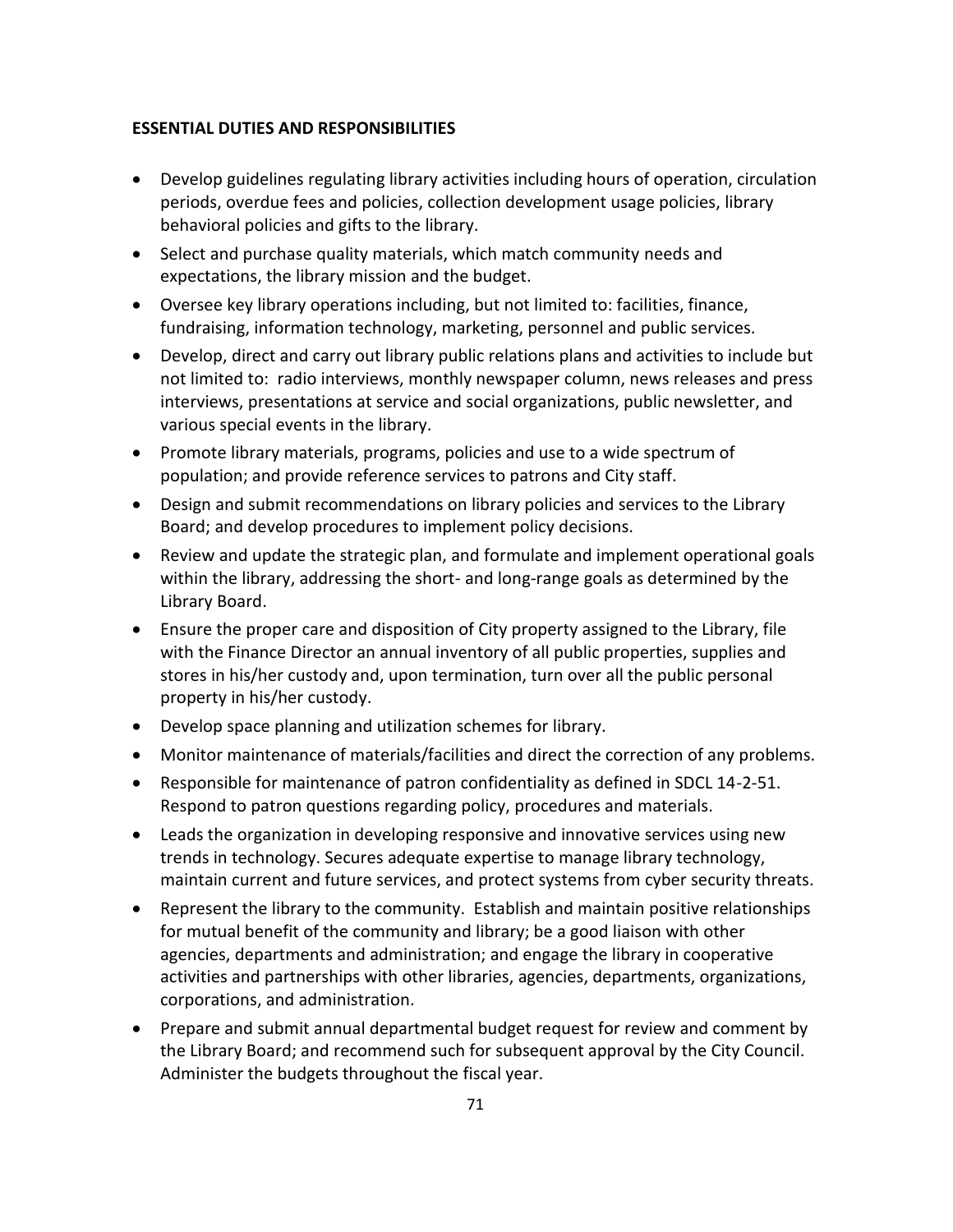**ESSENTIAL DUTIES AND RESPONSIBILITIES**

- Develop guidelines regulating library activities including hours of operation, circulation periods, overdue fees and policies, collection development usage policies, library behavioral policies and gifts to the library.
- Select and purchase quality materials, which match community needs and expectations, the library mission and the budget.
- Oversee key library operations including, but not limited to: facilities, finance, fundraising, information technology, marketing, personnel and public services.
- Develop, direct and carry out library public relations plans and activities to include but not limited to: radio interviews, monthly newspaper column, news releases and press interviews, presentations at service and social organizations, public newsletter, and various special events in the library.
- Promote library materials, programs, policies and use to a wide spectrum of population; and provide reference services to patrons and City staff.
- Design and submit recommendations on library policies and services to the Library Board; and develop procedures to implement policy decisions.
- Review and update the strategic plan, and formulate and implement operational goals within the library, addressing the short- and long-range goals as determined by the Library Board.
- Ensure the proper care and disposition of City property assigned to the Library, file with the Finance Director an annual inventory of all public properties, supplies and stores in his/her custody and, upon termination, turn over all the public personal property in his/her custody.
- Develop space planning and utilization schemes for library.
- Monitor maintenance of materials/facilities and direct the correction of any problems.
- Responsible for maintenance of patron confidentiality as defined in SDCL 14-2-51. Respond to patron questions regarding policy, procedures and materials.
- Leads the organization in developing responsive and innovative services using new trends in technology. Secures adequate expertise to manage library technology, maintain current and future services, and protect systems from cyber security threats.
- Represent the library to the community. Establish and maintain positive relationships for mutual benefit of the community and library; be a good liaison with other agencies, departments and administration; and engage the library in cooperative activities and partnerships with other libraries, agencies, departments, organizations, corporations, and administration.
- Prepare and submit annual departmental budget request for review and comment by the Library Board; and recommend such for subsequent approval by the City Council. Administer the budgets throughout the fiscal year.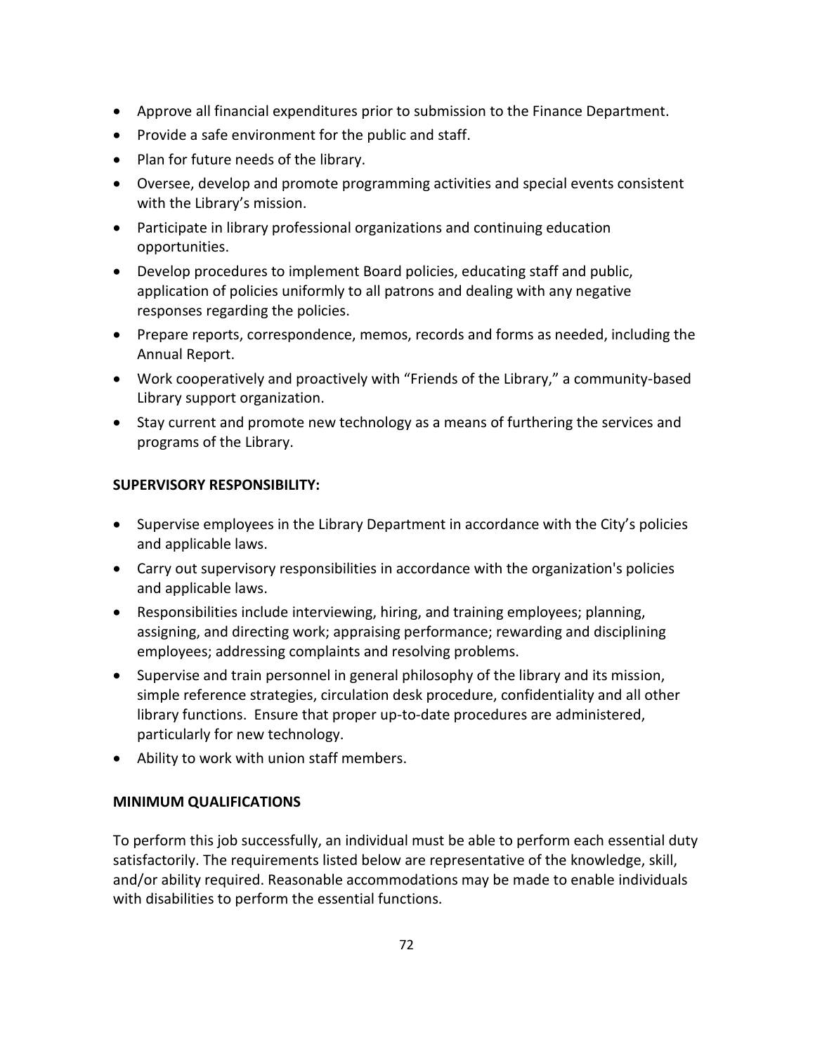- Approve all financial expenditures prior to submission to the Finance Department.
- Provide a safe environment for the public and staff.
- Plan for future needs of the library.
- Oversee, develop and promote programming activities and special events consistent with the Library's mission.
- Participate in library professional organizations and continuing education opportunities.
- Develop procedures to implement Board policies, educating staff and public, application of policies uniformly to all patrons and dealing with any negative responses regarding the policies.
- Prepare reports, correspondence, memos, records and forms as needed, including the Annual Report.
- Work cooperatively and proactively with "Friends of the Library," a community-based Library support organization.
- Stay current and promote new technology as a means of furthering the services and programs of the Library.

**SUPERVISORY RESPONSIBILITY:**

- Supervise employees in the Library Department in accordance with the City's policies and applicable laws.
- Carry out supervisory responsibilities in accordance with the organization's policies and applicable laws.
- Responsibilities include interviewing, hiring, and training employees; planning, assigning, and directing work; appraising performance; rewarding and disciplining employees; addressing complaints and resolving problems.
- Supervise and train personnel in general philosophy of the library and its mission, simple reference strategies, circulation desk procedure, confidentiality and all other library functions. Ensure that proper up-to-date procedures are administered, particularly for new technology.
- Ability to work with union staff members.

**MINIMUM QUALIFICATIONS**

To perform this job successfully, an individual must be able to perform each essential duty satisfactorily. The requirements listed below are representative of the knowledge, skill, and/or ability required. Reasonable accommodations may be made to enable individuals with disabilities to perform the essential functions.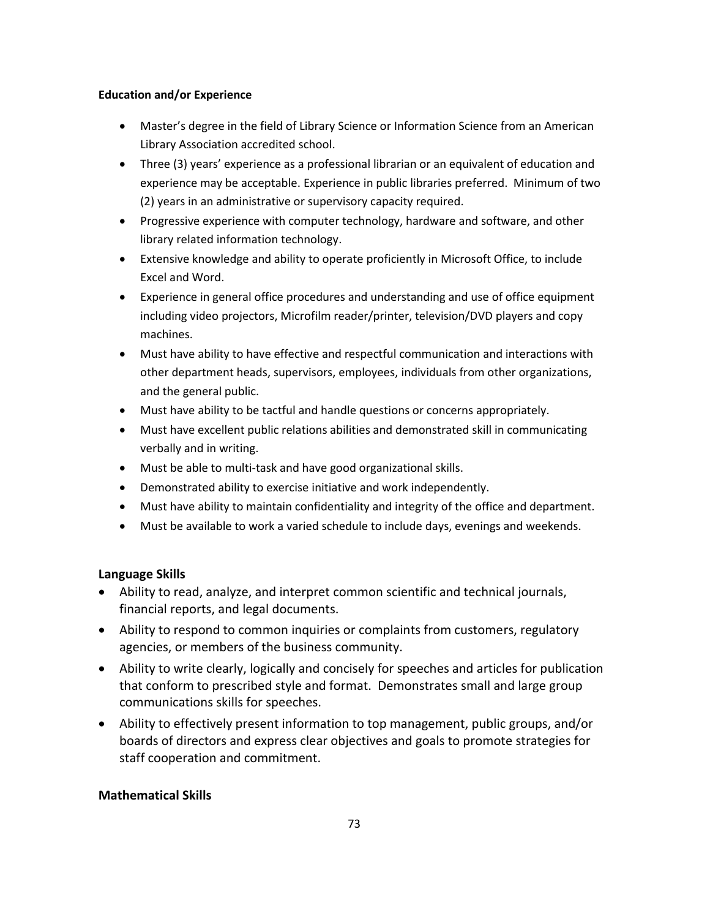**Education and/or Experience**

- Master's degree in the field of Library Science or Information Science from an American Library Association accredited school.
- Three (3) years' experience as a professional librarian or an equivalent of education and experience may be acceptable. Experience in public libraries preferred. Minimum of two (2) years in an administrative or supervisory capacity required.
- Progressive experience with computer technology, hardware and software, and other library related information technology.
- Extensive knowledge and ability to operate proficiently in Microsoft Office, to include Excel and Word.
- Experience in general office procedures and understanding and use of office equipment including video projectors, Microfilm reader/printer, television/DVD players and copy machines.
- Must have ability to have effective and respectful communication and interactions with other department heads, supervisors, employees, individuals from other organizations, and the general public.
- Must have ability to be tactful and handle questions or concerns appropriately.
- Must have excellent public relations abilities and demonstrated skill in communicating verbally and in writing.
- Must be able to multi-task and have good organizational skills.
- Demonstrated ability to exercise initiative and work independently.
- Must have ability to maintain confidentiality and integrity of the office and department.
- Must be available to work a varied schedule to include days, evenings and weekends.

## Language Skills

- Ability to read, analyze, and interpret common scientific and technical journals, financial reports, and legal documents.
- Ability to respond to common inquiries or complaints from customers, regulatory agencies, or members of the business community.
- Ability to write clearly, logically and concisely for speeches and articles for publication that conform to prescribed style and format. Demonstrates small and large group communications skills for speeches.
- Ability to effectively present information to top management, public groups, and/or boards of directors and express clear objectives and goals to promote strategies for staff cooperation and commitment.

## Mathematical Skills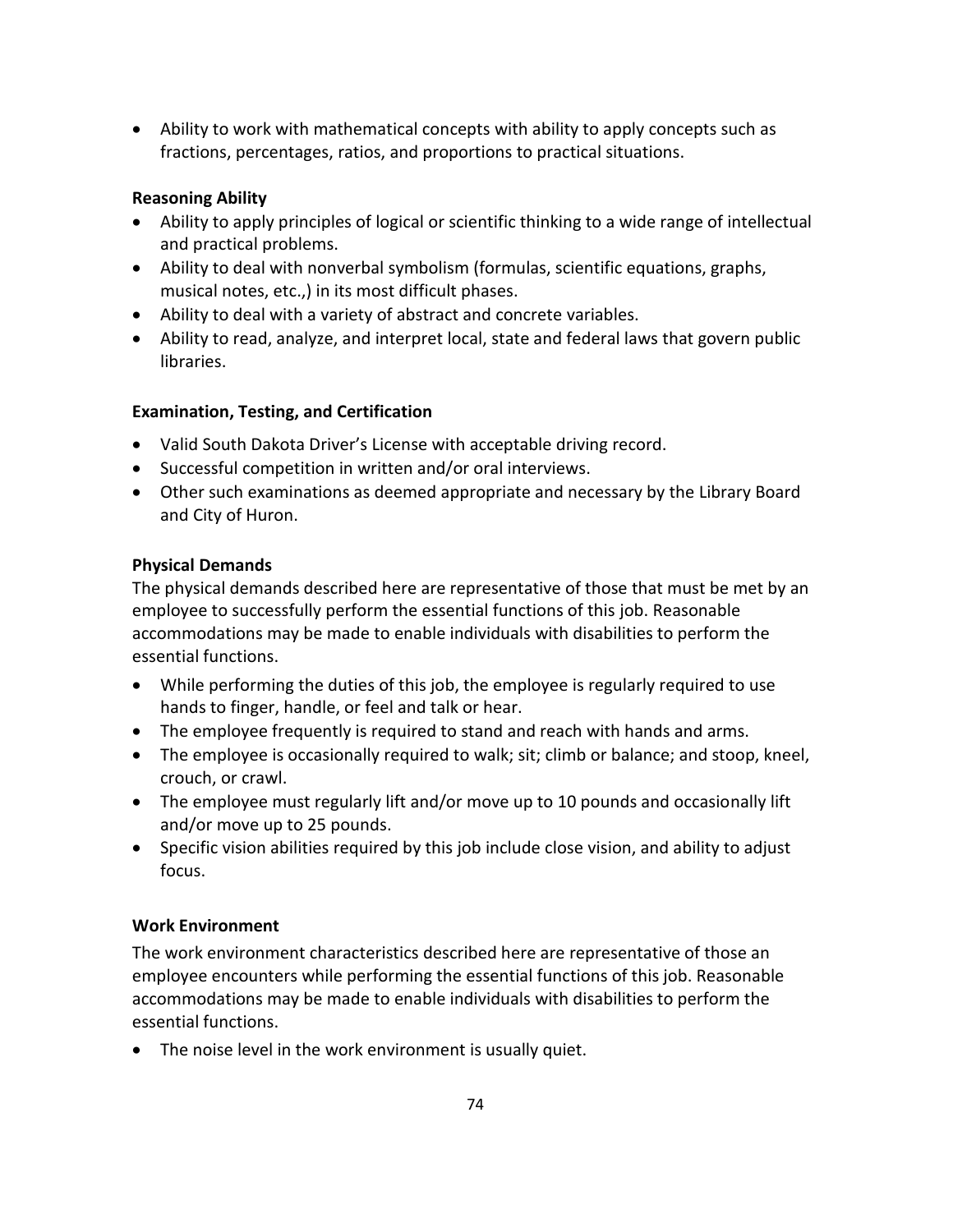- Ability to work with mathematical concepts with ability to apply concepts such as fractions, percentages, ratios, and proportions to practical situations.

**Reasoning Ability**

- Ability to apply principles of logical or scientific thinking to a wide range of intellectual and practical problems.
- Ability to deal with nonverbal symbolism (formulas, scientific equations, graphs, musical notes, etc.,) in its most difficult phases.
- Ability to deal with a variety of abstract and concrete variables.
- Ability to read, analyze, and interpret local, state and federal laws that govern public libraries.

**Examination, Testing, and Certification**

- Valid South Dakota Driver's License with acceptable driving record.
- Successful competition in written and/or oral interviews.
- Other such examinations as deemed appropriate and necessary by the Library Board and City of Huron.

**Physical Demands**

The physical demands described here are representative of those that must be met by an employee to successfully perform the essential functions of this job. Reasonable accommodations may be made to enable individuals with disabilities to perform the essential functions.

- While performing the duties of this job, the employee is regularly required to use hands to finger, handle, or feel and talk or hear.
- The employee frequently is required to stand and reach with hands and arms.
- The employee is occasionally required to walk; sit; climb or balance; and stoop, kneel, crouch, or crawl.
- The employee must regularly lift and/or move up to 10 pounds and occasionally lift and/or move up to 25 pounds.
- Specific vision abilities required by this job include close vision, and ability to adjust focus.

**Work Environment**

The work environment characteristics described here are representative of those an employee encounters while performing the essential functions of this job. Reasonable accommodations may be made to enable individuals with disabilities to perform the essential functions.

- The noise level in the work environment is usually quiet.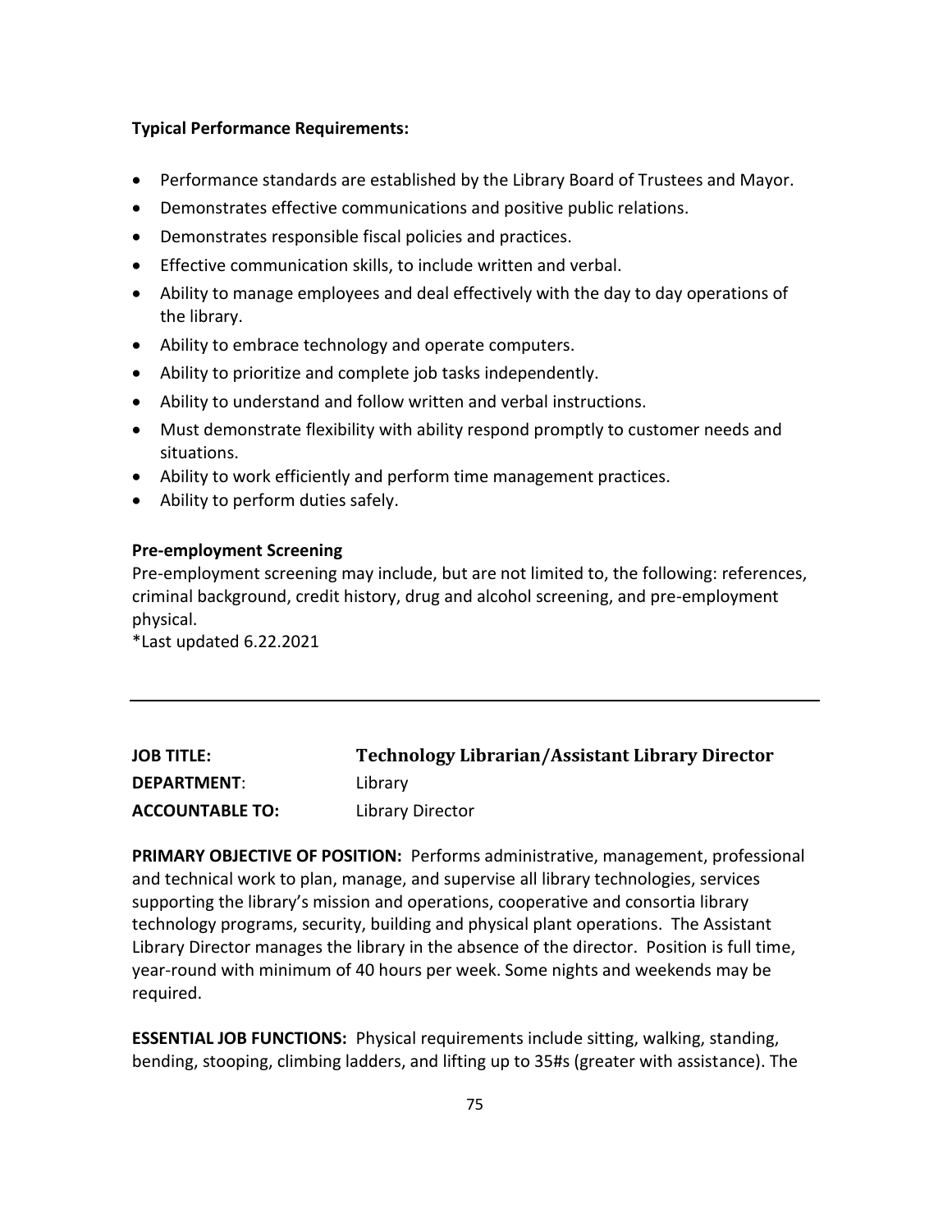**Typical Performance Requirements:**

- Performance standards are established by the Library Board of Trustees and Mayor.
- Demonstrates effective communications and positive public relations.
- Demonstrates responsible fiscal policies and practices.
- Effective communication skills, to include written and verbal.
- Ability to manage employees and deal effectively with the day to day operations of the library.
- Ability to embrace technology and operate computers.
- Ability to prioritize and complete job tasks independently.
- Ability to understand and follow written and verbal instructions.
- Must demonstrate flexibility with ability respond promptly to customer needs and situations.
- Ability to work efficiently and perform time management practices.
- Ability to perform duties safely.

**Pre-employment Screening**

Pre-employment screening may include, but are not limited to, the following: references, criminal background, credit history, drug and alcohol screening, and pre-employment physical.

*Last updated 6.22.2021

---

**JOB TITLE:** **Technology Librarian/Assistant Library Director**

**DEPARTMENT**: Library

**ACCOUNTABLE TO:** Library Director

**PRIMARY OBJECTIVE OF POSITION:** Performs administrative, management, professional and technical work to plan, manage, and supervise all library technologies, services supporting the library's mission and operations, cooperative and consortia library technology programs, security, building and physical plant operations. The Assistant Library Director manages the library in the absence of the director. Position is full time, year-round with minimum of 40 hours per week. Some nights and weekends may be required.

**ESSENTIAL JOB FUNCTIONS:** Physical requirements include sitting, walking, standing, bending, stooping, climbing ladders, and lifting up to 35#s (greater with assistance). The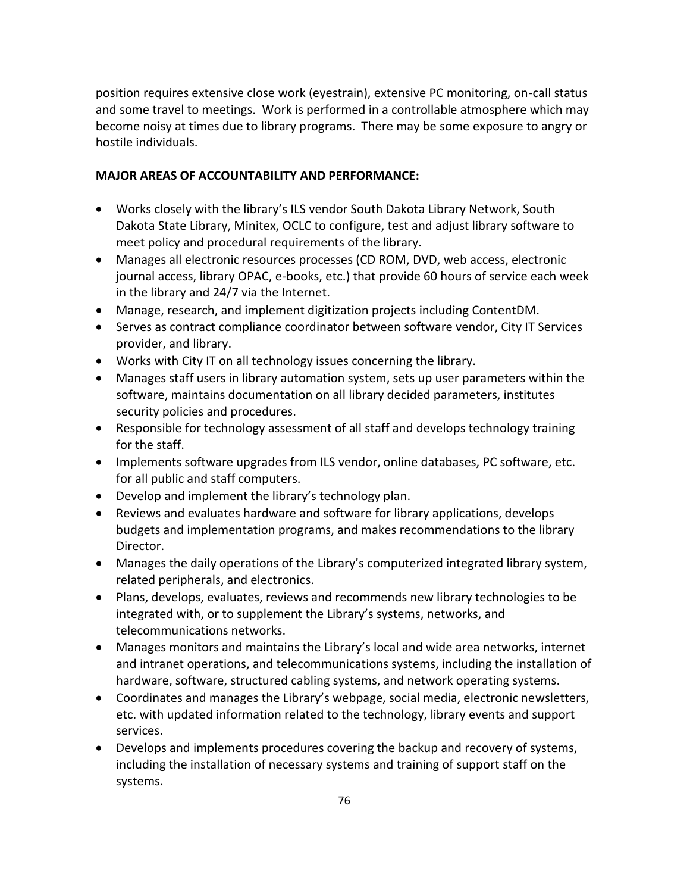position requires extensive close work (eyestrain), extensive PC monitoring, on-call status and some travel to meetings. Work is performed in a controllable atmosphere which may become noisy at times due to library programs. There may be some exposure to angry or hostile individuals.

**MAJOR AREAS OF ACCOUNTABILITY AND PERFORMANCE:**

- Works closely with the library's ILS vendor South Dakota Library Network, South Dakota State Library, Minitex, OCLC to configure, test and adjust library software to meet policy and procedural requirements of the library.
- Manages all electronic resources processes (CD ROM, DVD, web access, electronic journal access, library OPAC, e-books, etc.) that provide 60 hours of service each week in the library and 24/7 via the Internet.
- Manage, research, and implement digitization projects including ContentDM.
- Serves as contract compliance coordinator between software vendor, City IT Services provider, and library.
- Works with City IT on all technology issues concerning the library.
- Manages staff users in library automation system, sets up user parameters within the software, maintains documentation on all library decided parameters, institutes security policies and procedures.
- Responsible for technology assessment of all staff and develops technology training for the staff.
- Implements software upgrades from ILS vendor, online databases, PC software, etc. for all public and staff computers.
- Develop and implement the library's technology plan.
- Reviews and evaluates hardware and software for library applications, develops budgets and implementation programs, and makes recommendations to the library Director.
- Manages the daily operations of the Library's computerized integrated library system, related peripherals, and electronics.
- Plans, develops, evaluates, reviews and recommends new library technologies to be integrated with, or to supplement the Library's systems, networks, and telecommunications networks.
- Manages monitors and maintains the Library's local and wide area networks, internet and intranet operations, and telecommunications systems, including the installation of hardware, software, structured cabling systems, and network operating systems.
- Coordinates and manages the Library's webpage, social media, electronic newsletters, etc. with updated information related to the technology, library events and support services.
- Develops and implements procedures covering the backup and recovery of systems, including the installation of necessary systems and training of support staff on the systems.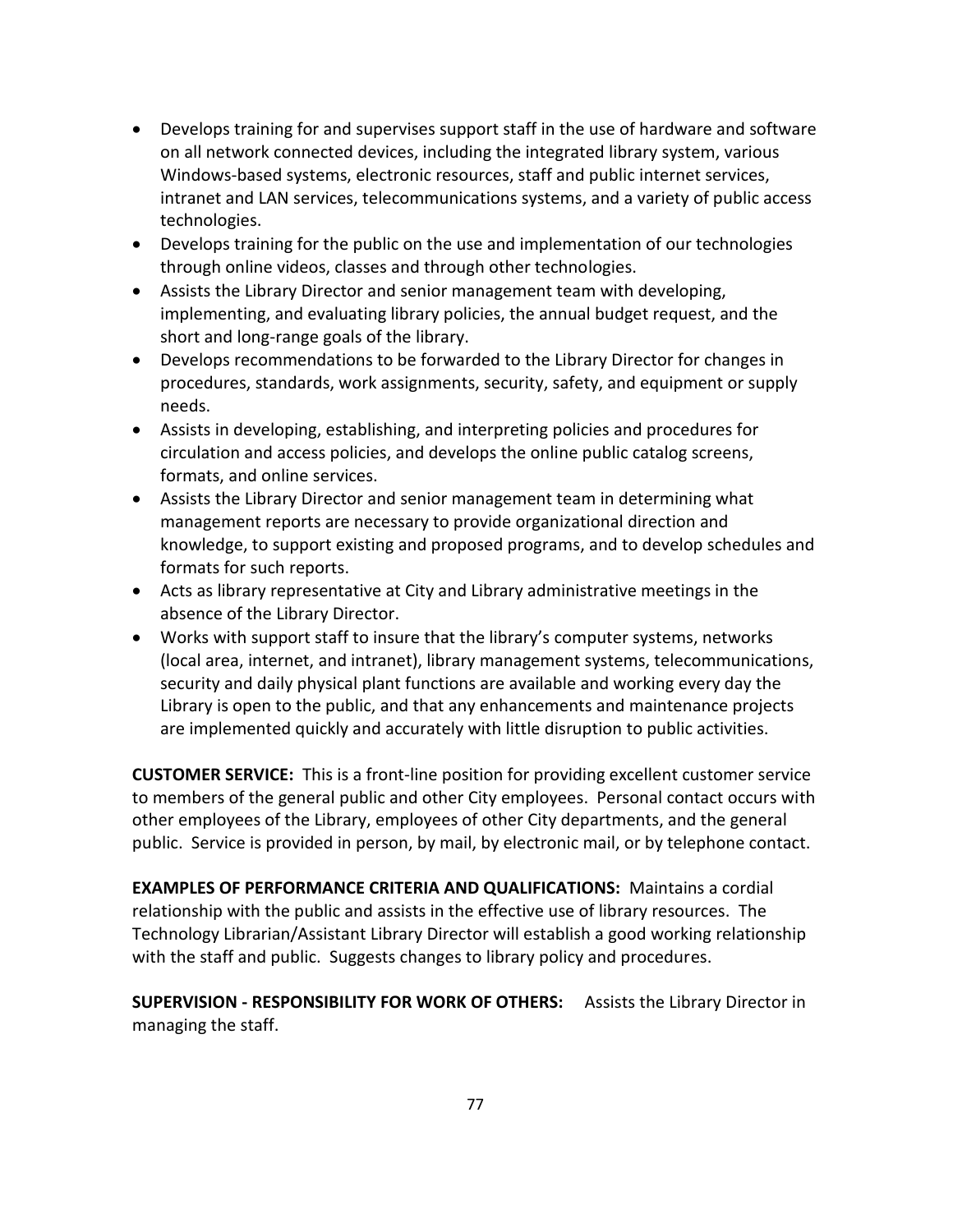- Develops training for and supervises support staff in the use of hardware and software on all network connected devices, including the integrated library system, various Windows-based systems, electronic resources, staff and public internet services, intranet and LAN services, telecommunications systems, and a variety of public access technologies.
- Develops training for the public on the use and implementation of our technologies through online videos, classes and through other technologies.
- Assists the Library Director and senior management team with developing, implementing, and evaluating library policies, the annual budget request, and the short and long-range goals of the library.
- Develops recommendations to be forwarded to the Library Director for changes in procedures, standards, work assignments, security, safety, and equipment or supply needs.
- Assists in developing, establishing, and interpreting policies and procedures for circulation and access policies, and develops the online public catalog screens, formats, and online services.
- Assists the Library Director and senior management team in determining what management reports are necessary to provide organizational direction and knowledge, to support existing and proposed programs, and to develop schedules and formats for such reports.
- Acts as library representative at City and Library administrative meetings in the absence of the Library Director.
- Works with support staff to insure that the library's computer systems, networks (local area, internet, and intranet), library management systems, telecommunications, security and daily physical plant functions are available and working every day the Library is open to the public, and that any enhancements and maintenance projects are implemented quickly and accurately with little disruption to public activities.

**CUSTOMER SERVICE:** This is a front-line position for providing excellent customer service to members of the general public and other City employees. Personal contact occurs with other employees of the Library, employees of other City departments, and the general public. Service is provided in person, by mail, by electronic mail, or by telephone contact.

**EXAMPLES OF PERFORMANCE CRITERIA AND QUALIFICATIONS:** Maintains a cordial relationship with the public and assists in the effective use of library resources. The Technology Librarian/Assistant Library Director will establish a good working relationship with the staff and public. Suggests changes to library policy and procedures.

**SUPERVISION - RESPONSIBILITY FOR WORK OF OTHERS:** Assists the Library Director in managing the staff.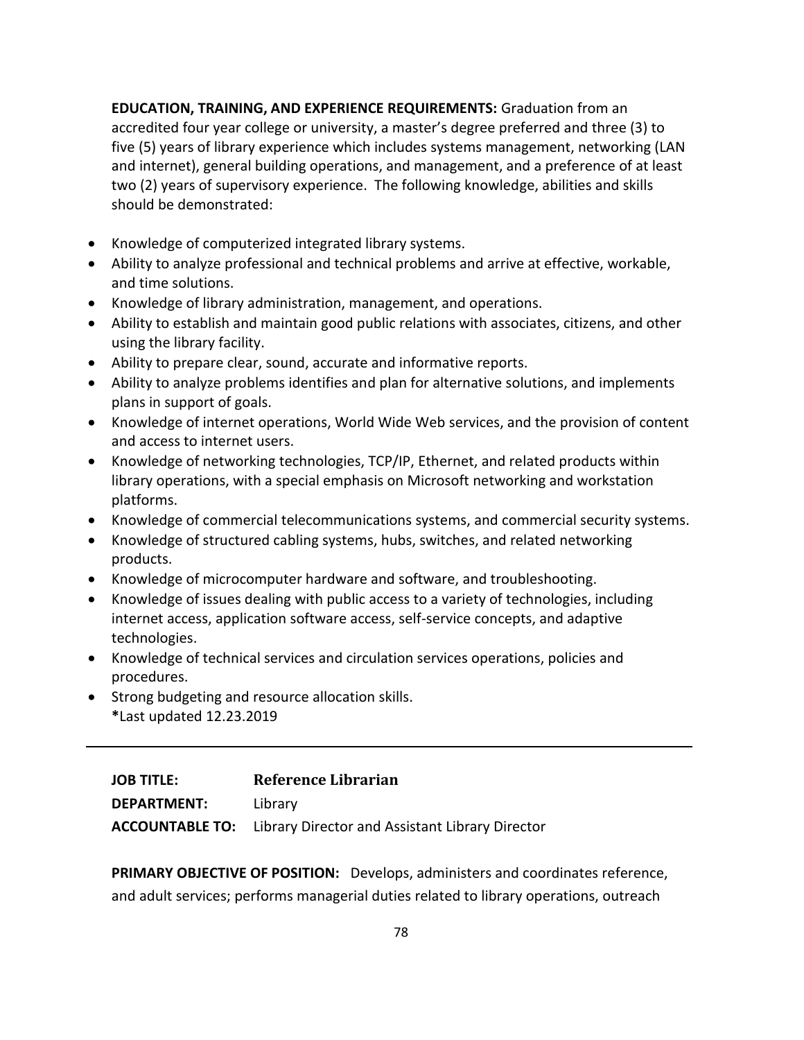**EDUCATION, TRAINING, AND EXPERIENCE REQUIREMENTS:** Graduation from an accredited four year college or university, a master's degree preferred and three (3) to five (5) years of library experience which includes systems management, networking (LAN and internet), general building operations, and management, and a preference of at least two (2) years of supervisory experience. The following knowledge, abilities and skills should be demonstrated:

- Knowledge of computerized integrated library systems.
- Ability to analyze professional and technical problems and arrive at effective, workable, and time solutions.
- Knowledge of library administration, management, and operations.
- Ability to establish and maintain good public relations with associates, citizens, and other using the library facility.
- Ability to prepare clear, sound, accurate and informative reports.
- Ability to analyze problems identifies and plan for alternative solutions, and implements plans in support of goals.
- Knowledge of internet operations, World Wide Web services, and the provision of content and access to internet users.
- Knowledge of networking technologies, TCP/IP, Ethernet, and related products within library operations, with a special emphasis on Microsoft networking and workstation platforms.
- Knowledge of commercial telecommunications systems, and commercial security systems.
- Knowledge of structured cabling systems, hubs, switches, and related networking products.
- Knowledge of microcomputer hardware and software, and troubleshooting.
- Knowledge of issues dealing with public access to a variety of technologies, including internet access, application software access, self-service concepts, and adaptive technologies.
- Knowledge of technical services and circulation services operations, policies and procedures.
- Strong budgeting and resource allocation skills.
  *Last updated 12.23.2019

---

**JOB TITLE:** **Reference Librarian**

**DEPARTMENT:** Library

**ACCOUNTABLE TO:** Library Director and Assistant Library Director

**PRIMARY OBJECTIVE OF POSITION:** Develops, administers and coordinates reference, and adult services; performs managerial duties related to library operations, outreach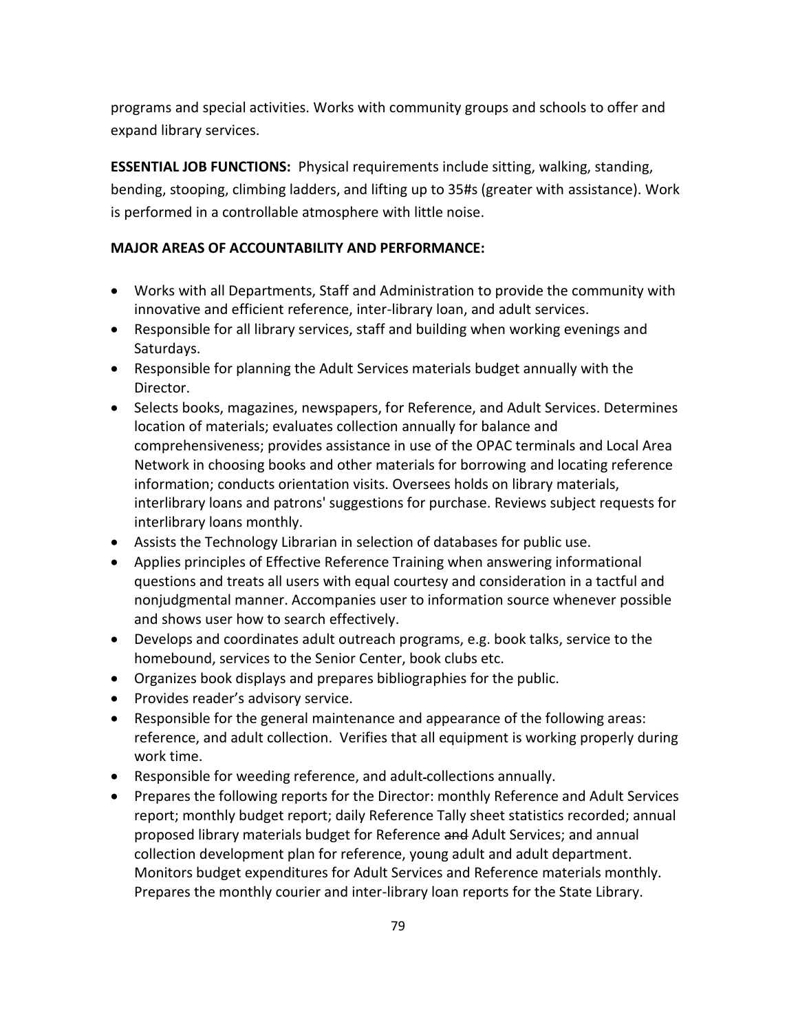programs and special activities. Works with community groups and schools to offer and expand library services.

**ESSENTIAL JOB FUNCTIONS:** Physical requirements include sitting, walking, standing, bending, stooping, climbing ladders, and lifting up to 35#s (greater with assistance). Work is performed in a controllable atmosphere with little noise.

**MAJOR AREAS OF ACCOUNTABILITY AND PERFORMANCE:**

- Works with all Departments, Staff and Administration to provide the community with innovative and efficient reference, inter-library loan, and adult services.
- Responsible for all library services, staff and building when working evenings and Saturdays.
- Responsible for planning the Adult Services materials budget annually with the Director.
- Selects books, magazines, newspapers, for Reference, and Adult Services. Determines location of materials; evaluates collection annually for balance and comprehensiveness; provides assistance in use of the OPAC terminals and Local Area Network in choosing books and other materials for borrowing and locating reference information; conducts orientation visits. Oversees holds on library materials, interlibrary loans and patrons' suggestions for purchase. Reviews subject requests for interlibrary loans monthly.
- Assists the Technology Librarian in selection of databases for public use.
- Applies principles of Effective Reference Training when answering informational questions and treats all users with equal courtesy and consideration in a tactful and nonjudgmental manner. Accompanies user to information source whenever possible and shows user how to search effectively.
- Develops and coordinates adult outreach programs, e.g. book talks, service to the homebound, services to the Senior Center, book clubs etc.
- Organizes book displays and prepares bibliographies for the public.
- Provides reader's advisory service.
- Responsible for the general maintenance and appearance of the following areas: reference, and adult collection. Verifies that all equipment is working properly during work time.
- Responsible for weeding reference, and adult collections annually.
- Prepares the following reports for the Director: monthly Reference and Adult Services report; monthly budget report; daily Reference Tally sheet statistics recorded; annual proposed library materials budget for Reference ~~and~~ Adult Services; and annual collection development plan for reference, young adult and adult department. Monitors budget expenditures for Adult Services and Reference materials monthly. Prepares the monthly courier and inter-library loan reports for the State Library.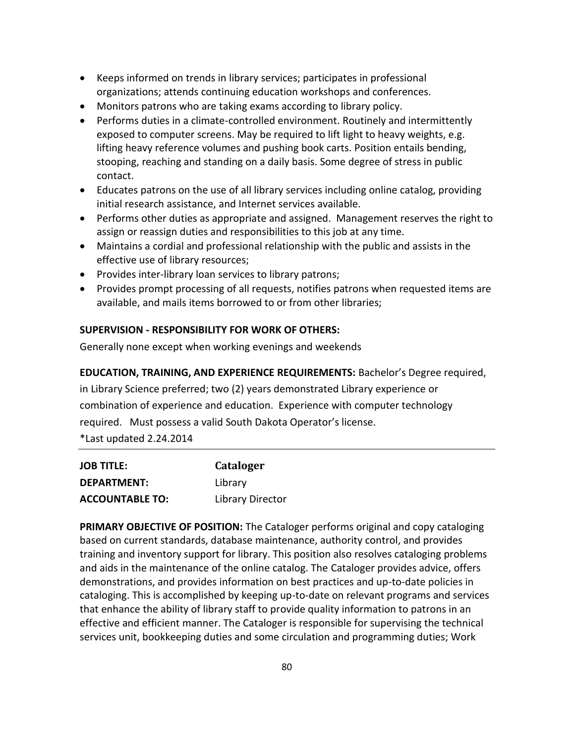- Keeps informed on trends in library services; participates in professional organizations; attends continuing education workshops and conferences.
- Monitors patrons who are taking exams according to library policy.
- Performs duties in a climate-controlled environment. Routinely and intermittently exposed to computer screens. May be required to lift light to heavy weights, e.g. lifting heavy reference volumes and pushing book carts. Position entails bending, stooping, reaching and standing on a daily basis. Some degree of stress in public contact.
- Educates patrons on the use of all library services including online catalog, providing initial research assistance, and Internet services available.
- Performs other duties as appropriate and assigned. Management reserves the right to assign or reassign duties and responsibilities to this job at any time.
- Maintains a cordial and professional relationship with the public and assists in the effective use of library resources;
- Provides inter-library loan services to library patrons;
- Provides prompt processing of all requests, notifies patrons when requested items are available, and mails items borrowed to or from other libraries;

**SUPERVISION - RESPONSIBILITY FOR WORK OF OTHERS:**

Generally none except when working evenings and weekends

**EDUCATION, TRAINING, AND EXPERIENCE REQUIREMENTS:** Bachelor's Degree required, in Library Science preferred; two (2) years demonstrated Library experience or combination of experience and education. Experience with computer technology required. Must possess a valid South Dakota Operator's license.

*Last updated 2.24.2014

---

| | |
|---|---|
| **JOB TITLE:** | **Cataloger** |
| **DEPARTMENT:** | Library |
| **ACCOUNTABLE TO:** | Library Director |

**PRIMARY OBJECTIVE OF POSITION:** The Cataloger performs original and copy cataloging based on current standards, database maintenance, authority control, and provides training and inventory support for library. This position also resolves cataloging problems and aids in the maintenance of the online catalog. The Cataloger provides advice, offers demonstrations, and provides information on best practices and up-to-date policies in cataloging. This is accomplished by keeping up-to-date on relevant programs and services that enhance the ability of library staff to provide quality information to patrons in an effective and efficient manner. The Cataloger is responsible for supervising the technical services unit, bookkeeping duties and some circulation and programming duties; Work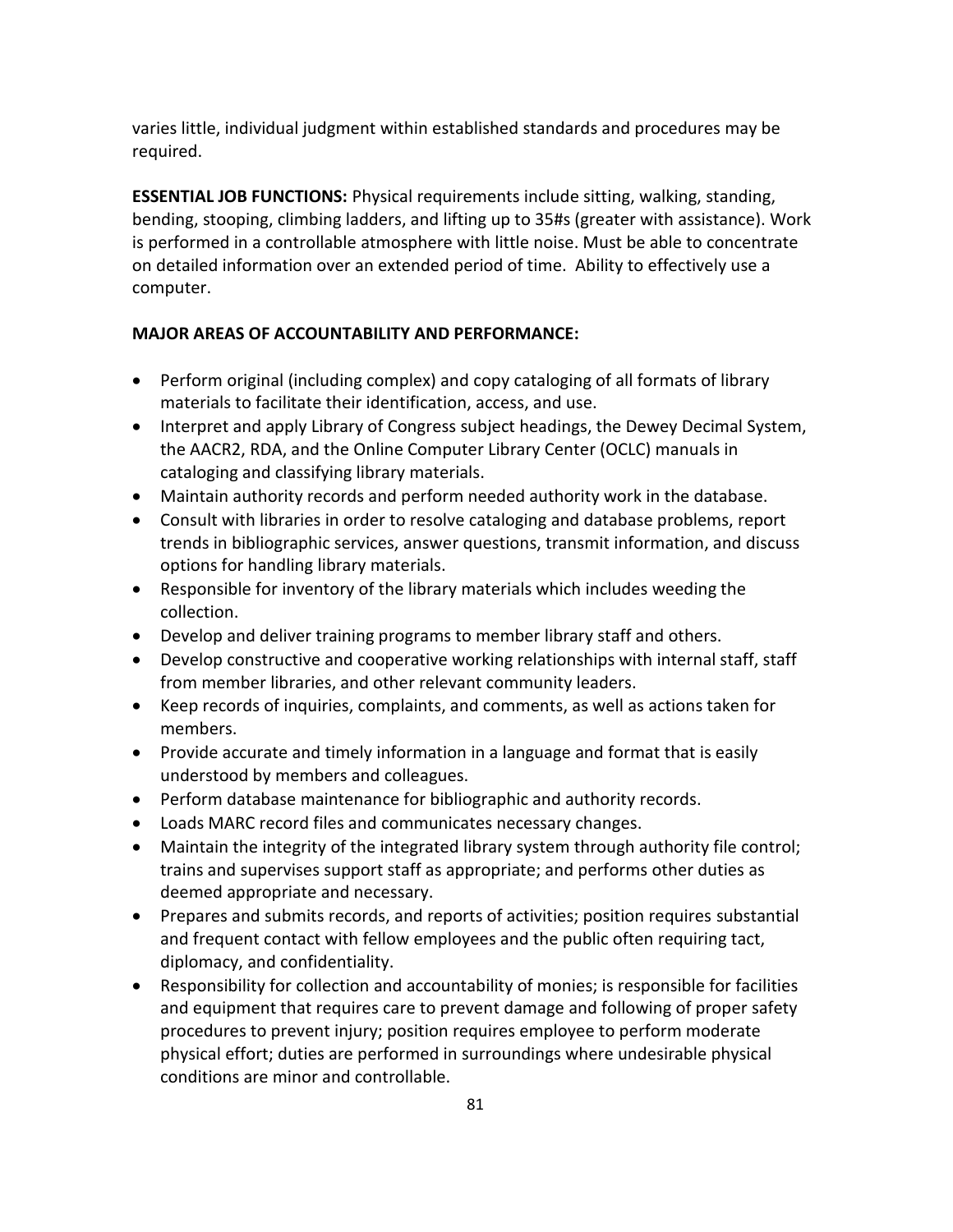varies little, individual judgment within established standards and procedures may be required.

**ESSENTIAL JOB FUNCTIONS:** Physical requirements include sitting, walking, standing, bending, stooping, climbing ladders, and lifting up to 35#s (greater with assistance). Work is performed in a controllable atmosphere with little noise. Must be able to concentrate on detailed information over an extended period of time. Ability to effectively use a computer.

**MAJOR AREAS OF ACCOUNTABILITY AND PERFORMANCE:**

- Perform original (including complex) and copy cataloging of all formats of library materials to facilitate their identification, access, and use.
- Interpret and apply Library of Congress subject headings, the Dewey Decimal System, the AACR2, RDA, and the Online Computer Library Center (OCLC) manuals in cataloging and classifying library materials.
- Maintain authority records and perform needed authority work in the database.
- Consult with libraries in order to resolve cataloging and database problems, report trends in bibliographic services, answer questions, transmit information, and discuss options for handling library materials.
- Responsible for inventory of the library materials which includes weeding the collection.
- Develop and deliver training programs to member library staff and others.
- Develop constructive and cooperative working relationships with internal staff, staff from member libraries, and other relevant community leaders.
- Keep records of inquiries, complaints, and comments, as well as actions taken for members.
- Provide accurate and timely information in a language and format that is easily understood by members and colleagues.
- Perform database maintenance for bibliographic and authority records.
- Loads MARC record files and communicates necessary changes.
- Maintain the integrity of the integrated library system through authority file control; trains and supervises support staff as appropriate; and performs other duties as deemed appropriate and necessary.
- Prepares and submits records, and reports of activities; position requires substantial and frequent contact with fellow employees and the public often requiring tact, diplomacy, and confidentiality.
- Responsibility for collection and accountability of monies; is responsible for facilities and equipment that requires care to prevent damage and following of proper safety procedures to prevent injury; position requires employee to perform moderate physical effort; duties are performed in surroundings where undesirable physical conditions are minor and controllable.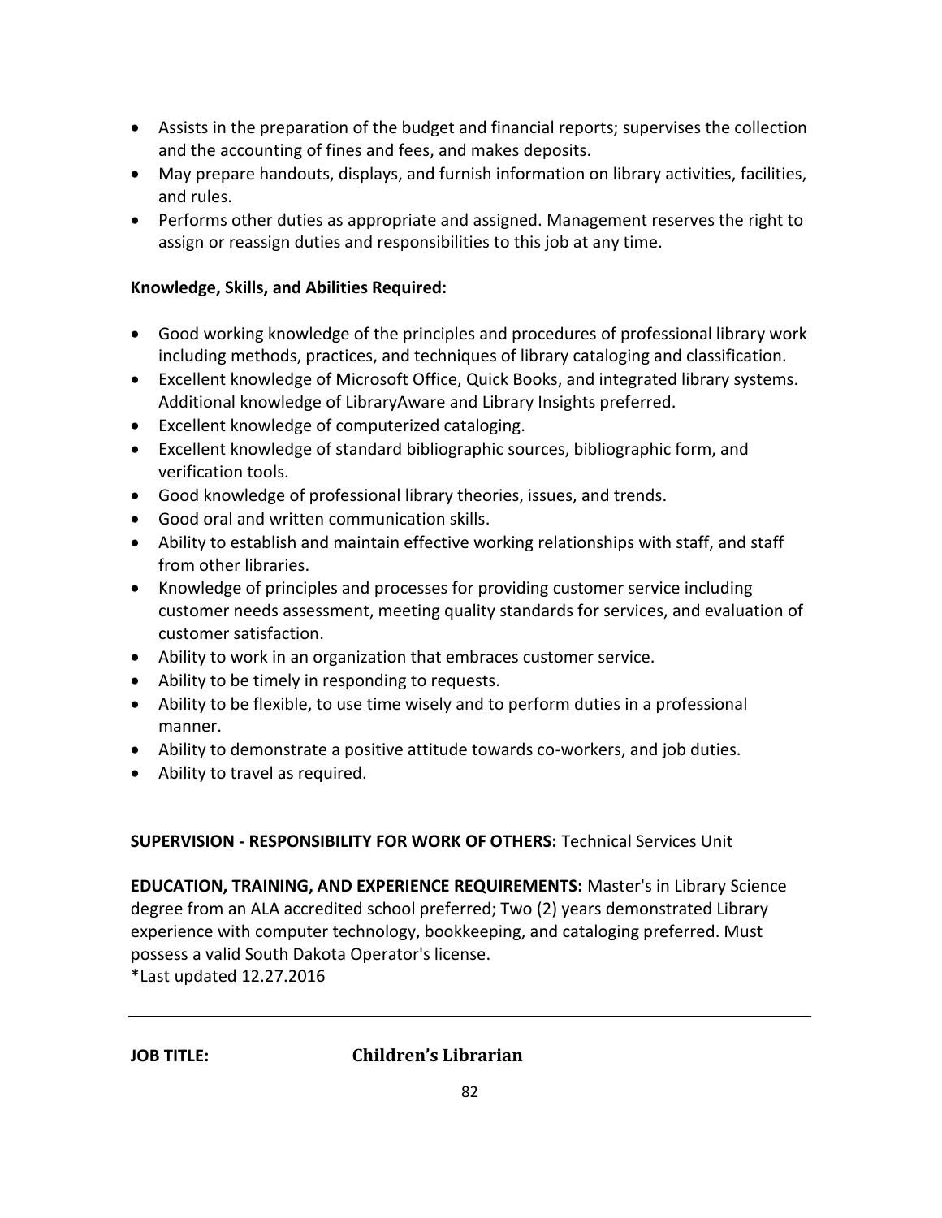- Assists in the preparation of the budget and financial reports; supervises the collection and the accounting of fines and fees, and makes deposits.
- May prepare handouts, displays, and furnish information on library activities, facilities, and rules.
- Performs other duties as appropriate and assigned. Management reserves the right to assign or reassign duties and responsibilities to this job at any time.

**Knowledge, Skills, and Abilities Required:**

- Good working knowledge of the principles and procedures of professional library work including methods, practices, and techniques of library cataloging and classification.
- Excellent knowledge of Microsoft Office, Quick Books, and integrated library systems. Additional knowledge of LibraryAware and Library Insights preferred.
- Excellent knowledge of computerized cataloging.
- Excellent knowledge of standard bibliographic sources, bibliographic form, and verification tools.
- Good knowledge of professional library theories, issues, and trends.
- Good oral and written communication skills.
- Ability to establish and maintain effective working relationships with staff, and staff from other libraries.
- Knowledge of principles and processes for providing customer service including customer needs assessment, meeting quality standards for services, and evaluation of customer satisfaction.
- Ability to work in an organization that embraces customer service.
- Ability to be timely in responding to requests.
- Ability to be flexible, to use time wisely and to perform duties in a professional manner.
- Ability to demonstrate a positive attitude towards co-workers, and job duties.
- Ability to travel as required.

**SUPERVISION - RESPONSIBILITY FOR WORK OF OTHERS:** Technical Services Unit

**EDUCATION, TRAINING, AND EXPERIENCE REQUIREMENTS:** Master's in Library Science degree from an ALA accredited school preferred; Two (2) years demonstrated Library experience with computer technology, bookkeeping, and cataloging preferred. Must possess a valid South Dakota Operator's license.
*Last updated 12.27.2016

---

**JOB TITLE:** **Children's Librarian**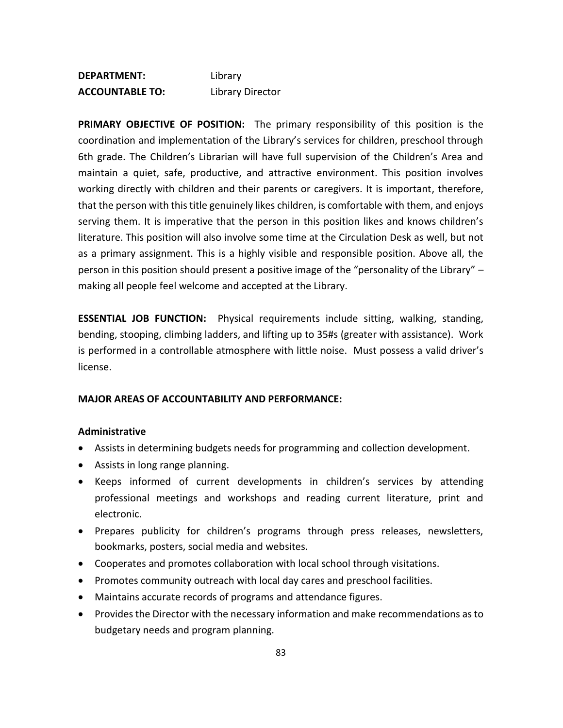**DEPARTMENT:** Library
**ACCOUNTABLE TO:** Library Director

**PRIMARY OBJECTIVE OF POSITION:** The primary responsibility of this position is the coordination and implementation of the Library's services for children, preschool through 6th grade. The Children's Librarian will have full supervision of the Children's Area and maintain a quiet, safe, productive, and attractive environment. This position involves working directly with children and their parents or caregivers. It is important, therefore, that the person with this title genuinely likes children, is comfortable with them, and enjoys serving them. It is imperative that the person in this position likes and knows children's literature. This position will also involve some time at the Circulation Desk as well, but not as a primary assignment. This is a highly visible and responsible position. Above all, the person in this position should present a positive image of the "personality of the Library" – making all people feel welcome and accepted at the Library.

**ESSENTIAL JOB FUNCTION:** Physical requirements include sitting, walking, standing, bending, stooping, climbing ladders, and lifting up to 35#s (greater with assistance). Work is performed in a controllable atmosphere with little noise. Must possess a valid driver's license.

**MAJOR AREAS OF ACCOUNTABILITY AND PERFORMANCE:**

**Administrative**

- Assists in determining budgets needs for programming and collection development.
- Assists in long range planning.
- Keeps informed of current developments in children's services by attending professional meetings and workshops and reading current literature, print and electronic.
- Prepares publicity for children's programs through press releases, newsletters, bookmarks, posters, social media and websites.
- Cooperates and promotes collaboration with local school through visitations.
- Promotes community outreach with local day cares and preschool facilities.
- Maintains accurate records of programs and attendance figures.
- Provides the Director with the necessary information and make recommendations as to budgetary needs and program planning.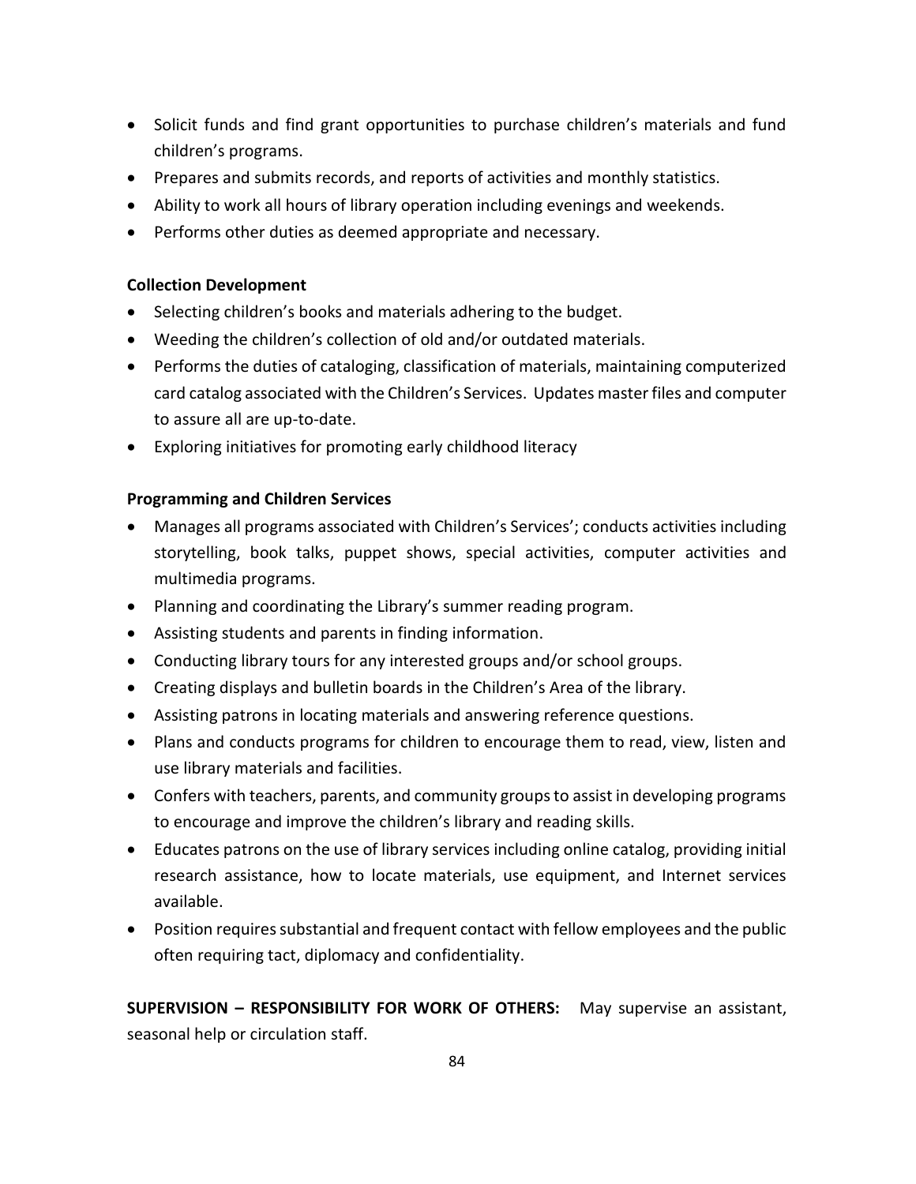- Solicit funds and find grant opportunities to purchase children's materials and fund children's programs.
- Prepares and submits records, and reports of activities and monthly statistics.
- Ability to work all hours of library operation including evenings and weekends.
- Performs other duties as deemed appropriate and necessary.

**Collection Development**

- Selecting children's books and materials adhering to the budget.
- Weeding the children's collection of old and/or outdated materials.
- Performs the duties of cataloging, classification of materials, maintaining computerized card catalog associated with the Children's Services. Updates master files and computer to assure all are up-to-date.
- Exploring initiatives for promoting early childhood literacy

**Programming and Children Services**

- Manages all programs associated with Children's Services'; conducts activities including storytelling, book talks, puppet shows, special activities, computer activities and multimedia programs.
- Planning and coordinating the Library's summer reading program.
- Assisting students and parents in finding information.
- Conducting library tours for any interested groups and/or school groups.
- Creating displays and bulletin boards in the Children's Area of the library.
- Assisting patrons in locating materials and answering reference questions.
- Plans and conducts programs for children to encourage them to read, view, listen and use library materials and facilities.
- Confers with teachers, parents, and community groups to assist in developing programs to encourage and improve the children's library and reading skills.
- Educates patrons on the use of library services including online catalog, providing initial research assistance, how to locate materials, use equipment, and Internet services available.
- Position requires substantial and frequent contact with fellow employees and the public often requiring tact, diplomacy and confidentiality.

**SUPERVISION – RESPONSIBILITY FOR WORK OF OTHERS:** May supervise an assistant, seasonal help or circulation staff.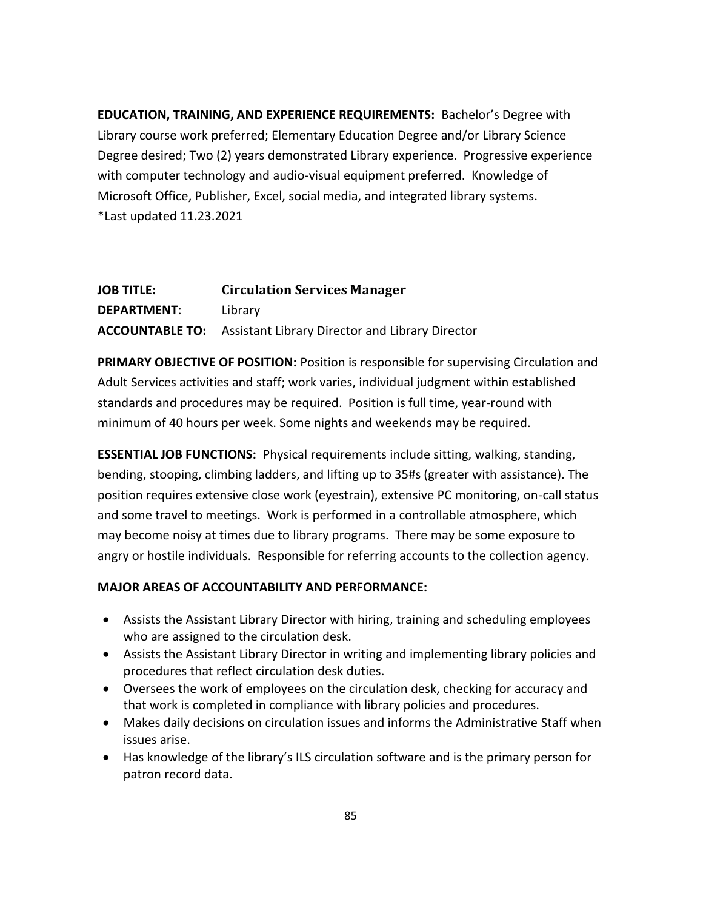**EDUCATION, TRAINING, AND EXPERIENCE REQUIREMENTS:** Bachelor's Degree with Library course work preferred; Elementary Education Degree and/or Library Science Degree desired; Two (2) years demonstrated Library experience. Progressive experience with computer technology and audio-visual equipment preferred. Knowledge of Microsoft Office, Publisher, Excel, social media, and integrated library systems.
*Last updated 11.23.2021

---

**JOB TITLE:** **Circulation Services Manager**
**DEPARTMENT**: Library
**ACCOUNTABLE TO:** Assistant Library Director and Library Director

**PRIMARY OBJECTIVE OF POSITION:** Position is responsible for supervising Circulation and Adult Services activities and staff; work varies, individual judgment within established standards and procedures may be required. Position is full time, year-round with minimum of 40 hours per week. Some nights and weekends may be required.

**ESSENTIAL JOB FUNCTIONS:** Physical requirements include sitting, walking, standing, bending, stooping, climbing ladders, and lifting up to 35#s (greater with assistance). The position requires extensive close work (eyestrain), extensive PC monitoring, on-call status and some travel to meetings. Work is performed in a controllable atmosphere, which may become noisy at times due to library programs. There may be some exposure to angry or hostile individuals. Responsible for referring accounts to the collection agency.

**MAJOR AREAS OF ACCOUNTABILITY AND PERFORMANCE:**

- Assists the Assistant Library Director with hiring, training and scheduling employees who are assigned to the circulation desk.
- Assists the Assistant Library Director in writing and implementing library policies and procedures that reflect circulation desk duties.
- Oversees the work of employees on the circulation desk, checking for accuracy and that work is completed in compliance with library policies and procedures.
- Makes daily decisions on circulation issues and informs the Administrative Staff when issues arise.
- Has knowledge of the library's ILS circulation software and is the primary person for patron record data.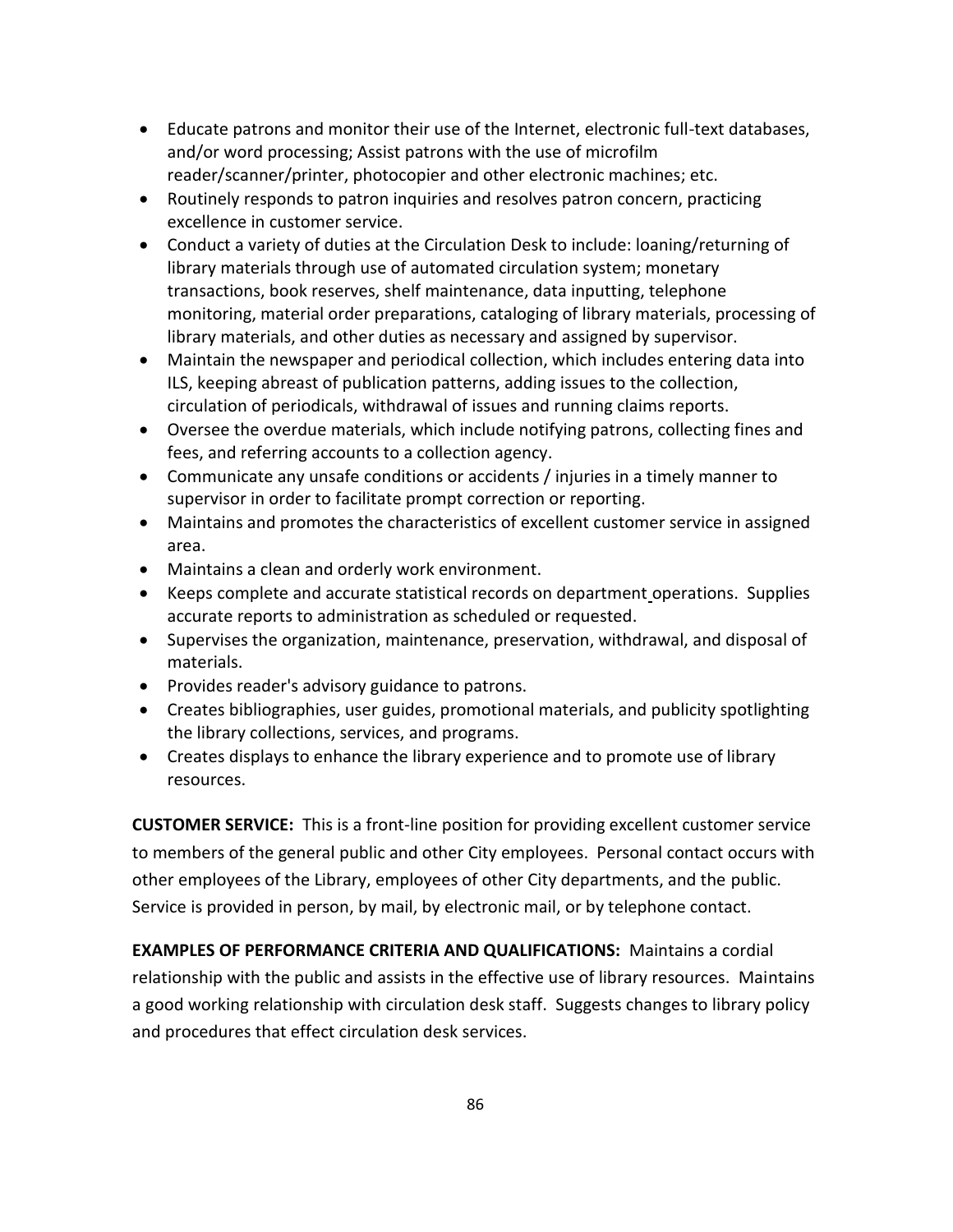- Educate patrons and monitor their use of the Internet, electronic full-text databases, and/or word processing; Assist patrons with the use of microfilm reader/scanner/printer, photocopier and other electronic machines; etc.
- Routinely responds to patron inquiries and resolves patron concern, practicing excellence in customer service.
- Conduct a variety of duties at the Circulation Desk to include: loaning/returning of library materials through use of automated circulation system; monetary transactions, book reserves, shelf maintenance, data inputting, telephone monitoring, material order preparations, cataloging of library materials, processing of library materials, and other duties as necessary and assigned by supervisor.
- Maintain the newspaper and periodical collection, which includes entering data into ILS, keeping abreast of publication patterns, adding issues to the collection, circulation of periodicals, withdrawal of issues and running claims reports.
- Oversee the overdue materials, which include notifying patrons, collecting fines and fees, and referring accounts to a collection agency.
- Communicate any unsafe conditions or accidents / injuries in a timely manner to supervisor in order to facilitate prompt correction or reporting.
- Maintains and promotes the characteristics of excellent customer service in assigned area.
- Maintains a clean and orderly work environment.
- Keeps complete and accurate statistical records on department operations. Supplies accurate reports to administration as scheduled or requested.
- Supervises the organization, maintenance, preservation, withdrawal, and disposal of materials.
- Provides reader's advisory guidance to patrons.
- Creates bibliographies, user guides, promotional materials, and publicity spotlighting the library collections, services, and programs.
- Creates displays to enhance the library experience and to promote use of library resources.

**CUSTOMER SERVICE:** This is a front-line position for providing excellent customer service to members of the general public and other City employees. Personal contact occurs with other employees of the Library, employees of other City departments, and the public. Service is provided in person, by mail, by electronic mail, or by telephone contact.

**EXAMPLES OF PERFORMANCE CRITERIA AND QUALIFICATIONS:** Maintains a cordial relationship with the public and assists in the effective use of library resources. Maintains a good working relationship with circulation desk staff. Suggests changes to library policy and procedures that effect circulation desk services.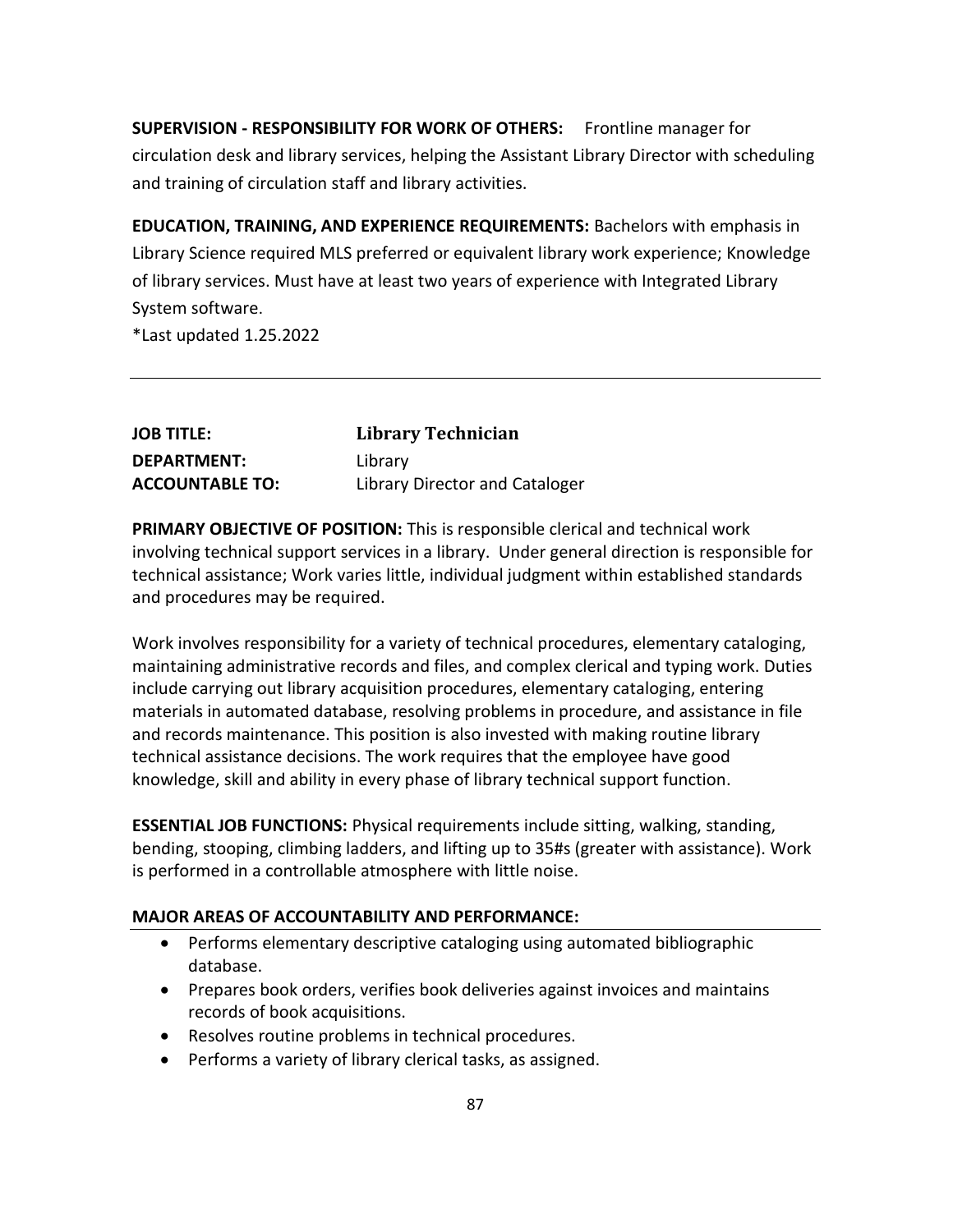**SUPERVISION - RESPONSIBILITY FOR WORK OF OTHERS:** Frontline manager for circulation desk and library services, helping the Assistant Library Director with scheduling and training of circulation staff and library activities.

**EDUCATION, TRAINING, AND EXPERIENCE REQUIREMENTS:** Bachelors with emphasis in Library Science required MLS preferred or equivalent library work experience; Knowledge of library services. Must have at least two years of experience with Integrated Library System software.
*Last updated 1.25.2022

---

| | |
|---|---|
| **JOB TITLE:** | **Library Technician** |
| **DEPARTMENT:** | Library |
| **ACCOUNTABLE TO:** | Library Director and Cataloger |

**PRIMARY OBJECTIVE OF POSITION:** This is responsible clerical and technical work involving technical support services in a library. Under general direction is responsible for technical assistance; Work varies little, individual judgment within established standards and procedures may be required.

Work involves responsibility for a variety of technical procedures, elementary cataloging, maintaining administrative records and files, and complex clerical and typing work. Duties include carrying out library acquisition procedures, elementary cataloging, entering materials in automated database, resolving problems in procedure, and assistance in file and records maintenance. This position is also invested with making routine library technical assistance decisions. The work requires that the employee have good knowledge, skill and ability in every phase of library technical support function.

**ESSENTIAL JOB FUNCTIONS:** Physical requirements include sitting, walking, standing, bending, stooping, climbing ladders, and lifting up to 35#s (greater with assistance). Work is performed in a controllable atmosphere with little noise.

**MAJOR AREAS OF ACCOUNTABILITY AND PERFORMANCE:**

- Performs elementary descriptive cataloging using automated bibliographic database.
- Prepares book orders, verifies book deliveries against invoices and maintains records of book acquisitions.
- Resolves routine problems in technical procedures.
- Performs a variety of library clerical tasks, as assigned.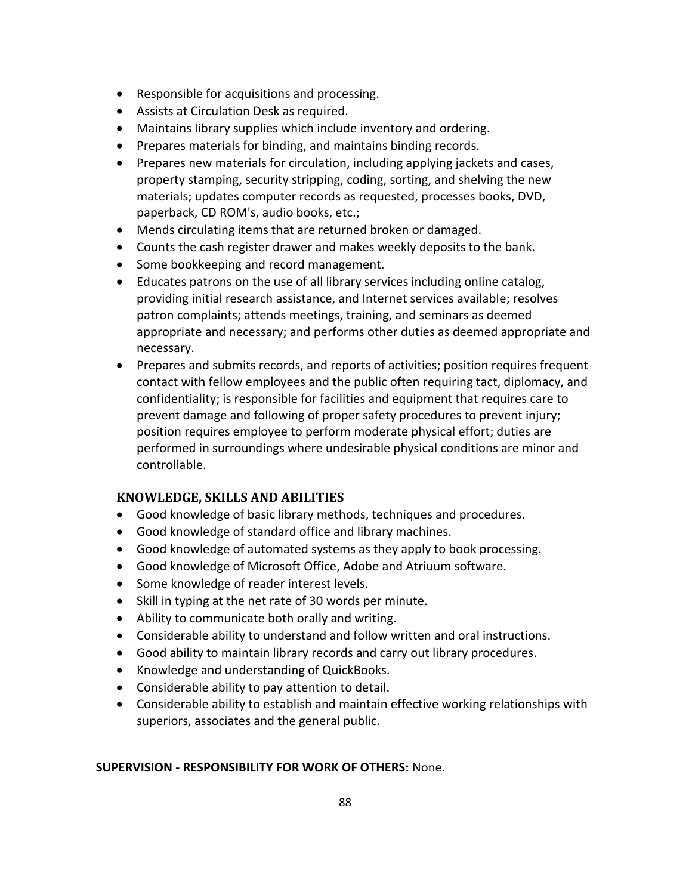- Responsible for acquisitions and processing.
- Assists at Circulation Desk as required.
- Maintains library supplies which include inventory and ordering.
- Prepares materials for binding, and maintains binding records.
- Prepares new materials for circulation, including applying jackets and cases, property stamping, security stripping, coding, sorting, and shelving the new materials; updates computer records as requested, processes books, DVD, paperback, CD ROM's, audio books, etc.;
- Mends circulating items that are returned broken or damaged.
- Counts the cash register drawer and makes weekly deposits to the bank.
- Some bookkeeping and record management.
- Educates patrons on the use of all library services including online catalog, providing initial research assistance, and Internet services available; resolves patron complaints; attends meetings, training, and seminars as deemed appropriate and necessary; and performs other duties as deemed appropriate and necessary.
- Prepares and submits records, and reports of activities; position requires frequent contact with fellow employees and the public often requiring tact, diplomacy, and confidentiality; is responsible for facilities and equipment that requires care to prevent damage and following of proper safety procedures to prevent injury; position requires employee to perform moderate physical effort; duties are performed in surroundings where undesirable physical conditions are minor and controllable.

### KNOWLEDGE, SKILLS AND ABILITIES

- Good knowledge of basic library methods, techniques and procedures.
- Good knowledge of standard office and library machines.
- Good knowledge of automated systems as they apply to book processing.
- Good knowledge of Microsoft Office, Adobe and Atriuum software.
- Some knowledge of reader interest levels.
- Skill in typing at the net rate of 30 words per minute.
- Ability to communicate both orally and writing.
- Considerable ability to understand and follow written and oral instructions.
- Good ability to maintain library records and carry out library procedures.
- Knowledge and understanding of QuickBooks.
- Considerable ability to pay attention to detail.
- Considerable ability to establish and maintain effective working relationships with superiors, associates and the general public.

---

**SUPERVISION - RESPONSIBILITY FOR WORK OF OTHERS:** None.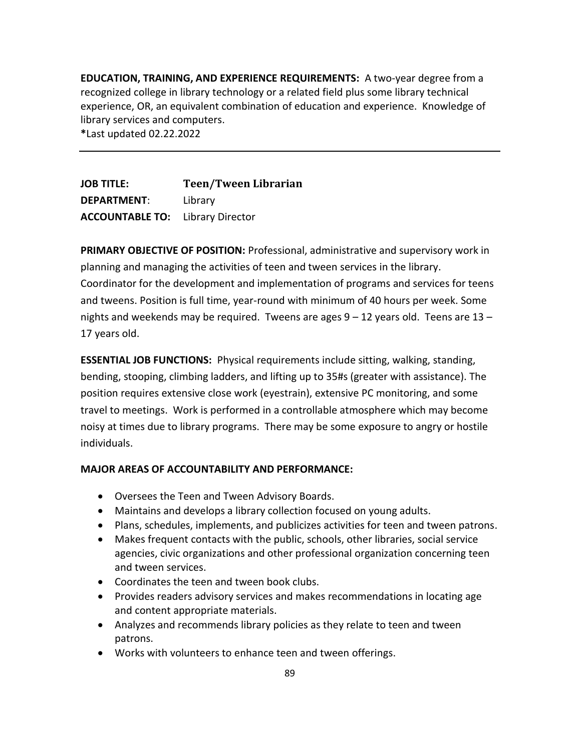**EDUCATION, TRAINING, AND EXPERIENCE REQUIREMENTS:** A two-year degree from a recognized college in library technology or a related field plus some library technical experience, OR, an equivalent combination of education and experience. Knowledge of library services and computers.
***Last updated 02.22.2022

---

**JOB TITLE:** **Teen/Tween Librarian**
**DEPARTMENT**: Library
**ACCOUNTABLE TO:** Library Director

**PRIMARY OBJECTIVE OF POSITION:** Professional, administrative and supervisory work in planning and managing the activities of teen and tween services in the library. Coordinator for the development and implementation of programs and services for teens and tweens. Position is full time, year-round with minimum of 40 hours per week. Some nights and weekends may be required. Tweens are ages 9 – 12 years old. Teens are 13 – 17 years old.

**ESSENTIAL JOB FUNCTIONS:** Physical requirements include sitting, walking, standing, bending, stooping, climbing ladders, and lifting up to 35#s (greater with assistance). The position requires extensive close work (eyestrain), extensive PC monitoring, and some travel to meetings. Work is performed in a controllable atmosphere which may become noisy at times due to library programs. There may be some exposure to angry or hostile individuals.

**MAJOR AREAS OF ACCOUNTABILITY AND PERFORMANCE:**

- Oversees the Teen and Tween Advisory Boards.
- Maintains and develops a library collection focused on young adults.
- Plans, schedules, implements, and publicizes activities for teen and tween patrons.
- Makes frequent contacts with the public, schools, other libraries, social service agencies, civic organizations and other professional organization concerning teen and tween services.
- Coordinates the teen and tween book clubs.
- Provides readers advisory services and makes recommendations in locating age and content appropriate materials.
- Analyzes and recommends library policies as they relate to teen and tween patrons.
- Works with volunteers to enhance teen and tween offerings.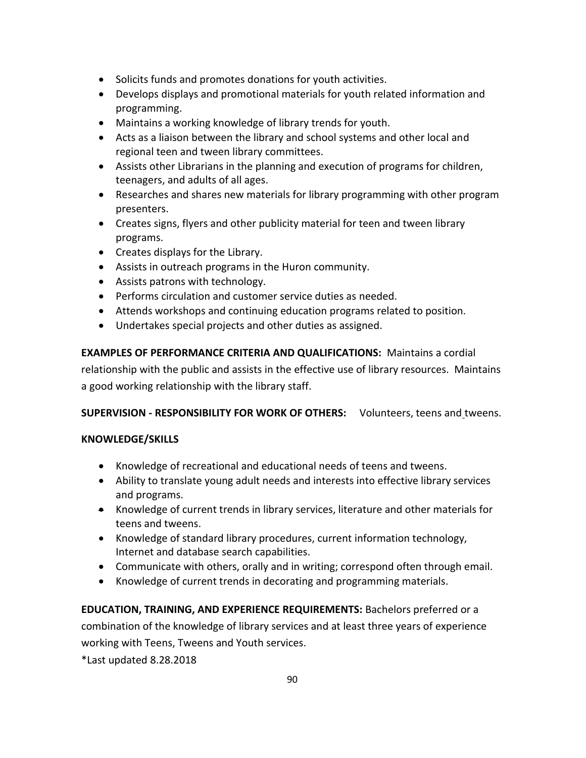- Solicits funds and promotes donations for youth activities.
- Develops displays and promotional materials for youth related information and programming.
- Maintains a working knowledge of library trends for youth.
- Acts as a liaison between the library and school systems and other local and regional teen and tween library committees.
- Assists other Librarians in the planning and execution of programs for children, teenagers, and adults of all ages.
- Researches and shares new materials for library programming with other program presenters.
- Creates signs, flyers and other publicity material for teen and tween library programs.
- Creates displays for the Library.
- Assists in outreach programs in the Huron community.
- Assists patrons with technology.
- Performs circulation and customer service duties as needed.
- Attends workshops and continuing education programs related to position.
- Undertakes special projects and other duties as assigned.

**EXAMPLES OF PERFORMANCE CRITERIA AND QUALIFICATIONS:** Maintains a cordial relationship with the public and assists in the effective use of library resources. Maintains a good working relationship with the library staff.

**SUPERVISION - RESPONSIBILITY FOR WORK OF OTHERS:** Volunteers, teens and tweens.

**KNOWLEDGE/SKILLS**

- Knowledge of recreational and educational needs of teens and tweens.
- Ability to translate young adult needs and interests into effective library services and programs.
- Knowledge of current trends in library services, literature and other materials for teens and tweens.
- Knowledge of standard library procedures, current information technology, Internet and database search capabilities.
- Communicate with others, orally and in writing; correspond often through email.
- Knowledge of current trends in decorating and programming materials.

**EDUCATION, TRAINING, AND EXPERIENCE REQUIREMENTS:** Bachelors preferred or a combination of the knowledge of library services and at least three years of experience working with Teens, Tweens and Youth services.

*Last updated 8.28.2018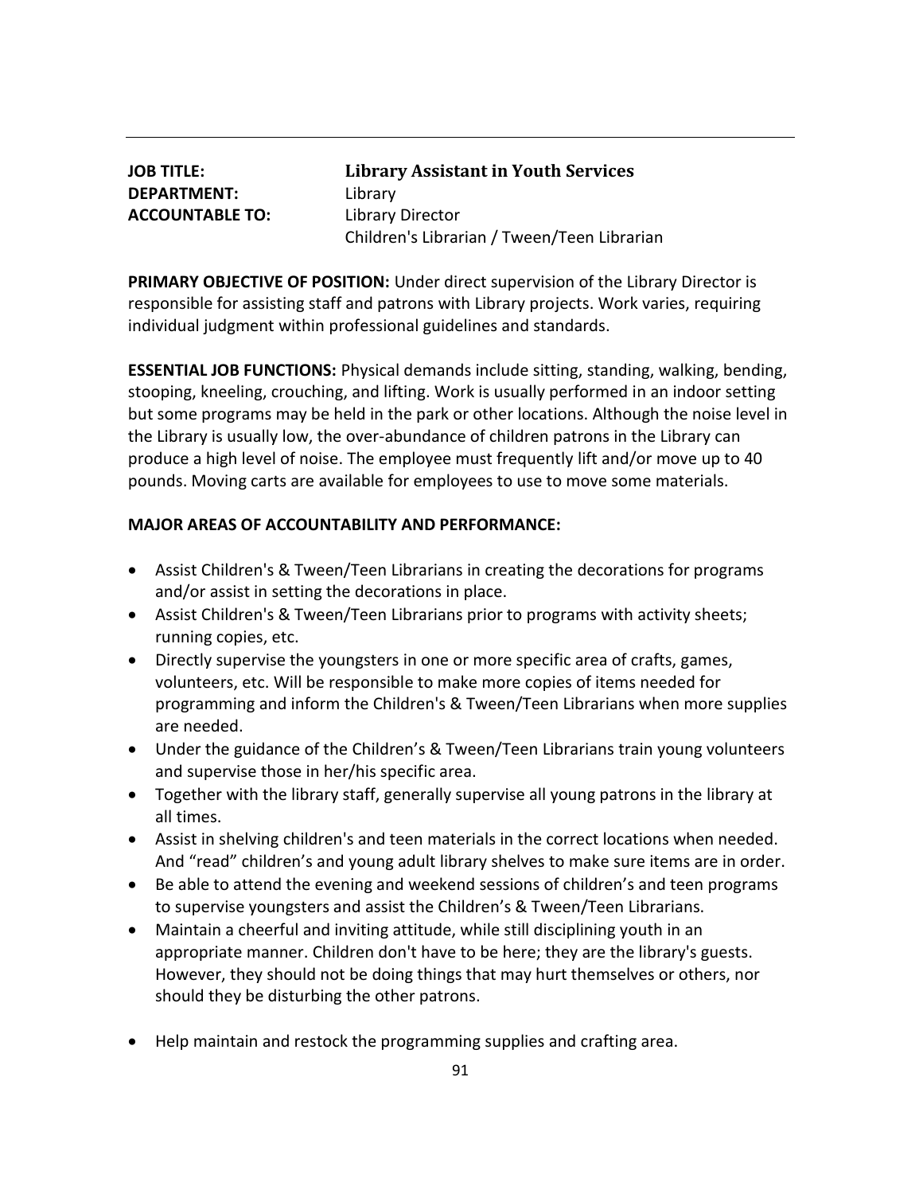---

**JOB TITLE:** **Library Assistant in Youth Services**
**DEPARTMENT:** Library
**ACCOUNTABLE TO:** Library Director
Children's Librarian / Tween/Teen Librarian

**PRIMARY OBJECTIVE OF POSITION:** Under direct supervision of the Library Director is responsible for assisting staff and patrons with Library projects. Work varies, requiring individual judgment within professional guidelines and standards.

**ESSENTIAL JOB FUNCTIONS:** Physical demands include sitting, standing, walking, bending, stooping, kneeling, crouching, and lifting. Work is usually performed in an indoor setting but some programs may be held in the park or other locations. Although the noise level in the Library is usually low, the over-abundance of children patrons in the Library can produce a high level of noise. The employee must frequently lift and/or move up to 40 pounds. Moving carts are available for employees to use to move some materials.

**MAJOR AREAS OF ACCOUNTABILITY AND PERFORMANCE:**

- Assist Children's & Tween/Teen Librarians in creating the decorations for programs and/or assist in setting the decorations in place.
- Assist Children's & Tween/Teen Librarians prior to programs with activity sheets; running copies, etc.
- Directly supervise the youngsters in one or more specific area of crafts, games, volunteers, etc. Will be responsible to make more copies of items needed for programming and inform the Children's & Tween/Teen Librarians when more supplies are needed.
- Under the guidance of the Children's & Tween/Teen Librarians train young volunteers and supervise those in her/his specific area.
- Together with the library staff, generally supervise all young patrons in the library at all times.
- Assist in shelving children's and teen materials in the correct locations when needed. And "read" children's and young adult library shelves to make sure items are in order.
- Be able to attend the evening and weekend sessions of children's and teen programs to supervise youngsters and assist the Children's & Tween/Teen Librarians.
- Maintain a cheerful and inviting attitude, while still disciplining youth in an appropriate manner. Children don't have to be here; they are the library's guests. However, they should not be doing things that may hurt themselves or others, nor should they be disturbing the other patrons.
- Help maintain and restock the programming supplies and crafting area.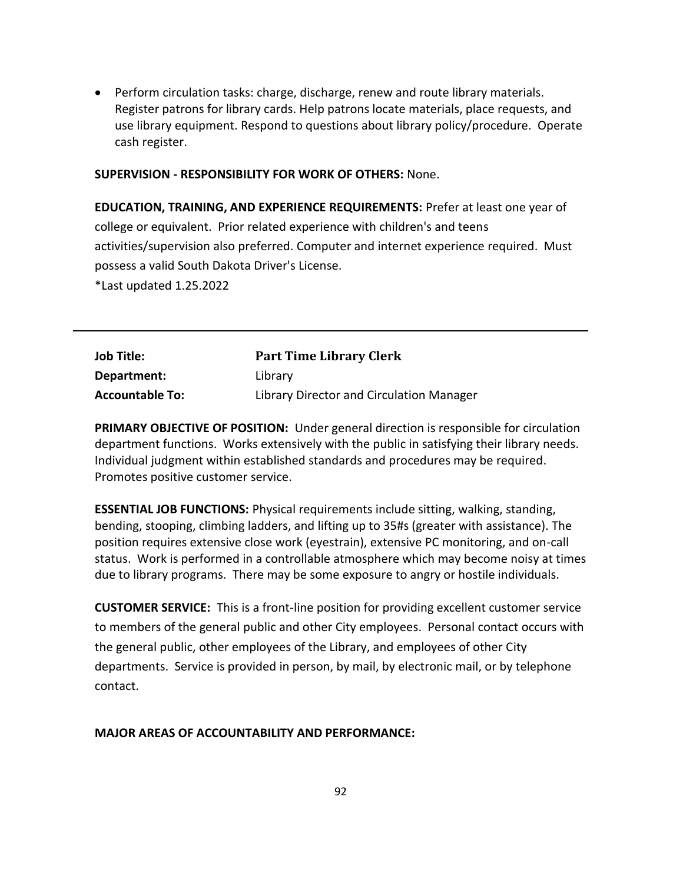- Perform circulation tasks: charge, discharge, renew and route library materials. Register patrons for library cards. Help patrons locate materials, place requests, and use library equipment. Respond to questions about library policy/procedure. Operate cash register.

**SUPERVISION - RESPONSIBILITY FOR WORK OF OTHERS:** None.

**EDUCATION, TRAINING, AND EXPERIENCE REQUIREMENTS:** Prefer at least one year of college or equivalent. Prior related experience with children's and teens activities/supervision also preferred. Computer and internet experience required. Must possess a valid South Dakota Driver's License.

*Last updated 1.25.2022

---

| | |
|---|---|
| **Job Title:** | **Part Time Library Clerk** |
| **Department:** | Library |
| **Accountable To:** | Library Director and Circulation Manager |

**PRIMARY OBJECTIVE OF POSITION:** Under general direction is responsible for circulation department functions. Works extensively with the public in satisfying their library needs. Individual judgment within established standards and procedures may be required. Promotes positive customer service.

**ESSENTIAL JOB FUNCTIONS:** Physical requirements include sitting, walking, standing, bending, stooping, climbing ladders, and lifting up to 35#s (greater with assistance). The position requires extensive close work (eyestrain), extensive PC monitoring, and on-call status. Work is performed in a controllable atmosphere which may become noisy at times due to library programs. There may be some exposure to angry or hostile individuals.

**CUSTOMER SERVICE:** This is a front-line position for providing excellent customer service to members of the general public and other City employees. Personal contact occurs with the general public, other employees of the Library, and employees of other City departments. Service is provided in person, by mail, by electronic mail, or by telephone contact.

**MAJOR AREAS OF ACCOUNTABILITY AND PERFORMANCE:**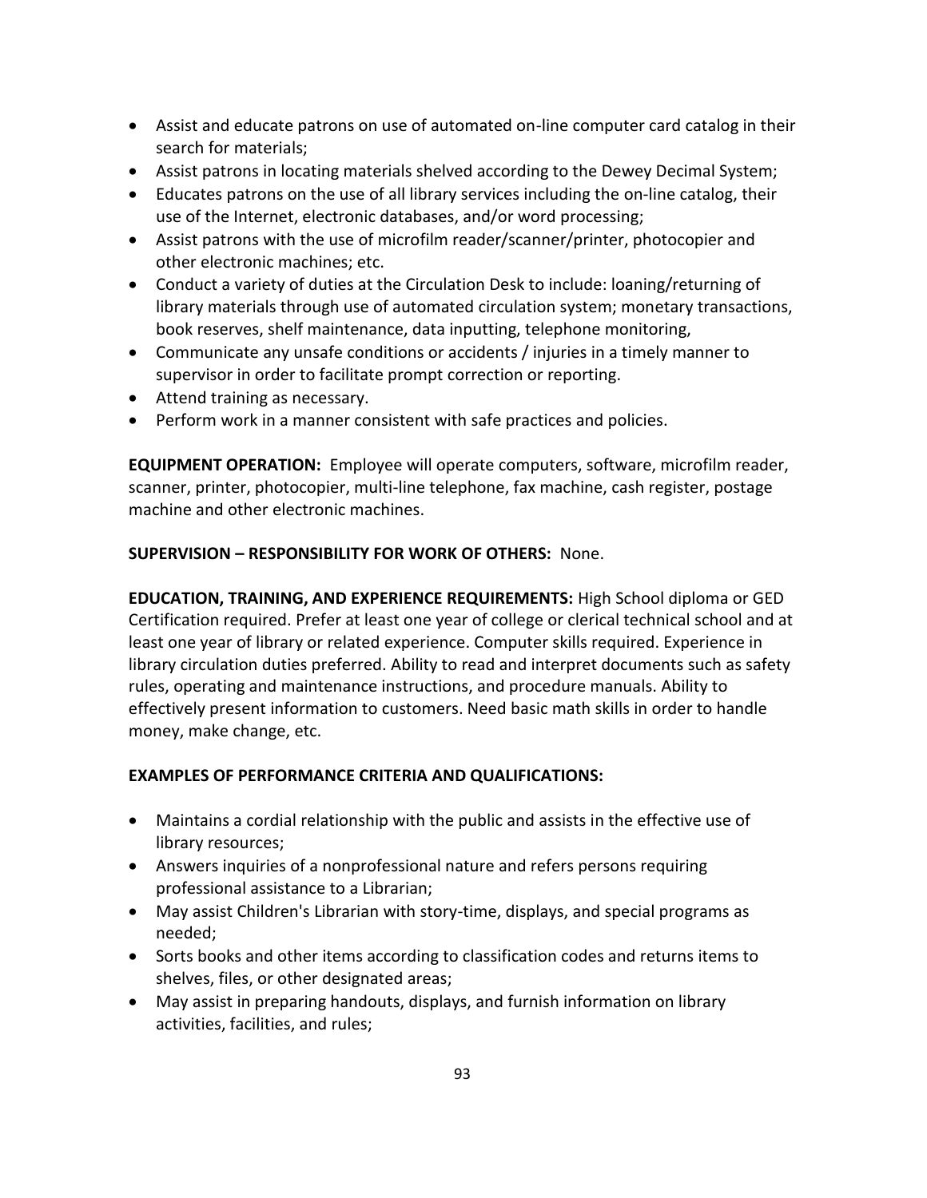- Assist and educate patrons on use of automated on-line computer card catalog in their search for materials;
- Assist patrons in locating materials shelved according to the Dewey Decimal System;
- Educates patrons on the use of all library services including the on-line catalog, their use of the Internet, electronic databases, and/or word processing;
- Assist patrons with the use of microfilm reader/scanner/printer, photocopier and other electronic machines; etc.
- Conduct a variety of duties at the Circulation Desk to include: loaning/returning of library materials through use of automated circulation system; monetary transactions, book reserves, shelf maintenance, data inputting, telephone monitoring,
- Communicate any unsafe conditions or accidents / injuries in a timely manner to supervisor in order to facilitate prompt correction or reporting.
- Attend training as necessary.
- Perform work in a manner consistent with safe practices and policies.

**EQUIPMENT OPERATION:** Employee will operate computers, software, microfilm reader, scanner, printer, photocopier, multi-line telephone, fax machine, cash register, postage machine and other electronic machines.

**SUPERVISION – RESPONSIBILITY FOR WORK OF OTHERS:** None.

**EDUCATION, TRAINING, AND EXPERIENCE REQUIREMENTS:** High School diploma or GED Certification required. Prefer at least one year of college or clerical technical school and at least one year of library or related experience. Computer skills required. Experience in library circulation duties preferred. Ability to read and interpret documents such as safety rules, operating and maintenance instructions, and procedure manuals. Ability to effectively present information to customers. Need basic math skills in order to handle money, make change, etc.

**EXAMPLES OF PERFORMANCE CRITERIA AND QUALIFICATIONS:**

- Maintains a cordial relationship with the public and assists in the effective use of library resources;
- Answers inquiries of a nonprofessional nature and refers persons requiring professional assistance to a Librarian;
- May assist Children's Librarian with story-time, displays, and special programs as needed;
- Sorts books and other items according to classification codes and returns items to shelves, files, or other designated areas;
- May assist in preparing handouts, displays, and furnish information on library activities, facilities, and rules;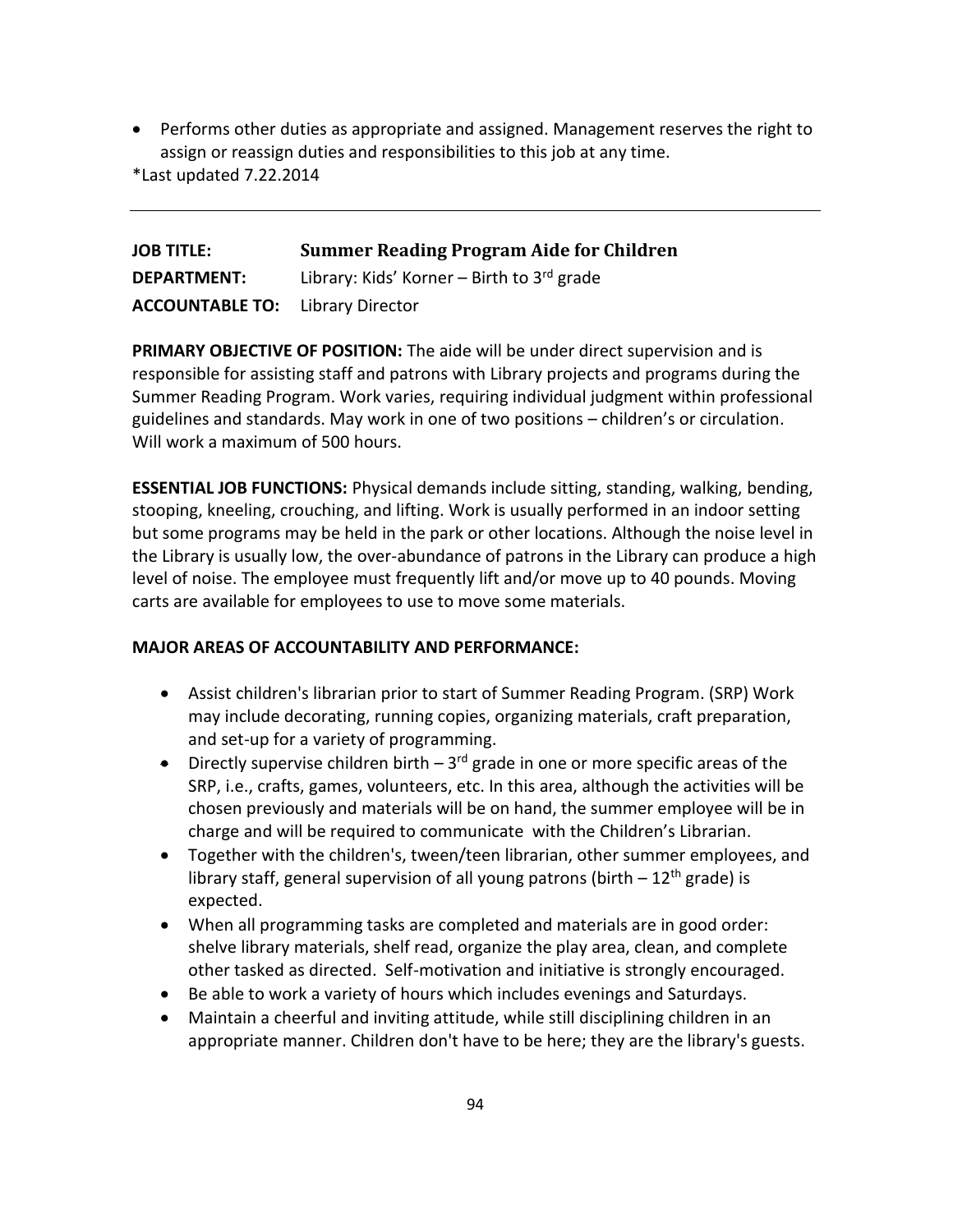- Performs other duties as appropriate and assigned. Management reserves the right to assign or reassign duties and responsibilities to this job at any time.

*Last updated 7.22.2014

---

**JOB TITLE:** **Summer Reading Program Aide for Children**

**DEPARTMENT:** Library: Kids' Korner – Birth to 3rd grade

**ACCOUNTABLE TO:** Library Director

**PRIMARY OBJECTIVE OF POSITION:** The aide will be under direct supervision and is responsible for assisting staff and patrons with Library projects and programs during the Summer Reading Program. Work varies, requiring individual judgment within professional guidelines and standards. May work in one of two positions – children's or circulation. Will work a maximum of 500 hours.

**ESSENTIAL JOB FUNCTIONS:** Physical demands include sitting, standing, walking, bending, stooping, kneeling, crouching, and lifting. Work is usually performed in an indoor setting but some programs may be held in the park or other locations. Although the noise level in the Library is usually low, the over-abundance of patrons in the Library can produce a high level of noise. The employee must frequently lift and/or move up to 40 pounds. Moving carts are available for employees to use to move some materials.

**MAJOR AREAS OF ACCOUNTABILITY AND PERFORMANCE:**

- Assist children's librarian prior to start of Summer Reading Program. (SRP) Work may include decorating, running copies, organizing materials, craft preparation, and set-up for a variety of programming.
- Directly supervise children birth – 3rd grade in one or more specific areas of the SRP, i.e., crafts, games, volunteers, etc. In this area, although the activities will be chosen previously and materials will be on hand, the summer employee will be in charge and will be required to communicate with the Children's Librarian.
- Together with the children's, tween/teen librarian, other summer employees, and library staff, general supervision of all young patrons (birth – 12th grade) is expected.
- When all programming tasks are completed and materials are in good order: shelve library materials, shelf read, organize the play area, clean, and complete other tasked as directed. Self-motivation and initiative is strongly encouraged.
- Be able to work a variety of hours which includes evenings and Saturdays.
- Maintain a cheerful and inviting attitude, while still disciplining children in an appropriate manner. Children don't have to be here; they are the library's guests.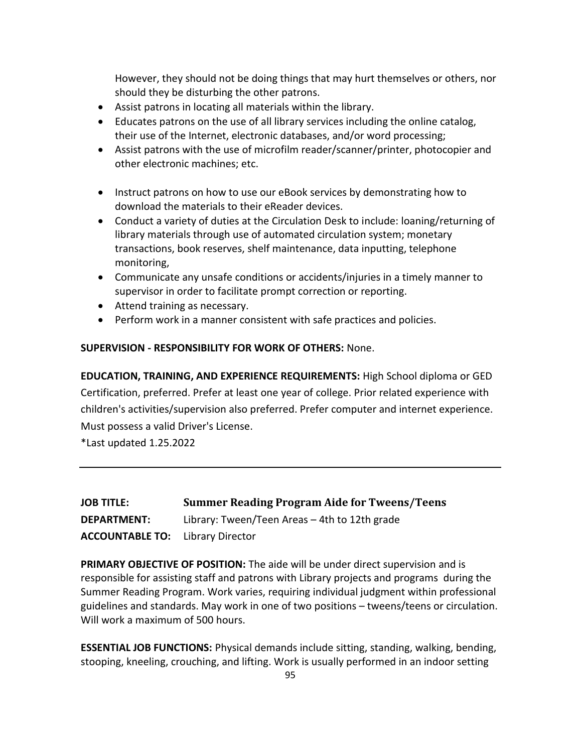However, they should not be doing things that may hurt themselves or others, nor should they be disturbing the other patrons.

- Assist patrons in locating all materials within the library.
- Educates patrons on the use of all library services including the online catalog, their use of the Internet, electronic databases, and/or word processing;
- Assist patrons with the use of microfilm reader/scanner/printer, photocopier and other electronic machines; etc.
- Instruct patrons on how to use our eBook services by demonstrating how to download the materials to their eReader devices.
- Conduct a variety of duties at the Circulation Desk to include: loaning/returning of library materials through use of automated circulation system; monetary transactions, book reserves, shelf maintenance, data inputting, telephone monitoring,
- Communicate any unsafe conditions or accidents/injuries in a timely manner to supervisor in order to facilitate prompt correction or reporting.
- Attend training as necessary.
- Perform work in a manner consistent with safe practices and policies.

**SUPERVISION - RESPONSIBILITY FOR WORK OF OTHERS:** None.

**EDUCATION, TRAINING, AND EXPERIENCE REQUIREMENTS:** High School diploma or GED Certification, preferred. Prefer at least one year of college. Prior related experience with children's activities/supervision also preferred. Prefer computer and internet experience. Must possess a valid Driver's License.

*Last updated 1.25.2022

---

**JOB TITLE:** **Summer Reading Program Aide for Tweens/Teens**
**DEPARTMENT:** Library: Tween/Teen Areas – 4th to 12th grade
**ACCOUNTABLE TO:** Library Director

**PRIMARY OBJECTIVE OF POSITION:** The aide will be under direct supervision and is responsible for assisting staff and patrons with Library projects and programs during the Summer Reading Program. Work varies, requiring individual judgment within professional guidelines and standards. May work in one of two positions – tweens/teens or circulation. Will work a maximum of 500 hours.

**ESSENTIAL JOB FUNCTIONS:** Physical demands include sitting, standing, walking, bending, stooping, kneeling, crouching, and lifting. Work is usually performed in an indoor setting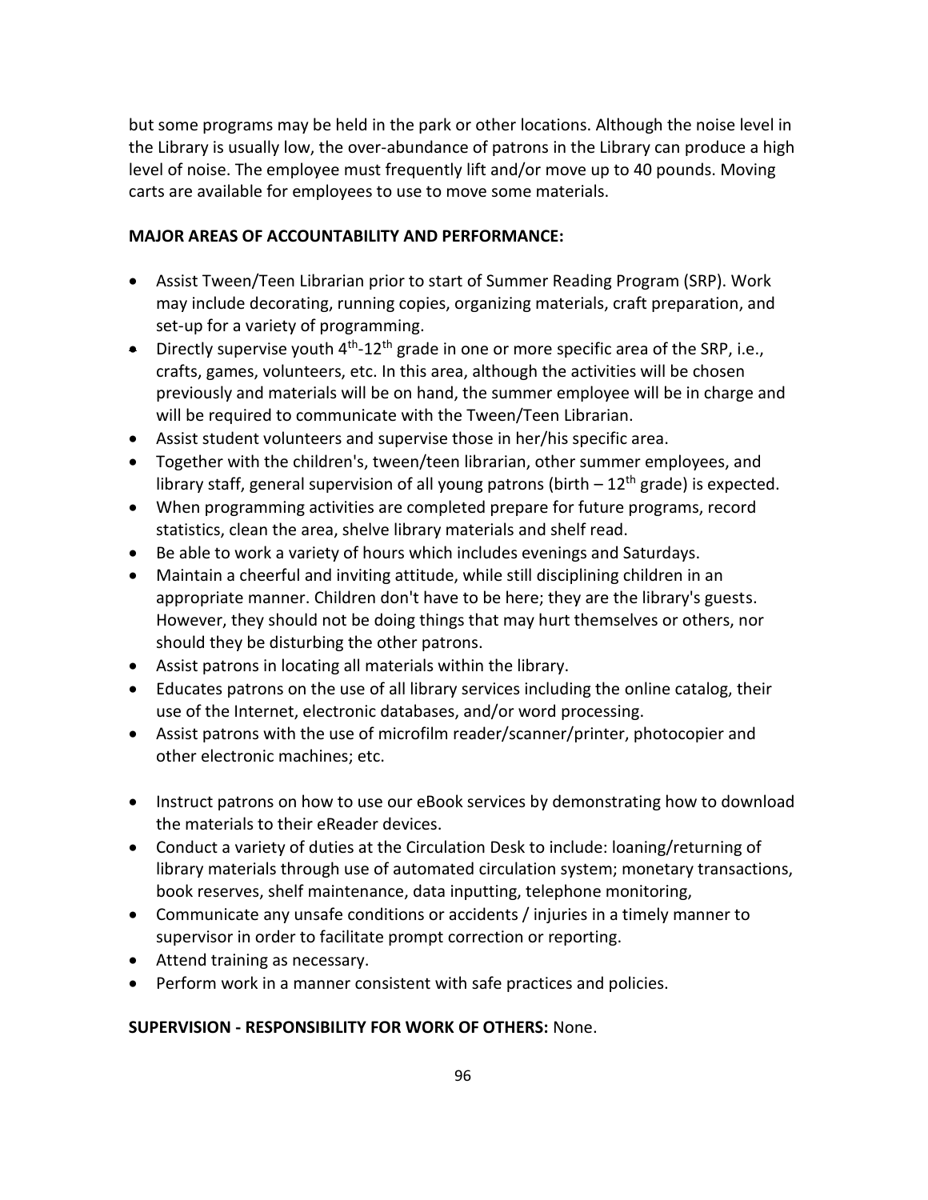but some programs may be held in the park or other locations. Although the noise level in the Library is usually low, the over-abundance of patrons in the Library can produce a high level of noise. The employee must frequently lift and/or move up to 40 pounds. Moving carts are available for employees to use to move some materials.

**MAJOR AREAS OF ACCOUNTABILITY AND PERFORMANCE:**

- Assist Tween/Teen Librarian prior to start of Summer Reading Program (SRP). Work may include decorating, running copies, organizing materials, craft preparation, and set-up for a variety of programming.
- Directly supervise youth 4th-12th grade in one or more specific area of the SRP, i.e., crafts, games, volunteers, etc. In this area, although the activities will be chosen previously and materials will be on hand, the summer employee will be in charge and will be required to communicate with the Tween/Teen Librarian.
- Assist student volunteers and supervise those in her/his specific area.
- Together with the children's, tween/teen librarian, other summer employees, and library staff, general supervision of all young patrons (birth – 12th grade) is expected.
- When programming activities are completed prepare for future programs, record statistics, clean the area, shelve library materials and shelf read.
- Be able to work a variety of hours which includes evenings and Saturdays.
- Maintain a cheerful and inviting attitude, while still disciplining children in an appropriate manner. Children don't have to be here; they are the library's guests. However, they should not be doing things that may hurt themselves or others, nor should they be disturbing the other patrons.
- Assist patrons in locating all materials within the library.
- Educates patrons on the use of all library services including the online catalog, their use of the Internet, electronic databases, and/or word processing.
- Assist patrons with the use of microfilm reader/scanner/printer, photocopier and other electronic machines; etc.
- Instruct patrons on how to use our eBook services by demonstrating how to download the materials to their eReader devices.
- Conduct a variety of duties at the Circulation Desk to include: loaning/returning of library materials through use of automated circulation system; monetary transactions, book reserves, shelf maintenance, data inputting, telephone monitoring,
- Communicate any unsafe conditions or accidents / injuries in a timely manner to supervisor in order to facilitate prompt correction or reporting.
- Attend training as necessary.
- Perform work in a manner consistent with safe practices and policies.

**SUPERVISION - RESPONSIBILITY FOR WORK OF OTHERS:** None.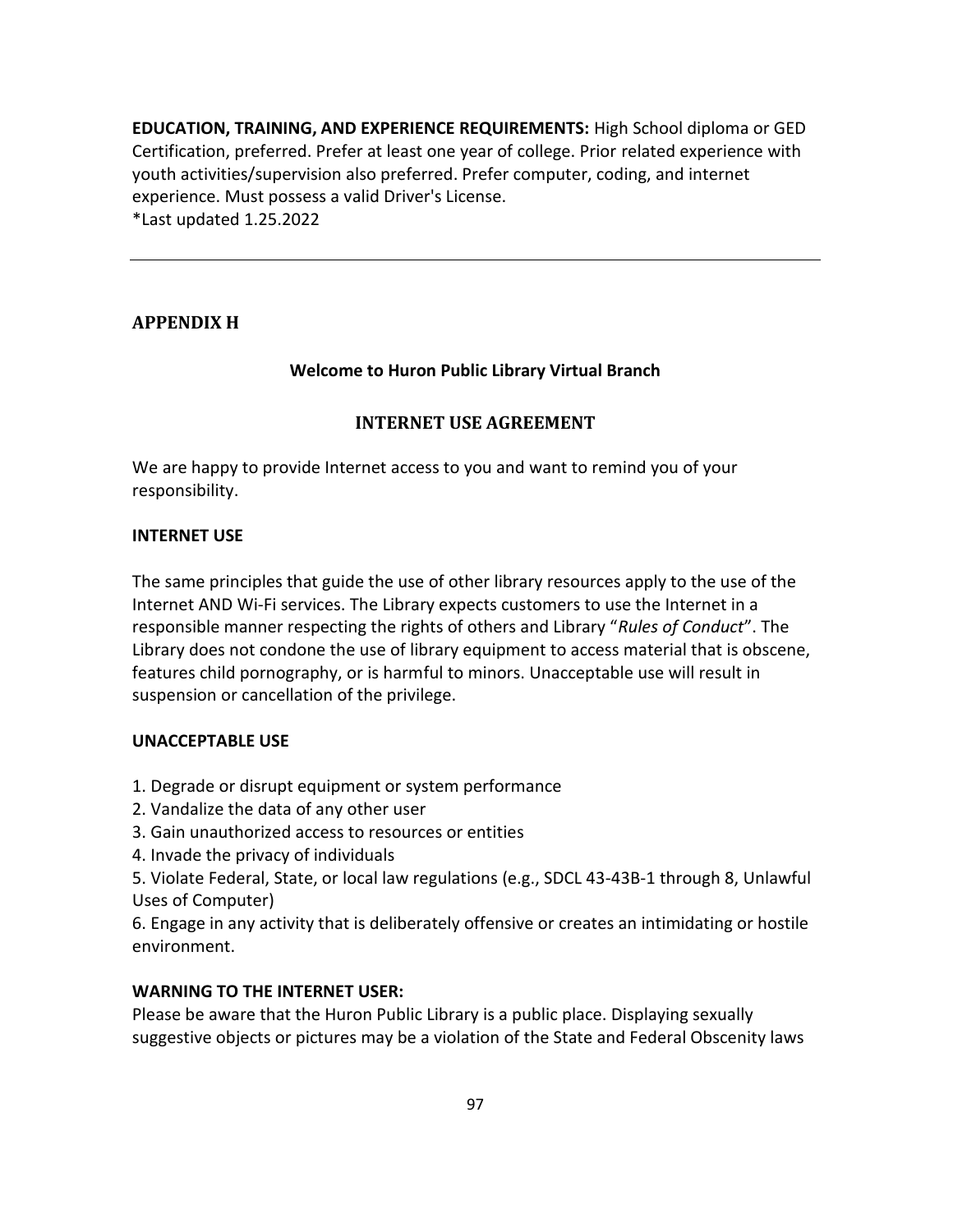**EDUCATION, TRAINING, AND EXPERIENCE REQUIREMENTS:** High School diploma or GED Certification, preferred. Prefer at least one year of college. Prior related experience with youth activities/supervision also preferred. Prefer computer, coding, and internet experience. Must possess a valid Driver's License.
*Last updated 1.25.2022

---

## APPENDIX H

**Welcome to Huron Public Library Virtual Branch**

### INTERNET USE AGREEMENT

We are happy to provide Internet access to you and want to remind you of your responsibility.

**INTERNET USE**

The same principles that guide the use of other library resources apply to the use of the Internet AND Wi-Fi services. The Library expects customers to use the Internet in a responsible manner respecting the rights of others and Library "*Rules of Conduct*". The Library does not condone the use of library equipment to access material that is obscene, features child pornography, or is harmful to minors. Unacceptable use will result in suspension or cancellation of the privilege.

**UNACCEPTABLE USE**

1. Degrade or disrupt equipment or system performance
2. Vandalize the data of any other user
3. Gain unauthorized access to resources or entities
4. Invade the privacy of individuals
5. Violate Federal, State, or local law regulations (e.g., SDCL 43-43B-1 through 8, Unlawful Uses of Computer)
6. Engage in any activity that is deliberately offensive or creates an intimidating or hostile environment.

**WARNING TO THE INTERNET USER:**
Please be aware that the Huron Public Library is a public place. Displaying sexually suggestive objects or pictures may be a violation of the State and Federal Obscenity laws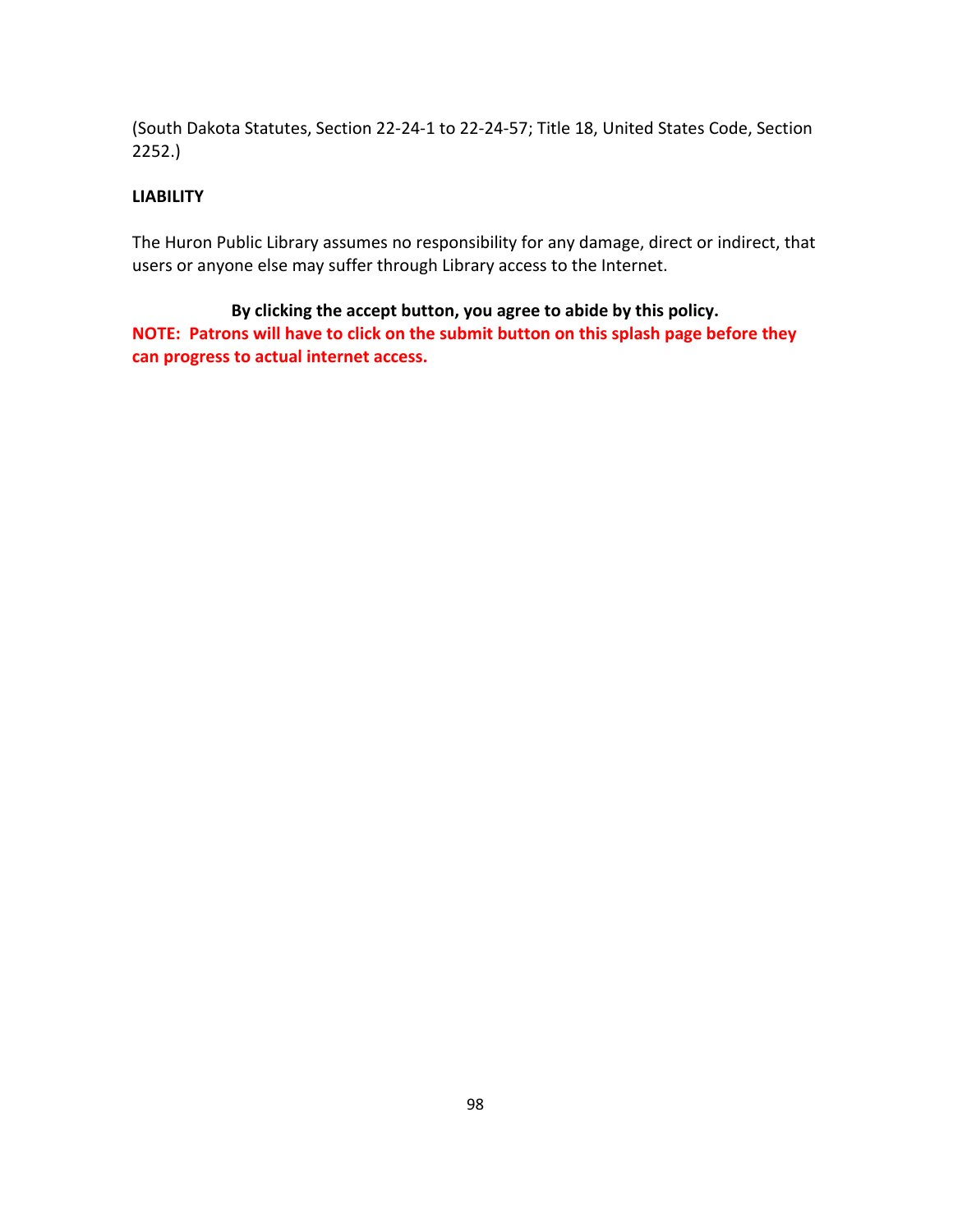(South Dakota Statutes, Section 22-24-1 to 22-24-57; Title 18, United States Code, Section 2252.)

**LIABILITY**

The Huron Public Library assumes no responsibility for any damage, direct or indirect, that users or anyone else may suffer through Library access to the Internet.

**By clicking the accept button, you agree to abide by this policy.**

**NOTE: Patrons will have to click on the submit button on this splash page before they can progress to actual internet access.**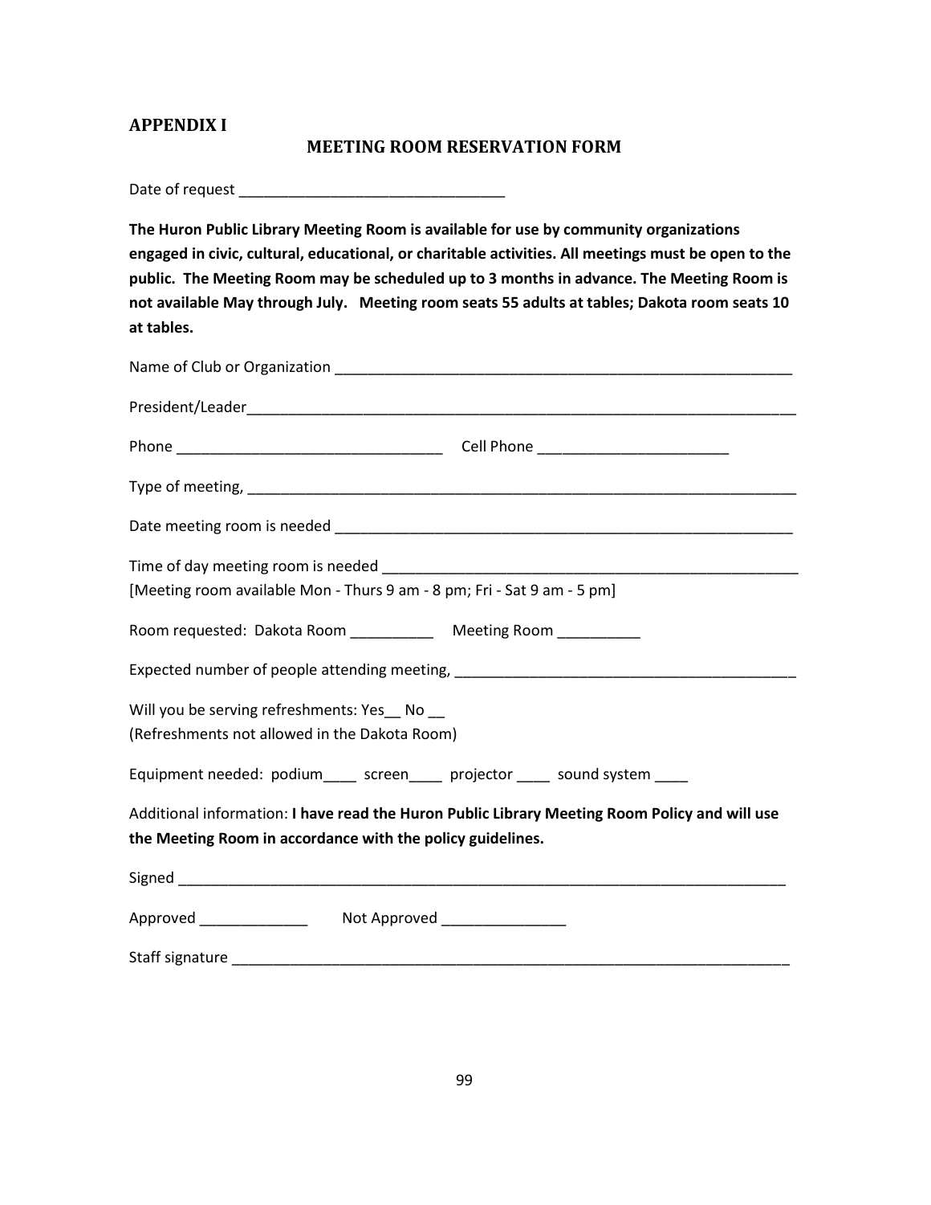## APPENDIX I

### MEETING ROOM RESERVATION FORM

Date of request ________________________________

**The Huron Public Library Meeting Room is available for use by community organizations engaged in civic, cultural, educational, or charitable activities. All meetings must be open to the public. The Meeting Room may be scheduled up to 3 months in advance. The Meeting Room is not available May through July. Meeting room seats 55 adults at tables; Dakota room seats 10 at tables.**

Name of Club or Organization _________________________________________________________

President/Leader____________________________________________________________________

Phone ________________________________ Cell Phone _______________________

Type of meeting, ____________________________________________________________________

Date meeting room is needed _________________________________________________________

Time of day meeting room is needed ___________________________________________________

[Meeting room available Mon - Thurs 9 am - 8 pm; Fri - Sat 9 am - 5 pm]

Room requested: Dakota Room __________ Meeting Room __________

Expected number of people attending meeting, _________________________________________

Will you be serving refreshments: Yes__ No __

(Refreshments not allowed in the Dakota Room)

Equipment needed: podium____ screen____ projector ____ sound system ____

Additional information: **I have read the Huron Public Library Meeting Room Policy and will use the Meeting Room in accordance with the policy guidelines.**

Signed _________________________________________________________________________

Approved _____________ Not Approved _______________

Staff signature ____________________________________________________________________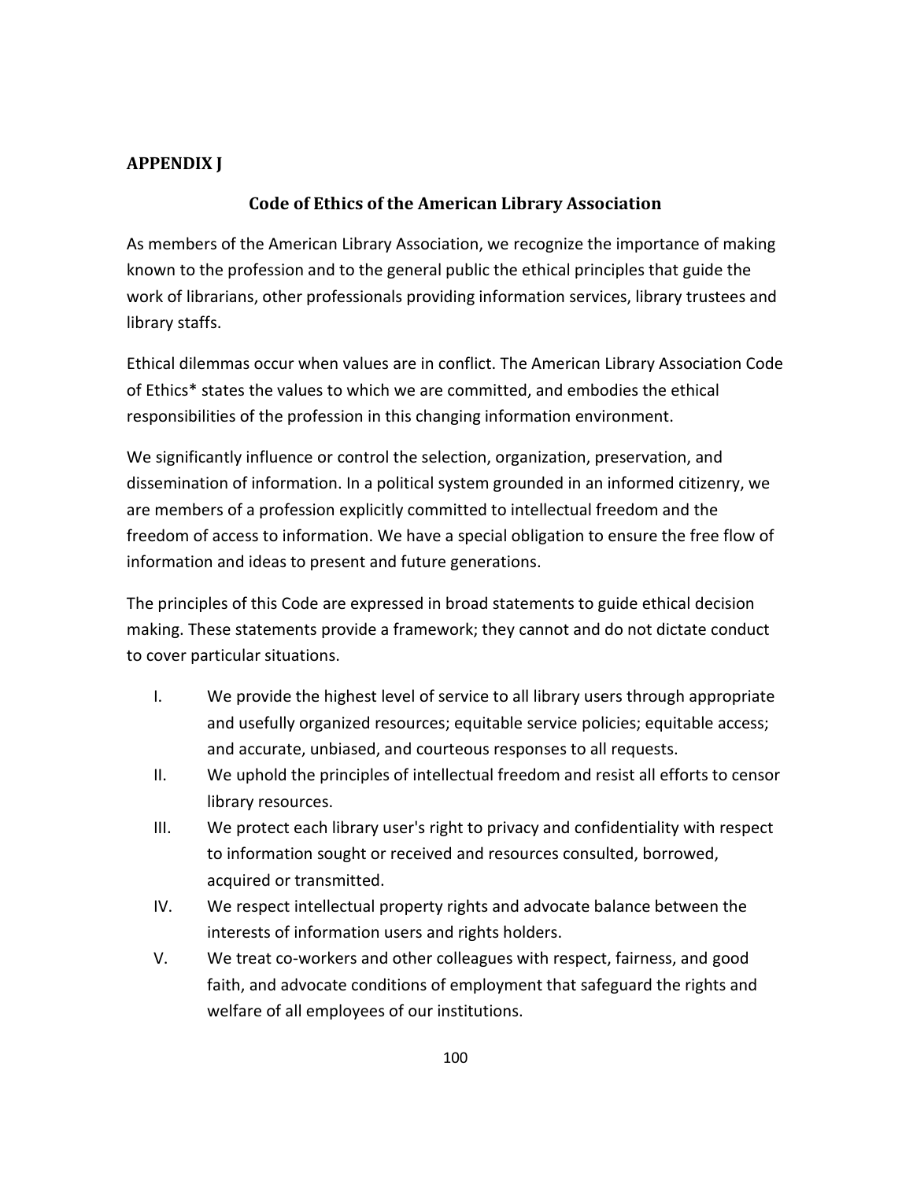## APPENDIX J

### Code of Ethics of the American Library Association

As members of the American Library Association, we recognize the importance of making known to the profession and to the general public the ethical principles that guide the work of librarians, other professionals providing information services, library trustees and library staffs.

Ethical dilemmas occur when values are in conflict. The American Library Association Code of Ethics* states the values to which we are committed, and embodies the ethical responsibilities of the profession in this changing information environment.

We significantly influence or control the selection, organization, preservation, and dissemination of information. In a political system grounded in an informed citizenry, we are members of a profession explicitly committed to intellectual freedom and the freedom of access to information. We have a special obligation to ensure the free flow of information and ideas to present and future generations.

The principles of this Code are expressed in broad statements to guide ethical decision making. These statements provide a framework; they cannot and do not dictate conduct to cover particular situations.

I. We provide the highest level of service to all library users through appropriate and usefully organized resources; equitable service policies; equitable access; and accurate, unbiased, and courteous responses to all requests.

II. We uphold the principles of intellectual freedom and resist all efforts to censor library resources.

III. We protect each library user's right to privacy and confidentiality with respect to information sought or received and resources consulted, borrowed, acquired or transmitted.

IV. We respect intellectual property rights and advocate balance between the interests of information users and rights holders.

V. We treat co-workers and other colleagues with respect, fairness, and good faith, and advocate conditions of employment that safeguard the rights and welfare of all employees of our institutions.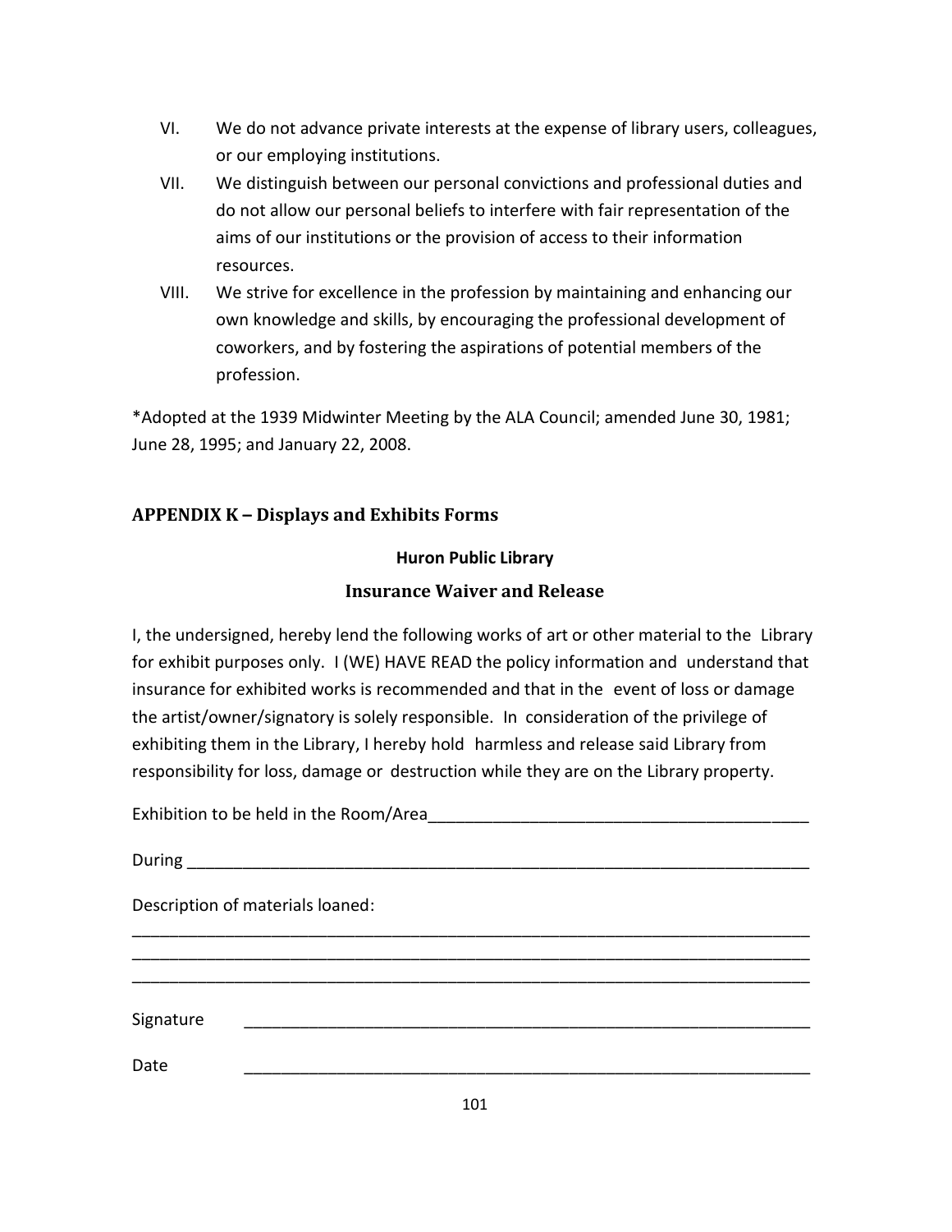VI. We do not advance private interests at the expense of library users, colleagues, or our employing institutions.

VII. We distinguish between our personal convictions and professional duties and do not allow our personal beliefs to interfere with fair representation of the aims of our institutions or the provision of access to their information resources.

VIII. We strive for excellence in the profession by maintaining and enhancing our own knowledge and skills, by encouraging the professional development of coworkers, and by fostering the aspirations of potential members of the profession.

*Adopted at the 1939 Midwinter Meeting by the ALA Council; amended June 30, 1981; June 28, 1995; and January 22, 2008.

## APPENDIX K – Displays and Exhibits Forms

**Huron Public Library**

### Insurance Waiver and Release

I, the undersigned, hereby lend the following works of art or other material to the Library for exhibit purposes only. I (WE) HAVE READ the policy information and understand that insurance for exhibited works is recommended and that in the event of loss or damage the artist/owner/signatory is solely responsible. In consideration of the privilege of exhibiting them in the Library, I hereby hold harmless and release said Library from responsibility for loss, damage or destruction while they are on the Library property.

Exhibition to be held in the Room/Area_________________________________________

During ______________________________________________________________________

Description of materials loaned:

_____________________________________________________________________________

_____________________________________________________________________________

_____________________________________________________________________________

Signature _______________________________________________________________

Date _______________________________________________________________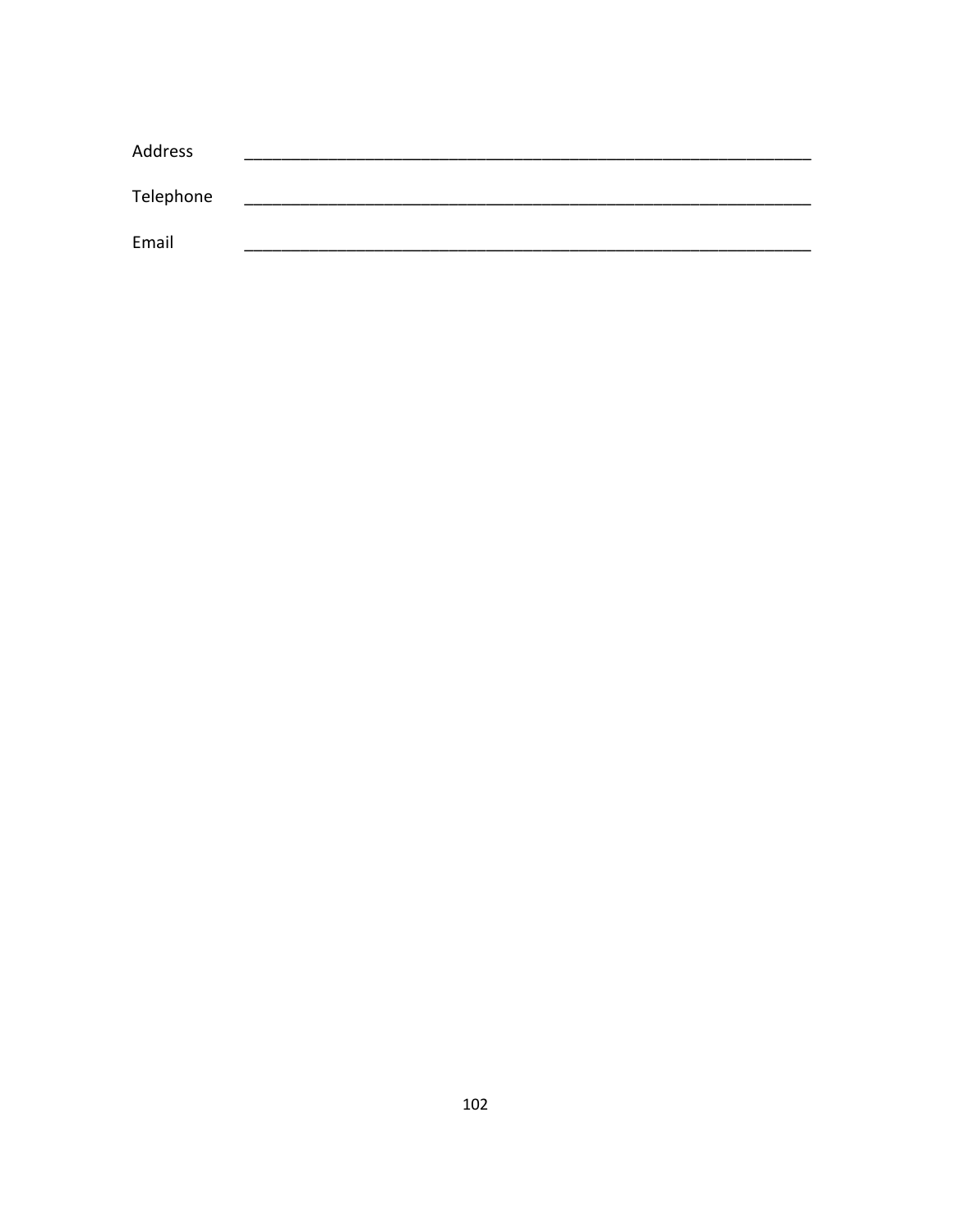Address ________________________________________________________________

Telephone ________________________________________________________________

Email ________________________________________________________________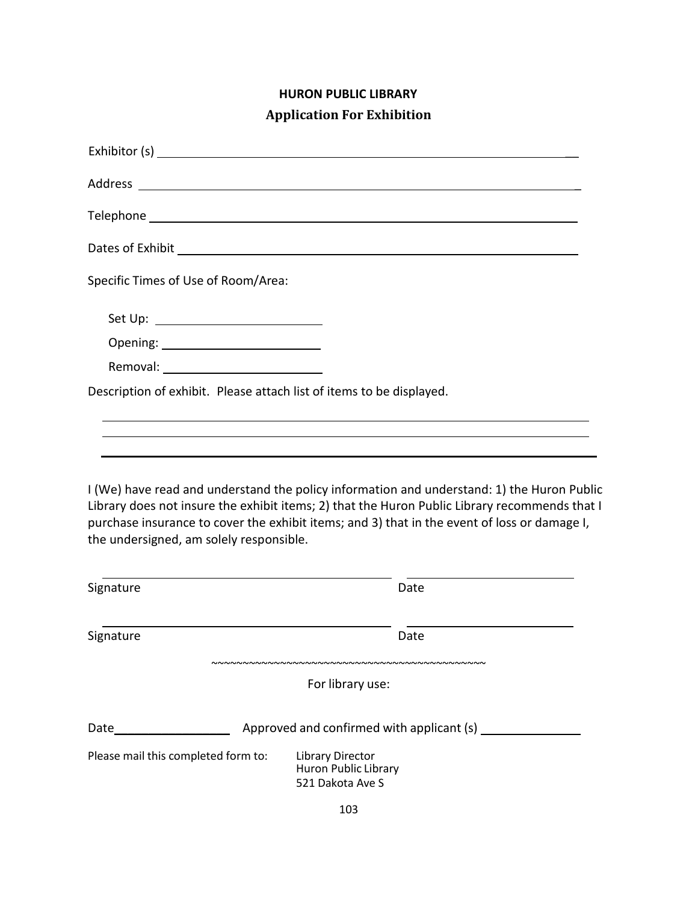**HURON PUBLIC LIBRARY**

## Application For Exhibition

Exhibitor (s) ______________________________________________

Address ______________________________________________

Telephone ______________________________________________

Dates of Exhibit ______________________________________________

Specific Times of Use of Room/Area:

Set Up: ____________________

Opening: ____________________

Removal: ____________________

Description of exhibit. Please attach list of items to be displayed.

______________________________________________

______________________________________________

______________________________________________

I (We) have read and understand the policy information and understand: 1) the Huron Public Library does not insure the exhibit items; 2) that the Huron Public Library recommends that I purchase insurance to cover the exhibit items; and 3) that in the event of loss or damage I, the undersigned, am solely responsible.

______________________________ ____________________

Signature Date

______________________________ ____________________

Signature Date

~~~~~~~~~~~~~~~~~~~~~~~~~~~~~~~~~~~~~~~~~~~~~~~~

For library use:

Date ______________ Approved and confirmed with applicant (s) ______________

Please mail this completed form to:

Library Director
Huron Public Library
521 Dakota Ave S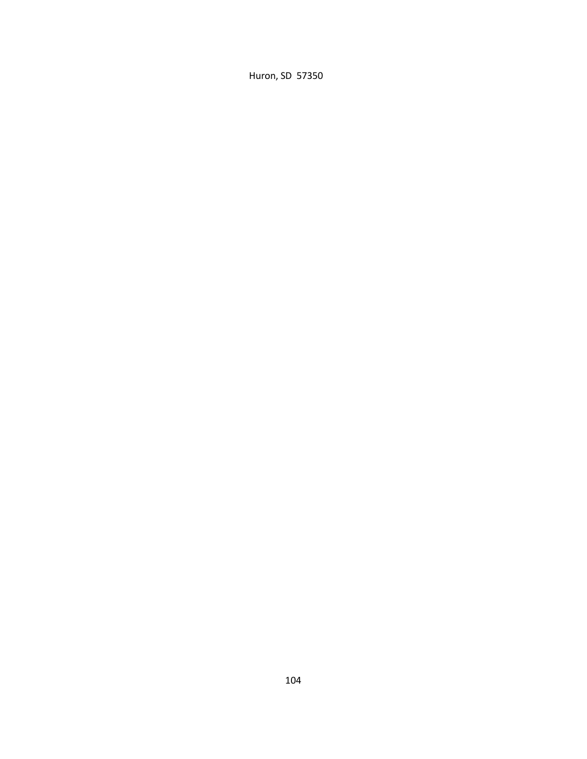Huron, SD  57350